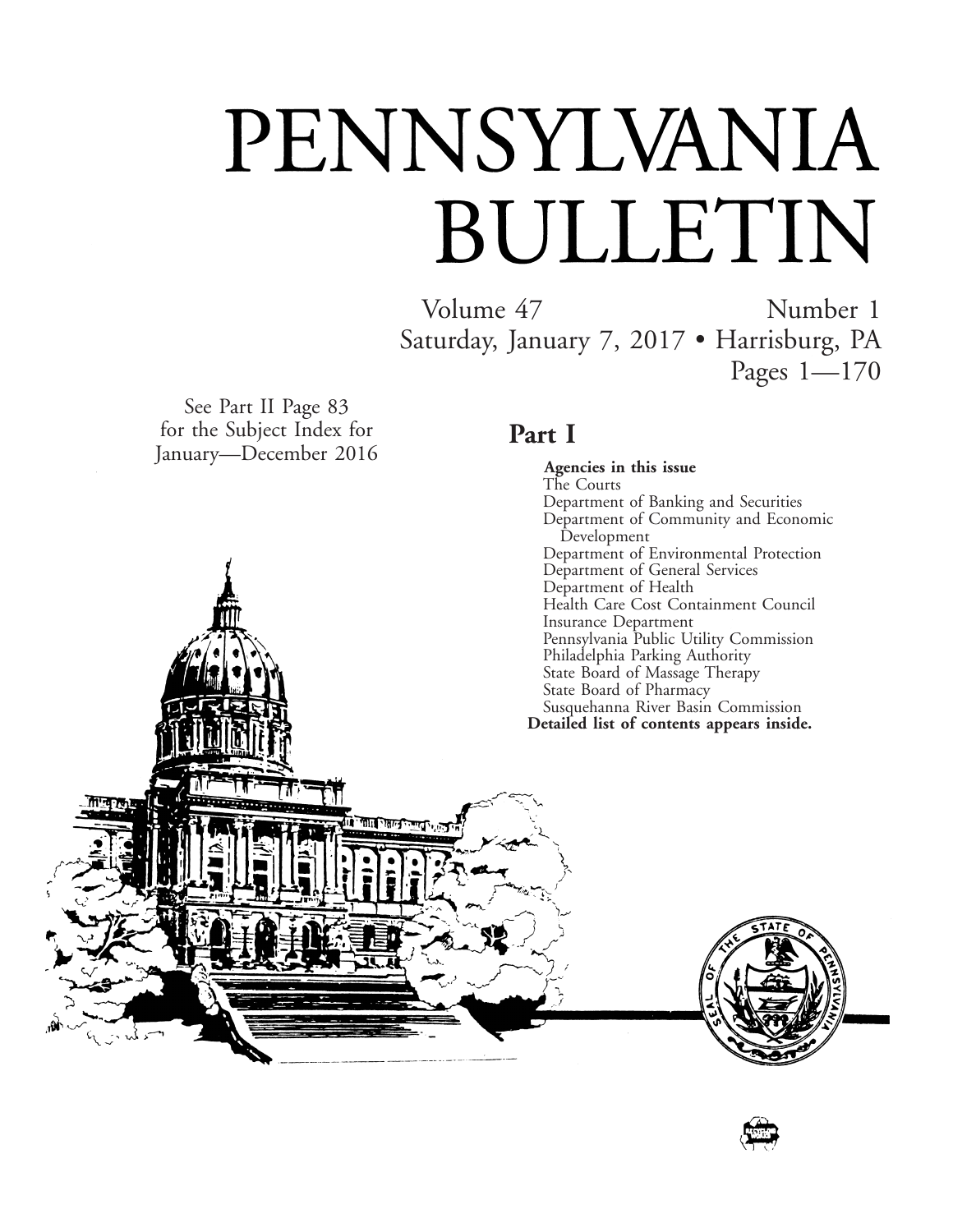# PENNSYLVANIA BULLETIN

Volume 47 Number 1
Saturday, January 7, 2017 • Harrisburg, PA
Pages 1—170

See Part II Page 83
for the Subject Index for
January—December 2016

## Part I

**Agencies in this issue**

The Courts
Department of Banking and Securities
Department of Community and Economic Development
Department of Environmental Protection
Department of General Services
Department of Health
Health Care Cost Containment Council
Insurance Department
Pennsylvania Public Utility Commission
Philadelphia Parking Authority
State Board of Massage Therapy
State Board of Pharmacy
Susquehanna River Basin Commission

**Detailed list of contents appears inside.**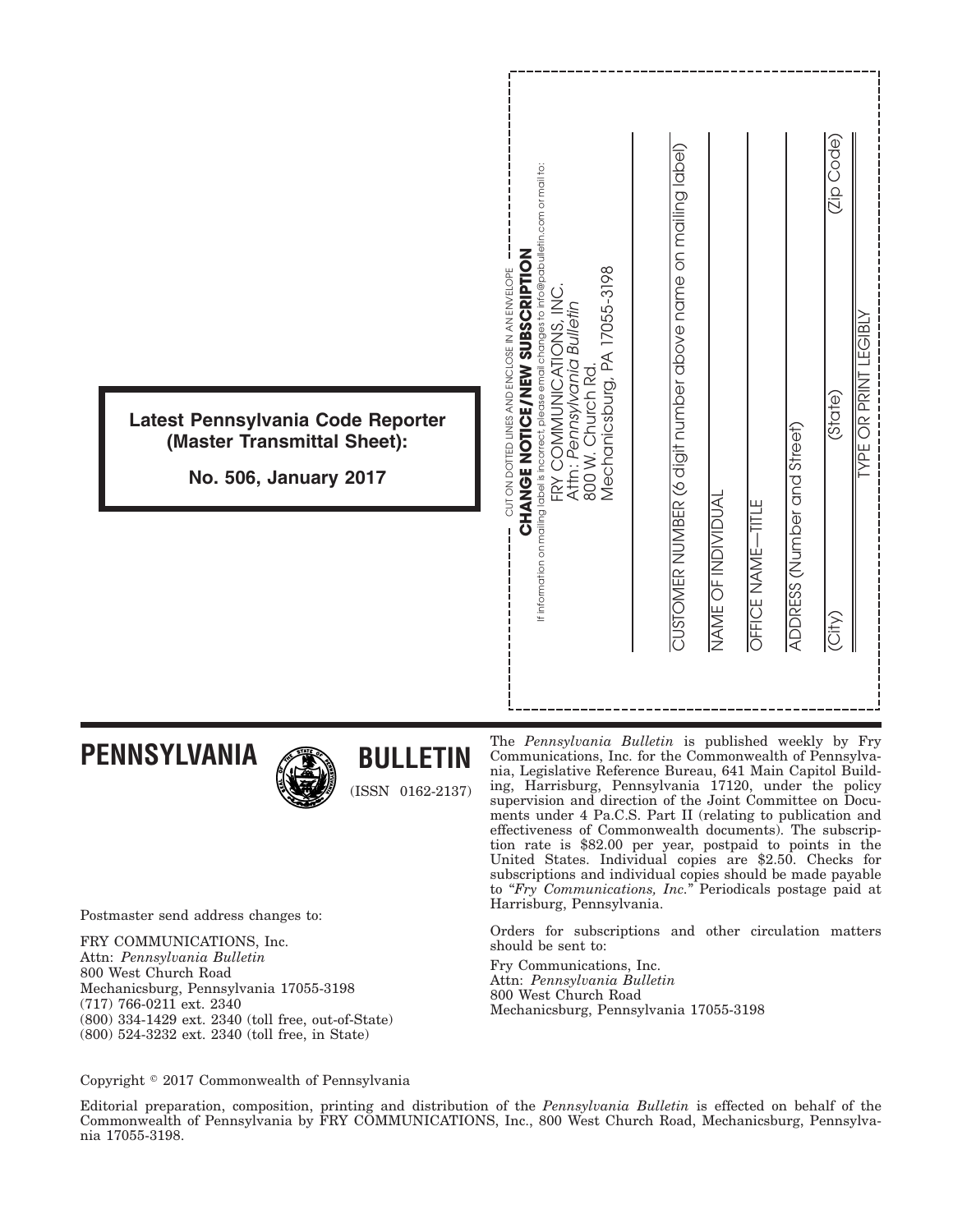**Latest Pennsylvania Code Reporter (Master Transmittal Sheet):**

**No. 506, January 2017**

CUT ON DOTTED LINES AND ENCLOSE IN AN ENVELOPE

**CHANGE NOTICE/NEW SUBSCRIPTION**

If information on mailing label is incorrect, please email changes to info@pabulletin.com or mail to:

FRY COMMUNICATIONS, INC.
Attn: *Pennsylvania Bulletin*
800 W. Church Rd.
Mechanicsburg, PA 17055-3198

CUSTOMER NUMBER (6 digit number above name on mailing label)

NAME OF INDIVIDUAL

OFFICE NAME—TITLE

ADDRESS (Number and Street)

(City) (State) (Zip Code)

TYPE OR PRINT LEGIBLY

# PENNSYLVANIA BULLETIN

(ISSN 0162-2137)

Postmaster send address changes to:

FRY COMMUNICATIONS, Inc.
Attn: *Pennsylvania Bulletin*
800 West Church Road
Mechanicsburg, Pennsylvania 17055-3198
(717) 766-0211 ext. 2340
(800) 334-1429 ext. 2340 (toll free, out-of-State)
(800) 524-3232 ext. 2340 (toll free, in State)

The *Pennsylvania Bulletin* is published weekly by Fry Communications, Inc. for the Commonwealth of Pennsylvania, Legislative Reference Bureau, 641 Main Capitol Building, Harrisburg, Pennsylvania 17120, under the policy supervision and direction of the Joint Committee on Documents under 4 Pa.C.S. Part II (relating to publication and effectiveness of Commonwealth documents). The subscription rate is $82.00 per year, postpaid to points in the United States. Individual copies are $2.50. Checks for subscriptions and individual copies should be made payable to "*Fry Communications, Inc.*" Periodicals postage paid at Harrisburg, Pennsylvania.

Orders for subscriptions and other circulation matters should be sent to:

Fry Communications, Inc.
Attn: *Pennsylvania Bulletin*
800 West Church Road
Mechanicsburg, Pennsylvania 17055-3198

Copyright © 2017 Commonwealth of Pennsylvania

Editorial preparation, composition, printing and distribution of the *Pennsylvania Bulletin* is effected on behalf of the Commonwealth of Pennsylvania by FRY COMMUNICATIONS, Inc., 800 West Church Road, Mechanicsburg, Pennsylvania 17055-3198.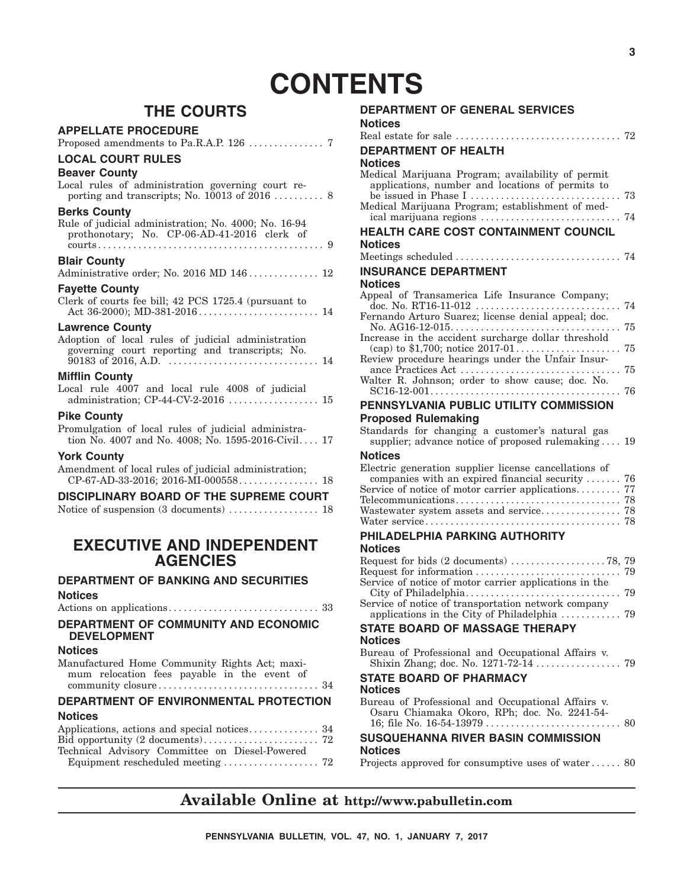# CONTENTS

## THE COURTS

### APPELLATE PROCEDURE

Proposed amendments to Pa.R.A.P. 126 . . . . . . . . . . . . . . . 7

### LOCAL COURT RULES

**Beaver County**

Local rules of administration governing court reporting and transcripts; No. 10013 of 2016 . . . . . . . . . . 8

**Berks County**

Rule of judicial administration; No. 4000; No. 16-94 prothonotary; No. CP-06-AD-41-2016 clerk of courts. . . . . . . . . . . . . . . . . . . . . . . . . . . . . . . . . . . . . . . . . . . . . 9

**Blair County**

Administrative order; No. 2016 MD 146 . . . . . . . . . . . . . 12

**Fayette County**

Clerk of courts fee bill; 42 PCS 1725.4 (pursuant to Act 36-2000); MD-381-2016. . . . . . . . . . . . . . . . . . . . . . . . 14

**Lawrence County**

Adoption of local rules of judicial administration governing court reporting and transcripts; No. 90183 of 2016, A.D. . . . . . . . . . . . . . . . . . . . . . . . . . . . . . 14

**Mifflin County**

Local rule 4007 and local rule 4008 of judicial administration; CP-44-CV-2-2016 . . . . . . . . . . . . . . . . . . 15

**Pike County**

Promulgation of local rules of judicial administration No. 4007 and No. 4008; No. 1595-2016-Civil. . . . 17

**York County**

Amendment of local rules of judicial administration; CP-67-AD-33-2016; 2016-MI-000558. . . . . . . . . . . . . . . . 18

### DISCIPLINARY BOARD OF THE SUPREME COURT

Notice of suspension (3 documents) . . . . . . . . . . . . . . . . . . 18

## EXECUTIVE AND INDEPENDENT AGENCIES

### DEPARTMENT OF BANKING AND SECURITIES

**Notices**

Actions on applications. . . . . . . . . . . . . . . . . . . . . . . . . . . . . . 33

### DEPARTMENT OF COMMUNITY AND ECONOMIC DEVELOPMENT

**Notices**

Manufactured Home Community Rights Act; maximum relocation fees payable in the event of community closure . . . . . . . . . . . . . . . . . . . . . . . . . . . . . . . . 34

### DEPARTMENT OF ENVIRONMENTAL PROTECTION

**Notices**

Applications, actions and special notices. . . . . . . . . . . . . . 34
Bid opportunity (2 documents). . . . . . . . . . . . . . . . . . . . . . . 72
Technical Advisory Committee on Diesel-Powered Equipment rescheduled meeting . . . . . . . . . . . . . . . . . . . 72

### DEPARTMENT OF GENERAL SERVICES

**Notices**

Real estate for sale . . . . . . . . . . . . . . . . . . . . . . . . . . . . . . . . . 72

### DEPARTMENT OF HEALTH

**Notices**

Medical Marijuana Program; availability of permit applications, number and locations of permits to be issued in Phase I . . . . . . . . . . . . . . . . . . . . . . . . . . . . . . 73
Medical Marijuana Program; establishment of medical marijuana regions . . . . . . . . . . . . . . . . . . . . . . . . . . . . 74

### HEALTH CARE COST CONTAINMENT COUNCIL

**Notices**

Meetings scheduled . . . . . . . . . . . . . . . . . . . . . . . . . . . . . . . . . 74

### INSURANCE DEPARTMENT

**Notices**

Appeal of Transamerica Life Insurance Company; doc. No. RT16-11-012 . . . . . . . . . . . . . . . . . . . . . . . . . . . . . 74
Fernando Arturo Suarez; license denial appeal; doc. No. AG16-12-015. . . . . . . . . . . . . . . . . . . . . . . . . . . . . . . . . . 75
Increase in the accident surcharge dollar threshold (cap) to $1,700; notice 2017-01. . . . . . . . . . . . . . . . . . . . . 75
Review procedure hearings under the Unfair Insurance Practices Act . . . . . . . . . . . . . . . . . . . . . . . . . . . . . . . . 75
Walter R. Johnson; order to show cause; doc. No. SC16-12-001. . . . . . . . . . . . . . . . . . . . . . . . . . . . . . . . . . . . . . 76

### PENNSYLVANIA PUBLIC UTILITY COMMISSION

**Proposed Rulemaking**

Standards for changing a customer's natural gas supplier; advance notice of proposed rulemaking . . . . 19

**Notices**

Electric generation supplier license cancellations of companies with an expired financial security . . . . . . . 76
Service of notice of motor carrier applications. . . . . . . . . 77
Telecommunications. . . . . . . . . . . . . . . . . . . . . . . . . . . . . . . . . 78
Wastewater system assets and service. . . . . . . . . . . . . . . . 78
Water service. . . . . . . . . . . . . . . . . . . . . . . . . . . . . . . . . . . . . . . 78

### PHILADELPHIA PARKING AUTHORITY

**Notices**

Request for bids (2 documents) . . . . . . . . . . . . . . . . . . . 78, 79
Request for information . . . . . . . . . . . . . . . . . . . . . . . . . . . . . 79
Service of notice of motor carrier applications in the City of Philadelphia. . . . . . . . . . . . . . . . . . . . . . . . . . . . . . . 79
Service of notice of transportation network company applications in the City of Philadelphia . . . . . . . . . . . . 79

### STATE BOARD OF MASSAGE THERAPY

**Notices**

Bureau of Professional and Occupational Affairs v. Shixin Zhang; doc. No. 1271-72-14 . . . . . . . . . . . . . . . . . 79

### STATE BOARD OF PHARMACY

**Notices**

Bureau of Professional and Occupational Affairs v. Osaru Chiamaka Okoro, RPh; doc. No. 2241-54-16; file No. 16-54-13979 . . . . . . . . . . . . . . . . . . . . . . . . . . . 80

### SUSQUEHANNA RIVER BASIN COMMISSION

**Notices**

Projects approved for consumptive uses of water . . . . . . 80

**Available Online at http://www.pabulletin.com**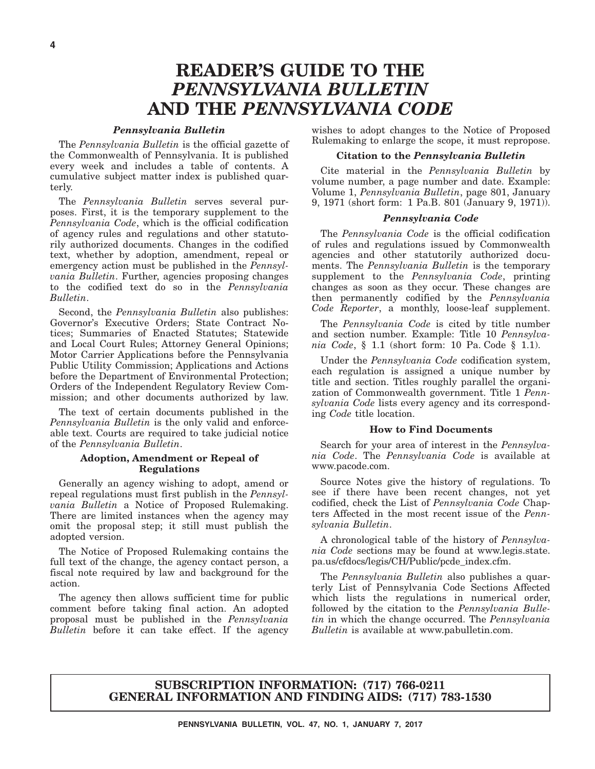# READER'S GUIDE TO THE *PENNSYLVANIA BULLETIN* AND THE *PENNSYLVANIA CODE*

### *Pennsylvania Bulletin*

The *Pennsylvania Bulletin* is the official gazette of the Commonwealth of Pennsylvania. It is published every week and includes a table of contents. A cumulative subject matter index is published quarterly.

The *Pennsylvania Bulletin* serves several purposes. First, it is the temporary supplement to the *Pennsylvania Code*, which is the official codification of agency rules and regulations and other statutorily authorized documents. Changes in the codified text, whether by adoption, amendment, repeal or emergency action must be published in the *Pennsylvania Bulletin*. Further, agencies proposing changes to the codified text do so in the *Pennsylvania Bulletin*.

Second, the *Pennsylvania Bulletin* also publishes: Governor's Executive Orders; State Contract Notices; Summaries of Enacted Statutes; Statewide and Local Court Rules; Attorney General Opinions; Motor Carrier Applications before the Pennsylvania Public Utility Commission; Applications and Actions before the Department of Environmental Protection; Orders of the Independent Regulatory Review Commission; and other documents authorized by law.

The text of certain documents published in the *Pennsylvania Bulletin* is the only valid and enforceable text. Courts are required to take judicial notice of the *Pennsylvania Bulletin*.

### Adoption, Amendment or Repeal of Regulations

Generally an agency wishing to adopt, amend or repeal regulations must first publish in the *Pennsylvania Bulletin* a Notice of Proposed Rulemaking. There are limited instances when the agency may omit the proposal step; it still must publish the adopted version.

The Notice of Proposed Rulemaking contains the full text of the change, the agency contact person, a fiscal note required by law and background for the action.

The agency then allows sufficient time for public comment before taking final action. An adopted proposal must be published in the *Pennsylvania Bulletin* before it can take effect. If the agency wishes to adopt changes to the Notice of Proposed Rulemaking to enlarge the scope, it must repropose.

### Citation to the *Pennsylvania Bulletin*

Cite material in the *Pennsylvania Bulletin* by volume number, a page number and date. Example: Volume 1, *Pennsylvania Bulletin*, page 801, January 9, 1971 (short form: 1 Pa.B. 801 (January 9, 1971)).

### *Pennsylvania Code*

The *Pennsylvania Code* is the official codification of rules and regulations issued by Commonwealth agencies and other statutorily authorized documents. The *Pennsylvania Bulletin* is the temporary supplement to the *Pennsylvania Code*, printing changes as soon as they occur. These changes are then permanently codified by the *Pennsylvania Code Reporter*, a monthly, loose-leaf supplement.

The *Pennsylvania Code* is cited by title number and section number. Example: Title 10 *Pennsylvania Code*, § 1.1 (short form: 10 Pa. Code § 1.1).

Under the *Pennsylvania Code* codification system, each regulation is assigned a unique number by title and section. Titles roughly parallel the organization of Commonwealth government. Title 1 *Pennsylvania Code* lists every agency and its corresponding *Code* title location.

### How to Find Documents

Search for your area of interest in the *Pennsylvania Code*. The *Pennsylvania Code* is available at www.pacode.com.

Source Notes give the history of regulations. To see if there have been recent changes, not yet codified, check the List of *Pennsylvania Code* Chapters Affected in the most recent issue of the *Pennsylvania Bulletin*.

A chronological table of the history of *Pennsylvania Code* sections may be found at www.legis.state.pa.us/cfdocs/legis/CH/Public/pcde_index.cfm.

The *Pennsylvania Bulletin* also publishes a quarterly List of Pennsylvania Code Sections Affected which lists the regulations in numerical order, followed by the citation to the *Pennsylvania Bulletin* in which the change occurred. The *Pennsylvania Bulletin* is available at www.pabulletin.com.

**SUBSCRIPTION INFORMATION: (717) 766-0211**
**GENERAL INFORMATION AND FINDING AIDS: (717) 783-1530**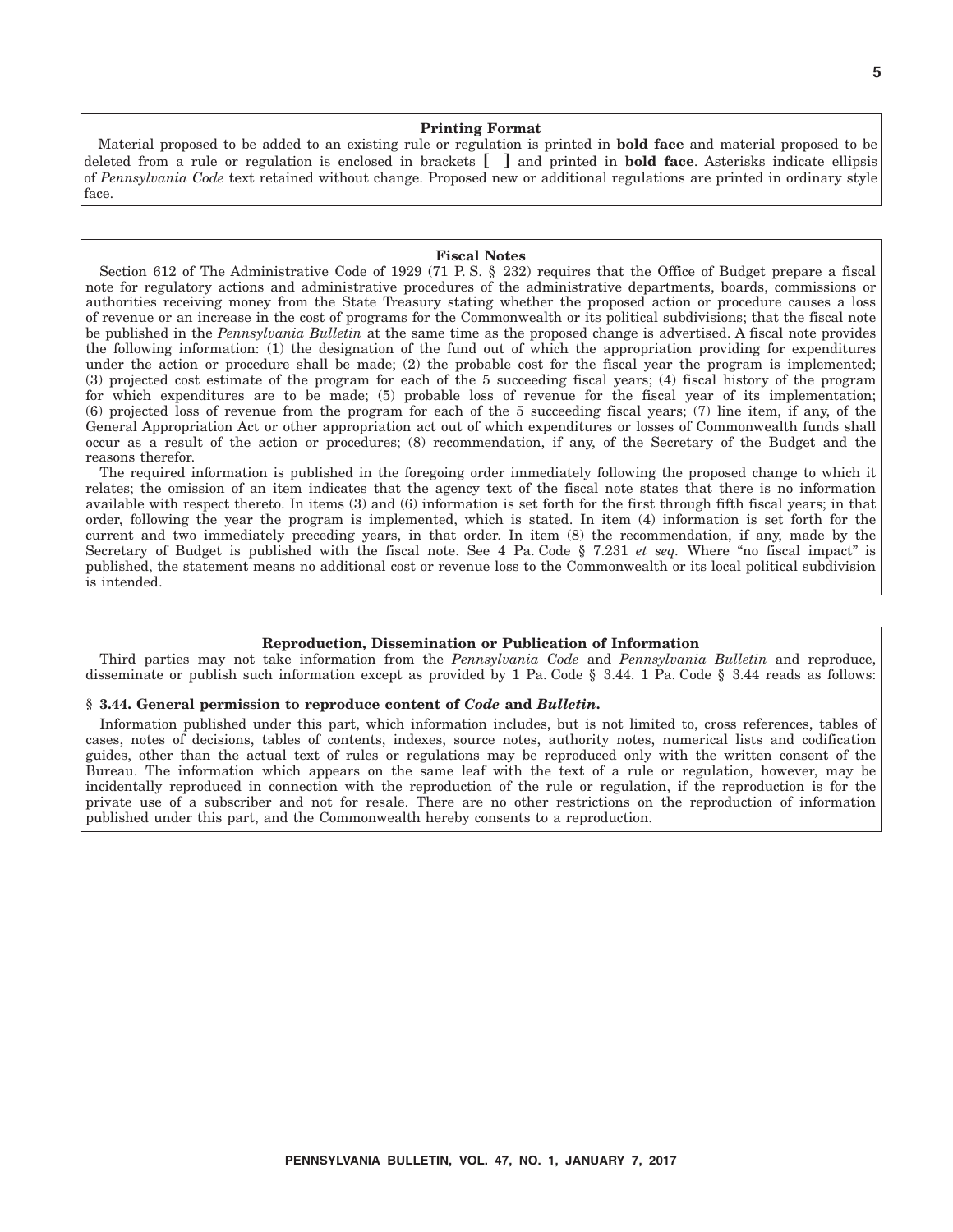### Printing Format

Material proposed to be added to an existing rule or regulation is printed in **bold face** and material proposed to be deleted from a rule or regulation is enclosed in brackets **[ ]** and printed in **bold face**. Asterisks indicate ellipsis of *Pennsylvania Code* text retained without change. Proposed new or additional regulations are printed in ordinary style face.

### Fiscal Notes

Section 612 of The Administrative Code of 1929 (71 P. S. § 232) requires that the Office of Budget prepare a fiscal note for regulatory actions and administrative procedures of the administrative departments, boards, commissions or authorities receiving money from the State Treasury stating whether the proposed action or procedure causes a loss of revenue or an increase in the cost of programs for the Commonwealth or its political subdivisions; that the fiscal note be published in the *Pennsylvania Bulletin* at the same time as the proposed change is advertised. A fiscal note provides the following information: (1) the designation of the fund out of which the appropriation providing for expenditures under the action or procedure shall be made; (2) the probable cost for the fiscal year the program is implemented; (3) projected cost estimate of the program for each of the 5 succeeding fiscal years; (4) fiscal history of the program for which expenditures are to be made; (5) probable loss of revenue for the fiscal year of its implementation; (6) projected loss of revenue from the program for each of the 5 succeeding fiscal years; (7) line item, if any, of the General Appropriation Act or other appropriation act out of which expenditures or losses of Commonwealth funds shall occur as a result of the action or procedures; (8) recommendation, if any, of the Secretary of the Budget and the reasons therefor.

The required information is published in the foregoing order immediately following the proposed change to which it relates; the omission of an item indicates that the agency text of the fiscal note states that there is no information available with respect thereto. In items (3) and (6) information is set forth for the first through fifth fiscal years; in that order, following the year the program is implemented, which is stated. In item (4) information is set forth for the current and two immediately preceding years, in that order. In item (8) the recommendation, if any, made by the Secretary of Budget is published with the fiscal note. See 4 Pa. Code § 7.231 *et seq.* Where "no fiscal impact" is published, the statement means no additional cost or revenue loss to the Commonwealth or its local political subdivision is intended.

### Reproduction, Dissemination or Publication of Information

Third parties may not take information from the *Pennsylvania Code* and *Pennsylvania Bulletin* and reproduce, disseminate or publish such information except as provided by 1 Pa. Code § 3.44. 1 Pa. Code § 3.44 reads as follows:

**§ 3.44. General permission to reproduce content of *Code* and *Bulletin*.**

Information published under this part, which information includes, but is not limited to, cross references, tables of cases, notes of decisions, tables of contents, indexes, source notes, authority notes, numerical lists and codification guides, other than the actual text of rules or regulations may be reproduced only with the written consent of the Bureau. The information which appears on the same leaf with the text of a rule or regulation, however, may be incidentally reproduced in connection with the reproduction of the rule or regulation, if the reproduction is for the private use of a subscriber and not for resale. There are no other restrictions on the reproduction of information published under this part, and the Commonwealth hereby consents to a reproduction.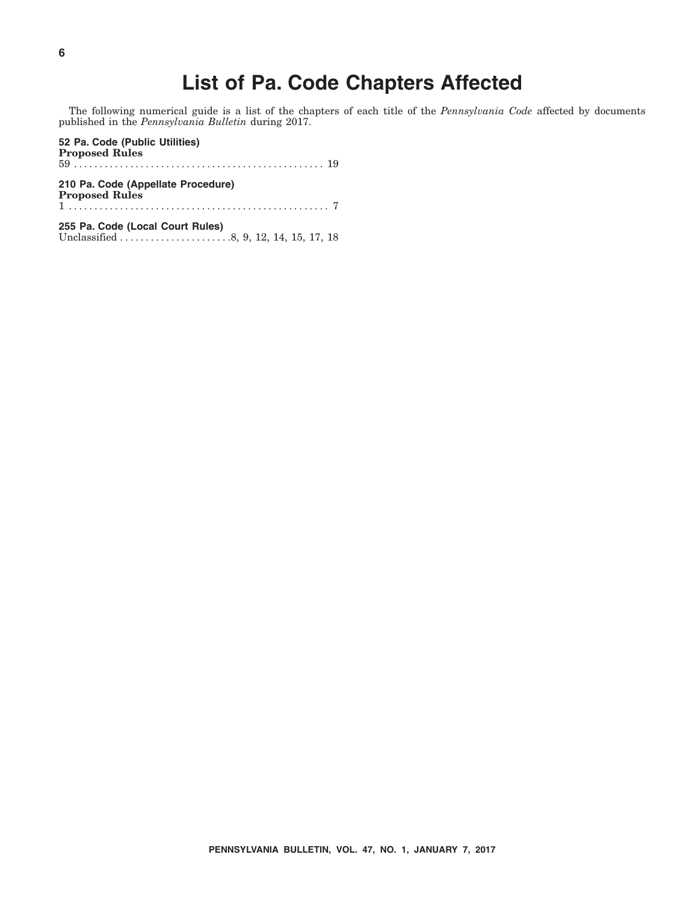# List of Pa. Code Chapters Affected

The following numerical guide is a list of the chapters of each title of the *Pennsylvania Code* affected by documents published in the *Pennsylvania Bulletin* during 2017.

**52 Pa. Code (Public Utilities)**
**Proposed Rules**
59 . . . . . . . . . . . . . . . . . . . . . . . . . . . . . . . . . . . . . . . . . . . . . . . . 19

**210 Pa. Code (Appellate Procedure)**
**Proposed Rules**
1 . . . . . . . . . . . . . . . . . . . . . . . . . . . . . . . . . . . . . . . . . . . . . . . . . 7

**255 Pa. Code (Local Court Rules)**
Unclassified . . . . . . . . . . . . . . . . . . . . . .8, 9, 12, 14, 15, 17, 18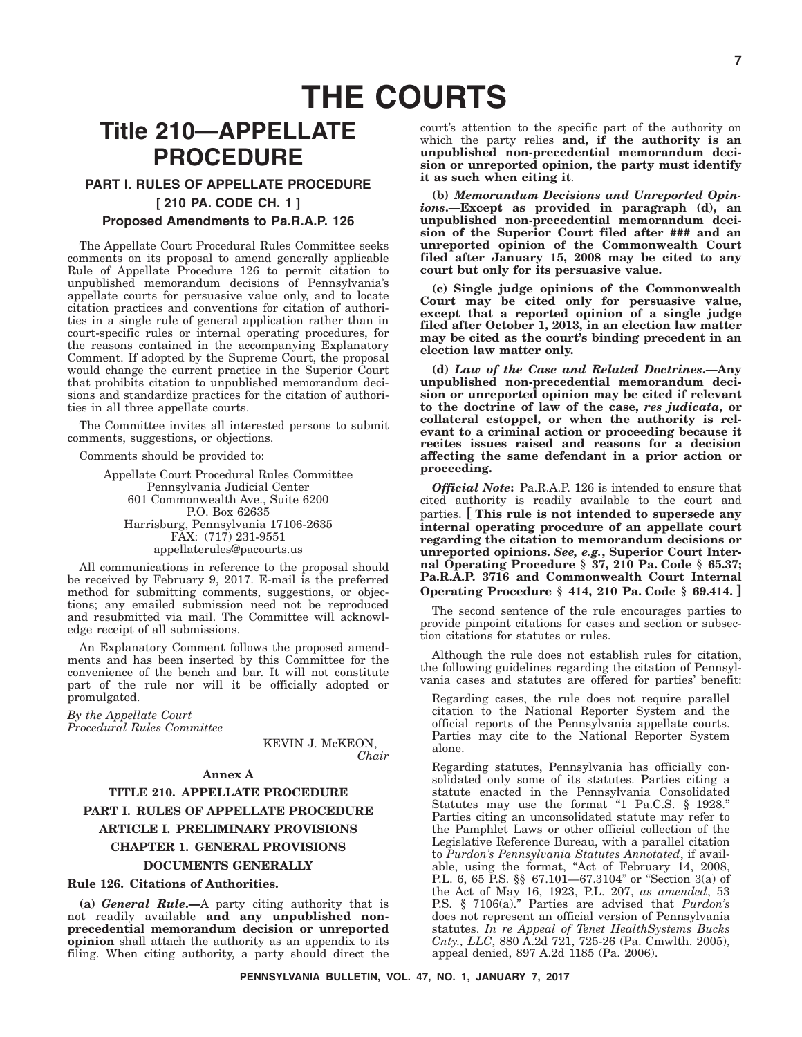# THE COURTS

# Title 210—APPELLATE PROCEDURE

## PART I. RULES OF APPELLATE PROCEDURE

## [ 210 PA. CODE CH. 1 ]

### Proposed Amendments to Pa.R.A.P. 126

The Appellate Court Procedural Rules Committee seeks comments on its proposal to amend generally applicable Rule of Appellate Procedure 126 to permit citation to unpublished memorandum decisions of Pennsylvania's appellate courts for persuasive value only, and to locate citation practices and conventions for citation of authorities in a single rule of general application rather than in court-specific rules or internal operating procedures, for the reasons contained in the accompanying Explanatory Comment. If adopted by the Supreme Court, the proposal would change the current practice in the Superior Court that prohibits citation to unpublished memorandum decisions and standardize practices for the citation of authorities in all three appellate courts.

The Committee invites all interested persons to submit comments, suggestions, or objections.

Comments should be provided to:

Appellate Court Procedural Rules Committee
Pennsylvania Judicial Center
601 Commonwealth Ave., Suite 6200
P.O. Box 62635
Harrisburg, Pennsylvania 17106-2635
FAX: (717) 231-9551
appellaterules@pacourts.us

All communications in reference to the proposal should be received by February 9, 2017. E-mail is the preferred method for submitting comments, suggestions, or objections; any emailed submission need not be reproduced and resubmitted via mail. The Committee will acknowledge receipt of all submissions.

An Explanatory Comment follows the proposed amendments and has been inserted by this Committee for the convenience of the bench and bar. It will not constitute part of the rule nor will it be officially adopted or promulgated.

*By the Appellate Court Procedural Rules Committee*

KEVIN J. McKEON,
*Chair*

**Annex A**

**TITLE 210. APPELLATE PROCEDURE**

**PART I. RULES OF APPELLATE PROCEDURE**

**ARTICLE I. PRELIMINARY PROVISIONS**

**CHAPTER 1. GENERAL PROVISIONS**

**DOCUMENTS GENERALLY**

**Rule 126. Citations of Authorities.**

**(a)** ***General Rule*.**—A party citing authority that is not readily available **and any unpublished non-precedential memorandum decision or unreported opinion** shall attach the authority as an appendix to its filing. When citing authority, a party should direct the court's attention to the specific part of the authority on which the party relies **and, if the authority is an unpublished non-precedential memorandum decision or unreported opinion, the party must identify it as such when citing it**.

**(b)** ***Memorandum Decisions and Unreported Opinions*.—Except as provided in paragraph (d), an unpublished non-precedential memorandum decision of the Superior Court filed after ### and an unreported opinion of the Commonwealth Court filed after January 15, 2008 may be cited to any court but only for its persuasive value.**

**(c) Single judge opinions of the Commonwealth Court may be cited only for persuasive value, except that a reported opinion of a single judge filed after October 1, 2013, in an election law matter may be cited as the court's binding precedent in an election law matter only.**

**(d)** ***Law of the Case and Related Doctrines*.—Any unpublished non-precedential memorandum decision or unreported opinion may be cited if relevant to the doctrine of law of the case, *res judicata*, or collateral estoppel, or when the authority is relevant to a criminal action or proceeding because it recites issues raised and reasons for a decision affecting the same defendant in a prior action or proceeding.**

***Official Note*:** Pa.R.A.P. 126 is intended to ensure that cited authority is readily available to the court and parties. **[ This rule is not intended to supersede any internal operating procedure of an appellate court regarding the citation to memorandum decisions or unreported opinions. *See, e.g.*, Superior Court Internal Operating Procedure § 37, 210 Pa. Code § 65.37; Pa.R.A.P. 3716 and Commonwealth Court Internal Operating Procedure § 414, 210 Pa. Code § 69.414. ]**

The second sentence of the rule encourages parties to provide pinpoint citations for cases and section or subsection citations for statutes or rules.

Although the rule does not establish rules for citation, the following guidelines regarding the citation of Pennsylvania cases and statutes are offered for parties' benefit:

> Regarding cases, the rule does not require parallel citation to the National Reporter System and the official reports of the Pennsylvania appellate courts. Parties may cite to the National Reporter System alone.
>
> Regarding statutes, Pennsylvania has officially consolidated only some of its statutes. Parties citing a statute enacted in the Pennsylvania Consolidated Statutes may use the format "1 Pa.C.S. § 1928." Parties citing an unconsolidated statute may refer to the Pamphlet Laws or other official collection of the Legislative Reference Bureau, with a parallel citation to *Purdon's Pennsylvania Statutes Annotated*, if available, using the format, "Act of February 14, 2008, P.L. 6, 65 P.S. §§ 67.101—67.3104" or "Section 3(a) of the Act of May 16, 1923, P.L. 207, *as amended*, 53 P.S. § 7106(a)." Parties are advised that *Purdon's* does not represent an official version of Pennsylvania statutes. *In re Appeal of Tenet HealthSystems Bucks Cnty., LLC*, 880 A.2d 721, 725-26 (Pa. Cmwlth. 2005), appeal denied, 897 A.2d 1185 (Pa. 2006).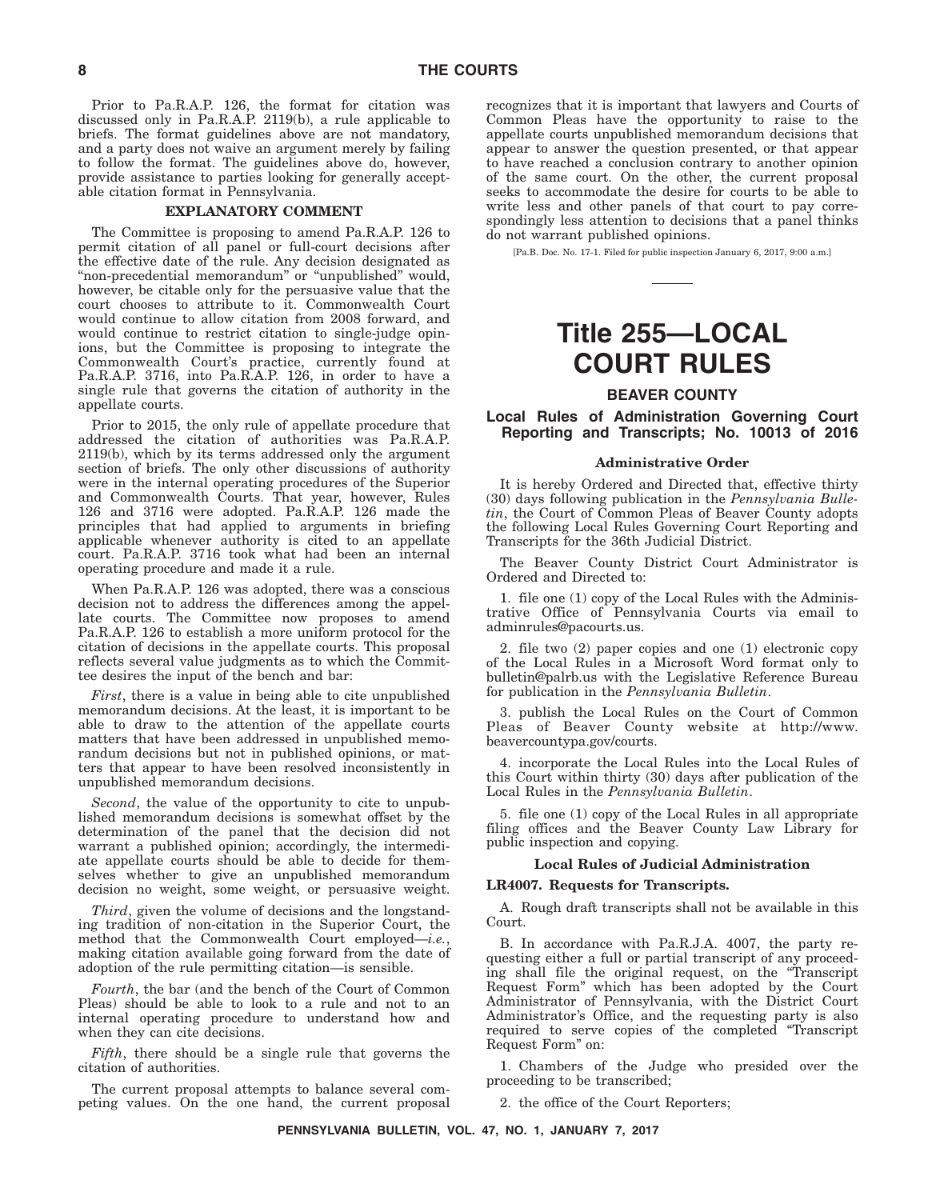Prior to Pa.R.A.P. 126, the format for citation was discussed only in Pa.R.A.P. 2119(b), a rule applicable to briefs. The format guidelines above are not mandatory, and a party does not waive an argument merely by failing to follow the format. The guidelines above do, however, provide assistance to parties looking for generally acceptable citation format in Pennsylvania.

**EXPLANATORY COMMENT**

The Committee is proposing to amend Pa.R.A.P. 126 to permit citation of all panel or full-court decisions after the effective date of the rule. Any decision designated as "non-precedential memorandum" or "unpublished" would, however, be citable only for the persuasive value that the court chooses to attribute to it. Commonwealth Court would continue to allow citation from 2008 forward, and would continue to restrict citation to single-judge opinions, but the Committee is proposing to integrate the Commonwealth Court's practice, currently found at Pa.R.A.P. 3716, into Pa.R.A.P. 126, in order to have a single rule that governs the citation of authority in the appellate courts.

Prior to 2015, the only rule of appellate procedure that addressed the citation of authorities was Pa.R.A.P. 2119(b), which by its terms addressed only the argument section of briefs. The only other discussions of authority were in the internal operating procedures of the Superior and Commonwealth Courts. That year, however, Rules 126 and 3716 were adopted. Pa.R.A.P. 126 made the principles that had applied to arguments in briefing applicable whenever authority is cited to an appellate court. Pa.R.A.P. 3716 took what had been an internal operating procedure and made it a rule.

When Pa.R.A.P. 126 was adopted, there was a conscious decision not to address the differences among the appellate courts. The Committee now proposes to amend Pa.R.A.P. 126 to establish a more uniform protocol for the citation of decisions in the appellate courts. This proposal reflects several value judgments as to which the Committee desires the input of the bench and bar:

*First*, there is a value in being able to cite unpublished memorandum decisions. At the least, it is important to be able to draw to the attention of the appellate courts matters that have been addressed in unpublished memorandum decisions but not in published opinions, or matters that appear to have been resolved inconsistently in unpublished memorandum decisions.

*Second*, the value of the opportunity to cite to unpublished memorandum decisions is somewhat offset by the determination of the panel that the decision did not warrant a published opinion; accordingly, the intermediate appellate courts should be able to decide for themselves whether to give an unpublished memorandum decision no weight, some weight, or persuasive weight.

*Third*, given the volume of decisions and the longstanding tradition of non-citation in the Superior Court, the method that the Commonwealth Court employed—*i.e.*, making citation available going forward from the date of adoption of the rule permitting citation—is sensible.

*Fourth*, the bar (and the bench of the Court of Common Pleas) should be able to look to a rule and not to an internal operating procedure to understand how and when they can cite decisions.

*Fifth*, there should be a single rule that governs the citation of authorities.

The current proposal attempts to balance several competing values. On the one hand, the current proposal recognizes that it is important that lawyers and Courts of Common Pleas have the opportunity to raise to the appellate courts unpublished memorandum decisions that appear to answer the question presented, or that appear to have reached a conclusion contrary to another opinion of the same court. On the other, the current proposal seeks to accommodate the desire for courts to be able to write less and other panels of that court to pay correspondingly less attention to decisions that a panel thinks do not warrant published opinions.

[Pa.B. Doc. No. 17-1. Filed for public inspection January 6, 2017, 9:00 a.m.]

# Title 255—LOCAL COURT RULES

## BEAVER COUNTY

### Local Rules of Administration Governing Court Reporting and Transcripts; No. 10013 of 2016

**Administrative Order**

It is hereby Ordered and Directed that, effective thirty (30) days following publication in the *Pennsylvania Bulletin*, the Court of Common Pleas of Beaver County adopts the following Local Rules Governing Court Reporting and Transcripts for the 36th Judicial District.

The Beaver County District Court Administrator is Ordered and Directed to:

1. file one (1) copy of the Local Rules with the Administrative Office of Pennsylvania Courts via email to adminrules@pacourts.us.

2. file two (2) paper copies and one (1) electronic copy of the Local Rules in a Microsoft Word format only to bulletin@palrb.us with the Legislative Reference Bureau for publication in the *Pennsylvania Bulletin*.

3. publish the Local Rules on the Court of Common Pleas of Beaver County website at http://www.beavercountypa.gov/courts.

4. incorporate the Local Rules into the Local Rules of this Court within thirty (30) days after publication of the Local Rules in the *Pennsylvania Bulletin*.

5. file one (1) copy of the Local Rules in all appropriate filing offices and the Beaver County Law Library for public inspection and copying.

**Local Rules of Judicial Administration**

**LR4007. Requests for Transcripts.**

A. Rough draft transcripts shall not be available in this Court.

B. In accordance with Pa.R.J.A. 4007, the party requesting either a full or partial transcript of any proceeding shall file the original request, on the "Transcript Request Form" which has been adopted by the Court Administrator of Pennsylvania, with the District Court Administrator's Office, and the requesting party is also required to serve copies of the completed "Transcript Request Form" on:

1. Chambers of the Judge who presided over the proceeding to be transcribed;

2. the office of the Court Reporters;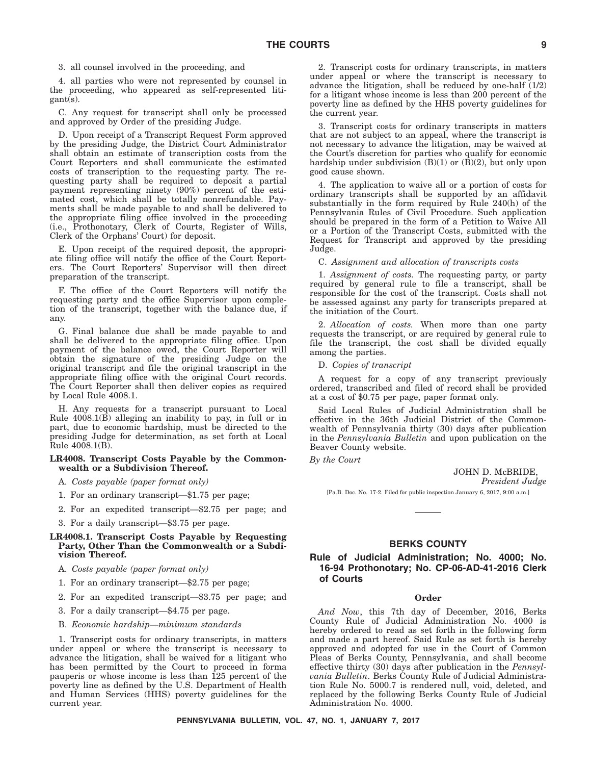3. all counsel involved in the proceeding, and

4. all parties who were not represented by counsel in the proceeding, who appeared as self-represented litigant(s).

C. Any request for transcript shall only be processed and approved by Order of the presiding Judge.

D. Upon receipt of a Transcript Request Form approved by the presiding Judge, the District Court Administrator shall obtain an estimate of transcription costs from the Court Reporters and shall communicate the estimated costs of transcription to the requesting party. The requesting party shall be required to deposit a partial payment representing ninety (90%) percent of the estimated cost, which shall be totally nonrefundable. Payments shall be made payable to and shall be delivered to the appropriate filing office involved in the proceeding (i.e., Prothonotary, Clerk of Courts, Register of Wills, Clerk of the Orphans' Court) for deposit.

E. Upon receipt of the required deposit, the appropriate filing office will notify the office of the Court Reporters. The Court Reporters' Supervisor will then direct preparation of the transcript.

F. The office of the Court Reporters will notify the requesting party and the office Supervisor upon completion of the transcript, together with the balance due, if any.

G. Final balance due shall be made payable to and shall be delivered to the appropriate filing office. Upon payment of the balance owed, the Court Reporter will obtain the signature of the presiding Judge on the original transcript and file the original transcript in the appropriate filing office with the original Court records. The Court Reporter shall then deliver copies as required by Local Rule 4008.1.

H. Any requests for a transcript pursuant to Local Rule 4008.1(B) alleging an inability to pay, in full or in part, due to economic hardship, must be directed to the presiding Judge for determination, as set forth at Local Rule 4008.1(B).

**LR4008. Transcript Costs Payable by the Commonwealth or a Subdivision Thereof.**

A. *Costs payable (paper format only)*

1. For an ordinary transcript—$1.75 per page;

2. For an expedited transcript—$2.75 per page; and

3. For a daily transcript—$3.75 per page.

**LR4008.1. Transcript Costs Payable by Requesting Party, Other Than the Commonwealth or a Subdivision Thereof.**

A. *Costs payable (paper format only)*

1. For an ordinary transcript—$2.75 per page;

2. For an expedited transcript—$3.75 per page; and

3. For a daily transcript—$4.75 per page.

B. *Economic hardship—minimum standards*

1. Transcript costs for ordinary transcripts, in matters under appeal or where the transcript is necessary to advance the litigation, shall be waived for a litigant who has been permitted by the Court to proceed in forma pauperis or whose income is less than 125 percent of the poverty line as defined by the U.S. Department of Health and Human Services (HHS) poverty guidelines for the current year.

2. Transcript costs for ordinary transcripts, in matters under appeal or where the transcript is necessary to advance the litigation, shall be reduced by one-half (1/2) for a litigant whose income is less than 200 percent of the poverty line as defined by the HHS poverty guidelines for the current year.

3. Transcript costs for ordinary transcripts in matters that are not subject to an appeal, where the transcript is not necessary to advance the litigation, may be waived at the Court's discretion for parties who qualify for economic hardship under subdivision (B)(1) or (B)(2), but only upon good cause shown.

4. The application to waive all or a portion of costs for ordinary transcripts shall be supported by an affidavit substantially in the form required by Rule 240(h) of the Pennsylvania Rules of Civil Procedure. Such application should be prepared in the form of a Petition to Waive All or a Portion of the Transcript Costs, submitted with the Request for Transcript and approved by the presiding Judge.

C. *Assignment and allocation of transcripts costs*

1. *Assignment of costs.* The requesting party, or party required by general rule to file a transcript, shall be responsible for the cost of the transcript. Costs shall not be assessed against any party for transcripts prepared at the initiation of the Court.

2. *Allocation of costs.* When more than one party requests the transcript, or are required by general rule to file the transcript, the cost shall be divided equally among the parties.

D. *Copies of transcript*

A request for a copy of any transcript previously ordered, transcribed and filed of record shall be provided at a cost of $0.75 per page, paper format only.

Said Local Rules of Judicial Administration shall be effective in the 36th Judicial District of the Commonwealth of Pennsylvania thirty (30) days after publication in the *Pennsylvania Bulletin* and upon publication on the Beaver County website.

*By the Court*

JOHN D. McBRIDE,
*President Judge*

[Pa.B. Doc. No. 17-2. Filed for public inspection January 6, 2017, 9:00 a.m.]

## BERKS COUNTY

### Rule of Judicial Administration; No. 4000; No. 16-94 Prothonotary; No. CP-06-AD-41-2016 Clerk of Courts

**Order**

*And Now*, this 7th day of December, 2016, Berks County Rule of Judicial Administration No. 4000 is hereby ordered to read as set forth in the following form and made a part hereof. Said Rule as set forth is hereby approved and adopted for use in the Court of Common Pleas of Berks County, Pennsylvania, and shall become effective thirty (30) days after publication in the *Pennsylvania Bulletin*. Berks County Rule of Judicial Administration Rule No. 5000.7 is rendered null, void, deleted, and replaced by the following Berks County Rule of Judicial Administration No. 4000.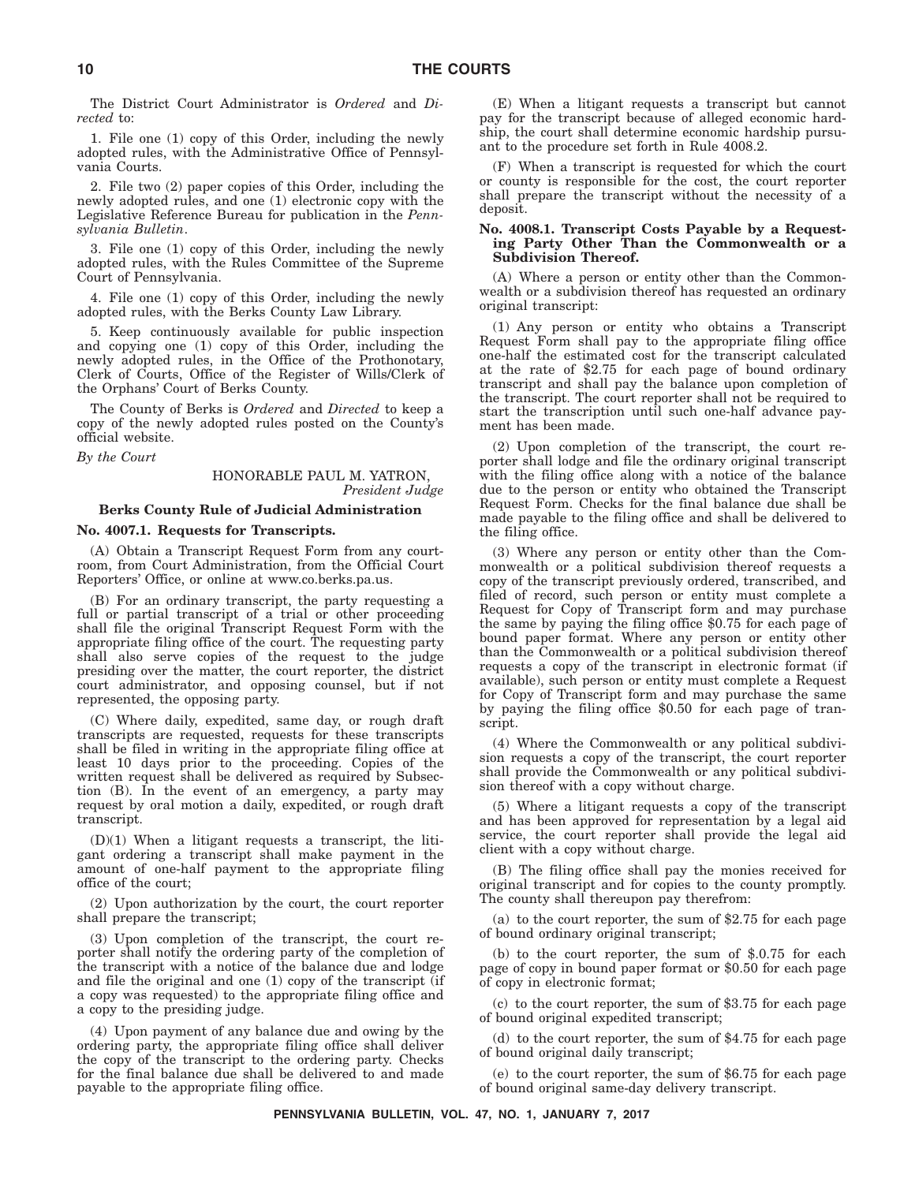The District Court Administrator is *Ordered* and *Directed* to:

1. File one (1) copy of this Order, including the newly adopted rules, with the Administrative Office of Pennsylvania Courts.

2. File two (2) paper copies of this Order, including the newly adopted rules, and one (1) electronic copy with the Legislative Reference Bureau for publication in the *Pennsylvania Bulletin*.

3. File one (1) copy of this Order, including the newly adopted rules, with the Rules Committee of the Supreme Court of Pennsylvania.

4. File one (1) copy of this Order, including the newly adopted rules, with the Berks County Law Library.

5. Keep continuously available for public inspection and copying one (1) copy of this Order, including the newly adopted rules, in the Office of the Prothonotary, Clerk of Courts, Office of the Register of Wills/Clerk of the Orphans' Court of Berks County.

The County of Berks is *Ordered* and *Directed* to keep a copy of the newly adopted rules posted on the County's official website.

*By the Court*

HONORABLE PAUL M. YATRON,
*President Judge*

## Berks County Rule of Judicial Administration

### No. 4007.1. Requests for Transcripts.

(A) Obtain a Transcript Request Form from any courtroom, from Court Administration, from the Official Court Reporters' Office, or online at www.co.berks.pa.us.

(B) For an ordinary transcript, the party requesting a full or partial transcript of a trial or other proceeding shall file the original Transcript Request Form with the appropriate filing office of the court. The requesting party shall also serve copies of the request to the judge presiding over the matter, the court reporter, the district court administrator, and opposing counsel, but if not represented, the opposing party.

(C) Where daily, expedited, same day, or rough draft transcripts are requested, requests for these transcripts shall be filed in writing in the appropriate filing office at least 10 days prior to the proceeding. Copies of the written request shall be delivered as required by Subsection (B). In the event of an emergency, a party may request by oral motion a daily, expedited, or rough draft transcript.

(D)(1) When a litigant requests a transcript, the litigant ordering a transcript shall make payment in the amount of one-half payment to the appropriate filing office of the court;

(2) Upon authorization by the court, the court reporter shall prepare the transcript;

(3) Upon completion of the transcript, the court reporter shall notify the ordering party of the completion of the transcript with a notice of the balance due and lodge and file the original and one (1) copy of the transcript (if a copy was requested) to the appropriate filing office and a copy to the presiding judge.

(4) Upon payment of any balance due and owing by the ordering party, the appropriate filing office shall deliver the copy of the transcript to the ordering party. Checks for the final balance due shall be delivered to and made payable to the appropriate filing office.

(E) When a litigant requests a transcript but cannot pay for the transcript because of alleged economic hardship, the court shall determine economic hardship pursuant to the procedure set forth in Rule 4008.2.

(F) When a transcript is requested for which the court or county is responsible for the cost, the court reporter shall prepare the transcript without the necessity of a deposit.

### No. 4008.1. Transcript Costs Payable by a Requesting Party Other Than the Commonwealth or a Subdivision Thereof.

(A) Where a person or entity other than the Commonwealth or a subdivision thereof has requested an ordinary original transcript:

(1) Any person or entity who obtains a Transcript Request Form shall pay to the appropriate filing office one-half the estimated cost for the transcript calculated at the rate of $2.75 for each page of bound ordinary transcript and shall pay the balance upon completion of the transcript. The court reporter shall not be required to start the transcription until such one-half advance payment has been made.

(2) Upon completion of the transcript, the court reporter shall lodge and file the ordinary original transcript with the filing office along with a notice of the balance due to the person or entity who obtained the Transcript Request Form. Checks for the final balance due shall be made payable to the filing office and shall be delivered to the filing office.

(3) Where any person or entity other than the Commonwealth or a political subdivision thereof requests a copy of the transcript previously ordered, transcribed, and filed of record, such person or entity must complete a Request for Copy of Transcript form and may purchase the same by paying the filing office $0.75 for each page of bound paper format. Where any person or entity other than the Commonwealth or a political subdivision thereof requests a copy of the transcript in electronic format (if available), such person or entity must complete a Request for Copy of Transcript form and may purchase the same by paying the filing office $0.50 for each page of transcript.

(4) Where the Commonwealth or any political subdivision requests a copy of the transcript, the court reporter shall provide the Commonwealth or any political subdivision thereof with a copy without charge.

(5) Where a litigant requests a copy of the transcript and has been approved for representation by a legal aid service, the court reporter shall provide the legal aid client with a copy without charge.

(B) The filing office shall pay the monies received for original transcript and for copies to the county promptly. The county shall thereupon pay therefrom:

(a) to the court reporter, the sum of $2.75 for each page of bound ordinary original transcript;

(b) to the court reporter, the sum of $.0.75 for each page of copy in bound paper format or $0.50 for each page of copy in electronic format;

(c) to the court reporter, the sum of $3.75 for each page of bound original expedited transcript;

(d) to the court reporter, the sum of $4.75 for each page of bound original daily transcript;

(e) to the court reporter, the sum of $6.75 for each page of bound original same-day delivery transcript.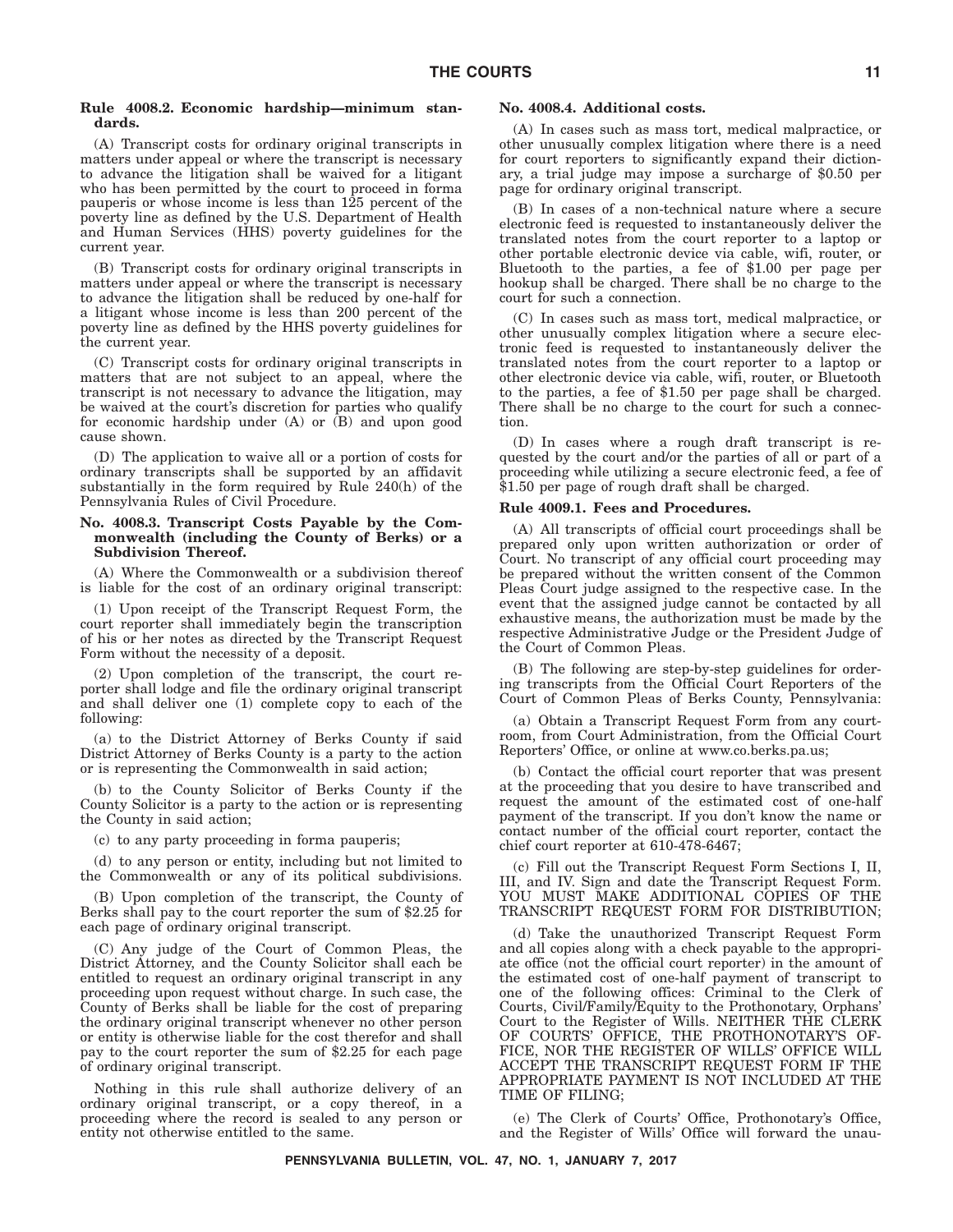**Rule 4008.2. Economic hardship—minimum standards.**

(A) Transcript costs for ordinary original transcripts in matters under appeal or where the transcript is necessary to advance the litigation shall be waived for a litigant who has been permitted by the court to proceed in forma pauperis or whose income is less than 125 percent of the poverty line as defined by the U.S. Department of Health and Human Services (HHS) poverty guidelines for the current year.

(B) Transcript costs for ordinary original transcripts in matters under appeal or where the transcript is necessary to advance the litigation shall be reduced by one-half for a litigant whose income is less than 200 percent of the poverty line as defined by the HHS poverty guidelines for the current year.

(C) Transcript costs for ordinary original transcripts in matters that are not subject to an appeal, where the transcript is not necessary to advance the litigation, may be waived at the court's discretion for parties who qualify for economic hardship under (A) or (B) and upon good cause shown.

(D) The application to waive all or a portion of costs for ordinary transcripts shall be supported by an affidavit substantially in the form required by Rule 240(h) of the Pennsylvania Rules of Civil Procedure.

**No. 4008.3. Transcript Costs Payable by the Commonwealth (including the County of Berks) or a Subdivision Thereof.**

(A) Where the Commonwealth or a subdivision thereof is liable for the cost of an ordinary original transcript:

(1) Upon receipt of the Transcript Request Form, the court reporter shall immediately begin the transcription of his or her notes as directed by the Transcript Request Form without the necessity of a deposit.

(2) Upon completion of the transcript, the court reporter shall lodge and file the ordinary original transcript and shall deliver one (1) complete copy to each of the following:

(a) to the District Attorney of Berks County if said District Attorney of Berks County is a party to the action or is representing the Commonwealth in said action;

(b) to the County Solicitor of Berks County if the County Solicitor is a party to the action or is representing the County in said action;

(c) to any party proceeding in forma pauperis;

(d) to any person or entity, including but not limited to the Commonwealth or any of its political subdivisions.

(B) Upon completion of the transcript, the County of Berks shall pay to the court reporter the sum of $2.25 for each page of ordinary original transcript.

(C) Any judge of the Court of Common Pleas, the District Attorney, and the County Solicitor shall each be entitled to request an ordinary original transcript in any proceeding upon request without charge. In such case, the County of Berks shall be liable for the cost of preparing the ordinary original transcript whenever no other person or entity is otherwise liable for the cost therefor and shall pay to the court reporter the sum of $2.25 for each page of ordinary original transcript.

Nothing in this rule shall authorize delivery of an ordinary original transcript, or a copy thereof, in a proceeding where the record is sealed to any person or entity not otherwise entitled to the same.

**No. 4008.4. Additional costs.**

(A) In cases such as mass tort, medical malpractice, or other unusually complex litigation where there is a need for court reporters to significantly expand their dictionary, a trial judge may impose a surcharge of $0.50 per page for ordinary original transcript.

(B) In cases of a non-technical nature where a secure electronic feed is requested to instantaneously deliver the translated notes from the court reporter to a laptop or other portable electronic device via cable, wifi, router, or Bluetooth to the parties, a fee of $1.00 per page per hookup shall be charged. There shall be no charge to the court for such a connection.

(C) In cases such as mass tort, medical malpractice, or other unusually complex litigation where a secure electronic feed is requested to instantaneously deliver the translated notes from the court reporter to a laptop or other electronic device via cable, wifi, router, or Bluetooth to the parties, a fee of $1.50 per page shall be charged. There shall be no charge to the court for such a connection.

(D) In cases where a rough draft transcript is requested by the court and/or the parties of all or part of a proceeding while utilizing a secure electronic feed, a fee of $1.50 per page of rough draft shall be charged.

**Rule 4009.1. Fees and Procedures.**

(A) All transcripts of official court proceedings shall be prepared only upon written authorization or order of Court. No transcript of any official court proceeding may be prepared without the written consent of the Common Pleas Court judge assigned to the respective case. In the event that the assigned judge cannot be contacted by all exhaustive means, the authorization must be made by the respective Administrative Judge or the President Judge of the Court of Common Pleas.

(B) The following are step-by-step guidelines for ordering transcripts from the Official Court Reporters of the Court of Common Pleas of Berks County, Pennsylvania:

(a) Obtain a Transcript Request Form from any courtroom, from Court Administration, from the Official Court Reporters' Office, or online at www.co.berks.pa.us;

(b) Contact the official court reporter that was present at the proceeding that you desire to have transcribed and request the amount of the estimated cost of one-half payment of the transcript. If you don't know the name or contact number of the official court reporter, contact the chief court reporter at 610-478-6467;

(c) Fill out the Transcript Request Form Sections I, II, III, and IV. Sign and date the Transcript Request Form. YOU MUST MAKE ADDITIONAL COPIES OF THE TRANSCRIPT REQUEST FORM FOR DISTRIBUTION;

(d) Take the unauthorized Transcript Request Form and all copies along with a check payable to the appropriate office (not the official court reporter) in the amount of the estimated cost of one-half payment of transcript to one of the following offices: Criminal to the Clerk of Courts, Civil/Family/Equity to the Prothonotary, Orphans' Court to the Register of Wills. NEITHER THE CLERK OF COURTS' OFFICE, THE PROTHONOTARY'S OFFICE, NOR THE REGISTER OF WILLS' OFFICE WILL ACCEPT THE TRANSCRIPT REQUEST FORM IF THE APPROPRIATE PAYMENT IS NOT INCLUDED AT THE TIME OF FILING;

(e) The Clerk of Courts' Office, Prothonotary's Office, and the Register of Wills' Office will forward the unau-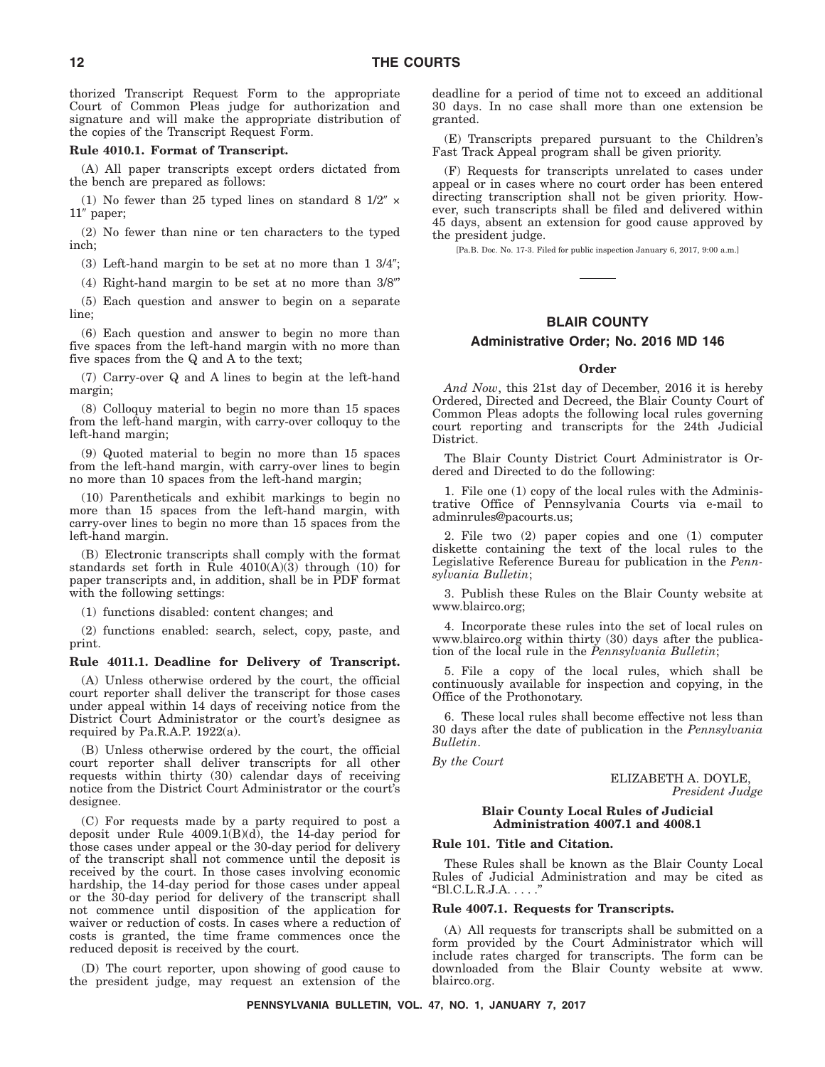thorized Transcript Request Form to the appropriate Court of Common Pleas judge for authorization and signature and will make the appropriate distribution of the copies of the Transcript Request Form.

**Rule 4010.1. Format of Transcript.**

(A) All paper transcripts except orders dictated from the bench are prepared as follows:

(1) No fewer than 25 typed lines on standard 8 1/2″ × 11″ paper;

(2) No fewer than nine or ten characters to the typed inch;

(3) Left-hand margin to be set at no more than 1 3/4″;

(4) Right-hand margin to be set at no more than 3/8″′

(5) Each question and answer to begin on a separate line;

(6) Each question and answer to begin no more than five spaces from the left-hand margin with no more than five spaces from the Q and A to the text;

(7) Carry-over Q and A lines to begin at the left-hand margin;

(8) Colloquy material to begin no more than 15 spaces from the left-hand margin, with carry-over colloquy to the left-hand margin;

(9) Quoted material to begin no more than 15 spaces from the left-hand margin, with carry-over lines to begin no more than 10 spaces from the left-hand margin;

(10) Parentheticals and exhibit markings to begin no more than 15 spaces from the left-hand margin, with carry-over lines to begin no more than 15 spaces from the left-hand margin.

(B) Electronic transcripts shall comply with the format standards set forth in Rule 4010(A)(3) through (10) for paper transcripts and, in addition, shall be in PDF format with the following settings:

(1) functions disabled: content changes; and

(2) functions enabled: search, select, copy, paste, and print.

**Rule 4011.1. Deadline for Delivery of Transcript.**

(A) Unless otherwise ordered by the court, the official court reporter shall deliver the transcript for those cases under appeal within 14 days of receiving notice from the District Court Administrator or the court's designee as required by Pa.R.A.P. 1922(a).

(B) Unless otherwise ordered by the court, the official court reporter shall deliver transcripts for all other requests within thirty (30) calendar days of receiving notice from the District Court Administrator or the court's designee.

(C) For requests made by a party required to post a deposit under Rule 4009.1(B)(d), the 14-day period for those cases under appeal or the 30-day period for delivery of the transcript shall not commence until the deposit is received by the court. In those cases involving economic hardship, the 14-day period for those cases under appeal or the 30-day period for delivery of the transcript shall not commence until disposition of the application for waiver or reduction of costs. In cases where a reduction of costs is granted, the time frame commences once the reduced deposit is received by the court.

(D) The court reporter, upon showing of good cause to the president judge, may request an extension of the deadline for a period of time not to exceed an additional 30 days. In no case shall more than one extension be granted.

(E) Transcripts prepared pursuant to the Children's Fast Track Appeal program shall be given priority.

(F) Requests for transcripts unrelated to cases under appeal or in cases where no court order has been entered directing transcription shall not be given priority. However, such transcripts shall be filed and delivered within 45 days, absent an extension for good cause approved by the president judge.

[Pa.B. Doc. No. 17-3. Filed for public inspection January 6, 2017, 9:00 a.m.]

## BLAIR COUNTY

### Administrative Order; No. 2016 MD 146

**Order**

*And Now*, this 21st day of December, 2016 it is hereby Ordered, Directed and Decreed, the Blair County Court of Common Pleas adopts the following local rules governing court reporting and transcripts for the 24th Judicial District.

The Blair County District Court Administrator is Ordered and Directed to do the following:

1. File one (1) copy of the local rules with the Administrative Office of Pennsylvania Courts via e-mail to adminrules@pacourts.us;

2. File two (2) paper copies and one (1) computer diskette containing the text of the local rules to the Legislative Reference Bureau for publication in the *Pennsylvania Bulletin*;

3. Publish these Rules on the Blair County website at www.blairco.org;

4. Incorporate these rules into the set of local rules on www.blairco.org within thirty (30) days after the publication of the local rule in the *Pennsylvania Bulletin*;

5. File a copy of the local rules, which shall be continuously available for inspection and copying, in the Office of the Prothonotary.

6. These local rules shall become effective not less than 30 days after the date of publication in the *Pennsylvania Bulletin*.

*By the Court*

ELIZABETH A. DOYLE,
*President Judge*

**Blair County Local Rules of Judicial Administration 4007.1 and 4008.1**

**Rule 101. Title and Citation.**

These Rules shall be known as the Blair County Local Rules of Judicial Administration and may be cited as "Bl.C.L.R.J.A. . . . ."

**Rule 4007.1. Requests for Transcripts.**

(A) All requests for transcripts shall be submitted on a form provided by the Court Administrator which will include rates charged for transcripts. The form can be downloaded from the Blair County website at www.blairco.org.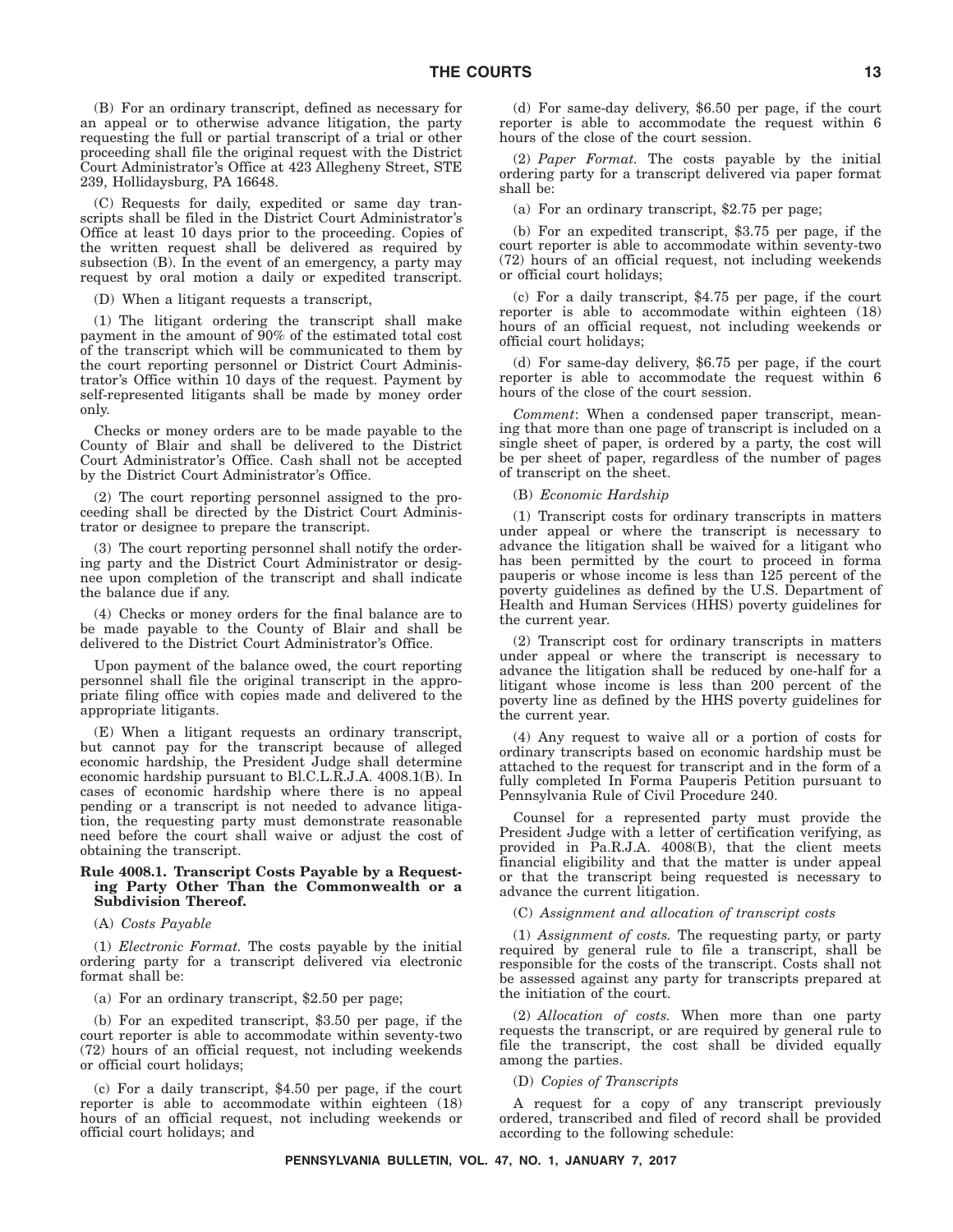(B) For an ordinary transcript, defined as necessary for an appeal or to otherwise advance litigation, the party requesting the full or partial transcript of a trial or other proceeding shall file the original request with the District Court Administrator's Office at 423 Allegheny Street, STE 239, Hollidaysburg, PA 16648.

(C) Requests for daily, expedited or same day transcripts shall be filed in the District Court Administrator's Office at least 10 days prior to the proceeding. Copies of the written request shall be delivered as required by subsection (B). In the event of an emergency, a party may request by oral motion a daily or expedited transcript.

(D) When a litigant requests a transcript,

(1) The litigant ordering the transcript shall make payment in the amount of 90% of the estimated total cost of the transcript which will be communicated to them by the court reporting personnel or District Court Administrator's Office within 10 days of the request. Payment by self-represented litigants shall be made by money order only.

Checks or money orders are to be made payable to the County of Blair and shall be delivered to the District Court Administrator's Office. Cash shall not be accepted by the District Court Administrator's Office.

(2) The court reporting personnel assigned to the proceeding shall be directed by the District Court Administrator or designee to prepare the transcript.

(3) The court reporting personnel shall notify the ordering party and the District Court Administrator or designee upon completion of the transcript and shall indicate the balance due if any.

(4) Checks or money orders for the final balance are to be made payable to the County of Blair and shall be delivered to the District Court Administrator's Office.

Upon payment of the balance owed, the court reporting personnel shall file the original transcript in the appropriate filing office with copies made and delivered to the appropriate litigants.

(E) When a litigant requests an ordinary transcript, but cannot pay for the transcript because of alleged economic hardship, the President Judge shall determine economic hardship pursuant to Bl.C.L.R.J.A. 4008.1(B). In cases of economic hardship where there is no appeal pending or a transcript is not needed to advance litigation, the requesting party must demonstrate reasonable need before the court shall waive or adjust the cost of obtaining the transcript.

**Rule 4008.1. Transcript Costs Payable by a Requesting Party Other Than the Commonwealth or a Subdivision Thereof.**

(A) *Costs Payable*

(1) *Electronic Format.* The costs payable by the initial ordering party for a transcript delivered via electronic format shall be:

(a) For an ordinary transcript, $2.50 per page;

(b) For an expedited transcript, $3.50 per page, if the court reporter is able to accommodate within seventy-two (72) hours of an official request, not including weekends or official court holidays;

(c) For a daily transcript, $4.50 per page, if the court reporter is able to accommodate within eighteen (18) hours of an official request, not including weekends or official court holidays; and

(d) For same-day delivery, $6.50 per page, if the court reporter is able to accommodate the request within 6 hours of the close of the court session.

(2) *Paper Format.* The costs payable by the initial ordering party for a transcript delivered via paper format shall be:

(a) For an ordinary transcript, $2.75 per page;

(b) For an expedited transcript, $3.75 per page, if the court reporter is able to accommodate within seventy-two (72) hours of an official request, not including weekends or official court holidays;

(c) For a daily transcript, $4.75 per page, if the court reporter is able to accommodate within eighteen (18) hours of an official request, not including weekends or official court holidays;

(d) For same-day delivery, $6.75 per page, if the court reporter is able to accommodate the request within 6 hours of the close of the court session.

*Comment*: When a condensed paper transcript, meaning that more than one page of transcript is included on a single sheet of paper, is ordered by a party, the cost will be per sheet of paper, regardless of the number of pages of transcript on the sheet.

(B) *Economic Hardship*

(1) Transcript costs for ordinary transcripts in matters under appeal or where the transcript is necessary to advance the litigation shall be waived for a litigant who has been permitted by the court to proceed in forma pauperis or whose income is less than 125 percent of the poverty guidelines as defined by the U.S. Department of Health and Human Services (HHS) poverty guidelines for the current year.

(2) Transcript cost for ordinary transcripts in matters under appeal or where the transcript is necessary to advance the litigation shall be reduced by one-half for a litigant whose income is less than 200 percent of the poverty line as defined by the HHS poverty guidelines for the current year.

(4) Any request to waive all or a portion of costs for ordinary transcripts based on economic hardship must be attached to the request for transcript and in the form of a fully completed In Forma Pauperis Petition pursuant to Pennsylvania Rule of Civil Procedure 240.

Counsel for a represented party must provide the President Judge with a letter of certification verifying, as provided in Pa.R.J.A. 4008(B), that the client meets financial eligibility and that the matter is under appeal or that the transcript being requested is necessary to advance the current litigation.

(C) *Assignment and allocation of transcript costs*

(1) *Assignment of costs.* The requesting party, or party required by general rule to file a transcript, shall be responsible for the costs of the transcript. Costs shall not be assessed against any party for transcripts prepared at the initiation of the court.

(2) *Allocation of costs.* When more than one party requests the transcript, or are required by general rule to file the transcript, the cost shall be divided equally among the parties.

(D) *Copies of Transcripts*

A request for a copy of any transcript previously ordered, transcribed and filed of record shall be provided according to the following schedule: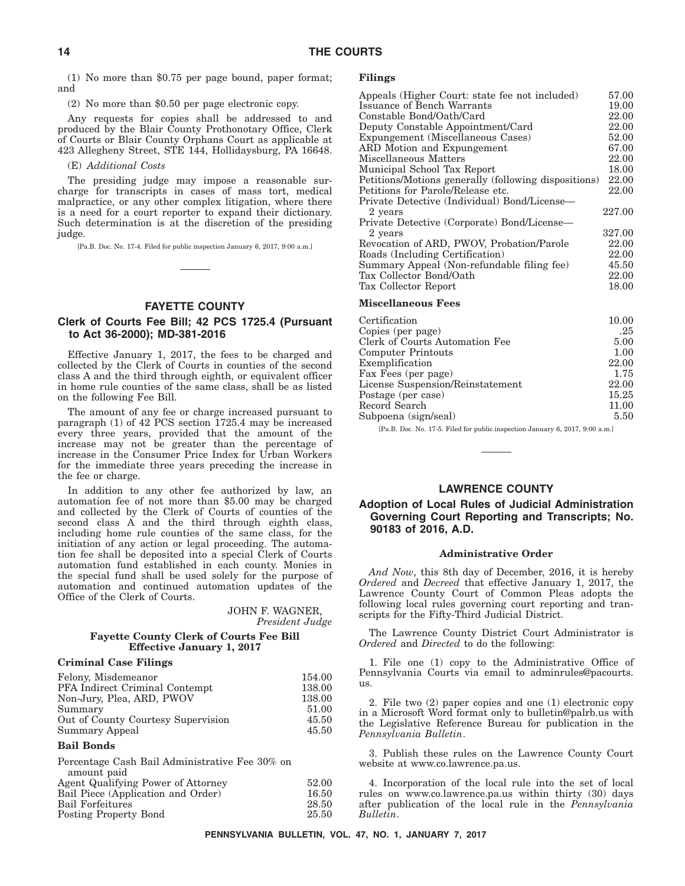(1) No more than $0.75 per page bound, paper format; and

(2) No more than $0.50 per page electronic copy.

Any requests for copies shall be addressed to and produced by the Blair County Prothonotary Office, Clerk of Courts or Blair County Orphans Court as applicable at 423 Allegheny Street, STE 144, Hollidaysburg, PA 16648.

(E) *Additional Costs*

The presiding judge may impose a reasonable surcharge for transcripts in cases of mass tort, medical malpractice, or any other complex litigation, where there is a need for a court reporter to expand their dictionary. Such determination is at the discretion of the presiding judge.

[Pa.B. Doc. No. 17-4. Filed for public inspection January 6, 2017, 9:00 a.m.]

## FAYETTE COUNTY

### Clerk of Courts Fee Bill; 42 PCS 1725.4 (Pursuant to Act 36-2000); MD-381-2016

Effective January 1, 2017, the fees to be charged and collected by the Clerk of Courts in counties of the second class A and the third through eighth, or equivalent officer in home rule counties of the same class, shall be as listed on the following Fee Bill.

The amount of any fee or charge increased pursuant to paragraph (1) of 42 PCS section 1725.4 may be increased every three years, provided that the amount of the increase may not be greater than the percentage of increase in the Consumer Price Index for Urban Workers for the immediate three years preceding the increase in the fee or charge.

In addition to any other fee authorized by law, an automation fee of not more than $5.00 may be charged and collected by the Clerk of Courts of counties of the second class A and the third through eighth class, including home rule counties of the same class, for the initiation of any action or legal proceeding. The automation fee shall be deposited into a special Clerk of Courts automation fund established in each county. Monies in the special fund shall be used solely for the purpose of automation and continued automation updates of the Office of the Clerk of Courts.

JOHN F. WAGNER,
*President Judge*

**Fayette County Clerk of Courts Fee Bill Effective January 1, 2017**

**Criminal Case Filings**

| | |
|---|---|
| Felony, Misdemeanor | 154.00 |
| PFA Indirect Criminal Contempt | 138.00 |
| Non-Jury, Plea, ARD, PWOV | 138.00 |
| Summary | 51.00 |
| Out of County Courtesy Supervision | 45.50 |
| Summary Appeal | 45.50 |

**Bail Bonds**

| | |
|---|---|
| Percentage Cash Bail Administrative Fee 30% on amount paid | |
| Agent Qualifying Power of Attorney | 52.00 |
| Bail Piece (Application and Order) | 16.50 |
| Bail Forfeitures | 28.50 |
| Posting Property Bond | 25.50 |

**Filings**

| | |
|---|---|
| Appeals (Higher Court: state fee not included) | 57.00 |
| Issuance of Bench Warrants | 19.00 |
| Constable Bond/Oath/Card | 22.00 |
| Deputy Constable Appointment/Card | 22.00 |
| Expungement (Miscellaneous Cases) | 52.00 |
| ARD Motion and Expungement | 67.00 |
| Miscellaneous Matters | 22.00 |
| Municipal School Tax Report | 18.00 |
| Petitions/Motions generally (following dispositions) | 22.00 |
| Petitions for Parole/Release etc. | 22.00 |
| Private Detective (Individual) Bond/License—2 years | 227.00 |
| Private Detective (Corporate) Bond/License—2 years | 327.00 |
| Revocation of ARD, PWOV, Probation/Parole | 22.00 |
| Roads (Including Certification) | 22.00 |
| Summary Appeal (Non-refundable filing fee) | 45.50 |
| Tax Collector Bond/Oath | 22.00 |
| Tax Collector Report | 18.00 |

**Miscellaneous Fees**

| | |
|---|---|
| Certification | 10.00 |
| Copies (per page) | .25 |
| Clerk of Courts Automation Fee | 5.00 |
| Computer Printouts | 1.00 |
| Exemplification | 22.00 |
| Fax Fees (per page) | 1.75 |
| License Suspension/Reinstatement | 22.00 |
| Postage (per case) | 15.25 |
| Record Search | 11.00 |
| Subpoena (sign/seal) | 5.50 |

[Pa.B. Doc. No. 17-5. Filed for public inspection January 6, 2017, 9:00 a.m.]

## LAWRENCE COUNTY

### Adoption of Local Rules of Judicial Administration Governing Court Reporting and Transcripts; No. 90183 of 2016, A.D.

**Administrative Order**

*And Now*, this 8th day of December, 2016, it is hereby *Ordered* and *Decreed* that effective January 1, 2017, the Lawrence County Court of Common Pleas adopts the following local rules governing court reporting and transcripts for the Fifty-Third Judicial District.

The Lawrence County District Court Administrator is *Ordered* and *Directed* to do the following:

1. File one (1) copy to the Administrative Office of Pennsylvania Courts via email to adminrules@pacourts.us.

2. File two (2) paper copies and one (1) electronic copy in a Microsoft Word format only to bulletin@palrb.us with the Legislative Reference Bureau for publication in the *Pennsylvania Bulletin*.

3. Publish these rules on the Lawrence County Court website at www.co.lawrence.pa.us.

4. Incorporation of the local rule into the set of local rules on www.co.lawrence.pa.us within thirty (30) days after publication of the local rule in the *Pennsylvania Bulletin*.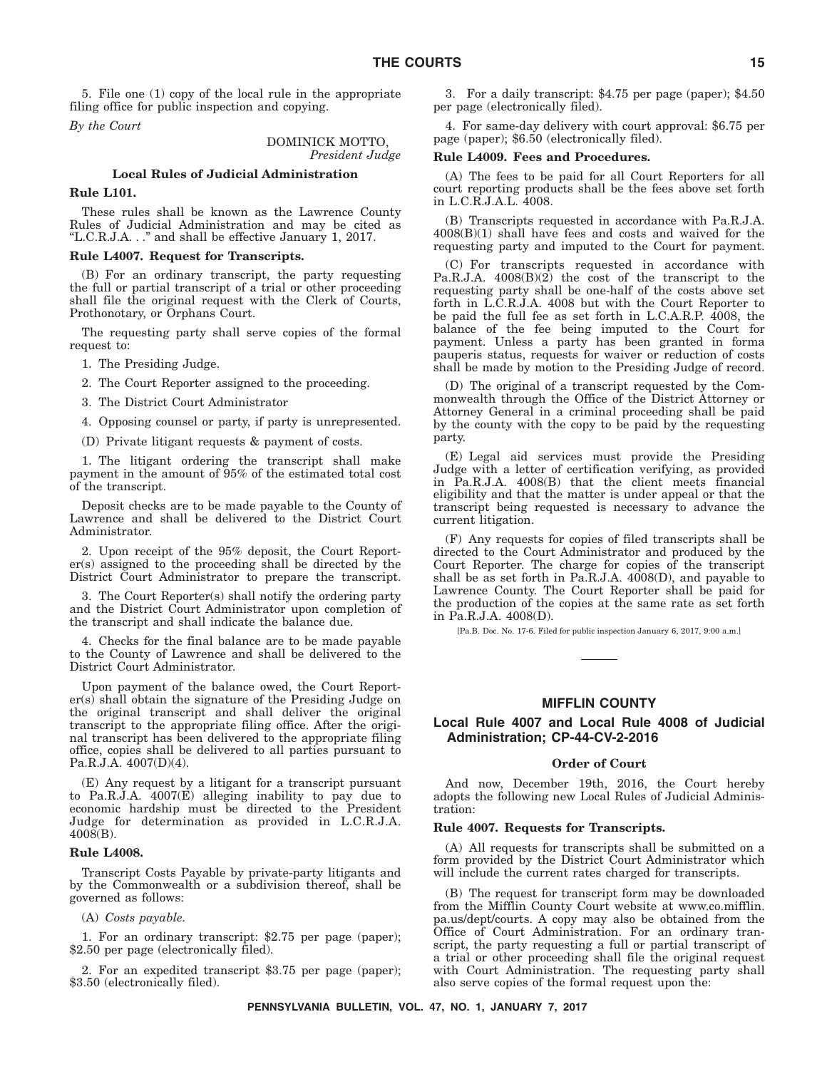5. File one (1) copy of the local rule in the appropriate filing office for public inspection and copying.

*By the Court*

DOMINICK MOTTO,
*President Judge*

### Local Rules of Judicial Administration

**Rule L101.**

These rules shall be known as the Lawrence County Rules of Judicial Administration and may be cited as "L.C.R.J.A. . ." and shall be effective January 1, 2017.

**Rule L4007. Request for Transcripts.**

(B) For an ordinary transcript, the party requesting the full or partial transcript of a trial or other proceeding shall file the original request with the Clerk of Courts, Prothonotary, or Orphans Court.

The requesting party shall serve copies of the formal request to:

1. The Presiding Judge.

2. The Court Reporter assigned to the proceeding.

3. The District Court Administrator

4. Opposing counsel or party, if party is unrepresented.

(D) Private litigant requests & payment of costs.

1. The litigant ordering the transcript shall make payment in the amount of 95% of the estimated total cost of the transcript.

Deposit checks are to be made payable to the County of Lawrence and shall be delivered to the District Court Administrator.

2. Upon receipt of the 95% deposit, the Court Reporter(s) assigned to the proceeding shall be directed by the District Court Administrator to prepare the transcript.

3. The Court Reporter(s) shall notify the ordering party and the District Court Administrator upon completion of the transcript and shall indicate the balance due.

4. Checks for the final balance are to be made payable to the County of Lawrence and shall be delivered to the District Court Administrator.

Upon payment of the balance owed, the Court Reporter(s) shall obtain the signature of the Presiding Judge on the original transcript and shall deliver the original transcript to the appropriate filing office. After the original transcript has been delivered to the appropriate filing office, copies shall be delivered to all parties pursuant to Pa.R.J.A. 4007(D)(4).

(E) Any request by a litigant for a transcript pursuant to Pa.R.J.A. 4007(E) alleging inability to pay due to economic hardship must be directed to the President Judge for determination as provided in L.C.R.J.A. 4008(B).

**Rule L4008.**

Transcript Costs Payable by private-party litigants and by the Commonwealth or a subdivision thereof, shall be governed as follows:

(A) *Costs payable.*

1. For an ordinary transcript: $2.75 per page (paper); $2.50 per page (electronically filed).

2. For an expedited transcript $3.75 per page (paper); $3.50 (electronically filed).

3. For a daily transcript: $4.75 per page (paper); $4.50 per page (electronically filed).

4. For same-day delivery with court approval: $6.75 per page (paper); $6.50 (electronically filed).

**Rule L4009. Fees and Procedures.**

(A) The fees to be paid for all Court Reporters for all court reporting products shall be the fees above set forth in L.C.R.J.A.L. 4008.

(B) Transcripts requested in accordance with Pa.R.J.A. 4008(B)(1) shall have fees and costs and waived for the requesting party and imputed to the Court for payment.

(C) For transcripts requested in accordance with Pa.R.J.A. 4008(B)(2) the cost of the transcript to the requesting party shall be one-half of the costs above set forth in L.C.R.J.A. 4008 but with the Court Reporter to be paid the full fee as set forth in L.C.A.R.P. 4008, the balance of the fee being imputed to the Court for payment. Unless a party has been granted in forma pauperis status, requests for waiver or reduction of costs shall be made by motion to the Presiding Judge of record.

(D) The original of a transcript requested by the Commonwealth through the Office of the District Attorney or Attorney General in a criminal proceeding shall be paid by the county with the copy to be paid by the requesting party.

(E) Legal aid services must provide the Presiding Judge with a letter of certification verifying, as provided in Pa.R.J.A. 4008(B) that the client meets financial eligibility and that the matter is under appeal or that the transcript being requested is necessary to advance the current litigation.

(F) Any requests for copies of filed transcripts shall be directed to the Court Administrator and produced by the Court Reporter. The charge for copies of the transcript shall be as set forth in Pa.R.J.A. 4008(D), and payable to Lawrence County. The Court Reporter shall be paid for the production of the copies at the same rate as set forth in Pa.R.J.A. 4008(D).

[Pa.B. Doc. No. 17-6. Filed for public inspection January 6, 2017, 9:00 a.m.]

## MIFFLIN COUNTY

## Local Rule 4007 and Local Rule 4008 of Judicial Administration; CP-44-CV-2-2016

### Order of Court

And now, December 19th, 2016, the Court hereby adopts the following new Local Rules of Judicial Administration:

**Rule 4007. Requests for Transcripts.**

(A) All requests for transcripts shall be submitted on a form provided by the District Court Administrator which will include the current rates charged for transcripts.

(B) The request for transcript form may be downloaded from the Mifflin County Court website at www.co.mifflin.pa.us/dept/courts. A copy may also be obtained from the Office of Court Administration. For an ordinary transcript, the party requesting a full or partial transcript of a trial or other proceeding shall file the original request with Court Administration. The requesting party shall also serve copies of the formal request upon the: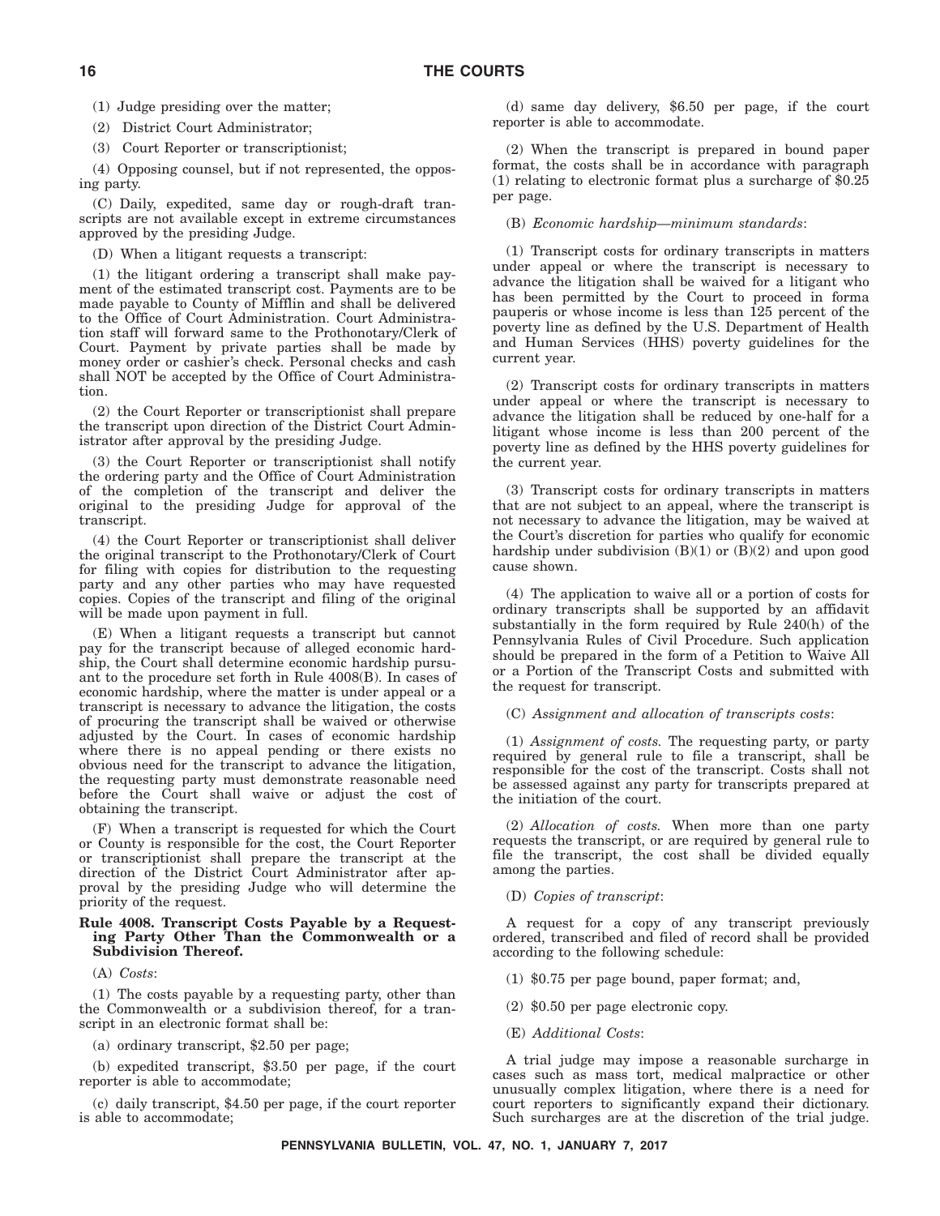(1) Judge presiding over the matter;

(2) District Court Administrator;

(3) Court Reporter or transcriptionist;

(4) Opposing counsel, but if not represented, the opposing party.

(C) Daily, expedited, same day or rough-draft transcripts are not available except in extreme circumstances approved by the presiding Judge.

(D) When a litigant requests a transcript:

(1) the litigant ordering a transcript shall make payment of the estimated transcript cost. Payments are to be made payable to County of Mifflin and shall be delivered to the Office of Court Administration. Court Administration staff will forward same to the Prothonotary/Clerk of Court. Payment by private parties shall be made by money order or cashier's check. Personal checks and cash shall NOT be accepted by the Office of Court Administration.

(2) the Court Reporter or transcriptionist shall prepare the transcript upon direction of the District Court Administrator after approval by the presiding Judge.

(3) the Court Reporter or transcriptionist shall notify the ordering party and the Office of Court Administration of the completion of the transcript and deliver the original to the presiding Judge for approval of the transcript.

(4) the Court Reporter or transcriptionist shall deliver the original transcript to the Prothonotary/Clerk of Court for filing with copies for distribution to the requesting party and any other parties who may have requested copies. Copies of the transcript and filing of the original will be made upon payment in full.

(E) When a litigant requests a transcript but cannot pay for the transcript because of alleged economic hardship, the Court shall determine economic hardship pursuant to the procedure set forth in Rule 4008(B). In cases of economic hardship, where the matter is under appeal or a transcript is necessary to advance the litigation, the costs of procuring the transcript shall be waived or otherwise adjusted by the Court. In cases of economic hardship where there is no appeal pending or there exists no obvious need for the transcript to advance the litigation, the requesting party must demonstrate reasonable need before the Court shall waive or adjust the cost of obtaining the transcript.

(F) When a transcript is requested for which the Court or County is responsible for the cost, the Court Reporter or transcriptionist shall prepare the transcript at the direction of the District Court Administrator after approval by the presiding Judge who will determine the priority of the request.

**Rule 4008. Transcript Costs Payable by a Requesting Party Other Than the Commonwealth or a Subdivision Thereof.**

(A) *Costs*:

(1) The costs payable by a requesting party, other than the Commonwealth or a subdivision thereof, for a transcript in an electronic format shall be:

(a) ordinary transcript, $2.50 per page;

(b) expedited transcript, $3.50 per page, if the court reporter is able to accommodate;

(c) daily transcript, $4.50 per page, if the court reporter is able to accommodate;

(d) same day delivery, $6.50 per page, if the court reporter is able to accommodate.

(2) When the transcript is prepared in bound paper format, the costs shall be in accordance with paragraph (1) relating to electronic format plus a surcharge of $0.25 per page.

(B) *Economic hardship—minimum standards*:

(1) Transcript costs for ordinary transcripts in matters under appeal or where the transcript is necessary to advance the litigation shall be waived for a litigant who has been permitted by the Court to proceed in forma pauperis or whose income is less than 125 percent of the poverty line as defined by the U.S. Department of Health and Human Services (HHS) poverty guidelines for the current year.

(2) Transcript costs for ordinary transcripts in matters under appeal or where the transcript is necessary to advance the litigation shall be reduced by one-half for a litigant whose income is less than 200 percent of the poverty line as defined by the HHS poverty guidelines for the current year.

(3) Transcript costs for ordinary transcripts in matters that are not subject to an appeal, where the transcript is not necessary to advance the litigation, may be waived at the Court's discretion for parties who qualify for economic hardship under subdivision (B)(1) or (B)(2) and upon good cause shown.

(4) The application to waive all or a portion of costs for ordinary transcripts shall be supported by an affidavit substantially in the form required by Rule 240(h) of the Pennsylvania Rules of Civil Procedure. Such application should be prepared in the form of a Petition to Waive All or a Portion of the Transcript Costs and submitted with the request for transcript.

(C) *Assignment and allocation of transcripts costs*:

(1) *Assignment of costs.* The requesting party, or party required by general rule to file a transcript, shall be responsible for the cost of the transcript. Costs shall not be assessed against any party for transcripts prepared at the initiation of the court.

(2) *Allocation of costs.* When more than one party requests the transcript, or are required by general rule to file the transcript, the cost shall be divided equally among the parties.

(D) *Copies of transcript*:

A request for a copy of any transcript previously ordered, transcribed and filed of record shall be provided according to the following schedule:

(1) $0.75 per page bound, paper format; and,

(2) $0.50 per page electronic copy.

(E) *Additional Costs*:

A trial judge may impose a reasonable surcharge in cases such as mass tort, medical malpractice or other unusually complex litigation, where there is a need for court reporters to significantly expand their dictionary. Such surcharges are at the discretion of the trial judge.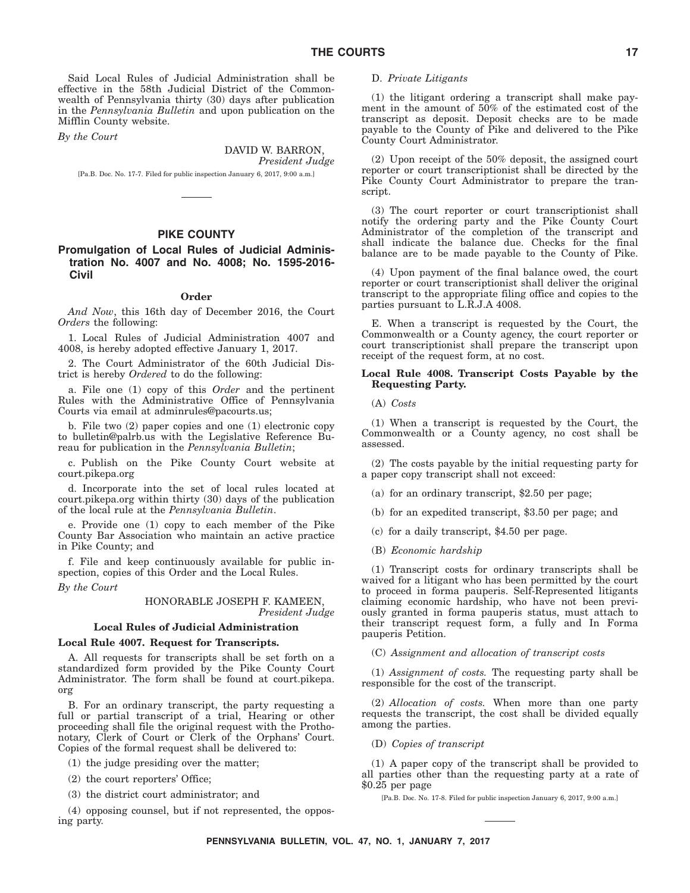Said Local Rules of Judicial Administration shall be effective in the 58th Judicial District of the Commonwealth of Pennsylvania thirty (30) days after publication in the *Pennsylvania Bulletin* and upon publication on the Mifflin County website.

*By the Court*

DAVID W. BARRON,
*President Judge*

[Pa.B. Doc. No. 17-7. Filed for public inspection January 6, 2017, 9:00 a.m.]

---

## PIKE COUNTY

### Promulgation of Local Rules of Judicial Administration No. 4007 and No. 4008; No. 1595-2016-Civil

#### Order

*And Now*, this 16th day of December 2016, the Court *Orders* the following:

1. Local Rules of Judicial Administration 4007 and 4008, is hereby adopted effective January 1, 2017.

2. The Court Administrator of the 60th Judicial District is hereby *Ordered* to do the following:

a. File one (1) copy of this *Order* and the pertinent Rules with the Administrative Office of Pennsylvania Courts via email at adminrules@pacourts.us;

b. File two (2) paper copies and one (1) electronic copy to bulletin@palrb.us with the Legislative Reference Bureau for publication in the *Pennsylvania Bulletin*;

c. Publish on the Pike County Court website at court.pikepa.org

d. Incorporate into the set of local rules located at court.pikepa.org within thirty (30) days of the publication of the local rule at the *Pennsylvania Bulletin*.

e. Provide one (1) copy to each member of the Pike County Bar Association who maintain an active practice in Pike County; and

f. File and keep continuously available for public inspection, copies of this Order and the Local Rules.

*By the Court*

HONORABLE JOSEPH F. KAMEEN,
*President Judge*

#### Local Rules of Judicial Administration

**Local Rule 4007. Request for Transcripts.**

A. All requests for transcripts shall be set forth on a standardized form provided by the Pike County Court Administrator. The form shall be found at court.pikepa.org

B. For an ordinary transcript, the party requesting a full or partial transcript of a trial, Hearing or other proceeding shall file the original request with the Prothonotary, Clerk of Court or Clerk of the Orphans' Court. Copies of the formal request shall be delivered to:

(1) the judge presiding over the matter;

(2) the court reporters' Office;

(3) the district court administrator; and

(4) opposing counsel, but if not represented, the opposing party.

D. *Private Litigants*

(1) the litigant ordering a transcript shall make payment in the amount of 50% of the estimated cost of the transcript as deposit. Deposit checks are to be made payable to the County of Pike and delivered to the Pike County Court Administrator.

(2) Upon receipt of the 50% deposit, the assigned court reporter or court transcriptionist shall be directed by the Pike County Court Administrator to prepare the transcript.

(3) The court reporter or court transcriptionist shall notify the ordering party and the Pike County Court Administrator of the completion of the transcript and shall indicate the balance due. Checks for the final balance are to be made payable to the County of Pike.

(4) Upon payment of the final balance owed, the court reporter or court transcriptionist shall deliver the original transcript to the appropriate filing office and copies to the parties pursuant to L.R.J.A 4008.

E. When a transcript is requested by the Court, the Commonwealth or a County agency, the court reporter or court transcriptionist shall prepare the transcript upon receipt of the request form, at no cost.

**Local Rule 4008. Transcript Costs Payable by the Requesting Party.**

(A) *Costs*

(1) When a transcript is requested by the Court, the Commonwealth or a County agency, no cost shall be assessed.

(2) The costs payable by the initial requesting party for a paper copy transcript shall not exceed:

(a) for an ordinary transcript, $2.50 per page;

(b) for an expedited transcript, $3.50 per page; and

(c) for a daily transcript, $4.50 per page.

(B) *Economic hardship*

(1) Transcript costs for ordinary transcripts shall be waived for a litigant who has been permitted by the court to proceed in forma pauperis. Self-Represented litigants claiming economic hardship, who have not been previously granted in forma pauperis status, must attach to their transcript request form, a fully and In Forma pauperis Petition.

(C) *Assignment and allocation of transcript costs*

(1) *Assignment of costs.* The requesting party shall be responsible for the cost of the transcript.

(2) *Allocation of costs.* When more than one party requests the transcript, the cost shall be divided equally among the parties.

(D) *Copies of transcript*

(1) A paper copy of the transcript shall be provided to all parties other than the requesting party at a rate of $0.25 per page

[Pa.B. Doc. No. 17-8. Filed for public inspection January 6, 2017, 9:00 a.m.]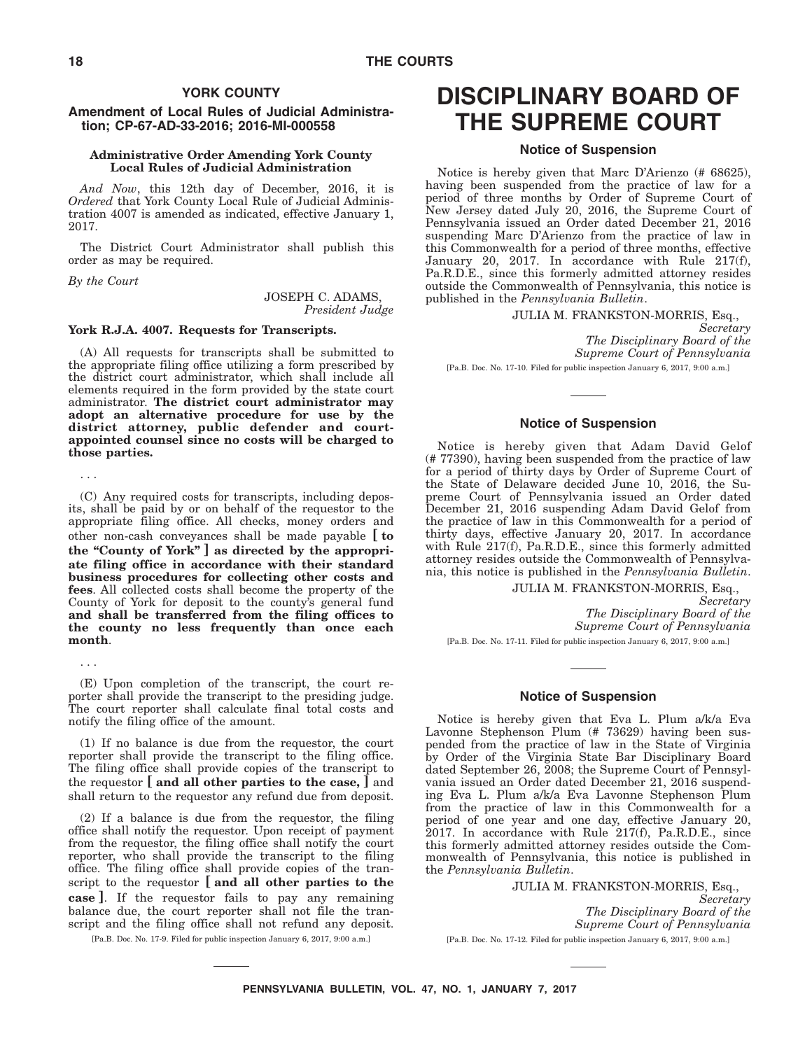## YORK COUNTY

### Amendment of Local Rules of Judicial Administration; CP-67-AD-33-2016; 2016-MI-000558

**Administrative Order Amending York County Local Rules of Judicial Administration**

*And Now*, this 12th day of December, 2016, it is *Ordered* that York County Local Rule of Judicial Administration 4007 is amended as indicated, effective January 1, 2017.

The District Court Administrator shall publish this order as may be required.

*By the Court*

JOSEPH C. ADAMS,
*President Judge*

**York R.J.A. 4007. Requests for Transcripts.**

(A) All requests for transcripts shall be submitted to the appropriate filing office utilizing a form prescribed by the district court administrator, which shall include all elements required in the form provided by the state court administrator. **The district court administrator may adopt an alternative procedure for use by the district attorney, public defender and court-appointed counsel since no costs will be charged to those parties.**

. . .

(C) Any required costs for transcripts, including deposits, shall be paid by or on behalf of the requestor to the appropriate filing office. All checks, money orders and other non-cash conveyances shall be made payable **[ to the "County of York" ] as directed by the appropriate filing office in accordance with their standard business procedures for collecting other costs and fees**. All collected costs shall become the property of the County of York for deposit to the county's general fund **and shall be transferred from the filing offices to the county no less frequently than once each month**.

. . .

(E) Upon completion of the transcript, the court reporter shall provide the transcript to the presiding judge. The court reporter shall calculate final total costs and notify the filing office of the amount.

(1) If no balance is due from the requestor, the court reporter shall provide the transcript to the filing office. The filing office shall provide copies of the transcript to the requestor **[ and all other parties to the case, ]** and shall return to the requestor any refund due from deposit.

(2) If a balance is due from the requestor, the filing office shall notify the requestor. Upon receipt of payment from the requestor, the filing office shall notify the court reporter, who shall provide the transcript to the filing office. The filing office shall provide copies of the transcript to the requestor **[ and all other parties to the case ]**. If the requestor fails to pay any remaining balance due, the court reporter shall not file the transcript and the filing office shall not refund any deposit.

[Pa.B. Doc. No. 17-9. Filed for public inspection January 6, 2017, 9:00 a.m.]

# DISCIPLINARY BOARD OF THE SUPREME COURT

### Notice of Suspension

Notice is hereby given that Marc D'Arienzo (# 68625), having been suspended from the practice of law for a period of three months by Order of Supreme Court of New Jersey dated July 20, 2016, the Supreme Court of Pennsylvania issued an Order dated December 21, 2016 suspending Marc D'Arienzo from the practice of law in this Commonwealth for a period of three months, effective January 20, 2017. In accordance with Rule 217(f), Pa.R.D.E., since this formerly admitted attorney resides outside the Commonwealth of Pennsylvania, this notice is published in the *Pennsylvania Bulletin*.

JULIA M. FRANKSTON-MORRIS, Esq.,
*Secretary*
*The Disciplinary Board of the Supreme Court of Pennsylvania*

[Pa.B. Doc. No. 17-10. Filed for public inspection January 6, 2017, 9:00 a.m.]

### Notice of Suspension

Notice is hereby given that Adam David Gelof (# 77390), having been suspended from the practice of law for a period of thirty days by Order of Supreme Court of the State of Delaware decided June 10, 2016, the Supreme Court of Pennsylvania issued an Order dated December 21, 2016 suspending Adam David Gelof from the practice of law in this Commonwealth for a period of thirty days, effective January 20, 2017. In accordance with Rule 217(f), Pa.R.D.E., since this formerly admitted attorney resides outside the Commonwealth of Pennsylvania, this notice is published in the *Pennsylvania Bulletin*.

JULIA M. FRANKSTON-MORRIS, Esq.,
*Secretary*
*The Disciplinary Board of the Supreme Court of Pennsylvania*

[Pa.B. Doc. No. 17-11. Filed for public inspection January 6, 2017, 9:00 a.m.]

### Notice of Suspension

Notice is hereby given that Eva L. Plum a/k/a Eva Lavonne Stephenson Plum (# 73629) having been suspended from the practice of law in the State of Virginia by Order of the Virginia State Bar Disciplinary Board dated September 26, 2008; the Supreme Court of Pennsylvania issued an Order dated December 21, 2016 suspending Eva L. Plum a/k/a Eva Lavonne Stephenson Plum from the practice of law in this Commonwealth for a period of one year and one day, effective January 20, 2017. In accordance with Rule 217(f), Pa.R.D.E., since this formerly admitted attorney resides outside the Commonwealth of Pennsylvania, this notice is published in the *Pennsylvania Bulletin*.

JULIA M. FRANKSTON-MORRIS, Esq.,
*Secretary*
*The Disciplinary Board of the Supreme Court of Pennsylvania*

[Pa.B. Doc. No. 17-12. Filed for public inspection January 6, 2017, 9:00 a.m.]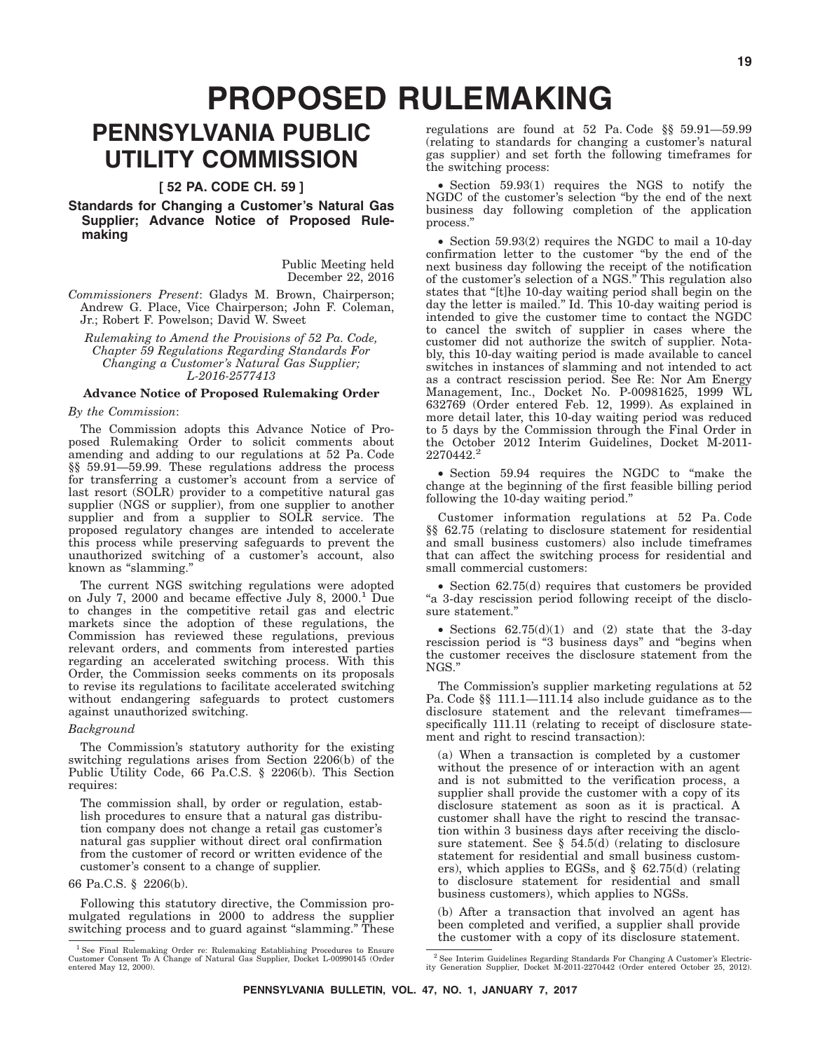# PROPOSED RULEMAKING

## PENNSYLVANIA PUBLIC UTILITY COMMISSION

**[ 52 PA. CODE CH. 59 ]**

### Standards for Changing a Customer's Natural Gas Supplier; Advance Notice of Proposed Rulemaking

Public Meeting held
December 22, 2016

*Commissioners Present*: Gladys M. Brown, Chairperson; Andrew G. Place, Vice Chairperson; John F. Coleman, Jr.; Robert F. Powelson; David W. Sweet

*Rulemaking to Amend the Provisions of 52 Pa. Code, Chapter 59 Regulations Regarding Standards For Changing a Customer's Natural Gas Supplier; L-2016-2577413*

**Advance Notice of Proposed Rulemaking Order**

*By the Commission*:

The Commission adopts this Advance Notice of Proposed Rulemaking Order to solicit comments about amending and adding to our regulations at 52 Pa. Code §§ 59.91—59.99. These regulations address the process for transferring a customer's account from a service of last resort (SOLR) provider to a competitive natural gas supplier (NGS or supplier), from one supplier to another supplier and from a supplier to SOLR service. The proposed regulatory changes are intended to accelerate this process while preserving safeguards to prevent the unauthorized switching of a customer's account, also known as "slamming."

The current NGS switching regulations were adopted on July 7, 2000 and became effective July 8, 2000.[1] Due to changes in the competitive retail gas and electric markets since the adoption of these regulations, the Commission has reviewed these regulations, previous relevant orders, and comments from interested parties regarding an accelerated switching process. With this Order, the Commission seeks comments on its proposals to revise its regulations to facilitate accelerated switching without endangering safeguards to protect customers against unauthorized switching.

*Background*

The Commission's statutory authority for the existing switching regulations arises from Section 2206(b) of the Public Utility Code, 66 Pa.C.S. § 2206(b). This Section requires:

> The commission shall, by order or regulation, establish procedures to ensure that a natural gas distribution company does not change a retail gas customer's natural gas supplier without direct oral confirmation from the customer of record or written evidence of the customer's consent to a change of supplier.

66 Pa.C.S. § 2206(b).

Following this statutory directive, the Commission promulgated regulations in 2000 to address the supplier switching process and to guard against "slamming." These regulations are found at 52 Pa. Code §§ 59.91—59.99 (relating to standards for changing a customer's natural gas supplier) and set forth the following timeframes for the switching process:

- Section 59.93(1) requires the NGS to notify the NGDC of the customer's selection "by the end of the next business day following completion of the application process."

- Section 59.93(2) requires the NGDC to mail a 10-day confirmation letter to the customer "by the end of the next business day following the receipt of the notification of the customer's selection of a NGS." This regulation also states that "[t]he 10-day waiting period shall begin on the day the letter is mailed." Id. This 10-day waiting period is intended to give the customer time to contact the NGDC to cancel the switch of supplier in cases where the customer did not authorize the switch of supplier. Notably, this 10-day waiting period is made available to cancel switches in instances of slamming and not intended to act as a contract rescission period. See Re: Nor Am Energy Management, Inc., Docket No. P-00981625, 1999 WL 632769 (Order entered Feb. 12, 1999). As explained in more detail later, this 10-day waiting period was reduced to 5 days by the Commission through the Final Order in the October 2012 Interim Guidelines, Docket M-2011-2270442.[2]

- Section 59.94 requires the NGDC to "make the change at the beginning of the first feasible billing period following the 10-day waiting period."

Customer information regulations at 52 Pa. Code §§ 62.75 (relating to disclosure statement for residential and small business customers) also include timeframes that can affect the switching process for residential and small commercial customers:

- Section 62.75(d) requires that customers be provided "a 3-day rescission period following receipt of the disclosure statement."

- Sections 62.75(d)(1) and (2) state that the 3-day rescission period is "3 business days" and "begins when the customer receives the disclosure statement from the NGS."

The Commission's supplier marketing regulations at 52 Pa. Code §§ 111.1—111.14 also include guidance as to the disclosure statement and the relevant timeframes—specifically 111.11 (relating to receipt of disclosure statement and right to rescind transaction):

> (a) When a transaction is completed by a customer without the presence of or interaction with an agent and is not submitted to the verification process, a supplier shall provide the customer with a copy of its disclosure statement as soon as it is practical. A customer shall have the right to rescind the transaction within 3 business days after receiving the disclosure statement. See § 54.5(d) (relating to disclosure statement for residential and small business customers), which applies to EGSs, and § 62.75(d) (relating to disclosure statement for residential and small business customers), which applies to NGSs.
>
> (b) After a transaction that involved an agent has been completed and verified, a supplier shall provide the customer with a copy of its disclosure statement.

---

[1] See Final Rulemaking Order re: Rulemaking Establishing Procedures to Ensure Customer Consent To A Change of Natural Gas Supplier, Docket L-00990145 (Order entered May 12, 2000).

[2] See Interim Guidelines Regarding Standards For Changing A Customer's Electricity Generation Supplier, Docket M-2011-2270442 (Order entered October 25, 2012).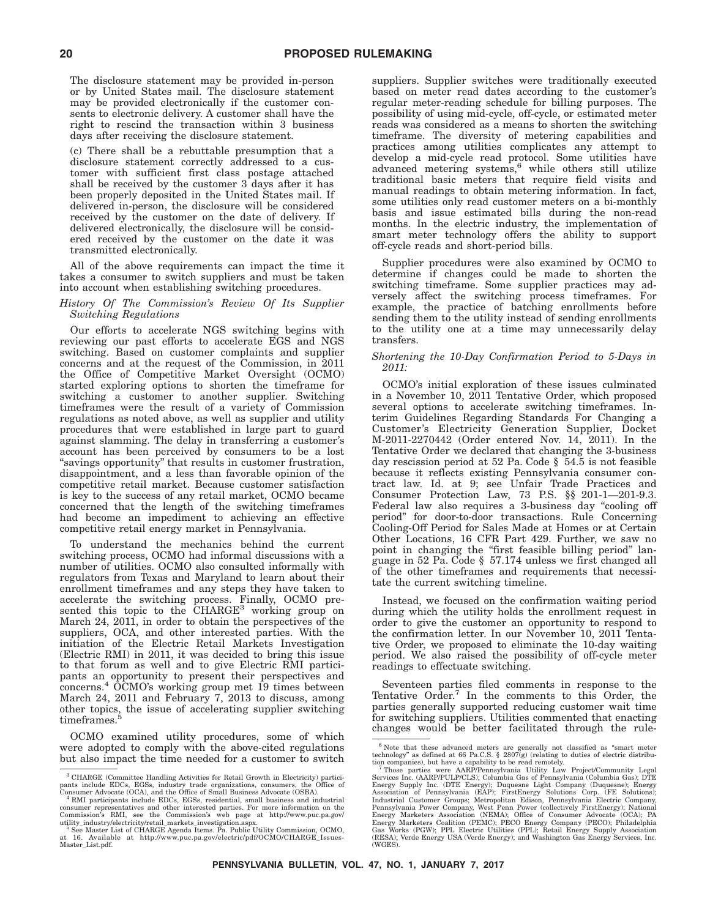The disclosure statement may be provided in-person or by United States mail. The disclosure statement may be provided electronically if the customer consents to electronic delivery. A customer shall have the right to rescind the transaction within 3 business days after receiving the disclosure statement.

(c) There shall be a rebuttable presumption that a disclosure statement correctly addressed to a customer with sufficient first class postage attached shall be received by the customer 3 days after it has been properly deposited in the United States mail. If delivered in-person, the disclosure will be considered received by the customer on the date of delivery. If delivered electronically, the disclosure will be considered received by the customer on the date it was transmitted electronically.

All of the above requirements can impact the time it takes a consumer to switch suppliers and must be taken into account when establishing switching procedures.

*History Of The Commission's Review Of Its Supplier Switching Regulations*

Our efforts to accelerate NGS switching begins with reviewing our past efforts to accelerate EGS and NGS switching. Based on customer complaints and supplier concerns and at the request of the Commission, in 2011 the Office of Competitive Market Oversight (OCMO) started exploring options to shorten the timeframe for switching a customer to another supplier. Switching timeframes were the result of a variety of Commission regulations as noted above, as well as supplier and utility procedures that were established in large part to guard against slamming. The delay in transferring a customer's account has been perceived by consumers to be a lost "savings opportunity" that results in customer frustration, disappointment, and a less than favorable opinion of the competitive retail market. Because customer satisfaction is key to the success of any retail market, OCMO became concerned that the length of the switching timeframes had become an impediment to achieving an effective competitive retail energy market in Pennsylvania.

To understand the mechanics behind the current switching process, OCMO had informal discussions with a number of utilities. OCMO also consulted informally with regulators from Texas and Maryland to learn about their enrollment timeframes and any steps they have taken to accelerate the switching process. Finally, OCMO presented this topic to the CHARGE[3] working group on March 24, 2011, in order to obtain the perspectives of the suppliers, OCA, and other interested parties. With the initiation of the Electric Retail Markets Investigation (Electric RMI) in 2011, it was decided to bring this issue to that forum as well and to give Electric RMI participants an opportunity to present their perspectives and concerns.[4] OCMO's working group met 19 times between March 24, 2011 and February 7, 2013 to discuss, among other topics, the issue of accelerating supplier switching timeframes.[5]

OCMO examined utility procedures, some of which were adopted to comply with the above-cited regulations but also impact the time needed for a customer to switch suppliers. Supplier switches were traditionally executed based on meter read dates according to the customer's regular meter-reading schedule for billing purposes. The possibility of using mid-cycle, off-cycle, or estimated meter reads was considered as a means to shorten the switching timeframe. The diversity of metering capabilities and practices among utilities complicates any attempt to develop a mid-cycle read protocol. Some utilities have advanced metering systems,[6] while others still utilize traditional basic meters that require field visits and manual readings to obtain metering information. In fact, some utilities only read customer meters on a bi-monthly basis and issue estimated bills during the non-read months. In the electric industry, the implementation of smart meter technology offers the ability to support off-cycle reads and short-period bills.

Supplier procedures were also examined by OCMO to determine if changes could be made to shorten the switching timeframe. Some supplier practices may adversely affect the switching process timeframes. For example, the practice of batching enrollments before sending them to the utility instead of sending enrollments to the utility one at a time may unnecessarily delay transfers.

*Shortening the 10-Day Confirmation Period to 5-Days in 2011:*

OCMO's initial exploration of these issues culminated in a November 10, 2011 Tentative Order, which proposed several options to accelerate switching timeframes. Interim Guidelines Regarding Standards For Changing a Customer's Electricity Generation Supplier, Docket M-2011-2270442 (Order entered Nov. 14, 2011). In the Tentative Order we declared that changing the 3-business day rescission period at 52 Pa. Code § 54.5 is not feasible because it reflects existing Pennsylvania consumer contract law. Id. at 9; see Unfair Trade Practices and Consumer Protection Law, 73 P.S. §§ 201-1—201-9.3. Federal law also requires a 3-business day "cooling off period" for door-to-door transactions. Rule Concerning Cooling-Off Period for Sales Made at Homes or at Certain Other Locations, 16 CFR Part 429. Further, we saw no point in changing the "first feasible billing period" language in 52 Pa. Code § 57.174 unless we first changed all of the other timeframes and requirements that necessitate the current switching timeline.

Instead, we focused on the confirmation waiting period during which the utility holds the enrollment request in order to give the customer an opportunity to respond to the confirmation letter. In our November 10, 2011 Tentative Order, we proposed to eliminate the 10-day waiting period. We also raised the possibility of off-cycle meter readings to effectuate switching.

Seventeen parties filed comments in response to the Tentative Order.[7] In the comments to this Order, the parties generally supported reducing customer wait time for switching suppliers. Utilities commented that enacting changes would be better facilitated through the rule-

---

[3] CHARGE (Committee Handling Activities for Retail Growth in Electricity) participants include EDCs, EGSs, industry trade organizations, consumers, the Office of Consumer Advocate (OCA), and the Office of Small Business Advocate (OSBA).

[4] RMI participants include EDCs, EGSs, residential, small business and industrial consumer representatives and other interested parties. For more information on the Commission's RMI, see the Commission's web page at http://www.puc.pa.gov/utility_industry/electricity/retail_markets_investigation.aspx.

[5] See Master List of CHARGE Agenda Items. Pa. Public Utility Commission, OCMO, at 16. Available at http://www.puc.pa.gov/electric/pdf/OCMO/CHARGE_Issues-Master_List.pdf.

[6] Note that these advanced meters are generally not classified as "smart meter technology" as defined at 66 Pa.C.S. § 2807(g) (relating to duties of electric distribution companies), but have a capability to be read remotely.

[7] Those parties were AARP/Pennsylvania Utility Law Project/Community Legal Services Inc. (AARP/PULP/CLS); Columbia Gas of Pennsylvania (Columbia Gas); DTE Energy Supply Inc. (DTE Energy); Duquesne Light Company (Duquesne); Energy Association of Pennsylvania (EAP); FirstEnergy Solutions Corp. (FE Solutions); Industrial Customer Groups; Metropolitan Edison, Pennsylvania Electric Company, Pennsylvania Power Company, West Penn Power (collectively FirstEnergy); National Energy Marketers Association (NEMA); Office of Consumer Advocate (OCA); PA Energy Marketers Coalition (PEMC); PECO Energy Company (PECO); Philadelphia Gas Works (PGW); PPL Electric Utilities (PPL); Retail Energy Supply Association (RESA); Verde Energy USA (Verde Energy); and Washington Gas Energy Services, Inc. (WGES).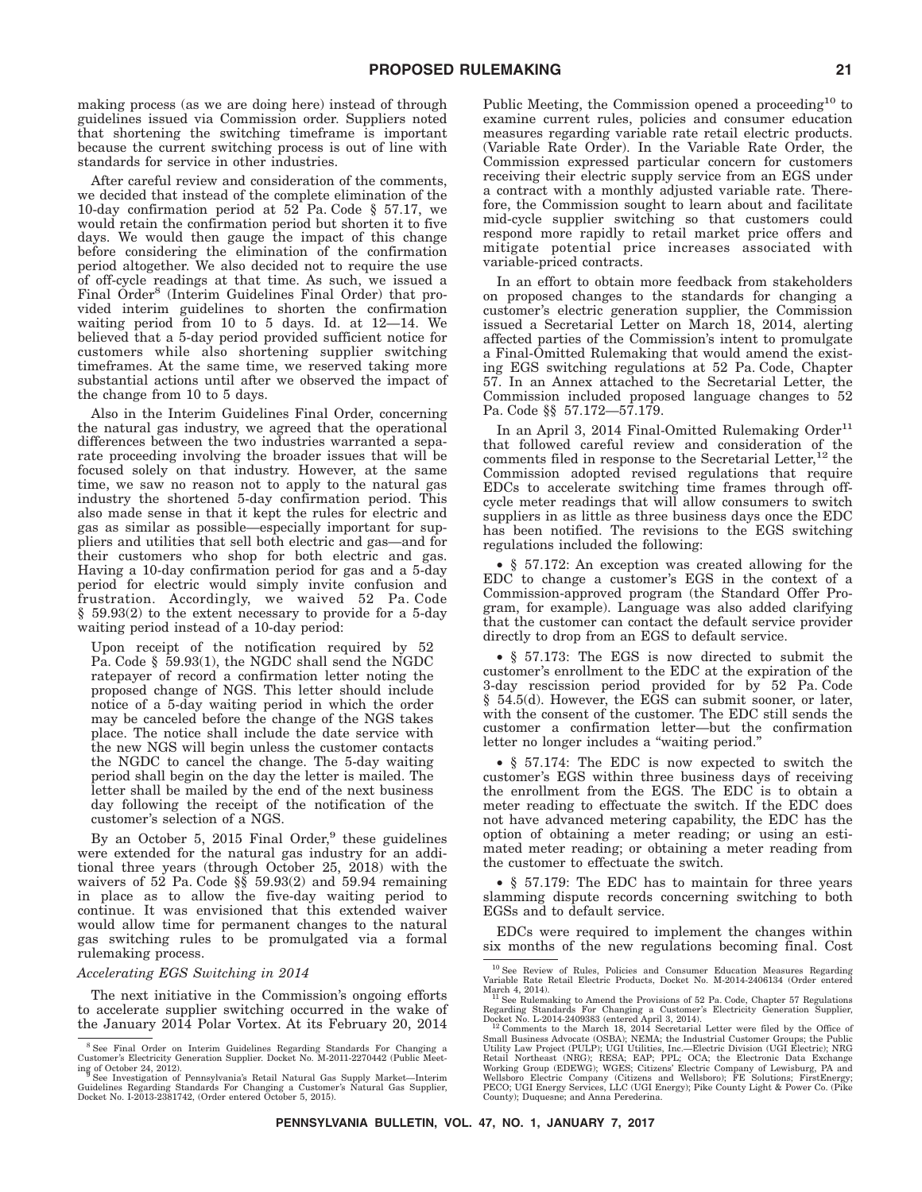making process (as we are doing here) instead of through guidelines issued via Commission order. Suppliers noted that shortening the switching timeframe is important because the current switching process is out of line with standards for service in other industries.

After careful review and consideration of the comments, we decided that instead of the complete elimination of the 10-day confirmation period at 52 Pa. Code § 57.17, we would retain the confirmation period but shorten it to five days. We would then gauge the impact of this change before considering the elimination of the confirmation period altogether. We also decided not to require the use of off-cycle readings at that time. As such, we issued a Final Order[8] (Interim Guidelines Final Order) that provided interim guidelines to shorten the confirmation waiting period from 10 to 5 days. Id. at 12—14. We believed that a 5-day period provided sufficient notice for customers while also shortening supplier switching timeframes. At the same time, we reserved taking more substantial actions until after we observed the impact of the change from 10 to 5 days.

Also in the Interim Guidelines Final Order, concerning the natural gas industry, we agreed that the operational differences between the two industries warranted a separate proceeding involving the broader issues that will be focused solely on that industry. However, at the same time, we saw no reason not to apply to the natural gas industry the shortened 5-day confirmation period. This also made sense in that it kept the rules for electric and gas as similar as possible—especially important for suppliers and utilities that sell both electric and gas—and for their customers who shop for both electric and gas. Having a 10-day confirmation period for gas and a 5-day period for electric would simply invite confusion and frustration. Accordingly, we waived 52 Pa. Code § 59.93(2) to the extent necessary to provide for a 5-day waiting period instead of a 10-day period:

> Upon receipt of the notification required by 52 Pa. Code § 59.93(1), the NGDC shall send the NGDC ratepayer of record a confirmation letter noting the proposed change of NGS. This letter should include notice of a 5-day waiting period in which the order may be canceled before the change of the NGS takes place. The notice shall include the date service with the new NGS will begin unless the customer contacts the NGDC to cancel the change. The 5-day waiting period shall begin on the day the letter is mailed. The letter shall be mailed by the end of the next business day following the receipt of the notification of the customer's selection of a NGS.

By an October 5, 2015 Final Order,[9] these guidelines were extended for the natural gas industry for an additional three years (through October 25, 2018) with the waivers of 52 Pa. Code §§ 59.93(2) and 59.94 remaining in place as to allow the five-day waiting period to continue. It was envisioned that this extended waiver would allow time for permanent changes to the natural gas switching rules to be promulgated via a formal rulemaking process.

*Accelerating EGS Switching in 2014*

The next initiative in the Commission's ongoing efforts to accelerate supplier switching occurred in the wake of the January 2014 Polar Vortex. At its February 20, 2014 Public Meeting, the Commission opened a proceeding[10] to examine current rules, policies and consumer education measures regarding variable rate retail electric products. (Variable Rate Order). In the Variable Rate Order, the Commission expressed particular concern for customers receiving their electric supply service from an EGS under a contract with a monthly adjusted variable rate. Therefore, the Commission sought to learn about and facilitate mid-cycle supplier switching so that customers could respond more rapidly to retail market price offers and mitigate potential price increases associated with variable-priced contracts.

In an effort to obtain more feedback from stakeholders on proposed changes to the standards for changing a customer's electric generation supplier, the Commission issued a Secretarial Letter on March 18, 2014, alerting affected parties of the Commission's intent to promulgate a Final-Omitted Rulemaking that would amend the existing EGS switching regulations at 52 Pa. Code, Chapter 57. In an Annex attached to the Secretarial Letter, the Commission included proposed language changes to 52 Pa. Code §§ 57.172—57.179.

In an April 3, 2014 Final-Omitted Rulemaking Order[11] that followed careful review and consideration of the comments filed in response to the Secretarial Letter,[12] the Commission adopted revised regulations that require EDCs to accelerate switching time frames through off-cycle meter readings that will allow consumers to switch suppliers in as little as three business days once the EDC has been notified. The revisions to the EGS switching regulations included the following:

- § 57.172: An exception was created allowing for the EDC to change a customer's EGS in the context of a Commission-approved program (the Standard Offer Program, for example). Language was also added clarifying that the customer can contact the default service provider directly to drop from an EGS to default service.

- § 57.173: The EGS is now directed to submit the customer's enrollment to the EDC at the expiration of the 3-day rescission period provided for by 52 Pa. Code § 54.5(d). However, the EGS can submit sooner, or later, with the consent of the customer. The EDC still sends the customer a confirmation letter—but the confirmation letter no longer includes a "waiting period."

- § 57.174: The EDC is now expected to switch the customer's EGS within three business days of receiving the enrollment from the EGS. The EDC is to obtain a meter reading to effectuate the switch. If the EDC does not have advanced metering capability, the EDC has the option of obtaining a meter reading; or using an estimated meter reading; or obtaining a meter reading from the customer to effectuate the switch.

- § 57.179: The EDC has to maintain for three years slamming dispute records concerning switching to both EGSs and to default service.

EDCs were required to implement the changes within six months of the new regulations becoming final. Cost

---

[8] See Final Order on Interim Guidelines Regarding Standards For Changing a Customer's Electricity Generation Supplier. Docket No. M-2011-2270442 (Public Meeting of October 24, 2012).

[9] See Investigation of Pennsylvania's Retail Natural Gas Supply Market—Interim Guidelines Regarding Standards For Changing a Customer's Natural Gas Supplier, Docket No. I-2013-2381742, (Order entered October 5, 2015).

[10] See Review of Rules, Policies and Consumer Education Measures Regarding Variable Rate Retail Electric Products, Docket No. M-2014-2406134 (Order entered March 4, 2014).

[11] See Rulemaking to Amend the Provisions of 52 Pa. Code, Chapter 57 Regulations Regarding Standards For Changing a Customer's Electricity Generation Supplier, Docket No. L-2014-2409383 (entered April 3, 2014).

[12] Comments to the March 18, 2014 Secretarial Letter were filed by the Office of Small Business Advocate (OSBA); NEMA; the Industrial Customer Groups; the Public Utility Law Project (PULP); UGI Utilities, Inc.—Electric Division (UGI Electric); NRG Retail Northeast (NRG); RESA; EAP; PPL; OCA; the Electronic Data Exchange Working Group (EDEWG); WGES; Citizens' Electric Company of Lewisburg, PA and Wellsboro Electric Company (Citizens and Wellsboro); FE Solutions; FirstEnergy; PECO; UGI Energy Services, LLC (UGI Energy); Pike County Light & Power Co. (Pike County); Duquesne; and Anna Perederina.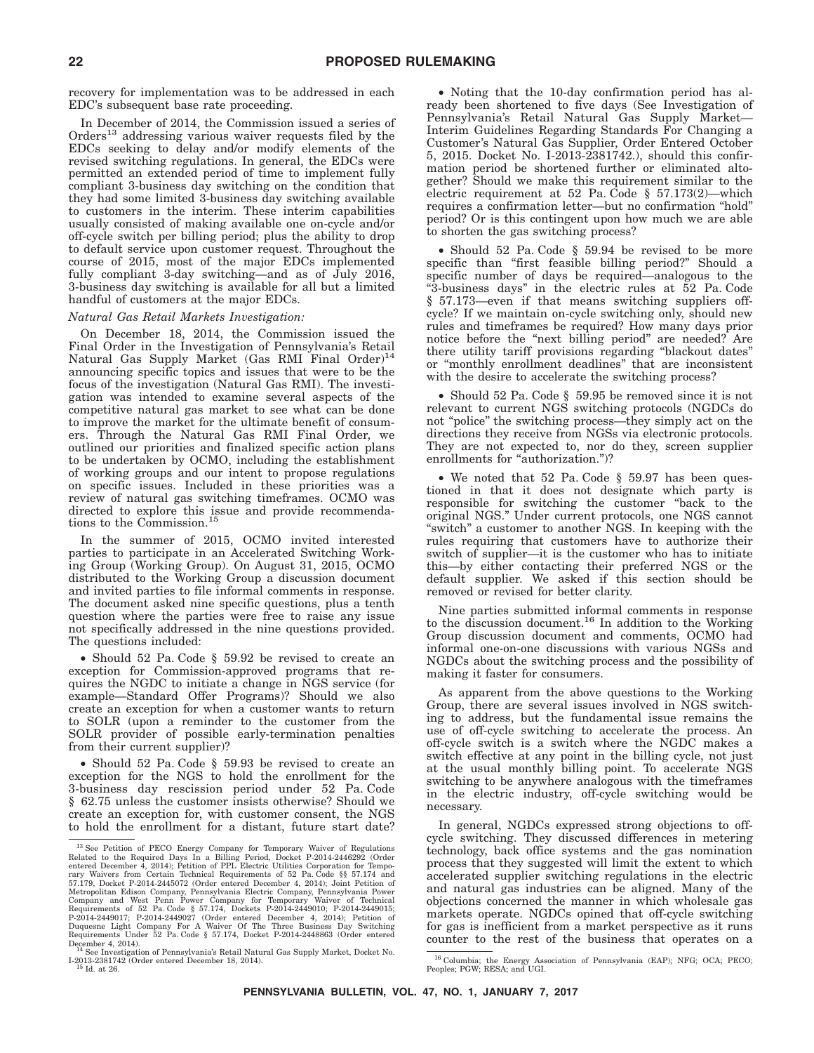recovery for implementation was to be addressed in each EDC's subsequent base rate proceeding.

In December of 2014, the Commission issued a series of Orders[13] addressing various waiver requests filed by the EDCs seeking to delay and/or modify elements of the revised switching regulations. In general, the EDCs were permitted an extended period of time to implement fully compliant 3-business day switching on the condition that they had some limited 3-business day switching available to customers in the interim. These interim capabilities usually consisted of making available one on-cycle and/or off-cycle switch per billing period; plus the ability to drop to default service upon customer request. Throughout the course of 2015, most of the major EDCs implemented fully compliant 3-day switching—and as of July 2016, 3-business day switching is available for all but a limited handful of customers at the major EDCs.

*Natural Gas Retail Markets Investigation:*

On December 18, 2014, the Commission issued the Final Order in the Investigation of Pennsylvania's Retail Natural Gas Supply Market (Gas RMI Final Order)[14] announcing specific topics and issues that were to be the focus of the investigation (Natural Gas RMI). The investigation was intended to examine several aspects of the competitive natural gas market to see what can be done to improve the market for the ultimate benefit of consumers. Through the Natural Gas RMI Final Order, we outlined our priorities and finalized specific action plans to be undertaken by OCMO, including the establishment of working groups and our intent to propose regulations on specific issues. Included in these priorities was a review of natural gas switching timeframes. OCMO was directed to explore this issue and provide recommendations to the Commission.[15]

In the summer of 2015, OCMO invited interested parties to participate in an Accelerated Switching Working Group (Working Group). On August 31, 2015, OCMO distributed to the Working Group a discussion document and invited parties to file informal comments in response. The document asked nine specific questions, plus a tenth question where the parties were free to raise any issue not specifically addressed in the nine questions provided. The questions included:

• Should 52 Pa. Code § 59.92 be revised to create an exception for Commission-approved programs that requires the NGDC to initiate a change in NGS service (for example—Standard Offer Programs)? Should we also create an exception for when a customer wants to return to SOLR (upon a reminder to the customer from the SOLR provider of possible early-termination penalties from their current supplier)?

• Should 52 Pa. Code § 59.93 be revised to create an exception for the NGS to hold the enrollment for the 3-business day rescission period under 52 Pa. Code § 62.75 unless the customer insists otherwise? Should we create an exception for, with customer consent, the NGS to hold the enrollment for a distant, future start date?

• Noting that the 10-day confirmation period has already been shortened to five days (See Investigation of Pennsylvania's Retail Natural Gas Supply Market—Interim Guidelines Regarding Standards For Changing a Customer's Natural Gas Supplier, Order Entered October 5, 2015. Docket No. I-2013-2381742.), should this confirmation period be shortened further or eliminated altogether? Should we make this requirement similar to the electric requirement at 52 Pa. Code § 57.173(2)—which requires a confirmation letter—but no confirmation "hold" period? Or is this contingent upon how much we are able to shorten the gas switching process?

• Should 52 Pa. Code § 59.94 be revised to be more specific than "first feasible billing period?" Should a specific number of days be required—analogous to the "3-business days" in the electric rules at 52 Pa. Code § 57.173—even if that means switching suppliers off-cycle? If we maintain on-cycle switching only, should new rules and timeframes be required? How many days prior notice before the "next billing period" are needed? Are there utility tariff provisions regarding "blackout dates" or "monthly enrollment deadlines" that are inconsistent with the desire to accelerate the switching process?

• Should 52 Pa. Code § 59.95 be removed since it is not relevant to current NGS switching protocols (NGDCs do not "police" the switching process—they simply act on the directions they receive from NGSs via electronic protocols. They are not expected to, nor do they, screen supplier enrollments for "authorization.")?

• We noted that 52 Pa. Code § 59.97 has been questioned in that it does not designate which party is responsible for switching the customer "back to the original NGS." Under current protocols, one NGS cannot "switch" a customer to another NGS. In keeping with the rules requiring that customers have to authorize their switch of supplier—it is the customer who has to initiate this—by either contacting their preferred NGS or the default supplier. We asked if this section should be removed or revised for better clarity.

Nine parties submitted informal comments in response to the discussion document.[16] In addition to the Working Group discussion document and comments, OCMO had informal one-on-one discussions with various NGSs and NGDCs about the switching process and the possibility of making it faster for consumers.

As apparent from the above questions to the Working Group, there are several issues involved in NGS switching to address, but the fundamental issue remains the use of off-cycle switching to accelerate the process. An off-cycle switch is a switch where the NGDC makes a switch effective at any point in the billing cycle, not just at the usual monthly billing point. To accelerate NGS switching to be anywhere analogous with the timeframes in the electric industry, off-cycle switching would be necessary.

In general, NGDCs expressed strong objections to off-cycle switching. They discussed differences in metering technology, back office systems and the gas nomination process that they suggested will limit the extent to which accelerated supplier switching regulations in the electric and natural gas industries can be aligned. Many of the objections concerned the manner in which wholesale gas markets operate. NGDCs opined that off-cycle switching for gas is inefficient from a market perspective as it runs counter to the rest of the business that operates on a

---

[13] See Petition of PECO Energy Company for Temporary Waiver of Regulations Related to the Required Days In a Billing Period, Docket P-2014-2446292 (Order entered December 4, 2014); Petition of PPL Electric Utilities Corporation for Temporary Waivers from Certain Technical Requirements of 52 Pa. Code §§ 57.174 and 57.179, Docket P-2014-2445072 (Order entered December 4, 2014); Joint Petition of Metropolitan Edison Company, Pennsylvania Electric Company, Pennsylvania Power Company and West Penn Power Company for Temporary Waiver of Technical Requirements of 52 Pa. Code § 57.174, Dockets P-2014-2449010; P-2014-2449015; P-2014-2449017; P-2014-2449027 (Order entered December 4, 2014); Petition of Duquesne Light Company For A Waiver Of The Three Business Day Switching Requirements Under 52 Pa. Code § 57.174, Docket P-2014-2448863 (Order entered December 4, 2014).

[14] See Investigation of Pennsylvania's Retail Natural Gas Supply Market, Docket No. I-2013-2381742 (Order entered December 18, 2014).

[15] Id. at 26.

[16] Columbia; the Energy Association of Pennsylvania (EAP); NFG; OCA; PECO; Peoples; PGW; RESA; and UGI.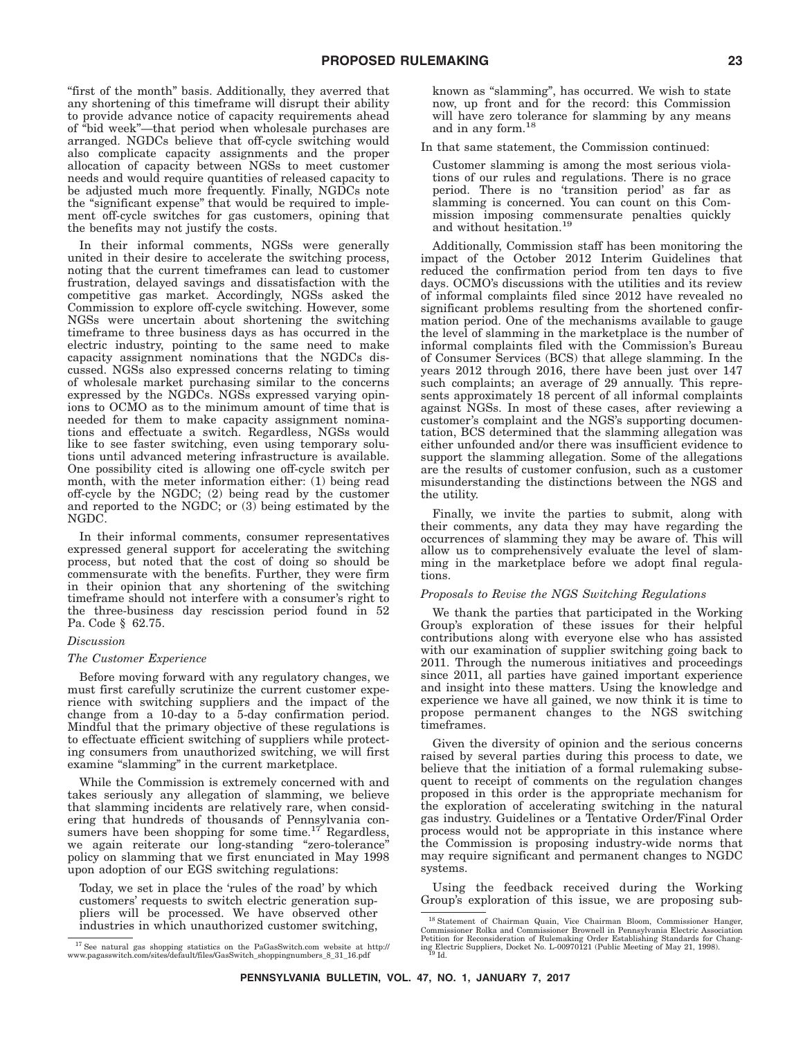"first of the month" basis. Additionally, they averred that any shortening of this timeframe will disrupt their ability to provide advance notice of capacity requirements ahead of "bid week"—that period when wholesale purchases are arranged. NGDCs believe that off-cycle switching would also complicate capacity assignments and the proper allocation of capacity between NGSs to meet customer needs and would require quantities of released capacity to be adjusted much more frequently. Finally, NGDCs note the "significant expense" that would be required to implement off-cycle switches for gas customers, opining that the benefits may not justify the costs.

In their informal comments, NGSs were generally united in their desire to accelerate the switching process, noting that the current timeframes can lead to customer frustration, delayed savings and dissatisfaction with the competitive gas market. Accordingly, NGSs asked the Commission to explore off-cycle switching. However, some NGSs were uncertain about shortening the switching timeframe to three business days as has occurred in the electric industry, pointing to the same need to make capacity assignment nominations that the NGDCs discussed. NGSs also expressed concerns relating to timing of wholesale market purchasing similar to the concerns expressed by the NGDCs. NGSs expressed varying opinions to OCMO as to the minimum amount of time that is needed for them to make capacity assignment nominations and effectuate a switch. Regardless, NGSs would like to see faster switching, even using temporary solutions until advanced metering infrastructure is available. One possibility cited is allowing one off-cycle switch per month, with the meter information either: (1) being read off-cycle by the NGDC; (2) being read by the customer and reported to the NGDC; or (3) being estimated by the NGDC.

In their informal comments, consumer representatives expressed general support for accelerating the switching process, but noted that the cost of doing so should be commensurate with the benefits. Further, they were firm in their opinion that any shortening of the switching timeframe should not interfere with a consumer's right to the three-business day rescission period found in 52 Pa. Code § 62.75.

*Discussion*

*The Customer Experience*

Before moving forward with any regulatory changes, we must first carefully scrutinize the current customer experience with switching suppliers and the impact of the change from a 10-day to a 5-day confirmation period. Mindful that the primary objective of these regulations is to effectuate efficient switching of suppliers while protecting consumers from unauthorized switching, we will first examine "slamming" in the current marketplace.

While the Commission is extremely concerned with and takes seriously any allegation of slamming, we believe that slamming incidents are relatively rare, when considering that hundreds of thousands of Pennsylvania consumers have been shopping for some time.[17] Regardless, we again reiterate our long-standing "zero-tolerance" policy on slamming that we first enunciated in May 1998 upon adoption of our EGS switching regulations:

> Today, we set in place the 'rules of the road' by which customers' requests to switch electric generation suppliers will be processed. We have observed other industries in which unauthorized customer switching, known as "slamming", has occurred. We wish to state now, up front and for the record: this Commission will have zero tolerance for slamming by any means and in any form.[18]

In that same statement, the Commission continued:

> Customer slamming is among the most serious violations of our rules and regulations. There is no grace period. There is no 'transition period' as far as slamming is concerned. You can count on this Commission imposing commensurate penalties quickly and without hesitation.[19]

Additionally, Commission staff has been monitoring the impact of the October 2012 Interim Guidelines that reduced the confirmation period from ten days to five days. OCMO's discussions with the utilities and its review of informal complaints filed since 2012 have revealed no significant problems resulting from the shortened confirmation period. One of the mechanisms available to gauge the level of slamming in the marketplace is the number of informal complaints filed with the Commission's Bureau of Consumer Services (BCS) that allege slamming. In the years 2012 through 2016, there have been just over 147 such complaints; an average of 29 annually. This represents approximately 18 percent of all informal complaints against NGSs. In most of these cases, after reviewing a customer's complaint and the NGS's supporting documentation, BCS determined that the slamming allegation was either unfounded and/or there was insufficient evidence to support the slamming allegation. Some of the allegations are the results of customer confusion, such as a customer misunderstanding the distinctions between the NGS and the utility.

Finally, we invite the parties to submit, along with their comments, any data they may have regarding the occurrences of slamming they may be aware of. This will allow us to comprehensively evaluate the level of slamming in the marketplace before we adopt final regulations.

*Proposals to Revise the NGS Switching Regulations*

We thank the parties that participated in the Working Group's exploration of these issues for their helpful contributions along with everyone else who has assisted with our examination of supplier switching going back to 2011. Through the numerous initiatives and proceedings since 2011, all parties have gained important experience and insight into these matters. Using the knowledge and experience we have all gained, we now think it is time to propose permanent changes to the NGS switching timeframes.

Given the diversity of opinion and the serious concerns raised by several parties during this process to date, we believe that the initiation of a formal rulemaking subsequent to receipt of comments on the regulation changes proposed in this order is the appropriate mechanism for the exploration of accelerating switching in the natural gas industry. Guidelines or a Tentative Order/Final Order process would not be appropriate in this instance where the Commission is proposing industry-wide norms that may require significant and permanent changes to NGDC systems.

Using the feedback received during the Working Group's exploration of this issue, we are proposing sub-

[17] See natural gas shopping statistics on the PaGasSwitch.com website at http://www.pagasswitch.com/sites/default/files/GasSwitch_shoppingnumbers_8_31_16.pdf

[18] Statement of Chairman Quain, Vice Chairman Bloom, Commissioner Hanger, Commissioner Rolka and Commissioner Brownell in Pennsylvania Electric Association Petition for Reconsideration of Rulemaking Order Establishing Standards for Changing Electric Suppliers, Docket No. L-00970121 (Public Meeting of May 21, 1998).

[19] Id.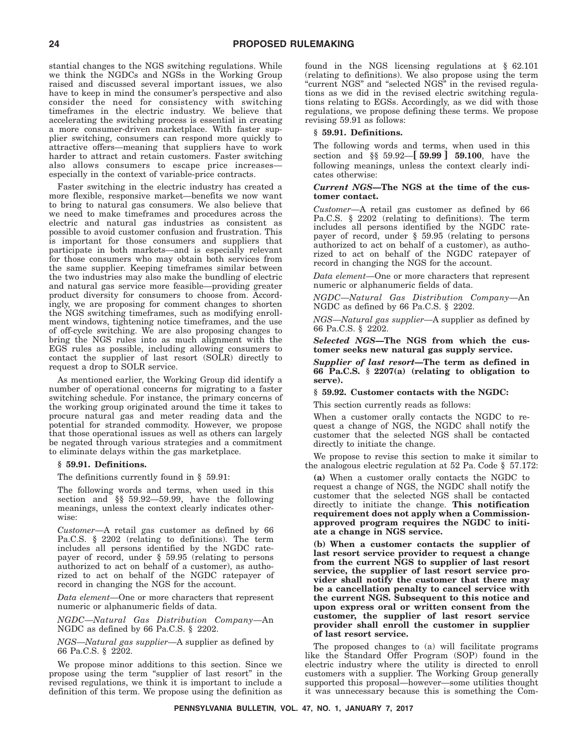stantial changes to the NGS switching regulations. While we think the NGDCs and NGSs in the Working Group raised and discussed several important issues, we also have to keep in mind the consumer's perspective and also consider the need for consistency with switching timeframes in the electric industry. We believe that accelerating the switching process is essential in creating a more consumer-driven marketplace. With faster supplier switching, consumers can respond more quickly to attractive offers—meaning that suppliers have to work harder to attract and retain customers. Faster switching also allows consumers to escape price increases—especially in the context of variable-price contracts.

Faster switching in the electric industry has created a more flexible, responsive market—benefits we now want to bring to natural gas consumers. We also believe that we need to make timeframes and procedures across the electric and natural gas industries as consistent as possible to avoid customer confusion and frustration. This is important for those consumers and suppliers that participate in both markets—and is especially relevant for those consumers who may obtain both services from the same supplier. Keeping timeframes similar between the two industries may also make the bundling of electric and natural gas service more feasible—providing greater product diversity for consumers to choose from. Accordingly, we are proposing for comment changes to shorten the NGS switching timeframes, such as modifying enrollment windows, tightening notice timeframes, and the use of off-cycle switching. We are also proposing changes to bring the NGS rules into as much alignment with the EGS rules as possible, including allowing consumers to contact the supplier of last resort (SOLR) directly to request a drop to SOLR service.

As mentioned earlier, the Working Group did identify a number of operational concerns for migrating to a faster switching schedule. For instance, the primary concerns of the working group originated around the time it takes to procure natural gas and meter reading data and the potential for stranded commodity. However, we propose that those operational issues as well as others can largely be negated through various strategies and a commitment to eliminate delays within the gas marketplace.

**§ 59.91. Definitions.**

The definitions currently found in § 59.91:

The following words and terms, when used in this section and §§ 59.92—59.99, have the following meanings, unless the context clearly indicates otherwise:

*Customer*—A retail gas customer as defined by 66 Pa.C.S. § 2202 (relating to definitions). The term includes all persons identified by the NGDC ratepayer of record, under § 59.95 (relating to persons authorized to act on behalf of a customer), as authorized to act on behalf of the NGDC ratepayer of record in changing the NGS for the account.

*Data element*—One or more characters that represent numeric or alphanumeric fields of data.

*NGDC—Natural Gas Distribution Company*—An NGDC as defined by 66 Pa.C.S. § 2202.

*NGS—Natural gas supplier*—A supplier as defined by 66 Pa.C.S. § 2202.

We propose minor additions to this section. Since we propose using the term "supplier of last resort" in the revised regulations, we think it is important to include a definition of this term. We propose using the definition as found in the NGS licensing regulations at § 62.101 (relating to definitions). We also propose using the term "current NGS" and "selected NGS" in the revised regulations as we did in the revised electric switching regulations relating to EGSs. Accordingly, as we did with those regulations, we propose defining these terms. We propose revising 59.91 as follows:

**§ 59.91. Definitions.**

The following words and terms, when used in this section and §§ 59.92—**[ 59.99 ] 59.100**, have the following meanings, unless the context clearly indicates otherwise:

***Current NGS*—The NGS at the time of the customer contact.**

*Customer*—A retail gas customer as defined by 66 Pa.C.S. § 2202 (relating to definitions). The term includes all persons identified by the NGDC ratepayer of record, under § 59.95 (relating to persons authorized to act on behalf of a customer), as authorized to act on behalf of the NGDC ratepayer of record in changing the NGS for the account.

*Data element*—One or more characters that represent numeric or alphanumeric fields of data.

*NGDC—Natural Gas Distribution Company*—An NGDC as defined by 66 Pa.C.S. § 2202.

*NGS—Natural gas supplier*—A supplier as defined by 66 Pa.C.S. § 2202.

***Selected NGS*—The NGS from which the customer seeks new natural gas supply service.**

***Supplier of last resort*—The term as defined in 66 Pa.C.S. § 2207(a) (relating to obligation to serve).**

**§ 59.92. Customer contacts with the NGDC:**

This section currently reads as follows:

When a customer orally contacts the NGDC to request a change of NGS, the NGDC shall notify the customer that the selected NGS shall be contacted directly to initiate the change.

We propose to revise this section to make it similar to the analogous electric regulation at 52 Pa. Code § 57.172:

**(a)** When a customer orally contacts the NGDC to request a change of NGS, the NGDC shall notify the customer that the selected NGS shall be contacted directly to initiate the change. **This notification requirement does not apply when a Commission-approved program requires the NGDC to initiate a change in NGS service.**

**(b) When a customer contacts the supplier of last resort service provider to request a change from the current NGS to supplier of last resort service, the supplier of last resort service provider shall notify the customer that there may be a cancellation penalty to cancel service with the current NGS. Subsequent to this notice and upon express oral or written consent from the customer, the supplier of last resort service provider shall enroll the customer in supplier of last resort service.**

The proposed changes to (a) will facilitate programs like the Standard Offer Program (SOP) found in the electric industry where the utility is directed to enroll customers with a supplier. The Working Group generally supported this proposal—however—some utilities thought it was unnecessary because this is something the Com-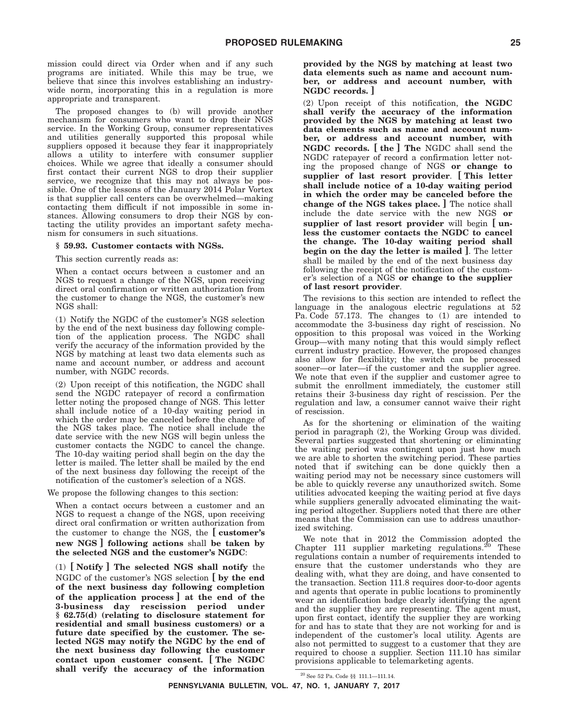mission could direct via Order when and if any such programs are initiated. While this may be true, we believe that since this involves establishing an industry-wide norm, incorporating this in a regulation is more appropriate and transparent.

The proposed changes to (b) will provide another mechanism for consumers who want to drop their NGS service. In the Working Group, consumer representatives and utilities generally supported this proposal while suppliers opposed it because they fear it inappropriately allows a utility to interfere with consumer supplier choices. While we agree that ideally a consumer should first contact their current NGS to drop their supplier service, we recognize that this may not always be possible. One of the lessons of the January 2014 Polar Vortex is that supplier call centers can be overwhelmed—making contacting them difficult if not impossible in some instances. Allowing consumers to drop their NGS by contacting the utility provides an important safety mechanism for consumers in such situations.

**§ 59.93. Customer contacts with NGSs.**

This section currently reads as:

When a contact occurs between a customer and an NGS to request a change of the NGS, upon receiving direct oral confirmation or written authorization from the customer to change the NGS, the customer's new NGS shall:

(1) Notify the NGDC of the customer's NGS selection by the end of the next business day following completion of the application process. The NGDC shall verify the accuracy of the information provided by the NGS by matching at least two data elements such as name and account number, or address and account number, with NGDC records.

(2) Upon receipt of this notification, the NGDC shall send the NGDC ratepayer of record a confirmation letter noting the proposed change of NGS. This letter shall include notice of a 10-day waiting period in which the order may be canceled before the change of the NGS takes place. The notice shall include the date service with the new NGS will begin unless the customer contacts the NGDC to cancel the change. The 10-day waiting period shall begin on the day the letter is mailed. The letter shall be mailed by the end of the next business day following the receipt of the notification of the customer's selection of a NGS.

We propose the following changes to this section:

When a contact occurs between a customer and an NGS to request a change of the NGS, upon receiving direct oral confirmation or written authorization from the customer to change the NGS, the **[ customer's new NGS ] following actions** shall **be taken by the selected NGS and the customer's NGDC**:

(1) **[ Notify ] The selected NGS shall notify** the NGDC of the customer's NGS selection **[ by the end of the next business day following completion of the application process ] at the end of the 3-business day rescission period under § 62.75(d) (relating to disclosure statement for residential and small business customers) or a future date specified by the customer. The selected NGS may notify the NGDC by the end of the next business day following the customer contact upon customer consent. [ The NGDC shall verify the accuracy of the information provided by the NGS by matching at least two data elements such as name and account number, or address and account number, with NGDC records. ]**

(2) Upon receipt of this notification, **the NGDC shall verify the accuracy of the information provided by the NGS by matching at least two data elements such as name and account number, or address and account number, with NGDC records. [ the ] The** NGDC shall send the NGDC ratepayer of record a confirmation letter noting the proposed change of NGS **or change to supplier of last resort provider**. **[ This letter shall include notice of a 10-day waiting period in which the order may be canceled before the change of the NGS takes place. ]** The notice shall include the date service with the new NGS **or supplier of last resort provider** will begin **[ unless the customer contacts the NGDC to cancel the change. The 10-day waiting period shall begin on the day the letter is mailed ]**. The letter shall be mailed by the end of the next business day following the receipt of the notification of the customer's selection of a NGS **or change to the supplier of last resort provider**.

The revisions to this section are intended to reflect the language in the analogous electric regulations at 52 Pa. Code 57.173. The changes to (1) are intended to accommodate the 3-business day right of rescission. No opposition to this proposal was voiced in the Working Group—with many noting that this would simply reflect current industry practice. However, the proposed changes also allow for flexibility; the switch can be processed sooner—or later—if the customer and the supplier agree. We note that even if the supplier and customer agree to submit the enrollment immediately, the customer still retains their 3-business day right of rescission. Per the regulation and law, a consumer cannot waive their right of rescission.

As for the shortening or elimination of the waiting period in paragraph (2), the Working Group was divided. Several parties suggested that shortening or eliminating the waiting period was contingent upon just how much we are able to shorten the switching period. These parties noted that if switching can be done quickly then a waiting period may not be necessary since customers will be able to quickly reverse any unauthorized switch. Some utilities advocated keeping the waiting period at five days while suppliers generally advocated eliminating the waiting period altogether. Suppliers noted that there are other means that the Commission can use to address unauthorized switching.

We note that in 2012 the Commission adopted the Chapter 111 supplier marketing regulations.[20] These regulations contain a number of requirements intended to ensure that the customer understands who they are dealing with, what they are doing, and have consented to the transaction. Section 111.8 requires door-to-door agents and agents that operate in public locations to prominently wear an identification badge clearly identifying the agent and the supplier they are representing. The agent must, upon first contact, identify the supplier they are working for and has to state that they are not working for and is independent of the customer's local utility. Agents are also not permitted to suggest to a customer that they are required to choose a supplier. Section 111.10 has similar provisions applicable to telemarketing agents.

[20] See 52 Pa. Code §§ 111.1—111.14.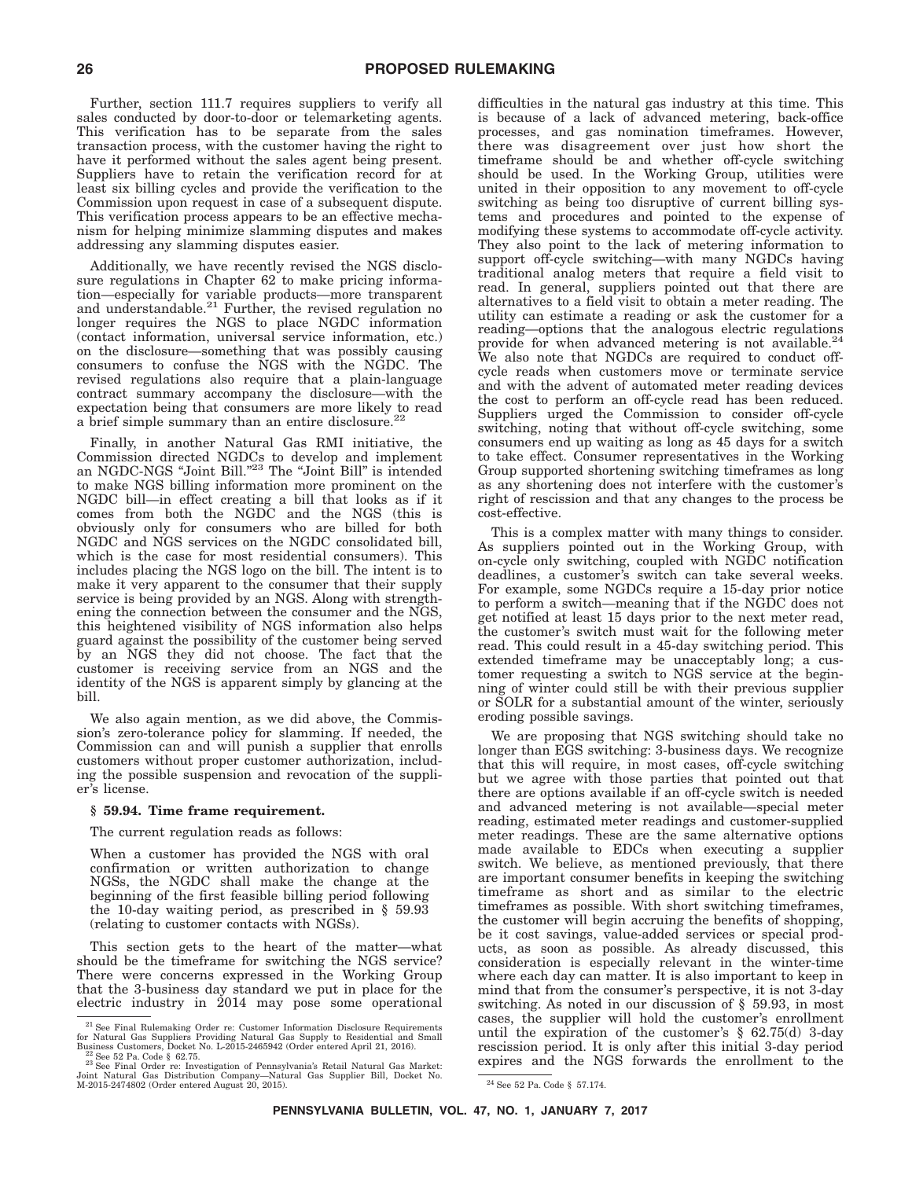Further, section 111.7 requires suppliers to verify all sales conducted by door-to-door or telemarketing agents. This verification has to be separate from the sales transaction process, with the customer having the right to have it performed without the sales agent being present. Suppliers have to retain the verification record for at least six billing cycles and provide the verification to the Commission upon request in case of a subsequent dispute. This verification process appears to be an effective mechanism for helping minimize slamming disputes and makes addressing any slamming disputes easier.

Additionally, we have recently revised the NGS disclosure regulations in Chapter 62 to make pricing information—especially for variable products—more transparent and understandable.[21] Further, the revised regulation no longer requires the NGS to place NGDC information (contact information, universal service information, etc.) on the disclosure—something that was possibly causing consumers to confuse the NGS with the NGDC. The revised regulations also require that a plain-language contract summary accompany the disclosure—with the expectation being that consumers are more likely to read a brief simple summary than an entire disclosure.[22]

Finally, in another Natural Gas RMI initiative, the Commission directed NGDCs to develop and implement an NGDC-NGS "Joint Bill."[23] The "Joint Bill" is intended to make NGS billing information more prominent on the NGDC bill—in effect creating a bill that looks as if it comes from both the NGDC and the NGS (this is obviously only for consumers who are billed for both NGDC and NGS services on the NGDC consolidated bill, which is the case for most residential consumers). This includes placing the NGS logo on the bill. The intent is to make it very apparent to the consumer that their supply service is being provided by an NGS. Along with strengthening the connection between the consumer and the NGS, this heightened visibility of NGS information also helps guard against the possibility of the customer being served by an NGS they did not choose. The fact that the customer is receiving service from an NGS and the identity of the NGS is apparent simply by glancing at the bill.

We also again mention, as we did above, the Commission's zero-tolerance policy for slamming. If needed, the Commission can and will punish a supplier that enrolls customers without proper customer authorization, including the possible suspension and revocation of the supplier's license.

**§ 59.94. Time frame requirement.**

The current regulation reads as follows:

> When a customer has provided the NGS with oral confirmation or written authorization to change NGSs, the NGDC shall make the change at the beginning of the first feasible billing period following the 10-day waiting period, as prescribed in § 59.93 (relating to customer contacts with NGSs).

This section gets to the heart of the matter—what should be the timeframe for switching the NGS service? There were concerns expressed in the Working Group that the 3-business day standard we put in place for the electric industry in 2014 may pose some operational difficulties in the natural gas industry at this time. This is because of a lack of advanced metering, back-office processes, and gas nomination timeframes. However, there was disagreement over just how short the timeframe should be and whether off-cycle switching should be used. In the Working Group, utilities were united in their opposition to any movement to off-cycle switching as being too disruptive of current billing systems and procedures and pointed to the expense of modifying these systems to accommodate off-cycle activity. They also point to the lack of metering information to support off-cycle switching—with many NGDCs having traditional analog meters that require a field visit to read. In general, suppliers pointed out that there are alternatives to a field visit to obtain a meter reading. The utility can estimate a reading or ask the customer for a reading—options that the analogous electric regulations provide for when advanced metering is not available.[24] We also note that NGDCs are required to conduct off-cycle reads when customers move or terminate service and with the advent of automated meter reading devices the cost to perform an off-cycle read has been reduced. Suppliers urged the Commission to consider off-cycle switching, noting that without off-cycle switching, some consumers end up waiting as long as 45 days for a switch to take effect. Consumer representatives in the Working Group supported shortening switching timeframes as long as any shortening does not interfere with the customer's right of rescission and that any changes to the process be cost-effective.

This is a complex matter with many things to consider. As suppliers pointed out in the Working Group, with on-cycle only switching, coupled with NGDC notification deadlines, a customer's switch can take several weeks. For example, some NGDCs require a 15-day prior notice to perform a switch—meaning that if the NGDC does not get notified at least 15 days prior to the next meter read, the customer's switch must wait for the following meter read. This could result in a 45-day switching period. This extended timeframe may be unacceptably long; a customer requesting a switch to NGS service at the beginning of winter could still be with their previous supplier or SOLR for a substantial amount of the winter, seriously eroding possible savings.

We are proposing that NGS switching should take no longer than EGS switching: 3-business days. We recognize that this will require, in most cases, off-cycle switching but we agree with those parties that pointed out that there are options available if an off-cycle switch is needed and advanced metering is not available—special meter reading, estimated meter readings and customer-supplied meter readings. These are the same alternative options made available to EDCs when executing a supplier switch. We believe, as mentioned previously, that there are important consumer benefits in keeping the switching timeframe as short and as similar to the electric timeframes as possible. With short switching timeframes, the customer will begin accruing the benefits of shopping, be it cost savings, value-added services or special products, as soon as possible. As already discussed, this consideration is especially relevant in the winter-time where each day can matter. It is also important to keep in mind that from the consumer's perspective, it is not 3-day switching. As noted in our discussion of § 59.93, in most cases, the supplier will hold the customer's enrollment until the expiration of the customer's § 62.75(d) 3-day rescission period. It is only after this initial 3-day period expires and the NGS forwards the enrollment to the

---

[21] See Final Rulemaking Order re: Customer Information Disclosure Requirements for Natural Gas Suppliers Providing Natural Gas Supply to Residential and Small Business Customers, Docket No. L-2015-2465942 (Order entered April 21, 2016).

[22] See 52 Pa. Code § 62.75.

[23] See Final Order re: Investigation of Pennsylvania's Retail Natural Gas Market: Joint Natural Gas Distribution Company—Natural Gas Supplier Bill, Docket No. M-2015-2474802 (Order entered August 20, 2015).

[24] See 52 Pa. Code § 57.174.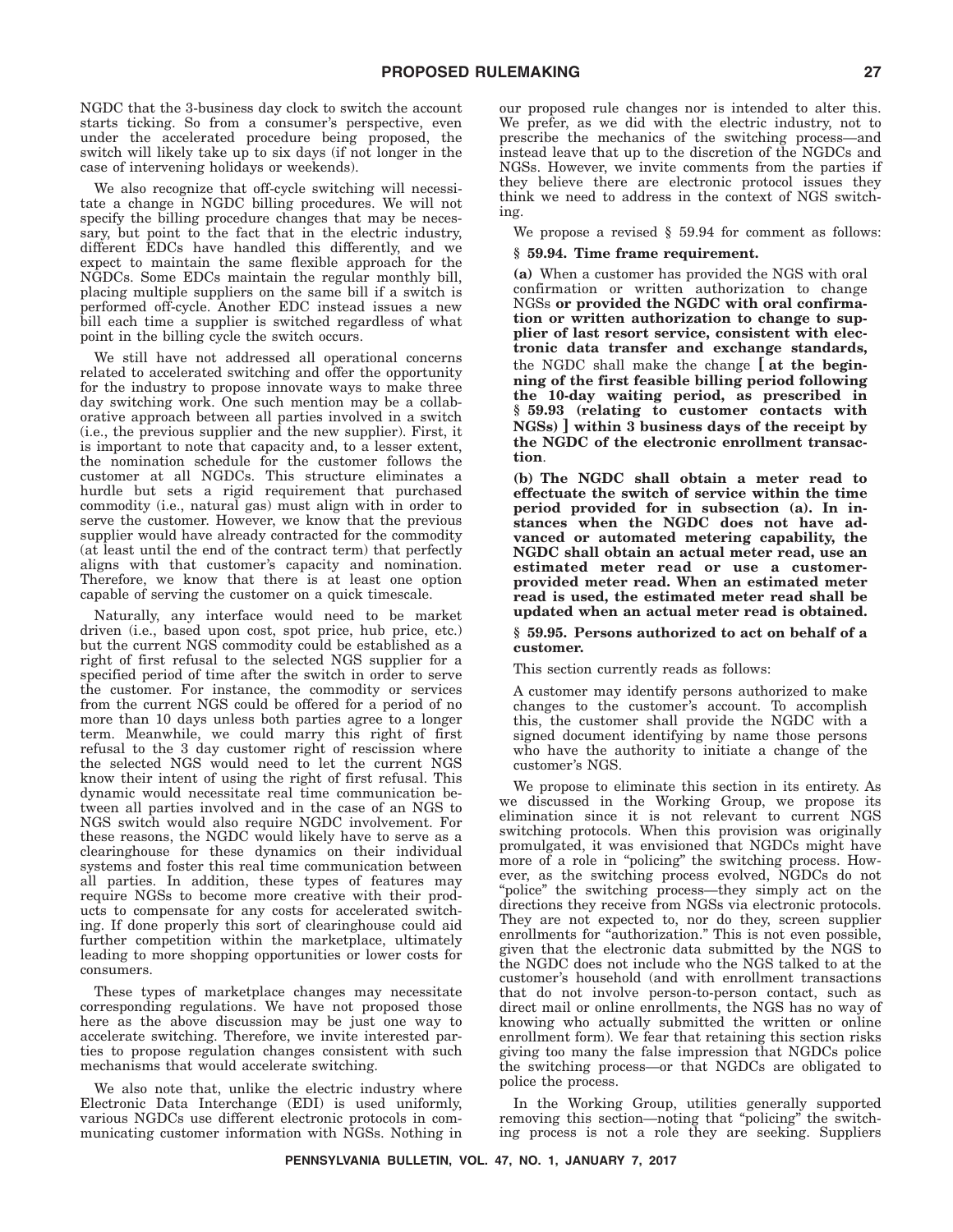NGDC that the 3-business day clock to switch the account starts ticking. So from a consumer's perspective, even under the accelerated procedure being proposed, the switch will likely take up to six days (if not longer in the case of intervening holidays or weekends).

We also recognize that off-cycle switching will necessitate a change in NGDC billing procedures. We will not specify the billing procedure changes that may be necessary, but point to the fact that in the electric industry, different EDCs have handled this differently, and we expect to maintain the same flexible approach for the NGDCs. Some EDCs maintain the regular monthly bill, placing multiple suppliers on the same bill if a switch is performed off-cycle. Another EDC instead issues a new bill each time a supplier is switched regardless of what point in the billing cycle the switch occurs.

We still have not addressed all operational concerns related to accelerated switching and offer the opportunity for the industry to propose innovate ways to make three day switching work. One such mention may be a collaborative approach between all parties involved in a switch (i.e., the previous supplier and the new supplier). First, it is important to note that capacity and, to a lesser extent, the nomination schedule for the customer follows the customer at all NGDCs. This structure eliminates a hurdle but sets a rigid requirement that purchased commodity (i.e., natural gas) must align with in order to serve the customer. However, we know that the previous supplier would have already contracted for the commodity (at least until the end of the contract term) that perfectly aligns with that customer's capacity and nomination. Therefore, we know that there is at least one option capable of serving the customer on a quick timescale.

Naturally, any interface would need to be market driven (i.e., based upon cost, spot price, hub price, etc.) but the current NGS commodity could be established as a right of first refusal to the selected NGS supplier for a specified period of time after the switch in order to serve the customer. For instance, the commodity or services from the current NGS could be offered for a period of no more than 10 days unless both parties agree to a longer term. Meanwhile, we could marry this right of first refusal to the 3 day customer right of rescission where the selected NGS would need to let the current NGS know their intent of using the right of first refusal. This dynamic would necessitate real time communication between all parties involved and in the case of an NGS to NGS switch would also require NGDC involvement. For these reasons, the NGDC would likely have to serve as a clearinghouse for these dynamics on their individual systems and foster this real time communication between all parties. In addition, these types of features may require NGSs to become more creative with their products to compensate for any costs for accelerated switching. If done properly this sort of clearinghouse could aid further competition within the marketplace, ultimately leading to more shopping opportunities or lower costs for consumers.

These types of marketplace changes may necessitate corresponding regulations. We have not proposed those here as the above discussion may be just one way to accelerate switching. Therefore, we invite interested parties to propose regulation changes consistent with such mechanisms that would accelerate switching.

We also note that, unlike the electric industry where Electronic Data Interchange (EDI) is used uniformly, various NGDCs use different electronic protocols in communicating customer information with NGSs. Nothing in our proposed rule changes nor is intended to alter this. We prefer, as we did with the electric industry, not to prescribe the mechanics of the switching process—and instead leave that up to the discretion of the NGDCs and NGSs. However, we invite comments from the parties if they believe there are electronic protocol issues they think we need to address in the context of NGS switching.

We propose a revised § 59.94 for comment as follows:

**§ 59.94. Time frame requirement.**

**(a)** When a customer has provided the NGS with oral confirmation or written authorization to change NGSs **or provided the NGDC with oral confirmation or written authorization to change to supplier of last resort service, consistent with electronic data transfer and exchange standards,** the NGDC shall make the change **[ at the beginning of the first feasible billing period following the 10-day waiting period, as prescribed in § 59.93 (relating to customer contacts with NGSs) ] within 3 business days of the receipt by the NGDC of the electronic enrollment transaction**.

**(b) The NGDC shall obtain a meter read to effectuate the switch of service within the time period provided for in subsection (a). In instances when the NGDC does not have advanced or automated metering capability, the NGDC shall obtain an actual meter read, use an estimated meter read or use a customer-provided meter read. When an estimated meter read is used, the estimated meter read shall be updated when an actual meter read is obtained.**

**§ 59.95. Persons authorized to act on behalf of a customer.**

This section currently reads as follows:

> A customer may identify persons authorized to make changes to the customer's account. To accomplish this, the customer shall provide the NGDC with a signed document identifying by name those persons who have the authority to initiate a change of the customer's NGS.

We propose to eliminate this section in its entirety. As we discussed in the Working Group, we propose its elimination since it is not relevant to current NGS switching protocols. When this provision was originally promulgated, it was envisioned that NGDCs might have more of a role in "policing" the switching process. However, as the switching process evolved, NGDCs do not "police" the switching process—they simply act on the directions they receive from NGSs via electronic protocols. They are not expected to, nor do they, screen supplier enrollments for "authorization." This is not even possible, given that the electronic data submitted by the NGS to the NGDC does not include who the NGS talked to at the customer's household (and with enrollment transactions that do not involve person-to-person contact, such as direct mail or online enrollments, the NGS has no way of knowing who actually submitted the written or online enrollment form). We fear that retaining this section risks giving too many the false impression that NGDCs police the switching process—or that NGDCs are obligated to police the process.

In the Working Group, utilities generally supported removing this section—noting that "policing" the switching process is not a role they are seeking. Suppliers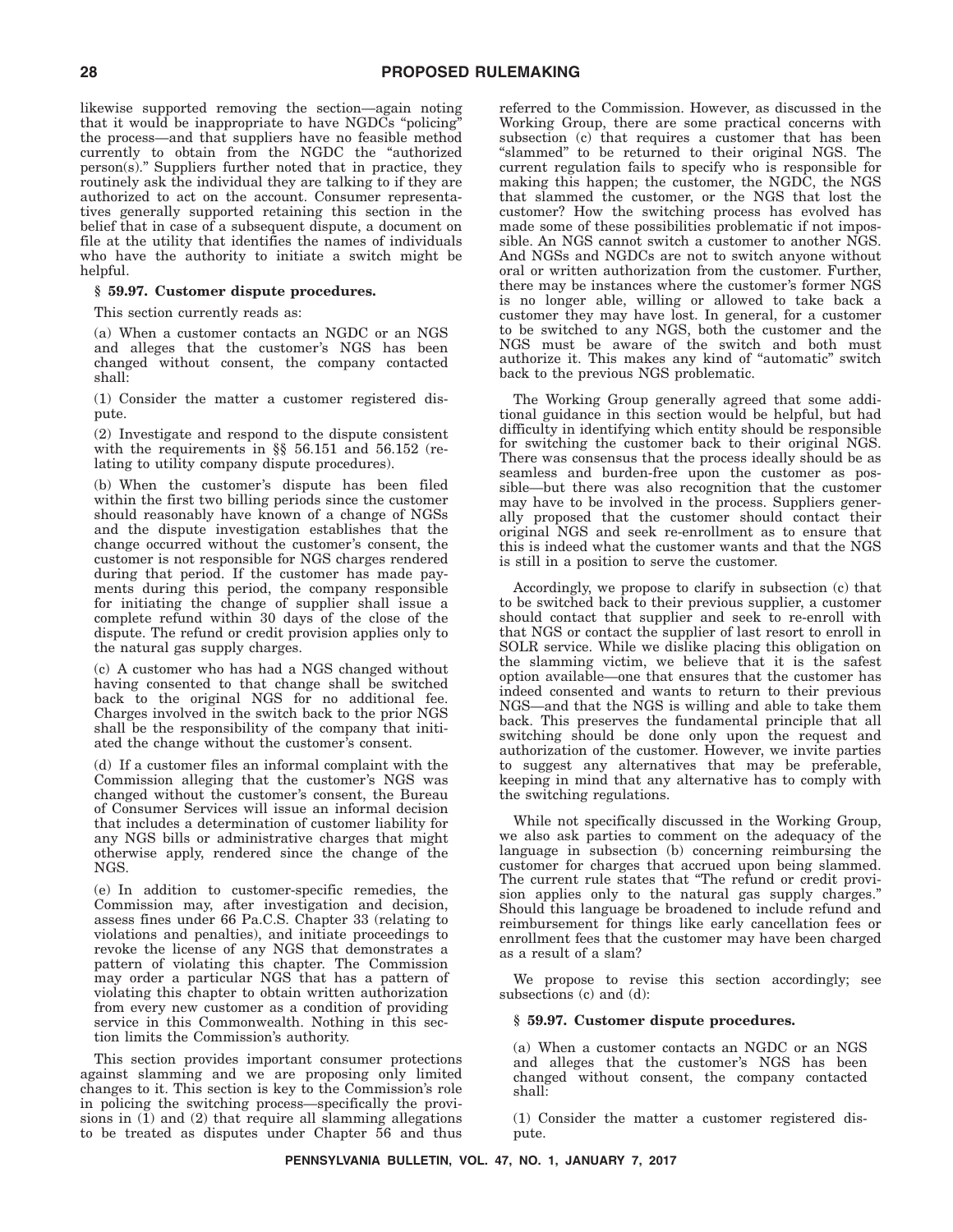likewise supported removing the section—again noting that it would be inappropriate to have NGDCs "policing" the process—and that suppliers have no feasible method currently to obtain from the NGDC the "authorized person(s)." Suppliers further noted that in practice, they routinely ask the individual they are talking to if they are authorized to act on the account. Consumer representatives generally supported retaining this section in the belief that in case of a subsequent dispute, a document on file at the utility that identifies the names of individuals who have the authority to initiate a switch might be helpful.

**§ 59.97. Customer dispute procedures.**

This section currently reads as:

(a) When a customer contacts an NGDC or an NGS and alleges that the customer's NGS has been changed without consent, the company contacted shall:

(1) Consider the matter a customer registered dispute.

(2) Investigate and respond to the dispute consistent with the requirements in §§ 56.151 and 56.152 (relating to utility company dispute procedures).

(b) When the customer's dispute has been filed within the first two billing periods since the customer should reasonably have known of a change of NGSs and the dispute investigation establishes that the change occurred without the customer's consent, the customer is not responsible for NGS charges rendered during that period. If the customer has made payments during this period, the company responsible for initiating the change of supplier shall issue a complete refund within 30 days of the close of the dispute. The refund or credit provision applies only to the natural gas supply charges.

(c) A customer who has had a NGS changed without having consented to that change shall be switched back to the original NGS for no additional fee. Charges involved in the switch back to the prior NGS shall be the responsibility of the company that initiated the change without the customer's consent.

(d) If a customer files an informal complaint with the Commission alleging that the customer's NGS was changed without the customer's consent, the Bureau of Consumer Services will issue an informal decision that includes a determination of customer liability for any NGS bills or administrative charges that might otherwise apply, rendered since the change of the NGS.

(e) In addition to customer-specific remedies, the Commission may, after investigation and decision, assess fines under 66 Pa.C.S. Chapter 33 (relating to violations and penalties), and initiate proceedings to revoke the license of any NGS that demonstrates a pattern of violating this chapter. The Commission may order a particular NGS that has a pattern of violating this chapter to obtain written authorization from every new customer as a condition of providing service in this Commonwealth. Nothing in this section limits the Commission's authority.

This section provides important consumer protections against slamming and we are proposing only limited changes to it. This section is key to the Commission's role in policing the switching process—specifically the provisions in (1) and (2) that require all slamming allegations to be treated as disputes under Chapter 56 and thus referred to the Commission. However, as discussed in the Working Group, there are some practical concerns with subsection (c) that requires a customer that has been "slammed" to be returned to their original NGS. The current regulation fails to specify who is responsible for making this happen; the customer, the NGDC, the NGS that slammed the customer, or the NGS that lost the customer? How the switching process has evolved has made some of these possibilities problematic if not impossible. An NGS cannot switch a customer to another NGS. And NGSs and NGDCs are not to switch anyone without oral or written authorization from the customer. Further, there may be instances where the customer's former NGS is no longer able, willing or allowed to take back a customer they may have lost. In general, for a customer to be switched to any NGS, both the customer and the NGS must be aware of the switch and both must authorize it. This makes any kind of "automatic" switch back to the previous NGS problematic.

The Working Group generally agreed that some additional guidance in this section would be helpful, but had difficulty in identifying which entity should be responsible for switching the customer back to their original NGS. There was consensus that the process ideally should be as seamless and burden-free upon the customer as possible—but there was also recognition that the customer may have to be involved in the process. Suppliers generally proposed that the customer should contact their original NGS and seek re-enrollment as to ensure that this is indeed what the customer wants and that the NGS is still in a position to serve the customer.

Accordingly, we propose to clarify in subsection (c) that to be switched back to their previous supplier, a customer should contact that supplier and seek to re-enroll with that NGS or contact the supplier of last resort to enroll in SOLR service. While we dislike placing this obligation on the slamming victim, we believe that it is the safest option available—one that ensures that the customer has indeed consented and wants to return to their previous NGS—and that the NGS is willing and able to take them back. This preserves the fundamental principle that all switching should be done only upon the request and authorization of the customer. However, we invite parties to suggest any alternatives that may be preferable, keeping in mind that any alternative has to comply with the switching regulations.

While not specifically discussed in the Working Group, we also ask parties to comment on the adequacy of the language in subsection (b) concerning reimbursing the customer for charges that accrued upon being slammed. The current rule states that "The refund or credit provision applies only to the natural gas supply charges." Should this language be broadened to include refund and reimbursement for things like early cancellation fees or enrollment fees that the customer may have been charged as a result of a slam?

We propose to revise this section accordingly; see subsections (c) and (d):

**§ 59.97. Customer dispute procedures.**

**(a) When a customer contacts an NGDC or an NGS and alleges that the customer's NGS has been changed without consent, the company contacted shall:**

**(1) Consider the matter a customer registered dispute.**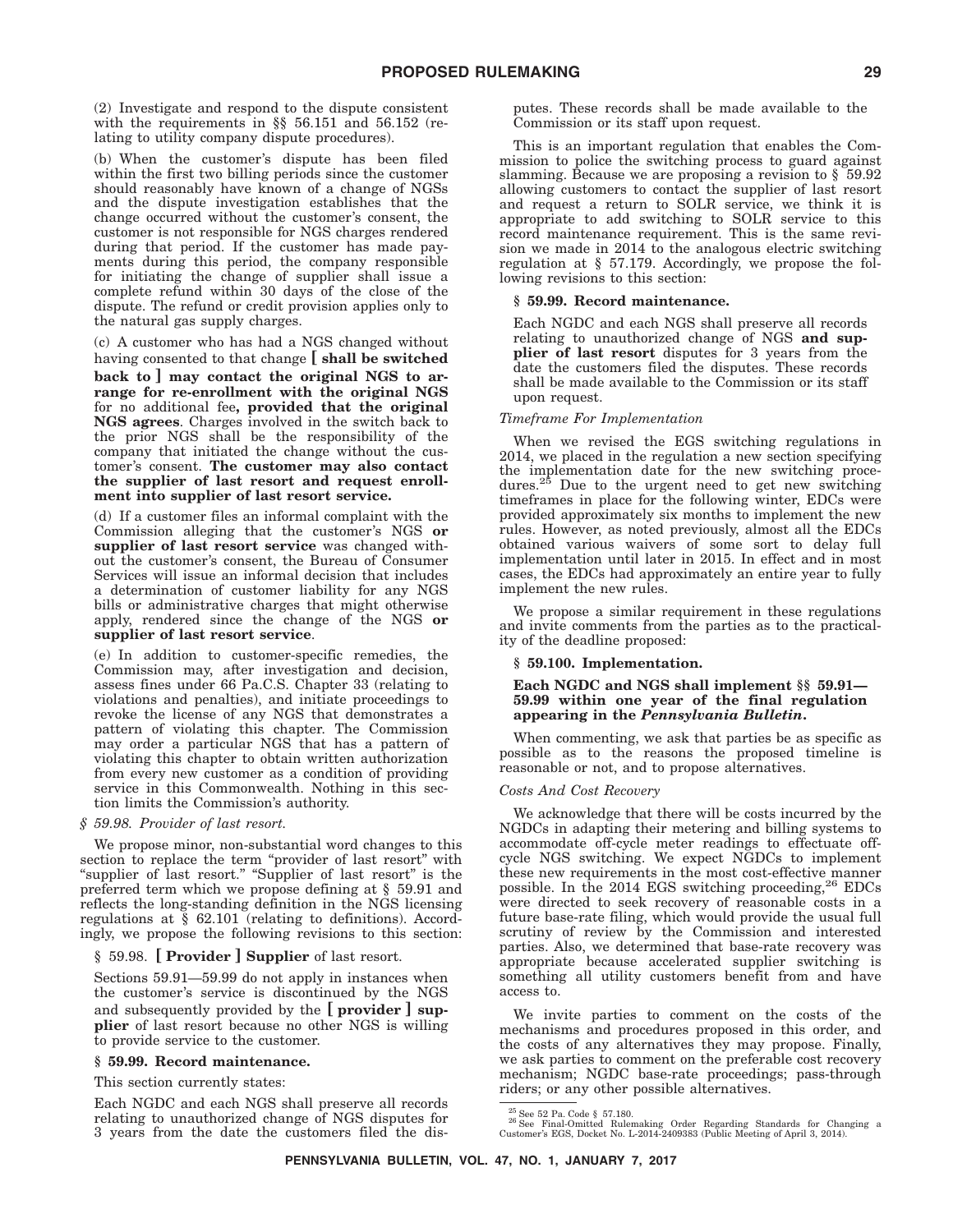(2) Investigate and respond to the dispute consistent with the requirements in §§ 56.151 and 56.152 (relating to utility company dispute procedures).

(b) When the customer's dispute has been filed within the first two billing periods since the customer should reasonably have known of a change of NGSs and the dispute investigation establishes that the change occurred without the customer's consent, the customer is not responsible for NGS charges rendered during that period. If the customer has made payments during this period, the company responsible for initiating the change of supplier shall issue a complete refund within 30 days of the close of the dispute. The refund or credit provision applies only to the natural gas supply charges.

(c) A customer who has had a NGS changed without having consented to that change **[ shall be switched back to ] may contact the original NGS to arrange for re-enrollment with the original NGS** for no additional fee**, provided that the original NGS agrees**. Charges involved in the switch back to the prior NGS shall be the responsibility of the company that initiated the change without the customer's consent. **The customer may also contact the supplier of last resort and request enrollment into supplier of last resort service.**

(d) If a customer files an informal complaint with the Commission alleging that the customer's NGS **or supplier of last resort service** was changed without the customer's consent, the Bureau of Consumer Services will issue an informal decision that includes a determination of customer liability for any NGS bills or administrative charges that might otherwise apply, rendered since the change of the NGS **or supplier of last resort service**.

(e) In addition to customer-specific remedies, the Commission may, after investigation and decision, assess fines under 66 Pa.C.S. Chapter 33 (relating to violations and penalties), and initiate proceedings to revoke the license of any NGS that demonstrates a pattern of violating this chapter. The Commission may order a particular NGS that has a pattern of violating this chapter to obtain written authorization from every new customer as a condition of providing service in this Commonwealth. Nothing in this section limits the Commission's authority.

*§ 59.98. Provider of last resort.*

We propose minor, non-substantial word changes to this section to replace the term "provider of last resort" with "supplier of last resort." "Supplier of last resort" is the preferred term which we propose defining at § 59.91 and reflects the long-standing definition in the NGS licensing regulations at § 62.101 (relating to definitions). Accordingly, we propose the following revisions to this section:

§ 59.98. **[ Provider ] Supplier** of last resort.

Sections 59.91—59.99 do not apply in instances when the customer's service is discontinued by the NGS and subsequently provided by the **[ provider ] supplier** of last resort because no other NGS is willing to provide service to the customer.

**§ 59.99. Record maintenance.**

This section currently states:

Each NGDC and each NGS shall preserve all records relating to unauthorized change of NGS disputes for 3 years from the date the customers filed the disputes. These records shall be made available to the Commission or its staff upon request.

This is an important regulation that enables the Commission to police the switching process to guard against slamming. Because we are proposing a revision to § 59.92 allowing customers to contact the supplier of last resort and request a return to SOLR service, we think it is appropriate to add switching to SOLR service to this record maintenance requirement. This is the same revision we made in 2014 to the analogous electric switching regulation at § 57.179. Accordingly, we propose the following revisions to this section:

**§ 59.99. Record maintenance.**

Each NGDC and each NGS shall preserve all records relating to unauthorized change of NGS **and supplier of last resort** disputes for 3 years from the date the customers filed the disputes. These records shall be made available to the Commission or its staff upon request.

*Timeframe For Implementation*

When we revised the EGS switching regulations in 2014, we placed in the regulation a new section specifying the implementation date for the new switching procedures.[25] Due to the urgent need to get new switching timeframes in place for the following winter, EDCs were provided approximately six months to implement the new rules. However, as noted previously, almost all the EDCs obtained various waivers of some sort to delay full implementation until later in 2015. In effect and in most cases, the EDCs had approximately an entire year to fully implement the new rules.

We propose a similar requirement in these regulations and invite comments from the parties as to the practicality of the deadline proposed:

**§ 59.100. Implementation.**

**Each NGDC and NGS shall implement §§ 59.91—59.99 within one year of the final regulation appearing in the *Pennsylvania Bulletin*.**

When commenting, we ask that parties be as specific as possible as to the reasons the proposed timeline is reasonable or not, and to propose alternatives.

*Costs And Cost Recovery*

We acknowledge that there will be costs incurred by the NGDCs in adapting their metering and billing systems to accommodate off-cycle meter readings to effectuate off-cycle NGS switching. We expect NGDCs to implement these new requirements in the most cost-effective manner possible. In the 2014 EGS switching proceeding,[26] EDCs were directed to seek recovery of reasonable costs in a future base-rate filing, which would provide the usual full scrutiny of review by the Commission and interested parties. Also, we determined that base-rate recovery was appropriate because accelerated supplier switching is something all utility customers benefit from and have access to.

We invite parties to comment on the costs of the mechanisms and procedures proposed in this order, and the costs of any alternatives they may propose. Finally, we ask parties to comment on the preferable cost recovery mechanism; NGDC base-rate proceedings; pass-through riders; or any other possible alternatives.

[25] See 52 Pa. Code § 57.180.

[26] See Final-Omitted Rulemaking Order Regarding Standards for Changing a Customer's EGS, Docket No. L-2014-2409383 (Public Meeting of April 3, 2014).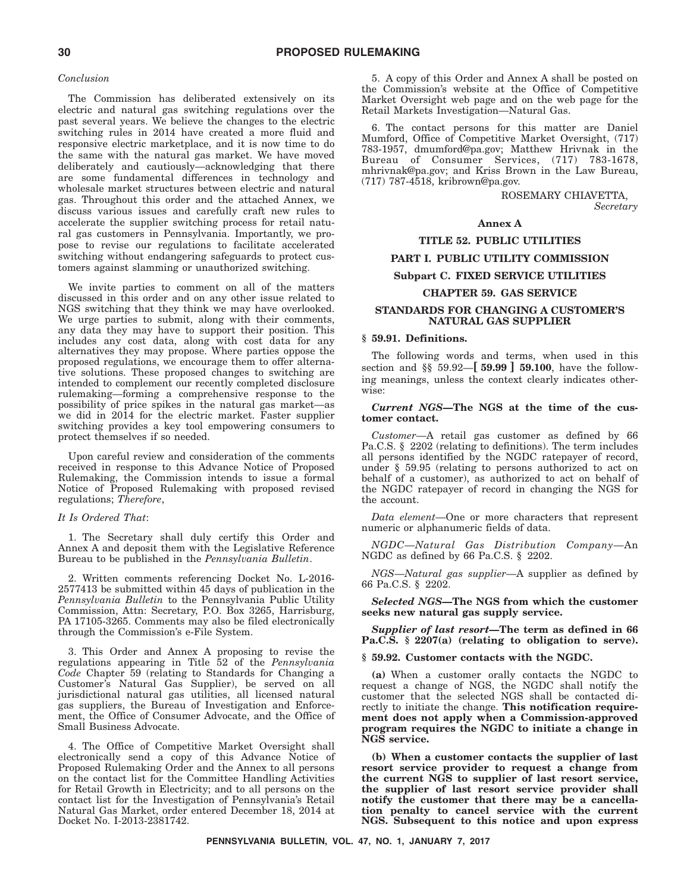*Conclusion*

The Commission has deliberated extensively on its electric and natural gas switching regulations over the past several years. We believe the changes to the electric switching rules in 2014 have created a more fluid and responsive electric marketplace, and it is now time to do the same with the natural gas market. We have moved deliberately and cautiously—acknowledging that there are some fundamental differences in technology and wholesale market structures between electric and natural gas. Throughout this order and the attached Annex, we discuss various issues and carefully craft new rules to accelerate the supplier switching process for retail natural gas customers in Pennsylvania. Importantly, we propose to revise our regulations to facilitate accelerated switching without endangering safeguards to protect customers against slamming or unauthorized switching.

We invite parties to comment on all of the matters discussed in this order and on any other issue related to NGS switching that they think we may have overlooked. We urge parties to submit, along with their comments, any data they may have to support their position. This includes any cost data, along with cost data for any alternatives they may propose. Where parties oppose the proposed regulations, we encourage them to offer alternative solutions. These proposed changes to switching are intended to complement our recently completed disclosure rulemaking—forming a comprehensive response to the possibility of price spikes in the natural gas market—as we did in 2014 for the electric market. Faster supplier switching provides a key tool empowering consumers to protect themselves if so needed.

Upon careful review and consideration of the comments received in response to this Advance Notice of Proposed Rulemaking, the Commission intends to issue a formal Notice of Proposed Rulemaking with proposed revised regulations; *Therefore*,

*It Is Ordered That*:

1. The Secretary shall duly certify this Order and Annex A and deposit them with the Legislative Reference Bureau to be published in the *Pennsylvania Bulletin*.

2. Written comments referencing Docket No. L-2016-2577413 be submitted within 45 days of publication in the *Pennsylvania Bulletin* to the Pennsylvania Public Utility Commission, Attn: Secretary, P.O. Box 3265, Harrisburg, PA 17105-3265. Comments may also be filed electronically through the Commission's e-File System.

3. This Order and Annex A proposing to revise the regulations appearing in Title 52 of the *Pennsylvania Code* Chapter 59 (relating to Standards for Changing a Customer's Natural Gas Supplier), be served on all jurisdictional natural gas utilities, all licensed natural gas suppliers, the Bureau of Investigation and Enforcement, the Office of Consumer Advocate, and the Office of Small Business Advocate.

4. The Office of Competitive Market Oversight shall electronically send a copy of this Advance Notice of Proposed Rulemaking Order and the Annex to all persons on the contact list for the Committee Handling Activities for Retail Growth in Electricity; and to all persons on the contact list for the Investigation of Pennsylvania's Retail Natural Gas Market, order entered December 18, 2014 at Docket No. I-2013-2381742.

5. A copy of this Order and Annex A shall be posted on the Commission's website at the Office of Competitive Market Oversight web page and on the web page for the Retail Markets Investigation—Natural Gas.

6. The contact persons for this matter are Daniel Mumford, Office of Competitive Market Oversight, (717) 783-1957, dmumford@pa.gov; Matthew Hrivnak in the Bureau of Consumer Services, (717) 783-1678, mhrivnak@pa.gov; and Kriss Brown in the Law Bureau, (717) 787-4518, kribrown@pa.gov.

ROSEMARY CHIAVETTA,
*Secretary*

**Annex A**

**TITLE 52. PUBLIC UTILITIES**

**PART I. PUBLIC UTILITY COMMISSION**

**Subpart C. FIXED SERVICE UTILITIES**

**CHAPTER 59. GAS SERVICE**

**STANDARDS FOR CHANGING A CUSTOMER'S NATURAL GAS SUPPLIER**

**§ 59.91. Definitions.**

The following words and terms, when used in this section and §§ 59.92—**[ 59.99 ] 59.100**, have the following meanings, unless the context clearly indicates otherwise:

***Current NGS*—The NGS at the time of the customer contact.**

*Customer*—A retail gas customer as defined by 66 Pa.C.S. § 2202 (relating to definitions). The term includes all persons identified by the NGDC ratepayer of record, under § 59.95 (relating to persons authorized to act on behalf of a customer), as authorized to act on behalf of the NGDC ratepayer of record in changing the NGS for the account.

*Data element*—One or more characters that represent numeric or alphanumeric fields of data.

*NGDC—Natural Gas Distribution Company*—An NGDC as defined by 66 Pa.C.S. § 2202.

*NGS—Natural gas supplier*—A supplier as defined by 66 Pa.C.S. § 2202.

***Selected NGS*—The NGS from which the customer seeks new natural gas supply service.**

***Supplier of last resort*—The term as defined in 66 Pa.C.S. § 2207(a) (relating to obligation to serve).**

**§ 59.92. Customer contacts with the NGDC.**

**(a)** When a customer orally contacts the NGDC to request a change of NGS, the NGDC shall notify the customer that the selected NGS shall be contacted directly to initiate the change. **This notification requirement does not apply when a Commission-approved program requires the NGDC to initiate a change in NGS service.**

**(b) When a customer contacts the supplier of last resort service provider to request a change from the current NGS to supplier of last resort service, the supplier of last resort service provider shall notify the customer that there may be a cancellation penalty to cancel service with the current NGS. Subsequent to this notice and upon express**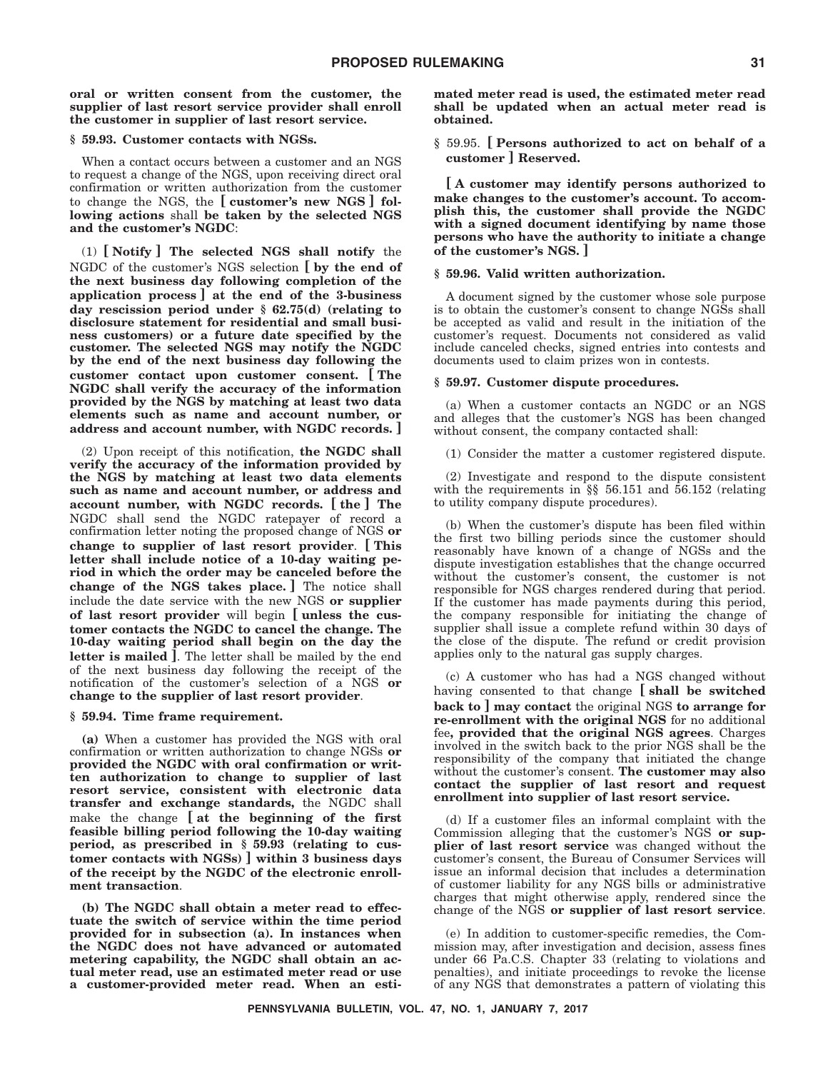**oral or written consent from the customer, the supplier of last resort service provider shall enroll the customer in supplier of last resort service.**

**§ 59.93. Customer contacts with NGSs.**

When a contact occurs between a customer and an NGS to request a change of the NGS, upon receiving direct oral confirmation or written authorization from the customer to change the NGS, the **[ customer's new NGS ] following actions** shall **be taken by the selected NGS and the customer's NGDC**:

(1) **[ Notify ] The selected NGS shall notify** the NGDC of the customer's NGS selection **[ by the end of the next business day following completion of the application process ] at the end of the 3-business day rescission period under § 62.75(d) (relating to disclosure statement for residential and small business customers) or a future date specified by the customer. The selected NGS may notify the NGDC by the end of the next business day following the customer contact upon customer consent. [ The NGDC shall verify the accuracy of the information provided by the NGS by matching at least two data elements such as name and account number, or address and account number, with NGDC records. ]**

(2) Upon receipt of this notification, **the NGDC shall verify the accuracy of the information provided by the NGS by matching at least two data elements such as name and account number, or address and account number, with NGDC records. [ the ] The** NGDC shall send the NGDC ratepayer of record a confirmation letter noting the proposed change of NGS **or change to supplier of last resort provider**. **[ This letter shall include notice of a 10-day waiting period in which the order may be canceled before the change of the NGS takes place. ]** The notice shall include the date service with the new NGS **or supplier of last resort provider** will begin **[ unless the customer contacts the NGDC to cancel the change. The 10-day waiting period shall begin on the day the letter is mailed ]**. The letter shall be mailed by the end of the next business day following the receipt of the notification of the customer's selection of a NGS **or change to the supplier of last resort provider**.

**§ 59.94. Time frame requirement.**

**(a)** When a customer has provided the NGS with oral confirmation or written authorization to change NGSs **or provided the NGDC with oral confirmation or written authorization to change to supplier of last resort service, consistent with electronic data transfer and exchange standards,** the NGDC shall make the change **[ at the beginning of the first feasible billing period following the 10-day waiting period, as prescribed in § 59.93 (relating to customer contacts with NGSs) ] within 3 business days of the receipt by the NGDC of the electronic enrollment transaction**.

**(b) The NGDC shall obtain a meter read to effectuate the switch of service within the time period provided for in subsection (a). In instances when the NGDC does not have advanced or automated metering capability, the NGDC shall obtain an actual meter read, use an estimated meter read or use a customer-provided meter read. When an estimated meter read is used, the estimated meter read shall be updated when an actual meter read is obtained.**

§ 59.95. **[ Persons authorized to act on behalf of a customer ] Reserved.**

**[ A customer may identify persons authorized to make changes to the customer's account. To accomplish this, the customer shall provide the NGDC with a signed document identifying by name those persons who have the authority to initiate a change of the customer's NGS. ]**

**§ 59.96. Valid written authorization.**

A document signed by the customer whose sole purpose is to obtain the customer's consent to change NGSs shall be accepted as valid and result in the initiation of the customer's request. Documents not considered as valid include canceled checks, signed entries into contests and documents used to claim prizes won in contests.

**§ 59.97. Customer dispute procedures.**

(a) When a customer contacts an NGDC or an NGS and alleges that the customer's NGS has been changed without consent, the company contacted shall:

(1) Consider the matter a customer registered dispute.

(2) Investigate and respond to the dispute consistent with the requirements in §§ 56.151 and 56.152 (relating to utility company dispute procedures).

(b) When the customer's dispute has been filed within the first two billing periods since the customer should reasonably have known of a change of NGSs and the dispute investigation establishes that the change occurred without the customer's consent, the customer is not responsible for NGS charges rendered during that period. If the customer has made payments during this period, the company responsible for initiating the change of supplier shall issue a complete refund within 30 days of the close of the dispute. The refund or credit provision applies only to the natural gas supply charges.

(c) A customer who has had a NGS changed without having consented to that change **[ shall be switched back to ] may contact** the original NGS **to arrange for re-enrollment with the original NGS** for no additional fee**, provided that the original NGS agrees**. Charges involved in the switch back to the prior NGS shall be the responsibility of the company that initiated the change without the customer's consent. **The customer may also contact the supplier of last resort and request enrollment into supplier of last resort service.**

(d) If a customer files an informal complaint with the Commission alleging that the customer's NGS **or supplier of last resort service** was changed without the customer's consent, the Bureau of Consumer Services will issue an informal decision that includes a determination of customer liability for any NGS bills or administrative charges that might otherwise apply, rendered since the change of the NGS **or supplier of last resort service**.

(e) In addition to customer-specific remedies, the Commission may, after investigation and decision, assess fines under 66 Pa.C.S. Chapter 33 (relating to violations and penalties), and initiate proceedings to revoke the license of any NGS that demonstrates a pattern of violating this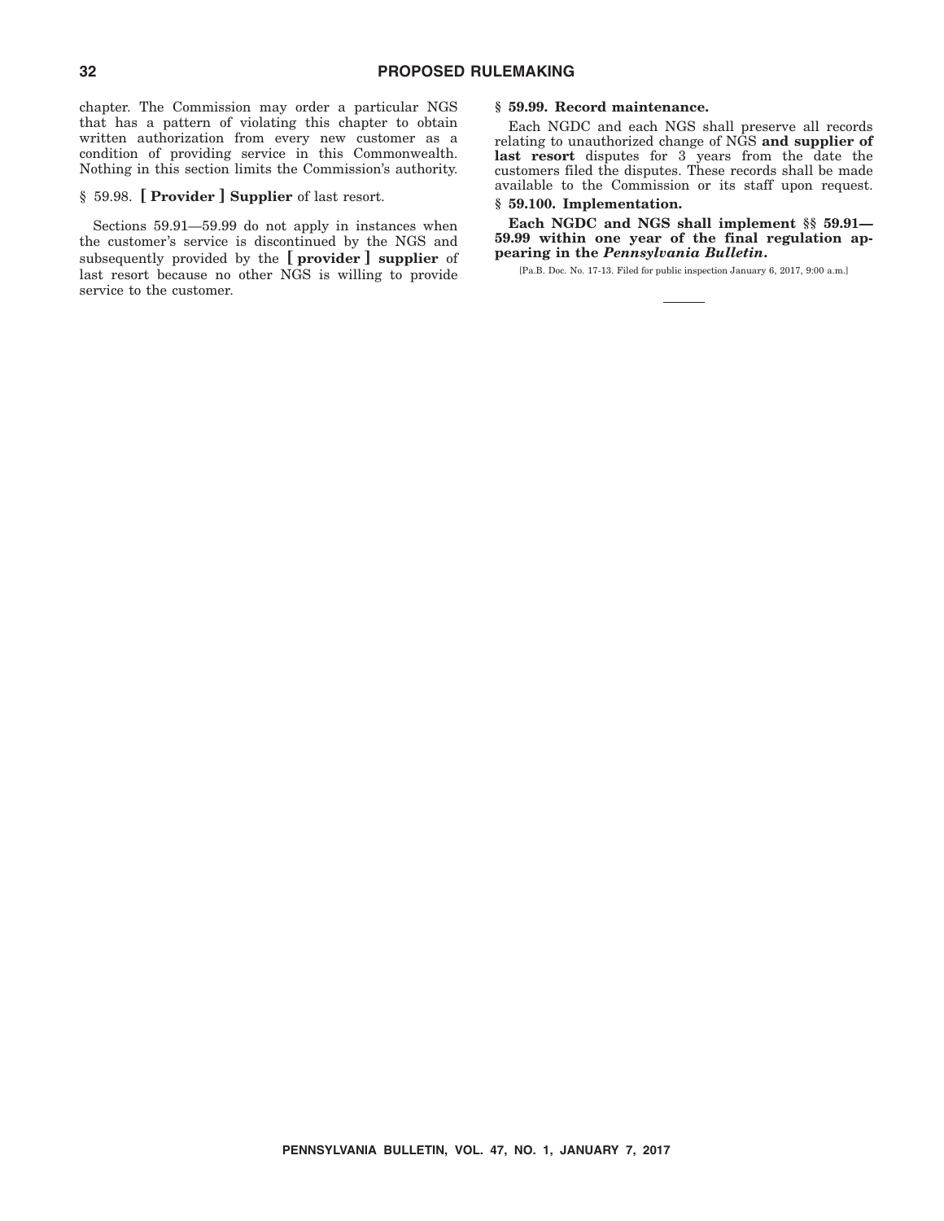chapter. The Commission may order a particular NGS that has a pattern of violating this chapter to obtain written authorization from every new customer as a condition of providing service in this Commonwealth. Nothing in this section limits the Commission's authority.

§ 59.98. **[ Provider ] Supplier** of last resort.

Sections 59.91—59.99 do not apply in instances when the customer's service is discontinued by the NGS and subsequently provided by the **[ provider ] supplier** of last resort because no other NGS is willing to provide service to the customer.

**§ 59.99. Record maintenance.**

Each NGDC and each NGS shall preserve all records relating to unauthorized change of NGS **and supplier of last resort** disputes for 3 years from the date the customers filed the disputes. These records shall be made available to the Commission or its staff upon request.

**§ 59.100. Implementation.**

**Each NGDC and NGS shall implement §§ 59.91—59.99 within one year of the final regulation appearing in the *Pennsylvania Bulletin*.**

[Pa.B. Doc. No. 17-13. Filed for public inspection January 6, 2017, 9:00 a.m.]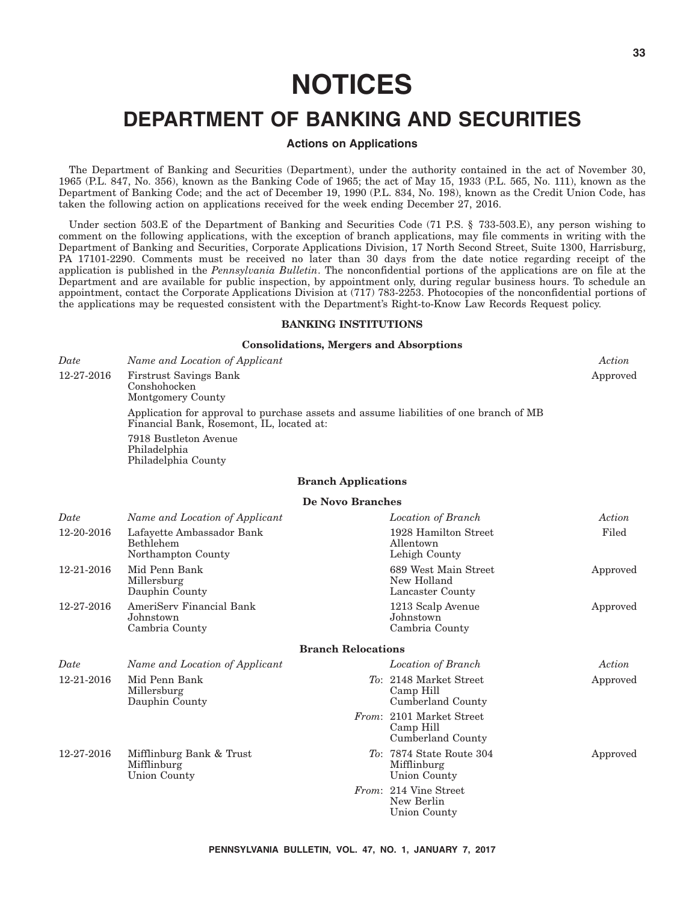# NOTICES

# DEPARTMENT OF BANKING AND SECURITIES

### Actions on Applications

The Department of Banking and Securities (Department), under the authority contained in the act of November 30, 1965 (P.L. 847, No. 356), known as the Banking Code of 1965; the act of May 15, 1933 (P.L. 565, No. 111), known as the Department of Banking Code; and the act of December 19, 1990 (P.L. 834, No. 198), known as the Credit Union Code, has taken the following action on applications received for the week ending December 27, 2016.

Under section 503.E of the Department of Banking and Securities Code (71 P.S. § 733-503.E), any person wishing to comment on the following applications, with the exception of branch applications, may file comments in writing with the Department of Banking and Securities, Corporate Applications Division, 17 North Second Street, Suite 1300, Harrisburg, PA 17101-2290. Comments must be received no later than 30 days from the date notice regarding receipt of the application is published in the *Pennsylvania Bulletin*. The nonconfidential portions of the applications are on file at the Department and are available for public inspection, by appointment only, during regular business hours. To schedule an appointment, contact the Corporate Applications Division at (717) 783-2253. Photocopies of the nonconfidential portions of the applications may be requested consistent with the Department's Right-to-Know Law Records Request policy.

**BANKING INSTITUTIONS**

**Consolidations, Mergers and Absorptions**

| *Date* | *Name and Location of Applicant* | *Action* |
|---|---|---|
| 12-27-2016 | Firstrust Savings Bank<br>Conshohocken<br>Montgomery County<br><br>Application for approval to purchase assets and assume liabilities of one branch of MB Financial Bank, Rosemont, IL, located at:<br><br>7918 Bustleton Avenue<br>Philadelphia<br>Philadelphia County | Approved |

**Branch Applications**

**De Novo Branches**

| *Date* | *Name and Location of Applicant* | *Location of Branch* | *Action* |
|---|---|---|---|
| 12-20-2016 | Lafayette Ambassador Bank<br>Bethlehem<br>Northampton County | 1928 Hamilton Street<br>Allentown<br>Lehigh County | Filed |
| 12-21-2016 | Mid Penn Bank<br>Millersburg<br>Dauphin County | 689 West Main Street<br>New Holland<br>Lancaster County | Approved |
| 12-27-2016 | AmeriServ Financial Bank<br>Johnstown<br>Cambria County | 1213 Scalp Avenue<br>Johnstown<br>Cambria County | Approved |

**Branch Relocations**

| *Date* | *Name and Location of Applicant* | *Location of Branch* | *Action* |
|---|---|---|---|
| 12-21-2016 | Mid Penn Bank<br>Millersburg<br>Dauphin County | *To*: 2148 Market Street<br>Camp Hill<br>Cumberland County<br><br>*From*: 2101 Market Street<br>Camp Hill<br>Cumberland County | Approved |
| 12-27-2016 | Mifflinburg Bank & Trust<br>Mifflinburg<br>Union County | *To*: 7874 State Route 304<br>Mifflinburg<br>Union County<br><br>*From*: 214 Vine Street<br>New Berlin<br>Union County | Approved |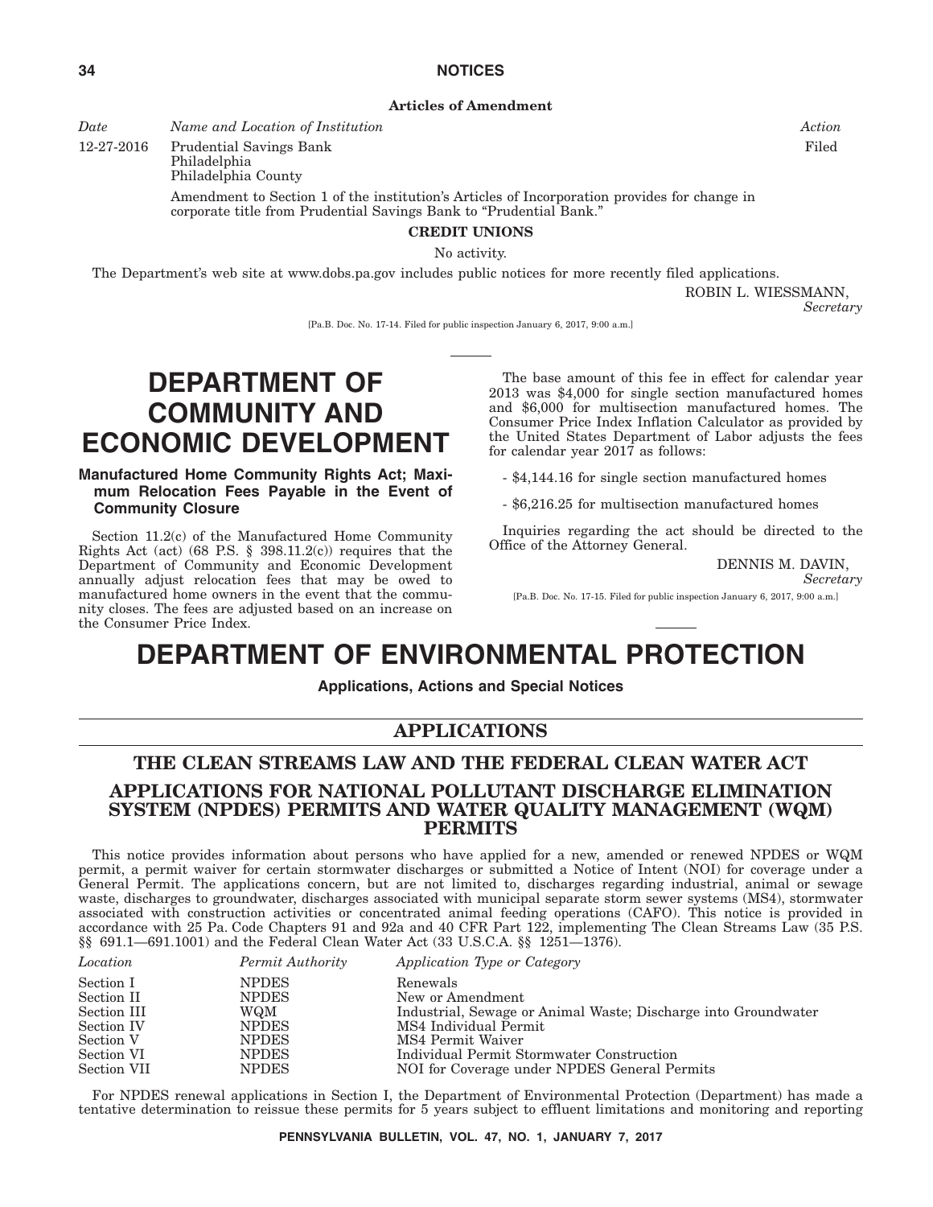**Articles of Amendment**

| *Date* | *Name and Location of Institution* | *Action* |
|---|---|---|
| 12-27-2016 | Prudential Savings Bank<br>Philadelphia<br>Philadelphia County | Filed |

Amendment to Section 1 of the institution's Articles of Incorporation provides for change in corporate title from Prudential Savings Bank to "Prudential Bank."

**CREDIT UNIONS**

No activity.

The Department's web site at www.dobs.pa.gov includes public notices for more recently filed applications.

ROBIN L. WIESSMANN,
*Secretary*

[Pa.B. Doc. No. 17-14. Filed for public inspection January 6, 2017, 9:00 a.m.]

# DEPARTMENT OF COMMUNITY AND ECONOMIC DEVELOPMENT

### Manufactured Home Community Rights Act; Maximum Relocation Fees Payable in the Event of Community Closure

Section 11.2(c) of the Manufactured Home Community Rights Act (act) (68 P.S. § 398.11.2(c)) requires that the Department of Community and Economic Development annually adjust relocation fees that may be owed to manufactured home owners in the event that the community closes. The fees are adjusted based on an increase on the Consumer Price Index.

The base amount of this fee in effect for calendar year 2013 was $4,000 for single section manufactured homes and $6,000 for multisection manufactured homes. The Consumer Price Index Inflation Calculator as provided by the United States Department of Labor adjusts the fees for calendar year 2017 as follows:

- $4,144.16 for single section manufactured homes

- $6,216.25 for multisection manufactured homes

Inquiries regarding the act should be directed to the Office of the Attorney General.

DENNIS M. DAVIN,
*Secretary*

[Pa.B. Doc. No. 17-15. Filed for public inspection January 6, 2017, 9:00 a.m.]

# DEPARTMENT OF ENVIRONMENTAL PROTECTION

### Applications, Actions and Special Notices

## APPLICATIONS

## THE CLEAN STREAMS LAW AND THE FEDERAL CLEAN WATER ACT

## APPLICATIONS FOR NATIONAL POLLUTANT DISCHARGE ELIMINATION SYSTEM (NPDES) PERMITS AND WATER QUALITY MANAGEMENT (WQM) PERMITS

This notice provides information about persons who have applied for a new, amended or renewed NPDES or WQM permit, a permit waiver for certain stormwater discharges or submitted a Notice of Intent (NOI) for coverage under a General Permit. The applications concern, but are not limited to, discharges regarding industrial, animal or sewage waste, discharges to groundwater, discharges associated with municipal separate storm sewer systems (MS4), stormwater associated with construction activities or concentrated animal feeding operations (CAFO). This notice is provided in accordance with 25 Pa. Code Chapters 91 and 92a and 40 CFR Part 122, implementing The Clean Streams Law (35 P.S. §§ 691.1—691.1001) and the Federal Clean Water Act (33 U.S.C.A. §§ 1251—1376).

| *Location* | *Permit Authority* | *Application Type or Category* |
|---|---|---|
| Section I | NPDES | Renewals |
| Section II | NPDES | New or Amendment |
| Section III | WQM | Industrial, Sewage or Animal Waste; Discharge into Groundwater |
| Section IV | NPDES | MS4 Individual Permit |
| Section V | NPDES | MS4 Permit Waiver |
| Section VI | NPDES | Individual Permit Stormwater Construction |
| Section VII | NPDES | NOI for Coverage under NPDES General Permits |

For NPDES renewal applications in Section I, the Department of Environmental Protection (Department) has made a tentative determination to reissue these permits for 5 years subject to effluent limitations and monitoring and reporting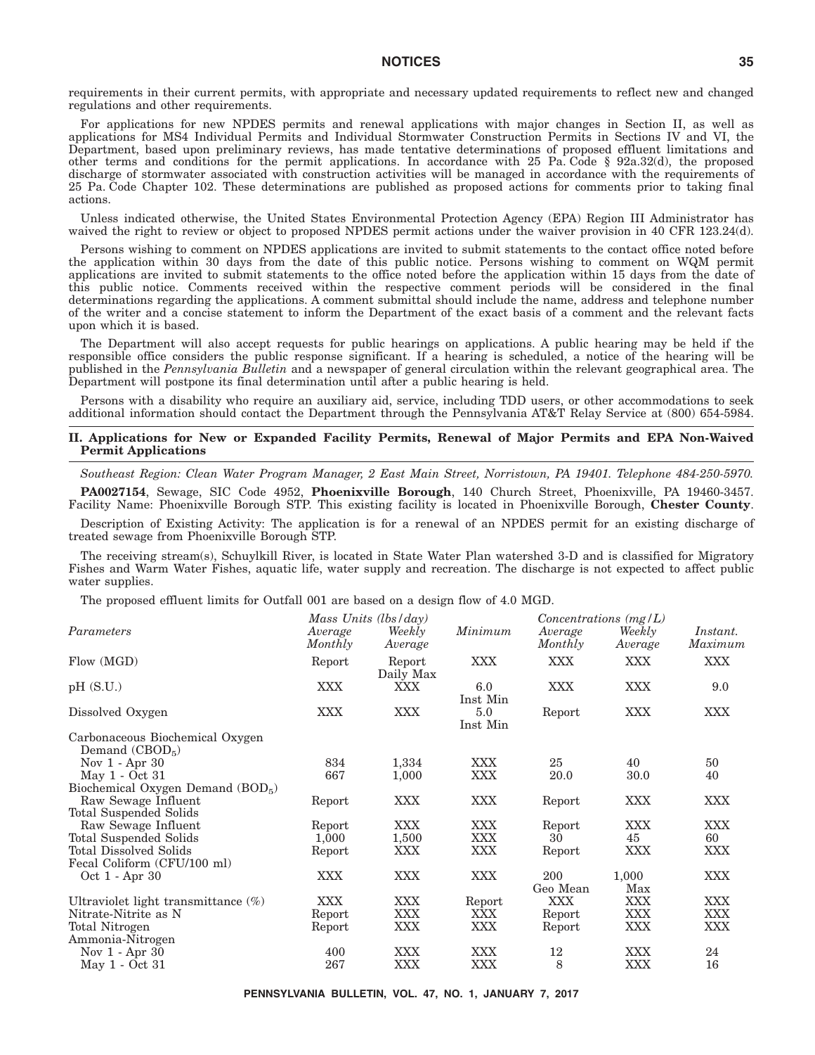requirements in their current permits, with appropriate and necessary updated requirements to reflect new and changed regulations and other requirements.

For applications for new NPDES permits and renewal applications with major changes in Section II, as well as applications for MS4 Individual Permits and Individual Stormwater Construction Permits in Sections IV and VI, the Department, based upon preliminary reviews, has made tentative determinations of proposed effluent limitations and other terms and conditions for the permit applications. In accordance with 25 Pa. Code § 92a.32(d), the proposed discharge of stormwater associated with construction activities will be managed in accordance with the requirements of 25 Pa. Code Chapter 102. These determinations are published as proposed actions for comments prior to taking final actions.

Unless indicated otherwise, the United States Environmental Protection Agency (EPA) Region III Administrator has waived the right to review or object to proposed NPDES permit actions under the waiver provision in 40 CFR 123.24(d).

Persons wishing to comment on NPDES applications are invited to submit statements to the contact office noted before the application within 30 days from the date of this public notice. Persons wishing to comment on WQM permit applications are invited to submit statements to the office noted before the application within 15 days from the date of this public notice. Comments received within the respective comment periods will be considered in the final determinations regarding the applications. A comment submittal should include the name, address and telephone number of the writer and a concise statement to inform the Department of the exact basis of a comment and the relevant facts upon which it is based.

The Department will also accept requests for public hearings on applications. A public hearing may be held if the responsible office considers the public response significant. If a hearing is scheduled, a notice of the hearing will be published in the *Pennsylvania Bulletin* and a newspaper of general circulation within the relevant geographical area. The Department will postpone its final determination until after a public hearing is held.

Persons with a disability who require an auxiliary aid, service, including TDD users, or other accommodations to seek additional information should contact the Department through the Pennsylvania AT&T Relay Service at (800) 654-5984.

## II. Applications for New or Expanded Facility Permits, Renewal of Major Permits and EPA Non-Waived Permit Applications

*Southeast Region: Clean Water Program Manager, 2 East Main Street, Norristown, PA 19401. Telephone 484-250-5970.*

**PA0027154**, Sewage, SIC Code 4952, **Phoenixville Borough**, 140 Church Street, Phoenixville, PA 19460-3457. Facility Name: Phoenixville Borough STP. This existing facility is located in Phoenixville Borough, **Chester County**.

Description of Existing Activity: The application is for a renewal of an NPDES permit for an existing discharge of treated sewage from Phoenixville Borough STP.

The receiving stream(s), Schuylkill River, is located in State Water Plan watershed 3-D and is classified for Migratory Fishes and Warm Water Fishes, aquatic life, water supply and recreation. The discharge is not expected to affect public water supplies.

The proposed effluent limits for Outfall 001 are based on a design flow of 4.0 MGD.

| *Parameters* | *Mass Units (lbs/day)* *Average Monthly* | *Weekly Average* | *Minimum* | *Concentrations (mg/L)* *Average Monthly* | *Weekly Average* | *Instant. Maximum* |
|---|---|---|---|---|---|---|
| Flow (MGD) | Report | Report Daily Max | XXX | XXX | XXX | XXX |
| pH (S.U.) | XXX | XXX | 6.0 Inst Min | XXX | XXX | 9.0 |
| Dissolved Oxygen | XXX | XXX | 5.0 Inst Min | Report | XXX | XXX |
| Carbonaceous Biochemical Oxygen Demand ($CBOD_5$) | | | | | | |
| Nov 1 - Apr 30 | 834 | 1,334 | XXX | 25 | 40 | 50 |
| May 1 - Oct 31 | 667 | 1,000 | XXX | 20.0 | 30.0 | 40 |
| Biochemical Oxygen Demand ($BOD_5$) | | | | | | |
| Raw Sewage Influent | Report | XXX | XXX | Report | XXX | XXX |
| Total Suspended Solids | | | | | | |
| Raw Sewage Influent | Report | XXX | XXX | Report | XXX | XXX |
| Total Suspended Solids | 1,000 | 1,500 | XXX | 30 | 45 | 60 |
| Total Dissolved Solids | Report | XXX | XXX | Report | XXX | XXX |
| Fecal Coliform (CFU/100 ml) | | | | | | |
| Oct 1 - Apr 30 | XXX | XXX | XXX | 200 Geo Mean | 1,000 Max | XXX |
| Ultraviolet light transmittance (%) | XXX | XXX | Report | XXX | XXX | XXX |
| Nitrate-Nitrite as N | Report | XXX | XXX | Report | XXX | XXX |
| Total Nitrogen | Report | XXX | XXX | Report | XXX | XXX |
| Ammonia-Nitrogen | | | | | | |
| Nov 1 - Apr 30 | 400 | XXX | XXX | 12 | XXX | 24 |
| May 1 - Oct 31 | 267 | XXX | XXX | 8 | XXX | 16 |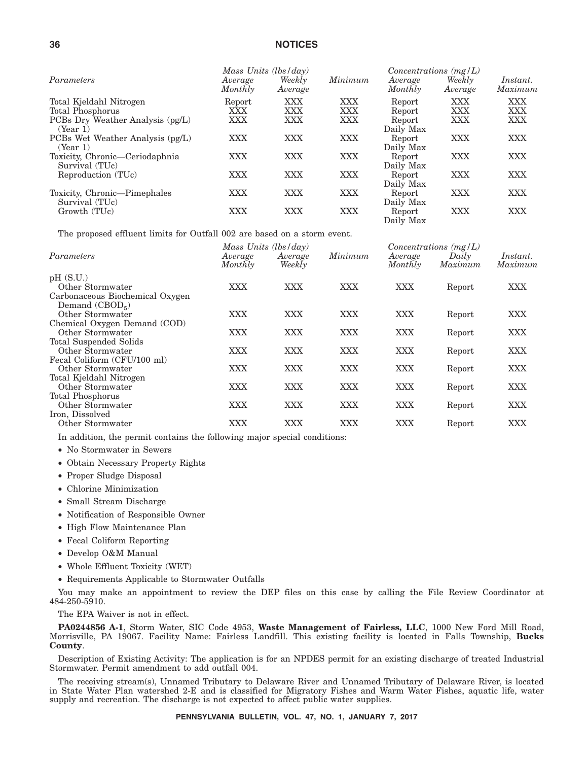| Parameters | Mass Units (lbs/day) | | Minimum | Concentrations (mg/L) | | Instant. Maximum |
|---|---|---|---|---|---|---|
| | Average Monthly | Weekly Average | | Average Monthly | Weekly Average | |
| Total Kjeldahl Nitrogen | Report | XXX | XXX | Report | XXX | XXX |
| Total Phosphorus | XXX | XXX | XXX | Report | XXX | XXX |
| PCBs Dry Weather Analysis (pg/L) (Year 1) | XXX | XXX | XXX | Report Daily Max | XXX | XXX |
| PCBs Wet Weather Analysis (pg/L) (Year 1) | XXX | XXX | XXX | Report Daily Max | XXX | XXX |
| Toxicity, Chronic—Ceriodaphnia Survival (TUc) | XXX | XXX | XXX | Report Daily Max | XXX | XXX |
| Reproduction (TUc) | XXX | XXX | XXX | Report Daily Max | XXX | XXX |
| Toxicity, Chronic—Pimephales Survival (TUc) | XXX | XXX | XXX | Report Daily Max | XXX | XXX |
| Growth (TUc) | XXX | XXX | XXX | Report Daily Max | XXX | XXX |

The proposed effluent limits for Outfall 002 are based on a storm event.

| Parameters | Mass Units (lbs/day) | | Minimum | Concentrations (mg/L) | | Instant. Maximum |
|---|---|---|---|---|---|---|
| | Average Monthly | Average Weekly | | Average Monthly | Daily Maximum | |
| pH (S.U.) | | | | | | |
| Other Stormwater | XXX | XXX | XXX | XXX | Report | XXX |
| Carbonaceous Biochemical Oxygen Demand ($CBOD_5$) | | | | | | |
| Other Stormwater | XXX | XXX | XXX | XXX | Report | XXX |
| Chemical Oxygen Demand (COD) | | | | | | |
| Other Stormwater | XXX | XXX | XXX | XXX | Report | XXX |
| Total Suspended Solids | | | | | | |
| Other Stormwater | XXX | XXX | XXX | XXX | Report | XXX |
| Fecal Coliform (CFU/100 ml) | | | | | | |
| Other Stormwater | XXX | XXX | XXX | XXX | Report | XXX |
| Total Kjeldahl Nitrogen | | | | | | |
| Other Stormwater | XXX | XXX | XXX | XXX | Report | XXX |
| Total Phosphorus | | | | | | |
| Other Stormwater | XXX | XXX | XXX | XXX | Report | XXX |
| Iron, Dissolved | | | | | | |
| Other Stormwater | XXX | XXX | XXX | XXX | Report | XXX |

In addition, the permit contains the following major special conditions:

- No Stormwater in Sewers
- Obtain Necessary Property Rights
- Proper Sludge Disposal
- Chlorine Minimization
- Small Stream Discharge
- Notification of Responsible Owner
- High Flow Maintenance Plan
- Fecal Coliform Reporting
- Develop O&M Manual
- Whole Effluent Toxicity (WET)
- Requirements Applicable to Stormwater Outfalls

You may make an appointment to review the DEP files on this case by calling the File Review Coordinator at 484-250-5910.

The EPA Waiver is not in effect.

**PA0244856 A-1**, Storm Water, SIC Code 4953, **Waste Management of Fairless, LLC**, 1000 New Ford Mill Road, Morrisville, PA 19067. Facility Name: Fairless Landfill. This existing facility is located in Falls Township, **Bucks County**.

Description of Existing Activity: The application is for an NPDES permit for an existing discharge of treated Industrial Stormwater. Permit amendment to add outfall 004.

The receiving stream(s), Unnamed Tributary to Delaware River and Unnamed Tributary of Delaware River, is located in State Water Plan watershed 2-E and is classified for Migratory Fishes and Warm Water Fishes, aquatic life, water supply and recreation. The discharge is not expected to affect public water supplies.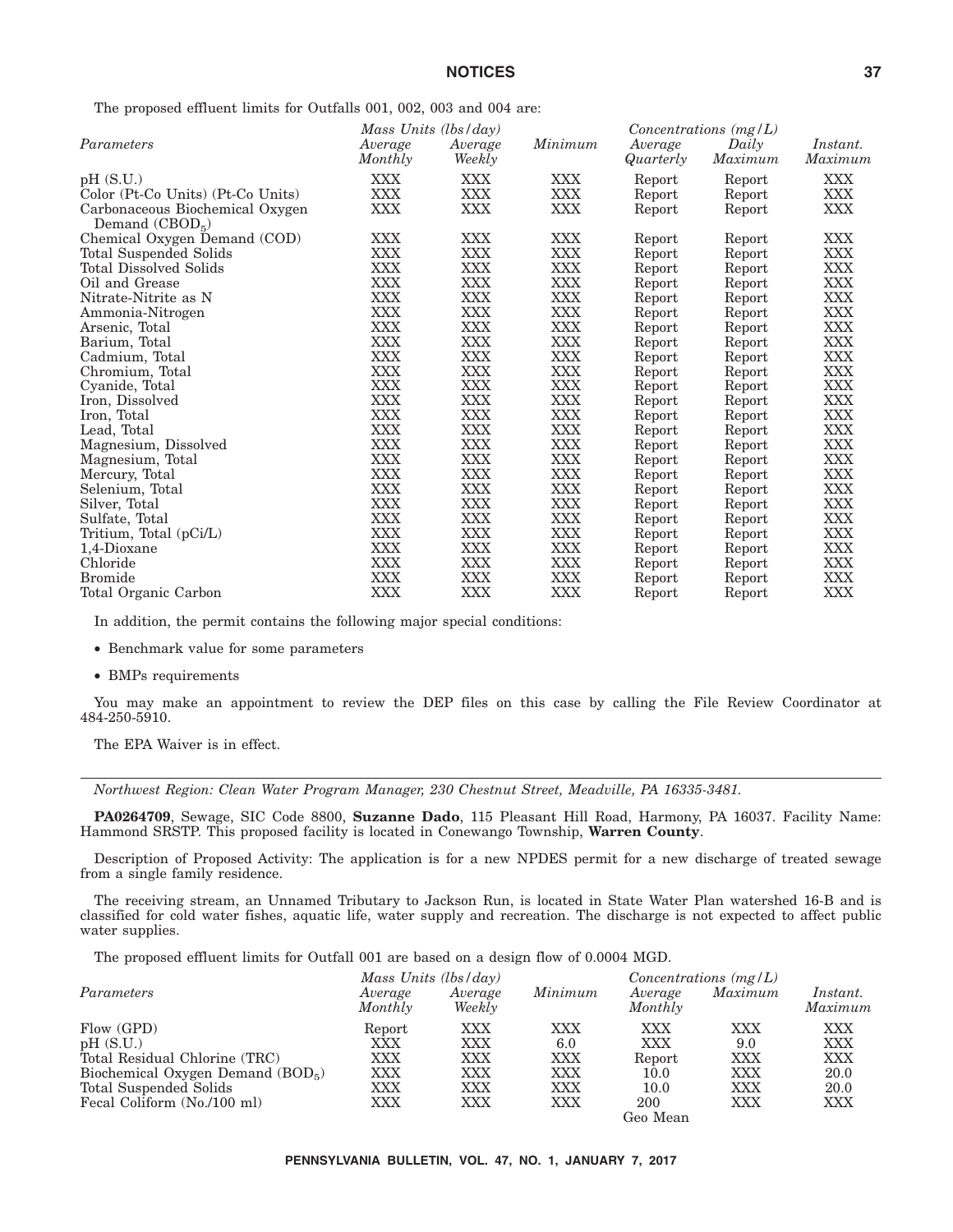The proposed effluent limits for Outfalls 001, 002, 003 and 004 are:

| Parameters | Mass Units (lbs/day) Average Monthly | Average Weekly | Minimum | Concentrations (mg/L) Average Quarterly | Daily Maximum | Instant. Maximum |
|---|---|---|---|---|---|---|
| pH (S.U.) | XXX | XXX | XXX | Report | Report | XXX |
| Color (Pt-Co Units) (Pt-Co Units) | XXX | XXX | XXX | Report | Report | XXX |
| Carbonaceous Biochemical Oxygen Demand ($CBOD_5$) | XXX | XXX | XXX | Report | Report | XXX |
| Chemical Oxygen Demand (COD) | XXX | XXX | XXX | Report | Report | XXX |
| Total Suspended Solids | XXX | XXX | XXX | Report | Report | XXX |
| Total Dissolved Solids | XXX | XXX | XXX | Report | Report | XXX |
| Oil and Grease | XXX | XXX | XXX | Report | Report | XXX |
| Nitrate-Nitrite as N | XXX | XXX | XXX | Report | Report | XXX |
| Ammonia-Nitrogen | XXX | XXX | XXX | Report | Report | XXX |
| Arsenic, Total | XXX | XXX | XXX | Report | Report | XXX |
| Barium, Total | XXX | XXX | XXX | Report | Report | XXX |
| Cadmium, Total | XXX | XXX | XXX | Report | Report | XXX |
| Chromium, Total | XXX | XXX | XXX | Report | Report | XXX |
| Cyanide, Total | XXX | XXX | XXX | Report | Report | XXX |
| Iron, Dissolved | XXX | XXX | XXX | Report | Report | XXX |
| Iron, Total | XXX | XXX | XXX | Report | Report | XXX |
| Lead, Total | XXX | XXX | XXX | Report | Report | XXX |
| Magnesium, Dissolved | XXX | XXX | XXX | Report | Report | XXX |
| Magnesium, Total | XXX | XXX | XXX | Report | Report | XXX |
| Mercury, Total | XXX | XXX | XXX | Report | Report | XXX |
| Selenium, Total | XXX | XXX | XXX | Report | Report | XXX |
| Silver, Total | XXX | XXX | XXX | Report | Report | XXX |
| Sulfate, Total | XXX | XXX | XXX | Report | Report | XXX |
| Tritium, Total (pCi/L) | XXX | XXX | XXX | Report | Report | XXX |
| 1,4-Dioxane | XXX | XXX | XXX | Report | Report | XXX |
| Chloride | XXX | XXX | XXX | Report | Report | XXX |
| Bromide | XXX | XXX | XXX | Report | Report | XXX |
| Total Organic Carbon | XXX | XXX | XXX | Report | Report | XXX |

In addition, the permit contains the following major special conditions:

- Benchmark value for some parameters
- BMPs requirements

You may make an appointment to review the DEP files on this case by calling the File Review Coordinator at 484-250-5910.

The EPA Waiver is in effect.

---

*Northwest Region: Clean Water Program Manager, 230 Chestnut Street, Meadville, PA 16335-3481.*

**PA0264709**, Sewage, SIC Code 8800, **Suzanne Dado**, 115 Pleasant Hill Road, Harmony, PA 16037. Facility Name: Hammond SRSTP. This proposed facility is located in Conewango Township, **Warren County**.

Description of Proposed Activity: The application is for a new NPDES permit for a new discharge of treated sewage from a single family residence.

The receiving stream, an Unnamed Tributary to Jackson Run, is located in State Water Plan watershed 16-B and is classified for cold water fishes, aquatic life, water supply and recreation. The discharge is not expected to affect public water supplies.

The proposed effluent limits for Outfall 001 are based on a design flow of 0.0004 MGD.

| Parameters | Mass Units (lbs/day) Average Monthly | Average Weekly | Minimum | Concentrations (mg/L) Average Monthly | Maximum | Instant. Maximum |
|---|---|---|---|---|---|---|
| Flow (GPD) | Report | XXX | XXX | XXX | XXX | XXX |
| pH (S.U.) | XXX | XXX | 6.0 | XXX | 9.0 | XXX |
| Total Residual Chlorine (TRC) | XXX | XXX | XXX | Report | XXX | XXX |
| Biochemical Oxygen Demand ($BOD_5$) | XXX | XXX | XXX | 10.0 | XXX | 20.0 |
| Total Suspended Solids | XXX | XXX | XXX | 10.0 | XXX | 20.0 |
| Fecal Coliform (No./100 ml) | XXX | XXX | XXX | 200 Geo Mean | XXX | XXX |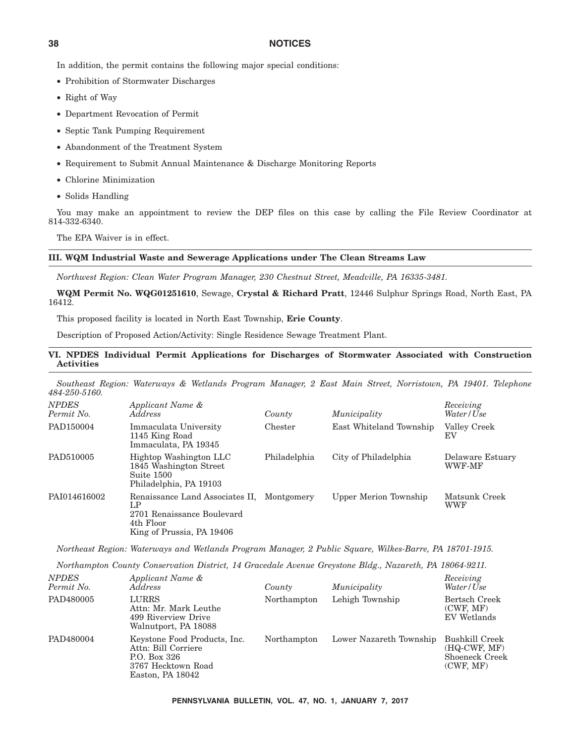In addition, the permit contains the following major special conditions:

- Prohibition of Stormwater Discharges
- Right of Way
- Department Revocation of Permit
- Septic Tank Pumping Requirement
- Abandonment of the Treatment System
- Requirement to Submit Annual Maintenance & Discharge Monitoring Reports
- Chlorine Minimization
- Solids Handling

You may make an appointment to review the DEP files on this case by calling the File Review Coordinator at 814-332-6340.

The EPA Waiver is in effect.

## III. WQM Industrial Waste and Sewerage Applications under The Clean Streams Law

*Northwest Region: Clean Water Program Manager, 230 Chestnut Street, Meadville, PA 16335-3481.*

**WQM Permit No. WQG01251610**, Sewage, **Crystal & Richard Pratt**, 12446 Sulphur Springs Road, North East, PA 16412.

This proposed facility is located in North East Township, **Erie County**.

Description of Proposed Action/Activity: Single Residence Sewage Treatment Plant.

## VI. NPDES Individual Permit Applications for Discharges of Stormwater Associated with Construction Activities

*Southeast Region: Waterways & Wetlands Program Manager, 2 East Main Street, Norristown, PA 19401. Telephone 484-250-5160.*

| *NPDES Permit No.* | *Applicant Name & Address* | *County* | *Municipality* | *Receiving Water/Use* |
|---|---|---|---|---|
| PAD150004 | Immaculata University<br>1145 King Road<br>Immaculata, PA 19345 | Chester | East Whiteland Township | Valley Creek<br>EV |
| PAD510005 | Hightop Washington LLC<br>1845 Washington Street<br>Suite 1500<br>Philadelphia, PA 19103 | Philadelphia | City of Philadelphia | Delaware Estuary<br>WWF-MF |
| PAI014616002 | Renaissance Land Associates II, LP<br>2701 Renaissance Boulevard<br>4th Floor<br>King of Prussia, PA 19406 | Montgomery | Upper Merion Township | Matsunk Creek<br>WWF |

*Northeast Region: Waterways and Wetlands Program Manager, 2 Public Square, Wilkes-Barre, PA 18701-1915.*

*Northampton County Conservation District, 14 Gracedale Avenue Greystone Bldg., Nazareth, PA 18064-9211.*

| *NPDES Permit No.* | *Applicant Name & Address* | *County* | *Municipality* | *Receiving Water/Use* |
|---|---|---|---|---|
| PAD480005 | LURRS<br>Attn: Mr. Mark Leuthe<br>499 Riverview Drive<br>Walnutport, PA 18088 | Northampton | Lehigh Township | Bertsch Creek<br>(CWF, MF)<br>EV Wetlands |
| PAD480004 | Keystone Food Products, Inc.<br>Attn: Bill Corriere<br>P.O. Box 326<br>3767 Hecktown Road<br>Easton, PA 18042 | Northampton | Lower Nazareth Township | Bushkill Creek<br>(HQ-CWF, MF)<br>Shoeneck Creek<br>(CWF, MF) |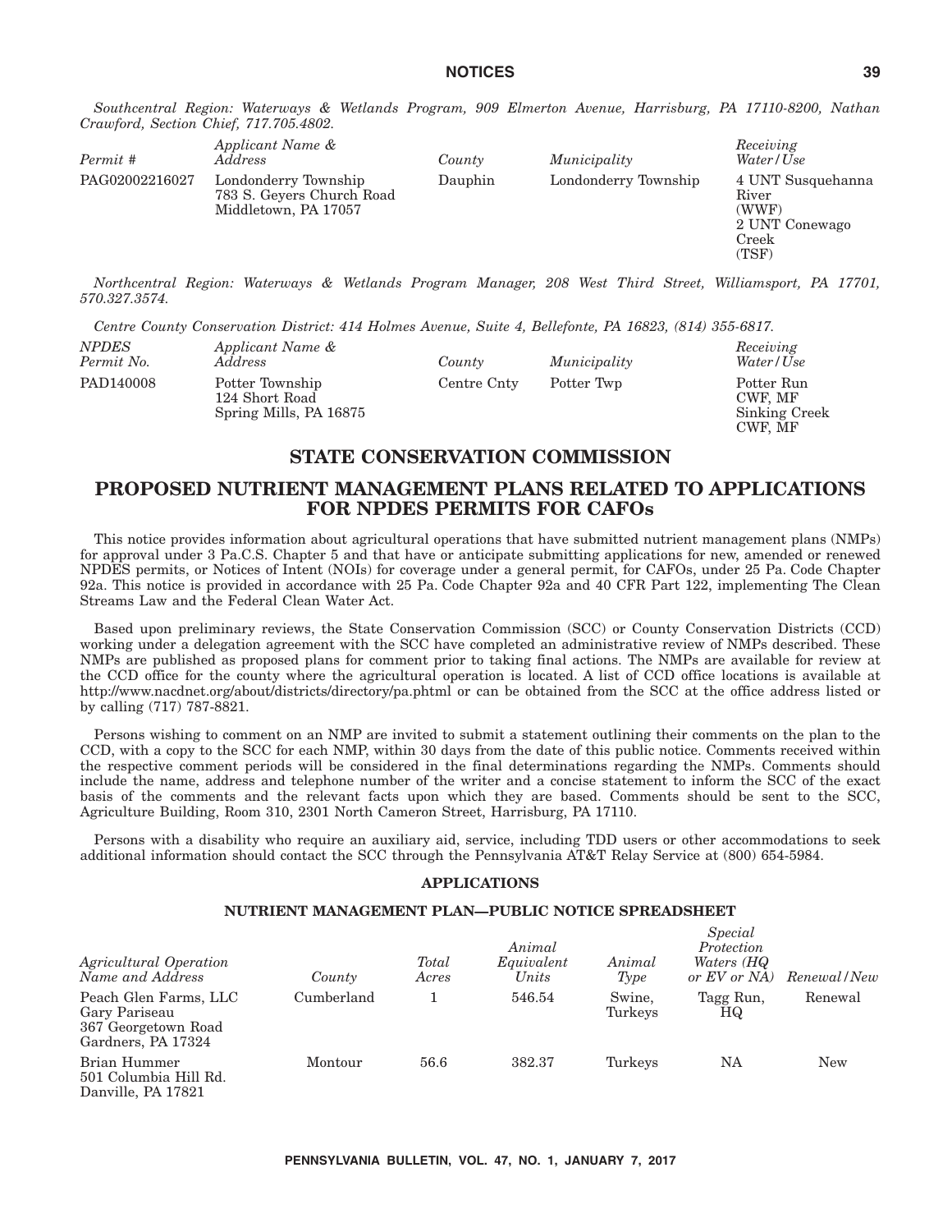*Southcentral Region: Waterways & Wetlands Program, 909 Elmerton Avenue, Harrisburg, PA 17110-8200, Nathan Crawford, Section Chief, 717.705.4802.*

| *Permit #* | *Applicant Name & Address* | *County* | *Municipality* | *Receiving Water/Use* |
|---|---|---|---|---|
| PAG02002216027 | Londonderry Township 783 S. Geyers Church Road Middletown, PA 17057 | Dauphin | Londonderry Township | 4 UNT Susquehanna River (WWF) 2 UNT Conewago Creek (TSF) |

*Northcentral Region: Waterways & Wetlands Program Manager, 208 West Third Street, Williamsport, PA 17701, 570.327.3574.*

*Centre County Conservation District: 414 Holmes Avenue, Suite 4, Bellefonte, PA 16823, (814) 355-6817.*

| *NPDES Permit No.* | *Applicant Name & Address* | *County* | *Municipality* | *Receiving Water/Use* |
|---|---|---|---|---|
| PAD140008 | Potter Township 124 Short Road Spring Mills, PA 16875 | Centre Cnty | Potter Twp | Potter Run CWF, MF Sinking Creek CWF, MF |

# STATE CONSERVATION COMMISSION

## PROPOSED NUTRIENT MANAGEMENT PLANS RELATED TO APPLICATIONS FOR NPDES PERMITS FOR CAFOs

This notice provides information about agricultural operations that have submitted nutrient management plans (NMPs) for approval under 3 Pa.C.S. Chapter 5 and that have or anticipate submitting applications for new, amended or renewed NPDES permits, or Notices of Intent (NOIs) for coverage under a general permit, for CAFOs, under 25 Pa. Code Chapter 92a. This notice is provided in accordance with 25 Pa. Code Chapter 92a and 40 CFR Part 122, implementing The Clean Streams Law and the Federal Clean Water Act.

Based upon preliminary reviews, the State Conservation Commission (SCC) or County Conservation Districts (CCD) working under a delegation agreement with the SCC have completed an administrative review of NMPs described. These NMPs are published as proposed plans for comment prior to taking final actions. The NMPs are available for review at the CCD office for the county where the agricultural operation is located. A list of CCD office locations is available at http://www.nacdnet.org/about/districts/directory/pa.phtml or can be obtained from the SCC at the office address listed or by calling (717) 787-8821.

Persons wishing to comment on an NMP are invited to submit a statement outlining their comments on the plan to the CCD, with a copy to the SCC for each NMP, within 30 days from the date of this public notice. Comments received within the respective comment periods will be considered in the final determinations regarding the NMPs. Comments should include the name, address and telephone number of the writer and a concise statement to inform the SCC of the exact basis of the comments and the relevant facts upon which they are based. Comments should be sent to the SCC, Agriculture Building, Room 310, 2301 North Cameron Street, Harrisburg, PA 17110.

Persons with a disability who require an auxiliary aid, service, including TDD users or other accommodations to seek additional information should contact the SCC through the Pennsylvania AT&T Relay Service at (800) 654-5984.

### APPLICATIONS

### NUTRIENT MANAGEMENT PLAN—PUBLIC NOTICE SPREADSHEET

| *Agricultural Operation Name and Address* | *County* | *Total Acres* | *Animal Equivalent Units* | *Animal Type* | *Special Protection Waters (HQ or EV or NA)* | *Renewal/New* |
|---|---|---|---|---|---|---|
| Peach Glen Farms, LLC Gary Pariseau 367 Georgetown Road Gardners, PA 17324 | Cumberland | 1 | 546.54 | Swine, Turkeys | Tagg Run, HQ | Renewal |
| Brian Hummer 501 Columbia Hill Rd. Danville, PA 17821 | Montour | 56.6 | 382.37 | Turkeys | NA | New |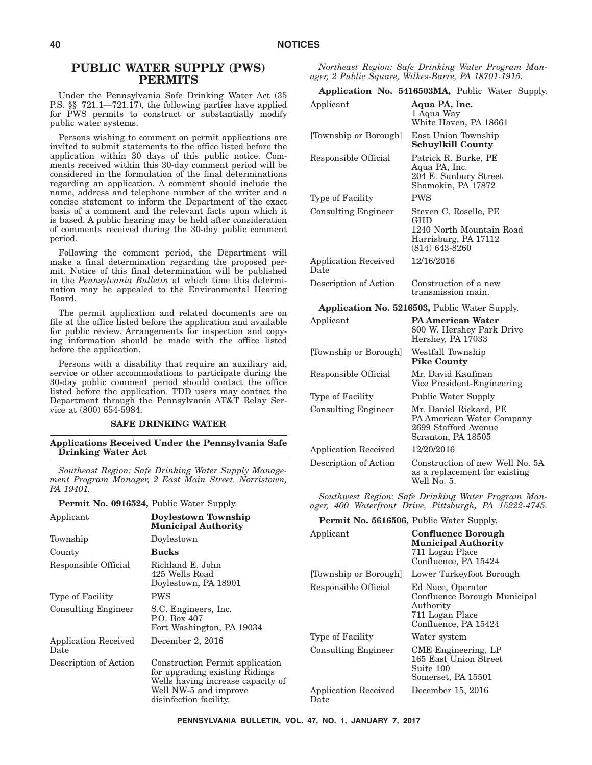## PUBLIC WATER SUPPLY (PWS) PERMITS

Under the Pennsylvania Safe Drinking Water Act (35 P.S. §§ 721.1—721.17), the following parties have applied for PWS permits to construct or substantially modify public water systems.

Persons wishing to comment on permit applications are invited to submit statements to the office listed before the application within 30 days of this public notice. Comments received within this 30-day comment period will be considered in the formulation of the final determinations regarding an application. A comment should include the name, address and telephone number of the writer and a concise statement to inform the Department of the exact basis of a comment and the relevant facts upon which it is based. A public hearing may be held after consideration of comments received during the 30-day public comment period.

Following the comment period, the Department will make a final determination regarding the proposed permit. Notice of this final determination will be published in the *Pennsylvania Bulletin* at which time this determination may be appealed to the Environmental Hearing Board.

The permit application and related documents are on file at the office listed before the application and available for public review. Arrangements for inspection and copying information should be made with the office listed before the application.

Persons with a disability that require an auxiliary aid, service or other accommodations to participate during the 30-day public comment period should contact the office listed before the application. TDD users may contact the Department through the Pennsylvania AT&T Relay Service at (800) 654-5984.

### SAFE DRINKING WATER

### Applications Received Under the Pennsylvania Safe Drinking Water Act

*Southeast Region: Safe Drinking Water Supply Management Program Manager, 2 East Main Street, Norristown, PA 19401.*

**Permit No. 0916524,** Public Water Supply.

| | |
|---|---|
| Applicant | **Doylestown Township Municipal Authority** |
| Township | Doylestown |
| County | **Bucks** |
| Responsible Official | Richland E. John<br>425 Wells Road<br>Doylestown, PA 18901 |
| Type of Facility | PWS |
| Consulting Engineer | S.C. Engineers, Inc.<br>P.O. Box 407<br>Fort Washington, PA 19034 |
| Application Received Date | December 2, 2016 |
| Description of Action | Construction Permit application for upgrading existing Ridings Wells having increase capacity of Well NW-5 and improve disinfection facility. |

*Northeast Region: Safe Drinking Water Program Manager, 2 Public Square, Wilkes-Barre, PA 18701-1915.*

**Application No. 5416503MA,** Public Water Supply.

| | |
|---|---|
| Applicant | **Aqua PA, Inc.**<br>1 Aqua Way<br>White Haven, PA 18661 |
| [Township or Borough] | East Union Township<br>**Schuylkill County** |
| Responsible Official | Patrick R. Burke, PE<br>Aqua PA, Inc.<br>204 E. Sunbury Street<br>Shamokin, PA 17872 |
| Type of Facility | PWS |
| Consulting Engineer | Steven C. Roselle, PE<br>GHD<br>1240 North Mountain Road<br>Harrisburg, PA 17112<br>(814) 643-8260 |
| Application Received Date | 12/16/2016 |
| Description of Action | Construction of a new transmission main. |

**Application No. 5216503,** Public Water Supply.

| | |
|---|---|
| Applicant | **PA American Water**<br>800 W. Hershey Park Drive<br>Hershey, PA 17033 |
| [Township or Borough] | Westfall Township<br>**Pike County** |
| Responsible Official | Mr. David Kaufman<br>Vice President-Engineering |
| Type of Facility | Public Water Supply |
| Consulting Engineer | Mr. Daniel Rickard, PE<br>PA American Water Company<br>2699 Stafford Avenue<br>Scranton, PA 18505 |
| Application Received | 12/20/2016 |
| Description of Action | Construction of new Well No. 5A as a replacement for existing Well No. 5. |

*Southwest Region: Safe Drinking Water Program Manager, 400 Waterfront Drive, Pittsburgh, PA 15222-4745.*

**Permit No. 5616506,** Public Water Supply.

| | |
|---|---|
| Applicant | **Confluence Borough Municipal Authority**<br>711 Logan Place<br>Confluence, PA 15424 |
| [Township or Borough] | Lower Turkeyfoot Borough |
| Responsible Official | Ed Nace, Operator<br>Confluence Borough Municipal Authority<br>711 Logan Place<br>Confluence, PA 15424 |
| Type of Facility | Water system |
| Consulting Engineer | CME Engineering, LP<br>165 East Union Street<br>Suite 100<br>Somerset, PA 15501 |
| Application Received Date | December 15, 2016 |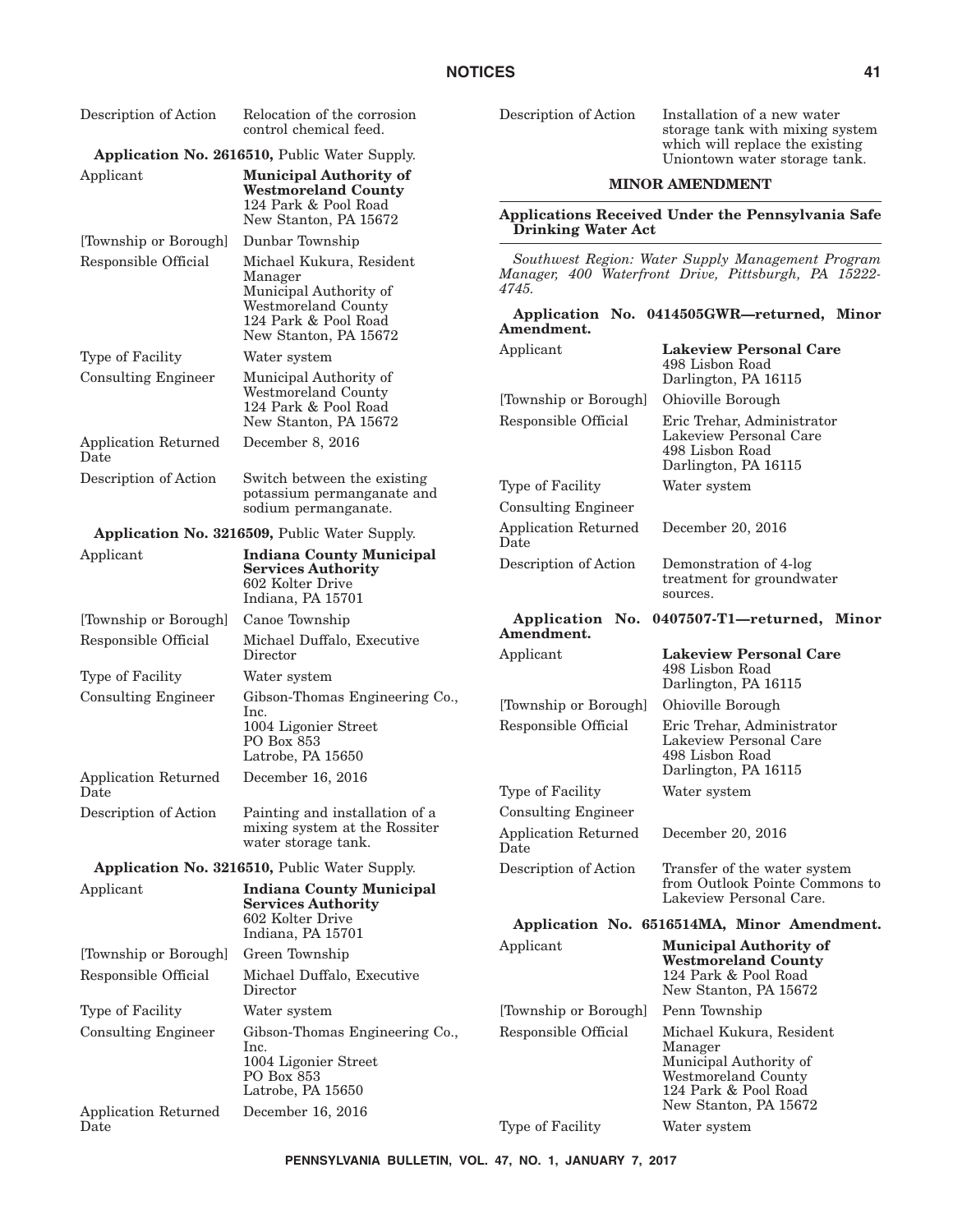| | |
|---|---|
| Description of Action | Relocation of the corrosion control chemical feed. |

**Application No. 2616510,** Public Water Supply.

| | |
|---|---|
| Applicant | **Municipal Authority of Westmoreland County**<br>124 Park & Pool Road<br>New Stanton, PA 15672 |
| [Township or Borough] | Dunbar Township |
| Responsible Official | Michael Kukura, Resident Manager<br>Municipal Authority of Westmoreland County<br>124 Park & Pool Road<br>New Stanton, PA 15672 |
| Type of Facility | Water system |
| Consulting Engineer | Municipal Authority of Westmoreland County<br>124 Park & Pool Road<br>New Stanton, PA 15672 |
| Application Returned Date | December 8, 2016 |
| Description of Action | Switch between the existing potassium permanganate and sodium permanganate. |

**Application No. 3216509,** Public Water Supply.

| | |
|---|---|
| Applicant | **Indiana County Municipal Services Authority**<br>602 Kolter Drive<br>Indiana, PA 15701 |
| [Township or Borough] | Canoe Township |
| Responsible Official | Michael Duffalo, Executive Director |
| Type of Facility | Water system |
| Consulting Engineer | Gibson-Thomas Engineering Co., Inc.<br>1004 Ligonier Street<br>PO Box 853<br>Latrobe, PA 15650 |
| Application Returned Date | December 16, 2016 |
| Description of Action | Painting and installation of a mixing system at the Rossiter water storage tank. |

**Application No. 3216510,** Public Water Supply.

| | |
|---|---|
| Applicant | **Indiana County Municipal Services Authority**<br>602 Kolter Drive<br>Indiana, PA 15701 |
| [Township or Borough] | Green Township |
| Responsible Official | Michael Duffalo, Executive Director |
| Type of Facility | Water system |
| Consulting Engineer | Gibson-Thomas Engineering Co., Inc.<br>1004 Ligonier Street<br>PO Box 853<br>Latrobe, PA 15650 |
| Application Returned Date | December 16, 2016 |
| Description of Action | Installation of a new water storage tank with mixing system which will replace the existing Uniontown water storage tank. |

**MINOR AMENDMENT**

**Applications Received Under the Pennsylvania Safe Drinking Water Act**

*Southwest Region: Water Supply Management Program Manager, 400 Waterfront Drive, Pittsburgh, PA 15222-4745.*

**Application No. 0414505GWR—returned, Minor Amendment.**

| | |
|---|---|
| Applicant | **Lakeview Personal Care**<br>498 Lisbon Road<br>Darlington, PA 16115 |
| [Township or Borough] | Ohioville Borough |
| Responsible Official | Eric Trehar, Administrator<br>Lakeview Personal Care<br>498 Lisbon Road<br>Darlington, PA 16115 |
| Type of Facility | Water system |
| Consulting Engineer | |
| Application Returned Date | December 20, 2016 |
| Description of Action | Demonstration of 4-log treatment for groundwater sources. |

**Application No. 0407507-T1—returned, Minor Amendment.**

| | |
|---|---|
| Applicant | **Lakeview Personal Care**<br>498 Lisbon Road<br>Darlington, PA 16115 |
| [Township or Borough] | Ohioville Borough |
| Responsible Official | Eric Trehar, Administrator<br>Lakeview Personal Care<br>498 Lisbon Road<br>Darlington, PA 16115 |
| Type of Facility | Water system |
| Consulting Engineer | |
| Application Returned Date | December 20, 2016 |
| Description of Action | Transfer of the water system from Outlook Pointe Commons to Lakeview Personal Care. |

**Application No. 6516514MA, Minor Amendment.**

| | |
|---|---|
| Applicant | **Municipal Authority of Westmoreland County**<br>124 Park & Pool Road<br>New Stanton, PA 15672 |
| [Township or Borough] | Penn Township |
| Responsible Official | Michael Kukura, Resident Manager<br>Municipal Authority of Westmoreland County<br>124 Park & Pool Road<br>New Stanton, PA 15672 |
| Type of Facility | Water system |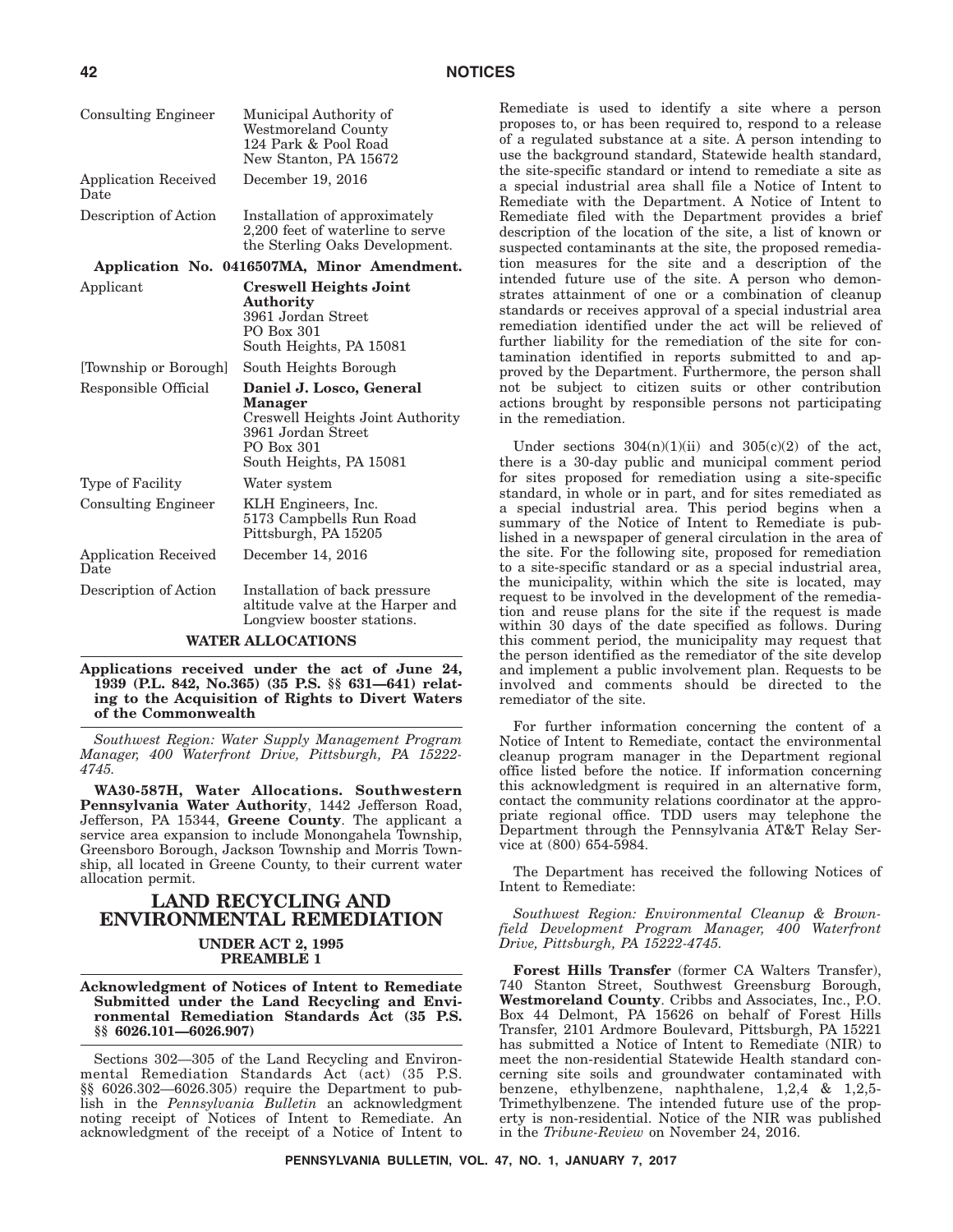| | |
|---|---|
| Consulting Engineer | Municipal Authority of Westmoreland County<br>124 Park & Pool Road<br>New Stanton, PA 15672 |
| Application Received Date | December 19, 2016 |
| Description of Action | Installation of approximately 2,200 feet of waterline to serve the Sterling Oaks Development. |

**Application No. 0416507MA, Minor Amendment.**

| | |
|---|---|
| Applicant | **Creswell Heights Joint Authority**<br>3961 Jordan Street<br>PO Box 301<br>South Heights, PA 15081 |
| [Township or Borough] | South Heights Borough |
| Responsible Official | **Daniel J. Losco, General Manager**<br>Creswell Heights Joint Authority<br>3961 Jordan Street<br>PO Box 301<br>South Heights, PA 15081 |
| Type of Facility | Water system |
| Consulting Engineer | KLH Engineers, Inc.<br>5173 Campbells Run Road<br>Pittsburgh, PA 15205 |
| Application Received Date | December 14, 2016 |
| Description of Action | Installation of back pressure altitude valve at the Harper and Longview booster stations. |

**WATER ALLOCATIONS**

**Applications received under the act of June 24, 1939 (P.L. 842, No.365) (35 P.S. §§ 631—641) relating to the Acquisition of Rights to Divert Waters of the Commonwealth**

*Southwest Region: Water Supply Management Program Manager, 400 Waterfront Drive, Pittsburgh, PA 15222-4745.*

**WA30-587H, Water Allocations. Southwestern Pennsylvania Water Authority**, 1442 Jefferson Road, Jefferson, PA 15344, **Greene County**. The applicant a service area expansion to include Monongahela Township, Greensboro Borough, Jackson Township and Morris Township, all located in Greene County, to their current water allocation permit.

## LAND RECYCLING AND ENVIRONMENTAL REMEDIATION

### UNDER ACT 2, 1995 PREAMBLE 1

**Acknowledgment of Notices of Intent to Remediate Submitted under the Land Recycling and Environmental Remediation Standards Act (35 P.S. §§ 6026.101—6026.907)**

Sections 302—305 of the Land Recycling and Environmental Remediation Standards Act (act) (35 P.S. §§ 6026.302—6026.305) require the Department to publish in the *Pennsylvania Bulletin* an acknowledgment noting receipt of Notices of Intent to Remediate. An acknowledgment of the receipt of a Notice of Intent to Remediate is used to identify a site where a person proposes to, or has been required to, respond to a release of a regulated substance at a site. A person intending to use the background standard, Statewide health standard, the site-specific standard or intend to remediate a site as a special industrial area shall file a Notice of Intent to Remediate with the Department. A Notice of Intent to Remediate filed with the Department provides a brief description of the location of the site, a list of known or suspected contaminants at the site, the proposed remediation measures for the site and a description of the intended future use of the site. A person who demonstrates attainment of one or a combination of cleanup standards or receives approval of a special industrial area remediation identified under the act will be relieved of further liability for the remediation of the site for contamination identified in reports submitted to and approved by the Department. Furthermore, the person shall not be subject to citizen suits or other contribution actions brought by responsible persons not participating in the remediation.

Under sections 304(n)(1)(ii) and 305(c)(2) of the act, there is a 30-day public and municipal comment period for sites proposed for remediation using a site-specific standard, in whole or in part, and for sites remediated as a special industrial area. This period begins when a summary of the Notice of Intent to Remediate is published in a newspaper of general circulation in the area of the site. For the following site, proposed for remediation to a site-specific standard or as a special industrial area, the municipality, within which the site is located, may request to be involved in the development of the remediation and reuse plans for the site if the request is made within 30 days of the date specified as follows. During this comment period, the municipality may request that the person identified as the remediator of the site develop and implement a public involvement plan. Requests to be involved and comments should be directed to the remediator of the site.

For further information concerning the content of a Notice of Intent to Remediate, contact the environmental cleanup program manager in the Department regional office listed before the notice. If information concerning this acknowledgment is required in an alternative form, contact the community relations coordinator at the appropriate regional office. TDD users may telephone the Department through the Pennsylvania AT&T Relay Service at (800) 654-5984.

The Department has received the following Notices of Intent to Remediate:

*Southwest Region: Environmental Cleanup & Brownfield Development Program Manager, 400 Waterfront Drive, Pittsburgh, PA 15222-4745.*

**Forest Hills Transfer** (former CA Walters Transfer), 740 Stanton Street, Southwest Greensburg Borough, **Westmoreland County**. Cribbs and Associates, Inc., P.O. Box 44 Delmont, PA 15626 on behalf of Forest Hills Transfer, 2101 Ardmore Boulevard, Pittsburgh, PA 15221 has submitted a Notice of Intent to Remediate (NIR) to meet the non-residential Statewide Health standard concerning site soils and groundwater contaminated with benzene, ethylbenzene, naphthalene, 1,2,4 & 1,2,5-Trimethylbenzene. The intended future use of the property is non-residential. Notice of the NIR was published in the *Tribune-Review* on November 24, 2016.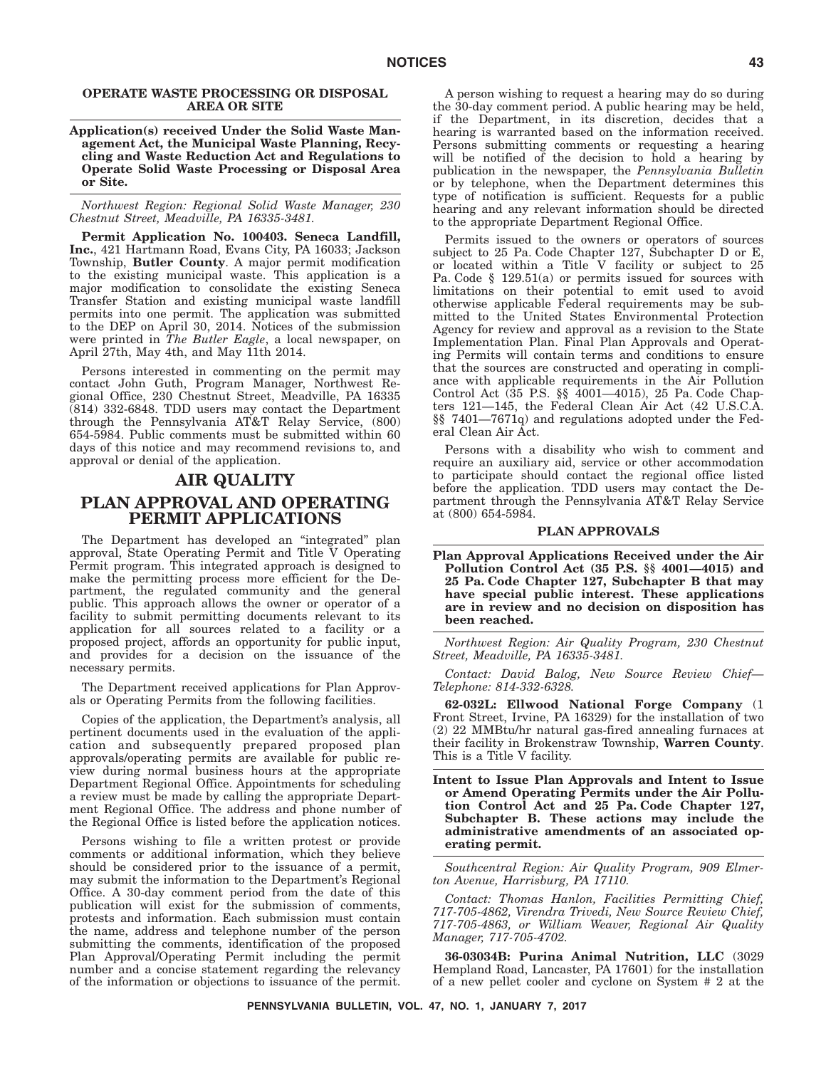**OPERATE WASTE PROCESSING OR DISPOSAL AREA OR SITE**

**Application(s) received Under the Solid Waste Management Act, the Municipal Waste Planning, Recycling and Waste Reduction Act and Regulations to Operate Solid Waste Processing or Disposal Area or Site.**

*Northwest Region: Regional Solid Waste Manager, 230 Chestnut Street, Meadville, PA 16335-3481.*

**Permit Application No. 100403. Seneca Landfill, Inc.**, 421 Hartmann Road, Evans City, PA 16033; Jackson Township, **Butler County**. A major permit modification to the existing municipal waste. This application is a major modification to consolidate the existing Seneca Transfer Station and existing municipal waste landfill permits into one permit. The application was submitted to the DEP on April 30, 2014. Notices of the submission were printed in *The Butler Eagle*, a local newspaper, on April 27th, May 4th, and May 11th 2014.

Persons interested in commenting on the permit may contact John Guth, Program Manager, Northwest Regional Office, 230 Chestnut Street, Meadville, PA 16335 (814) 332-6848. TDD users may contact the Department through the Pennsylvania AT&T Relay Service, (800) 654-5984. Public comments must be submitted within 60 days of this notice and may recommend revisions to, and approval or denial of the application.

# AIR QUALITY

# PLAN APPROVAL AND OPERATING PERMIT APPLICATIONS

The Department has developed an "integrated" plan approval, State Operating Permit and Title V Operating Permit program. This integrated approach is designed to make the permitting process more efficient for the Department, the regulated community and the general public. This approach allows the owner or operator of a facility to submit permitting documents relevant to its application for all sources related to a facility or a proposed project, affords an opportunity for public input, and provides for a decision on the issuance of the necessary permits.

The Department received applications for Plan Approvals or Operating Permits from the following facilities.

Copies of the application, the Department's analysis, all pertinent documents used in the evaluation of the application and subsequently prepared proposed plan approvals/operating permits are available for public review during normal business hours at the appropriate Department Regional Office. Appointments for scheduling a review must be made by calling the appropriate Department Regional Office. The address and phone number of the Regional Office is listed before the application notices.

Persons wishing to file a written protest or provide comments or additional information, which they believe should be considered prior to the issuance of a permit, may submit the information to the Department's Regional Office. A 30-day comment period from the date of this publication will exist for the submission of comments, protests and information. Each submission must contain the name, address and telephone number of the person submitting the comments, identification of the proposed Plan Approval/Operating Permit including the permit number and a concise statement regarding the relevancy of the information or objections to issuance of the permit.

A person wishing to request a hearing may do so during the 30-day comment period. A public hearing may be held, if the Department, in its discretion, decides that a hearing is warranted based on the information received. Persons submitting comments or requesting a hearing will be notified of the decision to hold a hearing by publication in the newspaper, the *Pennsylvania Bulletin* or by telephone, when the Department determines this type of notification is sufficient. Requests for a public hearing and any relevant information should be directed to the appropriate Department Regional Office.

Permits issued to the owners or operators of sources subject to 25 Pa. Code Chapter 127, Subchapter D or E, or located within a Title V facility or subject to 25 Pa. Code § 129.51(a) or permits issued for sources with limitations on their potential to emit used to avoid otherwise applicable Federal requirements may be submitted to the United States Environmental Protection Agency for review and approval as a revision to the State Implementation Plan. Final Plan Approvals and Operating Permits will contain terms and conditions to ensure that the sources are constructed and operating in compliance with applicable requirements in the Air Pollution Control Act (35 P.S. §§ 4001—4015), 25 Pa. Code Chapters 121—145, the Federal Clean Air Act (42 U.S.C.A. §§ 7401—7671q) and regulations adopted under the Federal Clean Air Act.

Persons with a disability who wish to comment and require an auxiliary aid, service or other accommodation to participate should contact the regional office listed before the application. TDD users may contact the Department through the Pennsylvania AT&T Relay Service at (800) 654-5984.

**PLAN APPROVALS**

**Plan Approval Applications Received under the Air Pollution Control Act (35 P.S. §§ 4001—4015) and 25 Pa. Code Chapter 127, Subchapter B that may have special public interest. These applications are in review and no decision on disposition has been reached.**

*Northwest Region: Air Quality Program, 230 Chestnut Street, Meadville, PA 16335-3481.*

*Contact: David Balog, New Source Review Chief—Telephone: 814-332-6328.*

**62-032L: Ellwood National Forge Company** (1 Front Street, Irvine, PA 16329) for the installation of two (2) 22 MMBtu/hr natural gas-fired annealing furnaces at their facility in Brokenstraw Township, **Warren County**. This is a Title V facility.

**Intent to Issue Plan Approvals and Intent to Issue or Amend Operating Permits under the Air Pollution Control Act and 25 Pa. Code Chapter 127, Subchapter B. These actions may include the administrative amendments of an associated operating permit.**

*Southcentral Region: Air Quality Program, 909 Elmerton Avenue, Harrisburg, PA 17110.*

*Contact: Thomas Hanlon, Facilities Permitting Chief, 717-705-4862, Virendra Trivedi, New Source Review Chief, 717-705-4863, or William Weaver, Regional Air Quality Manager, 717-705-4702.*

**36-03034B: Purina Animal Nutrition, LLC** (3029 Hempland Road, Lancaster, PA 17601) for the installation of a new pellet cooler and cyclone on System # 2 at the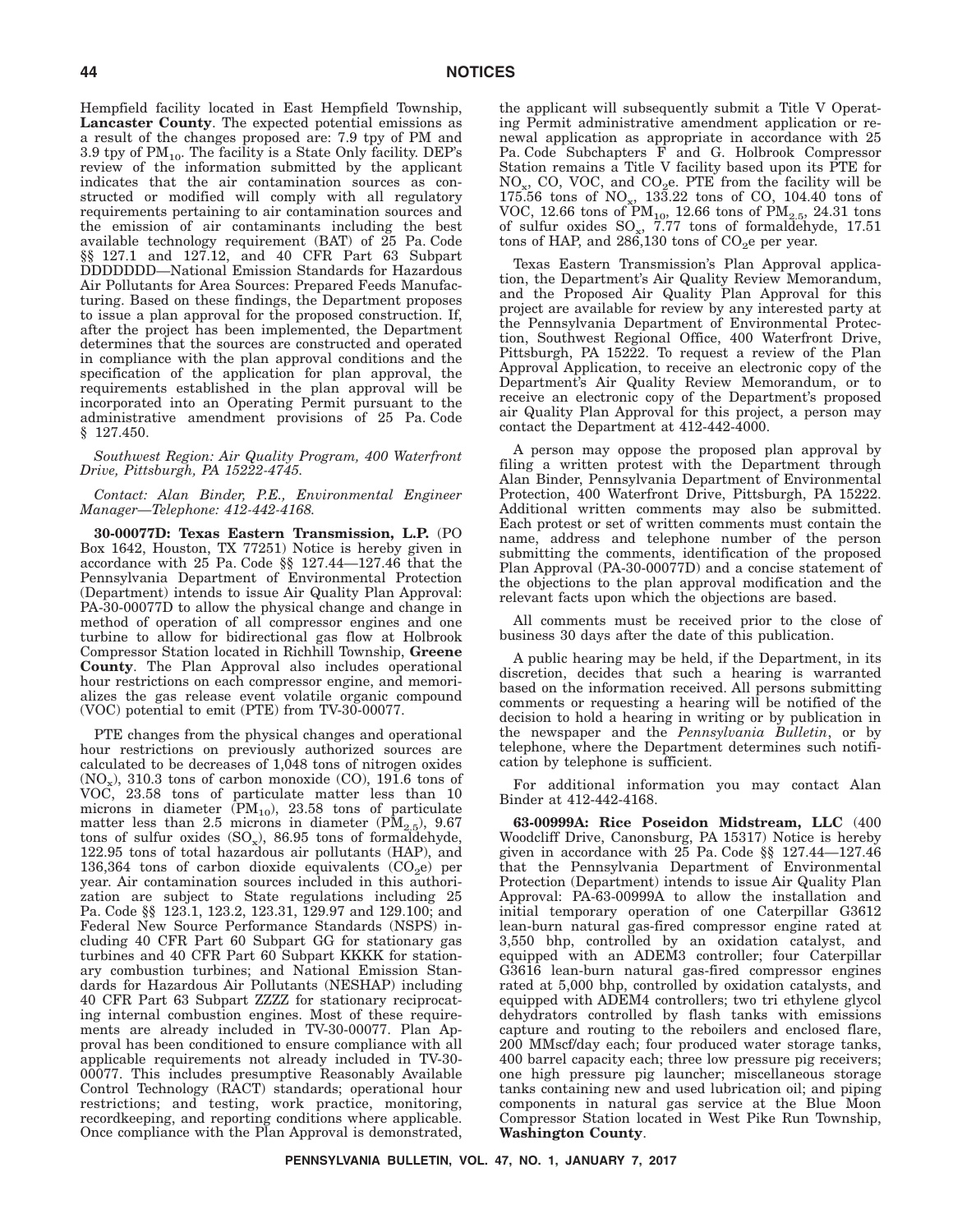Hempfield facility located in East Hempfield Township, **Lancaster County**. The expected potential emissions as a result of the changes proposed are: 7.9 tpy of PM and 3.9 tpy of $PM_{10}$. The facility is a State Only facility. DEP's review of the information submitted by the applicant indicates that the air contamination sources as constructed or modified will comply with all regulatory requirements pertaining to air contamination sources and the emission of air contaminants including the best available technology requirement (BAT) of 25 Pa. Code §§ 127.1 and 127.12, and 40 CFR Part 63 Subpart DDDDDDD—National Emission Standards for Hazardous Air Pollutants for Area Sources: Prepared Feeds Manufacturing. Based on these findings, the Department proposes to issue a plan approval for the proposed construction. If, after the project has been implemented, the Department determines that the sources are constructed and operated in compliance with the plan approval conditions and the specification of the application for plan approval, the requirements established in the plan approval will be incorporated into an Operating Permit pursuant to the administrative amendment provisions of 25 Pa. Code § 127.450.

*Southwest Region: Air Quality Program, 400 Waterfront Drive, Pittsburgh, PA 15222-4745.*

*Contact: Alan Binder, P.E., Environmental Engineer Manager—Telephone: 412-442-4168.*

**30-00077D: Texas Eastern Transmission, L.P.** (PO Box 1642, Houston, TX 77251) Notice is hereby given in accordance with 25 Pa. Code §§ 127.44—127.46 that the Pennsylvania Department of Environmental Protection (Department) intends to issue Air Quality Plan Approval: PA-30-00077D to allow the physical change and change in method of operation of all compressor engines and one turbine to allow for bidirectional gas flow at Holbrook Compressor Station located in Richhill Township, **Greene County**. The Plan Approval also includes operational hour restrictions on each compressor engine, and memorializes the gas release event volatile organic compound (VOC) potential to emit (PTE) from TV-30-00077.

PTE changes from the physical changes and operational hour restrictions on previously authorized sources are calculated to be decreases of 1,048 tons of nitrogen oxides ($NO_x$), 310.3 tons of carbon monoxide (CO), 191.6 tons of VOC, 23.58 tons of particulate matter less than 10 microns in diameter ($PM_{10}$), 23.58 tons of particulate matter less than 2.5 microns in diameter ($PM_{2.5}$), 9.67 tons of sulfur oxides ($SO_x$), 86.95 tons of formaldehyde, 122.95 tons of total hazardous air pollutants (HAP), and 136,364 tons of carbon dioxide equivalents ($CO_2e$) per year. Air contamination sources included in this authorization are subject to State regulations including 25 Pa. Code §§ 123.1, 123.2, 123.31, 129.97 and 129.100; and Federal New Source Performance Standards (NSPS) including 40 CFR Part 60 Subpart GG for stationary gas turbines and 40 CFR Part 60 Subpart KKKK for stationary combustion turbines; and National Emission Standards for Hazardous Air Pollutants (NESHAP) including 40 CFR Part 63 Subpart ZZZZ for stationary reciprocating internal combustion engines. Most of these requirements are already included in TV-30-00077. Plan Approval has been conditioned to ensure compliance with all applicable requirements not already included in TV-30-00077. This includes presumptive Reasonably Available Control Technology (RACT) standards; operational hour restrictions; and testing, work practice, monitoring, recordkeeping, and reporting conditions where applicable. Once compliance with the Plan Approval is demonstrated, the applicant will subsequently submit a Title V Operating Permit administrative amendment application or renewal application as appropriate in accordance with 25 Pa. Code Subchapters F and G. Holbrook Compressor Station remains a Title V facility based upon its PTE for $NO_x$, CO, VOC, and $CO_2e$. PTE from the facility will be 175.56 tons of $NO_x$, 133.22 tons of CO, 104.40 tons of VOC, 12.66 tons of $PM_{10}$, 12.66 tons of $PM_{2.5}$, 24.31 tons of sulfur oxides $SO_x$, 7.77 tons of formaldehyde, 17.51 tons of HAP, and 286,130 tons of $CO_2e$ per year.

Texas Eastern Transmission's Plan Approval application, the Department's Air Quality Review Memorandum, and the Proposed Air Quality Plan Approval for this project are available for review by any interested party at the Pennsylvania Department of Environmental Protection, Southwest Regional Office, 400 Waterfront Drive, Pittsburgh, PA 15222. To request a review of the Plan Approval Application, to receive an electronic copy of the Department's Air Quality Review Memorandum, or to receive an electronic copy of the Department's proposed air Quality Plan Approval for this project, a person may contact the Department at 412-442-4000.

A person may oppose the proposed plan approval by filing a written protest with the Department through Alan Binder, Pennsylvania Department of Environmental Protection, 400 Waterfront Drive, Pittsburgh, PA 15222. Additional written comments may also be submitted. Each protest or set of written comments must contain the name, address and telephone number of the person submitting the comments, identification of the proposed Plan Approval (PA-30-00077D) and a concise statement of the objections to the plan approval modification and the relevant facts upon which the objections are based.

All comments must be received prior to the close of business 30 days after the date of this publication.

A public hearing may be held, if the Department, in its discretion, decides that such a hearing is warranted based on the information received. All persons submitting comments or requesting a hearing will be notified of the decision to hold a hearing in writing or by publication in the newspaper and the *Pennsylvania Bulletin*, or by telephone, where the Department determines such notification by telephone is sufficient.

For additional information you may contact Alan Binder at 412-442-4168.

**63-00999A: Rice Poseidon Midstream, LLC** (400 Woodcliff Drive, Canonsburg, PA 15317) Notice is hereby given in accordance with 25 Pa. Code §§ 127.44—127.46 that the Pennsylvania Department of Environmental Protection (Department) intends to issue Air Quality Plan Approval: PA-63-00999A to allow the installation and initial temporary operation of one Caterpillar G3612 lean-burn natural gas-fired compressor engine rated at 3,550 bhp, controlled by an oxidation catalyst, and equipped with an ADEM3 controller; four Caterpillar G3616 lean-burn natural gas-fired compressor engines rated at 5,000 bhp, controlled by oxidation catalysts, and equipped with ADEM4 controllers; two tri ethylene glycol dehydrators controlled by flash tanks with emissions capture and routing to the reboilers and enclosed flare, 200 MMscf/day each; four produced water storage tanks, 400 barrel capacity each; three low pressure pig receivers; one high pressure pig launcher; miscellaneous storage tanks containing new and used lubrication oil; and piping components in natural gas service at the Blue Moon Compressor Station located in West Pike Run Township, **Washington County**.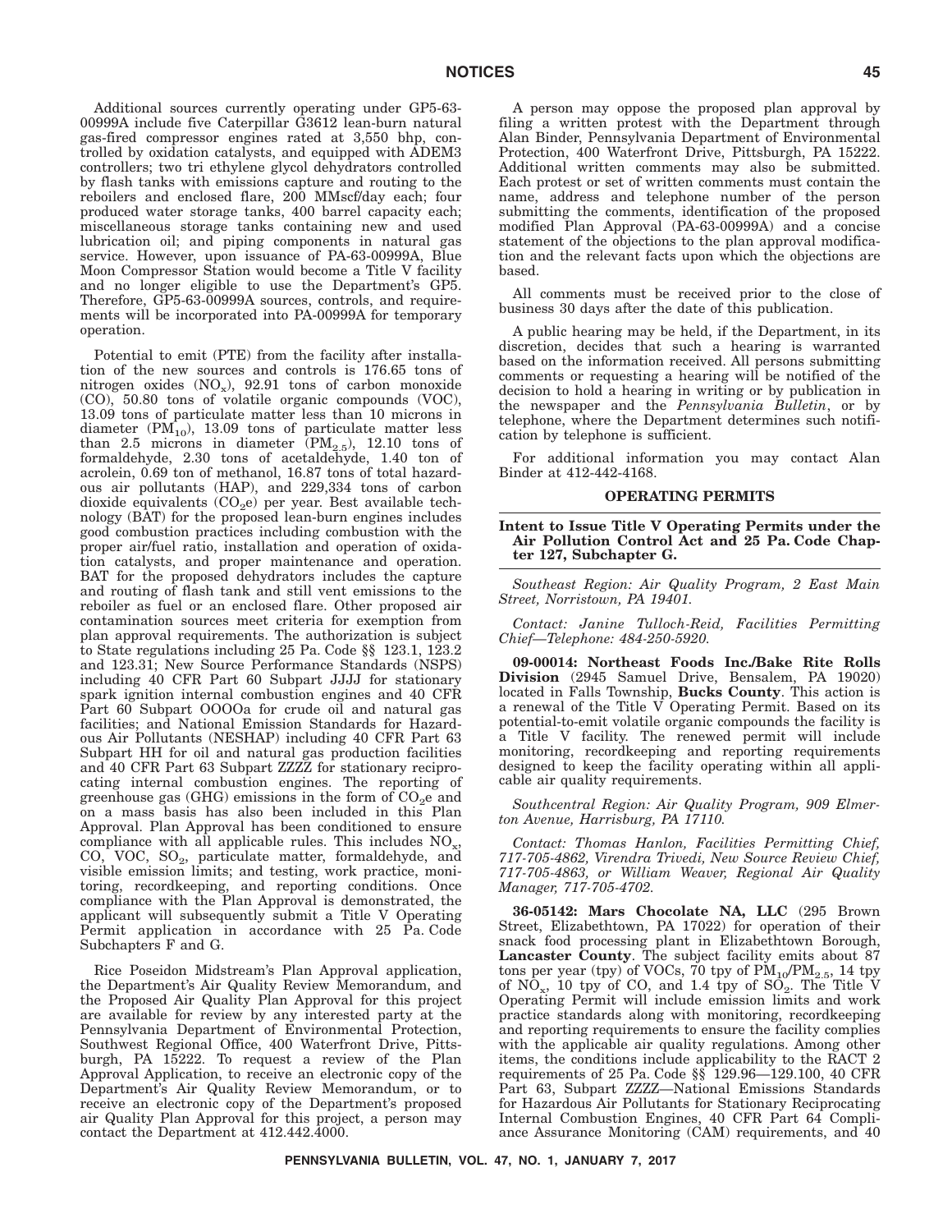Additional sources currently operating under GP5-63-00999A include five Caterpillar G3612 lean-burn natural gas-fired compressor engines rated at 3,550 bhp, controlled by oxidation catalysts, and equipped with ADEM3 controllers; two tri ethylene glycol dehydrators controlled by flash tanks with emissions capture and routing to the reboilers and enclosed flare, 200 MMscf/day each; four produced water storage tanks, 400 barrel capacity each; miscellaneous storage tanks containing new and used lubrication oil; and piping components in natural gas service. However, upon issuance of PA-63-00999A, Blue Moon Compressor Station would become a Title V facility and no longer eligible to use the Department's GP5. Therefore, GP5-63-00999A sources, controls, and requirements will be incorporated into PA-00999A for temporary operation.

Potential to emit (PTE) from the facility after installation of the new sources and controls is 176.65 tons of nitrogen oxides ($NO_x$), 92.91 tons of carbon monoxide (CO), 50.80 tons of volatile organic compounds (VOC), 13.09 tons of particulate matter less than 10 microns in diameter ($PM_{10}$), 13.09 tons of particulate matter less than 2.5 microns in diameter ($PM_{2.5}$), 12.10 tons of formaldehyde, 2.30 tons of acetaldehyde, 1.40 ton of acrolein, 0.69 ton of methanol, 16.87 tons of total hazardous air pollutants (HAP), and 229,334 tons of carbon dioxide equivalents ($CO_2e$) per year. Best available technology (BAT) for the proposed lean-burn engines includes good combustion practices including combustion with the proper air/fuel ratio, installation and operation of oxidation catalysts, and proper maintenance and operation. BAT for the proposed dehydrators include the capture and routing of flash tank and still vent emissions to the reboiler as fuel or an enclosed flare. Other proposed air contamination sources meet criteria for exemption from plan approval requirements. The authorization is subject to State regulations including 25 Pa. Code §§ 123.1, 123.2 and 123.31; New Source Performance Standards (NSPS) including 40 CFR Part 60 Subpart JJJJ for stationary spark ignition internal combustion engines and 40 CFR Part 60 Subpart OOOOa for crude oil and natural gas facilities; and National Emission Standards for Hazardous Air Pollutants (NESHAP) including 40 CFR Part 63 Subpart HH for oil and natural gas production facilities and 40 CFR Part 63 Subpart ZZZZ for stationary reciprocating internal combustion engines. The reporting of greenhouse gas (GHG) emissions in the form of $CO_2e$ and on a mass basis has also been included in this Plan Approval. Plan Approval has been conditioned to ensure compliance with all applicable rules. This includes $NO_x$, CO, VOC, $SO_2$, particulate matter, formaldehyde, and visible emission limits; and testing, work practice, monitoring, recordkeeping, and reporting conditions. Once compliance with the Plan Approval is demonstrated, the applicant will subsequently submit a Title V Operating Permit application in accordance with 25 Pa. Code Subchapters F and G.

Rice Poseidon Midstream's Plan Approval application, the Department's Air Quality Review Memorandum, and the Proposed Air Quality Plan Approval for this project are available for review by any interested party at the Pennsylvania Department of Environmental Protection, Southwest Regional Office, 400 Waterfront Drive, Pittsburgh, PA 15222. To request a review of the Plan Approval Application, to receive an electronic copy of the Department's Air Quality Review Memorandum, or to receive an electronic copy of the Department's proposed air Quality Plan Approval for this project, a person may contact the Department at 412.442.4000.

A person may oppose the proposed plan approval by filing a written protest with the Department through Alan Binder, Pennsylvania Department of Environmental Protection, 400 Waterfront Drive, Pittsburgh, PA 15222. Additional written comments may also be submitted. Each protest or set of written comments must contain the name, address and telephone number of the person submitting the comments, identification of the proposed modified Plan Approval (PA-63-00999A) and a concise statement of the objections to the plan approval modification and the relevant facts upon which the objections are based.

All comments must be received prior to the close of business 30 days after the date of this publication.

A public hearing may be held, if the Department, in its discretion, decides that such a hearing is warranted based on the information received. All persons submitting comments or requesting a hearing will be notified of the decision to hold a hearing in writing or by publication in the newspaper and the *Pennsylvania Bulletin*, or by telephone, where the Department determines such notification by telephone is sufficient.

For additional information you may contact Alan Binder at 412-442-4168.

## OPERATING PERMITS

### Intent to Issue Title V Operating Permits under the Air Pollution Control Act and 25 Pa. Code Chapter 127, Subchapter G.

*Southeast Region: Air Quality Program, 2 East Main Street, Norristown, PA 19401.*

*Contact: Janine Tulloch-Reid, Facilities Permitting Chief—Telephone: 484-250-5920.*

**09-00014: Northeast Foods Inc./Bake Rite Rolls Division** (2945 Samuel Drive, Bensalem, PA 19020) located in Falls Township, **Bucks County**. This action is a renewal of the Title V Operating Permit. Based on its potential-to-emit volatile organic compounds the facility is a Title V facility. The renewed permit will include monitoring, recordkeeping and reporting requirements designed to keep the facility operating within all applicable air quality requirements.

*Southcentral Region: Air Quality Program, 909 Elmerton Avenue, Harrisburg, PA 17110.*

*Contact: Thomas Hanlon, Facilities Permitting Chief, 717-705-4862, Virendra Trivedi, New Source Review Chief, 717-705-4863, or William Weaver, Regional Air Quality Manager, 717-705-4702.*

**36-05142: Mars Chocolate NA, LLC** (295 Brown Street, Elizabethtown, PA 17022) for operation of their snack food processing plant in Elizabethtown Borough, **Lancaster County**. The subject facility emits about 87 tons per year (tpy) of VOCs, 70 tpy of $PM_{10}/PM_{2.5}$, 14 tpy of $NO_x$, 10 tpy of CO, and 1.4 tpy of $SO_2$. The Title V Operating Permit will include emission limits and work practice standards along with monitoring, recordkeeping and reporting requirements to ensure the facility complies with the applicable air quality regulations. Among other items, the conditions include applicability to the RACT 2 requirements of 25 Pa. Code §§ 129.96—129.100, 40 CFR Part 63, Subpart ZZZZ—National Emissions Standards for Hazardous Air Pollutants for Stationary Reciprocating Internal Combustion Engines, 40 CFR Part 64 Compliance Assurance Monitoring (CAM) requirements, and 40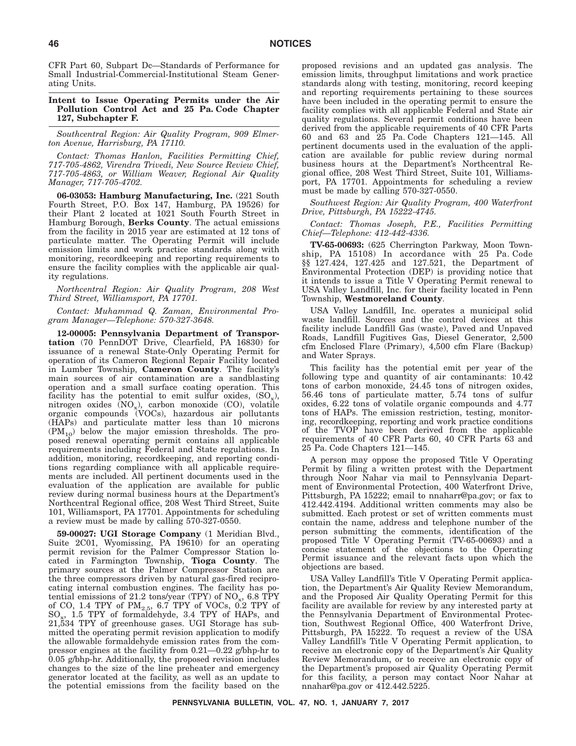CFR Part 60, Subpart Dc—Standards of Performance for Small Industrial-Commercial-Institutional Steam Generating Units.

## Intent to Issue Operating Permits under the Air Pollution Control Act and 25 Pa. Code Chapter 127, Subchapter F.

*Southcentral Region: Air Quality Program, 909 Elmerton Avenue, Harrisburg, PA 17110.*

*Contact: Thomas Hanlon, Facilities Permitting Chief, 717-705-4862, Virendra Trivedi, New Source Review Chief, 717-705-4863, or William Weaver, Regional Air Quality Manager, 717-705-4702.*

**06-03053: Hamburg Manufacturing, Inc.** (221 South Fourth Street, P.O. Box 147, Hamburg, PA 19526) for their Plant 2 located at 1021 South Fourth Street in Hamburg Borough, **Berks County**. The actual emissions from the facility in 2015 year are estimated at 12 tons of particulate matter. The Operating Permit will include emission limits and work practice standards along with monitoring, recordkeeping and reporting requirements to ensure the facility complies with the applicable air quality regulations.

*Northcentral Region: Air Quality Program, 208 West Third Street, Williamsport, PA 17701.*

*Contact: Muhammad Q. Zaman, Environmental Program Manager—Telephone: 570-327-3648.*

**12-00005: Pennsylvania Department of Transportation** (70 PennDOT Drive, Clearfield, PA 16830) for issuance of a renewal State-Only Operating Permit for operation of its Cameron Regional Repair Facility located in Lumber Township, **Cameron County**. The facility's main sources of air contamination are a sandblasting operation and a small surface coating operation. This facility has the potential to emit sulfur oxides, ($SO_x$), nitrogen oxides ($NO_x$), carbon monoxide (CO), volatile organic compounds (VOCs), hazardous air pollutants (HAPs) and particulate matter less than 10 microns ($PM_{10}$) below the major emission thresholds. The proposed renewal operating permit contains all applicable requirements including Federal and State regulations. In addition, monitoring, recordkeeping, and reporting conditions regarding compliance with all applicable requirements are included. All pertinent documents used in the evaluation of the application are available for public review during normal business hours at the Department's Northcentral Regional office, 208 West Third Street, Suite 101, Williamsport, PA 17701. Appointments for scheduling a review must be made by calling 570-327-0550.

**59-00027: UGI Storage Company** (1 Meridian Blvd., Suite 2C01, Wyomissing, PA 19610) for an operating permit revision for the Palmer Compressor Station located in Farmington Township, **Tioga County**. The primary sources at the Palmer Compressor Station are the three compressors driven by natural gas-fired reciprocating internal combustion engines. The facility has potential emissions of 21.2 tons/year (TPY) of $NO_x$, 6.8 TPY of CO, 1.4 TPY of $PM_{2.5}$, 6.7 TPY of VOCs, 0.2 TPY of $SO_x$, 1.5 TPY of formaldehyde, 3.4 TPY of HAPs, and 21,534 TPY of greenhouse gases. UGI Storage has submitted the operating permit revision application to modify the allowable formaldehyde emission rates from the compressor engines at the facility from 0.21—0.22 g/bhp-hr to 0.05 g/bhp-hr. Additionally, the proposed revision includes changes to the size of the line preheater and emergency generator located at the facility, as well as an update to the potential emissions from the facility based on the proposed revisions and an updated gas analysis. The emission limits, throughput limitations and work practice standards along with testing, monitoring, record keeping and reporting requirements pertaining to these sources have been included in the operating permit to ensure the facility complies with all applicable Federal and State air quality regulations. Several permit conditions have been derived from the applicable requirements of 40 CFR Parts 60 and 63 and 25 Pa. Code Chapters 121—145. All pertinent documents used in the evaluation of the application are available for public review during normal business hours at the Department's Northcentral Regional office, 208 West Third Street, Suite 101, Williamsport, PA 17701. Appointments for scheduling a review must be made by calling 570-327-0550.

*Southwest Region: Air Quality Program, 400 Waterfront Drive, Pittsburgh, PA 15222-4745.*

*Contact: Thomas Joseph, P.E., Facilities Permitting Chief—Telephone: 412-442-4336.*

**TV-65-00693:** (625 Cherrington Parkway, Moon Township, PA 15108) In accordance with 25 Pa. Code §§ 127.424, 127.425 and 127.521, the Department of Environmental Protection (DEP) is providing notice that it intends to issue a Title V Operating Permit renewal to USA Valley Landfill, Inc. for their facility located in Penn Township, **Westmoreland County**.

USA Valley Landfill, Inc. operates a municipal solid waste landfill. Sources and the control devices at this facility include Landfill Gas (waste), Paved and Unpaved Roads, Landfill Fugitives Gas, Diesel Generator, 2,500 cfm Enclosed Flare (Primary), 4,500 cfm Flare (Backup) and Water Sprays.

This facility has the potential emit per year of the following type and quantity of air contaminants: 10.42 tons of carbon monoxide, 24.45 tons of nitrogen oxides, 56.46 tons of particulate matter, 5.74 tons of sulfur oxides, 6.22 tons of volatile organic compounds and 4.77 tons of HAPs. The emission restriction, testing, monitoring, recordkeeping, reporting and work practice conditions of the TVOP have been derived from the applicable requirements of 40 CFR Parts 60, 40 CFR Parts 63 and 25 Pa. Code Chapters 121—145.

A person may oppose the proposed Title V Operating Permit by filing a written protest with the Department through Noor Nahar via mail to Pennsylvania Department of Environmental Protection, 400 Waterfront Drive, Pittsburgh, PA 15222; email to nnaharr@pa.gov; or fax to 412.442.4194. Additional written comments may also be submitted. Each protest or set of written comments must contain the name, address and telephone number of the person submitting the comments, identification of the proposed Title V Operating Permit (TV-65-00693) and a concise statement of the objections to the Operating Permit issuance and the relevant facts upon which the objections are based.

USA Valley Landfill's Title V Operating Permit application, the Department's Air Quality Review Memorandum, and the Proposed Air Quality Operating Permit for this facility are available for review by any interested party at the Pennsylvania Department of Environmental Protection, Southwest Regional Office, 400 Waterfront Drive, Pittsburgh, PA 15222. To request a review of the USA Valley Landfill's Title V Operating Permit application, to receive an electronic copy of the Department's Air Quality Review Memorandum, or to receive an electronic copy of the Department's proposed air Quality Operating Permit for this facility, a person may contact Noor Nahar at nnahar@pa.gov or 412.442.5225.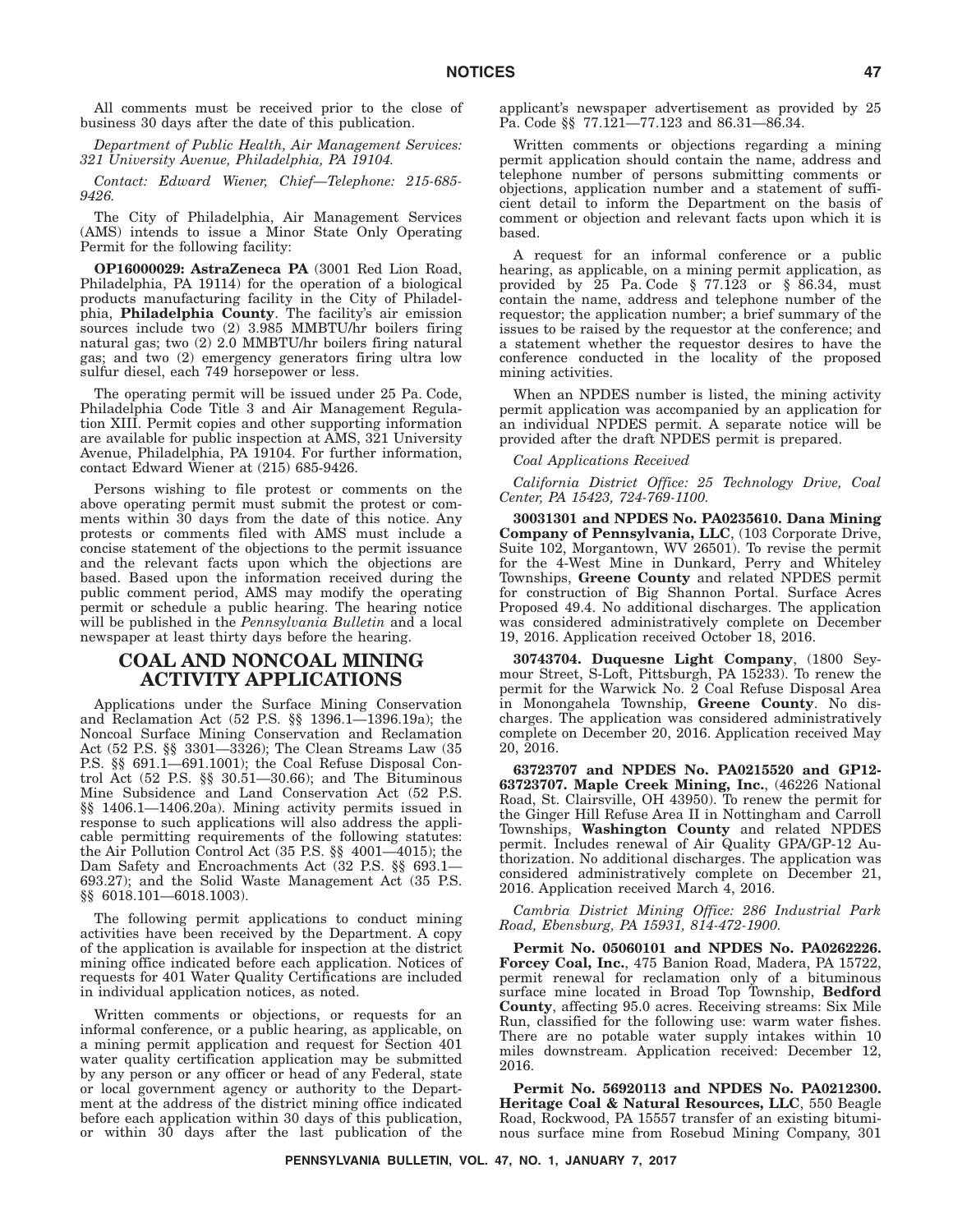All comments must be received prior to the close of business 30 days after the date of this publication.

*Department of Public Health, Air Management Services: 321 University Avenue, Philadelphia, PA 19104.*

*Contact: Edward Wiener, Chief—Telephone: 215-685-9426.*

The City of Philadelphia, Air Management Services (AMS) intends to issue a Minor State Only Operating Permit for the following facility:

**OP16000029: AstraZeneca PA** (3001 Red Lion Road, Philadelphia, PA 19114) for the operation of a biological products manufacturing facility in the City of Philadelphia, **Philadelphia County**. The facility's air emission sources include two (2) 3.985 MMBTU/hr boilers firing natural gas; two (2) 2.0 MMBTU/hr boilers firing natural gas; and two (2) emergency generators firing ultra low sulfur diesel, each 749 horsepower or less.

The operating permit will be issued under 25 Pa. Code, Philadelphia Code Title 3 and Air Management Regulation XIII. Permit copies and other supporting information are available for public inspection at AMS, 321 University Avenue, Philadelphia, PA 19104. For further information, contact Edward Wiener at (215) 685-9426.

Persons wishing to file protest or comments on the above operating permit must submit the protest or comments within 30 days from the date of this notice. Any protests or comments filed with AMS must include a concise statement of the objections to the permit issuance and the relevant facts upon which the objections are based. Based upon the information received during the public comment period, AMS may modify the operating permit or schedule a public hearing. The hearing notice will be published in the *Pennsylvania Bulletin* and a local newspaper at least thirty days before the hearing.

## COAL AND NONCOAL MINING ACTIVITY APPLICATIONS

Applications under the Surface Mining Conservation and Reclamation Act (52 P.S. §§ 1396.1—1396.19a); the Noncoal Surface Mining Conservation and Reclamation Act (52 P.S. §§ 3301—3326); The Clean Streams Law (35 P.S. §§ 691.1—691.1001); the Coal Refuse Disposal Control Act (52 P.S. §§ 30.51—30.66); and The Bituminous Mine Subsidence and Land Conservation Act (52 P.S. §§ 1406.1—1406.20a). Mining activity permits issued in response to such applications will also address the applicable permitting requirements of the following statutes: the Air Pollution Control Act (35 P.S. §§ 4001—4015); the Dam Safety and Encroachments Act (32 P.S. §§ 693.1—693.27); and the Solid Waste Management Act (35 P.S. §§ 6018.101—6018.1003).

The following permit applications to conduct mining activities have been received by the Department. A copy of the application is available for inspection at the district mining office indicated before each application. Notices of requests for 401 Water Quality Certifications are included in individual application notices, as noted.

Written comments or objections, or requests for an informal conference, or a public hearing, as applicable, on a mining permit application and request for Section 401 water quality certification application may be submitted by any person or any officer or head of any Federal, state or local government agency or authority to the Department at the address of the district mining office indicated before each application within 30 days of this publication, or within 30 days after the last publication of the applicant's newspaper advertisement as provided by 25 Pa. Code §§ 77.121—77.123 and 86.31—86.34.

Written comments or objections regarding a mining permit application should contain the name, address and telephone number of persons submitting comments or objections, application number and a statement of sufficient detail to inform the Department on the basis of comment or objection and relevant facts upon which it is based.

A request for an informal conference or a public hearing, as applicable, on a mining permit application, as provided by 25 Pa. Code § 77.123 or § 86.34, must contain the name, address and telephone number of the requestor; the application number; a brief summary of the issues to be raised by the requestor at the conference; and a statement whether the requestor desires to have the conference conducted in the locality of the proposed mining activities.

When an NPDES number is listed, the mining activity permit application was accompanied by an application for an individual NPDES permit. A separate notice will be provided after the draft NPDES permit is prepared.

*Coal Applications Received*

*California District Office: 25 Technology Drive, Coal Center, PA 15423, 724-769-1100.*

**30031301 and NPDES No. PA0235610. Dana Mining Company of Pennsylvania, LLC**, (103 Corporate Drive, Suite 102, Morgantown, WV 26501). To revise the permit for the 4-West Mine in Dunkard, Perry and Whiteley Townships, **Greene County** and related NPDES permit for construction of Big Shannon Portal. Surface Acres Proposed 49.4. No additional discharges. The application was considered administratively complete on December 19, 2016. Application received October 18, 2016.

**30743704. Duquesne Light Company**, (1800 Seymour Street, S-Loft, Pittsburgh, PA 15233). To renew the permit for the Warwick No. 2 Coal Refuse Disposal Area in Monongahela Township, **Greene County**. No discharges. The application was considered administratively complete on December 20, 2016. Application received May 20, 2016.

**63723707 and NPDES No. PA0215520 and GP12-63723707. Maple Creek Mining, Inc.**, (46226 National Road, St. Clairsville, OH 43950). To renew the permit for the Ginger Hill Refuse Area II in Nottingham and Carroll Townships, **Washington County** and related NPDES permit. Includes renewal of Air Quality GPA/GP-12 Authorization. No additional discharges. The application was considered administratively complete on December 21, 2016. Application received March 4, 2016.

*Cambria District Mining Office: 286 Industrial Park Road, Ebensburg, PA 15931, 814-472-1900.*

**Permit No. 05060101 and NPDES No. PA0262226. Forcey Coal, Inc.**, 475 Banion Road, Madera, PA 15722, permit renewal for reclamation only of a bituminous surface mine located in Broad Top Township, **Bedford County**, affecting 95.0 acres. Receiving streams: Six Mile Run, classified for the following use: warm water fishes. There are no potable water supply intakes within 10 miles downstream. Application received: December 12, 2016.

**Permit No. 56920113 and NPDES No. PA0212300. Heritage Coal & Natural Resources, LLC**, 550 Beagle Road, Rockwood, PA 15557 transfer of an existing bituminous surface mine from Rosebud Mining Company, 301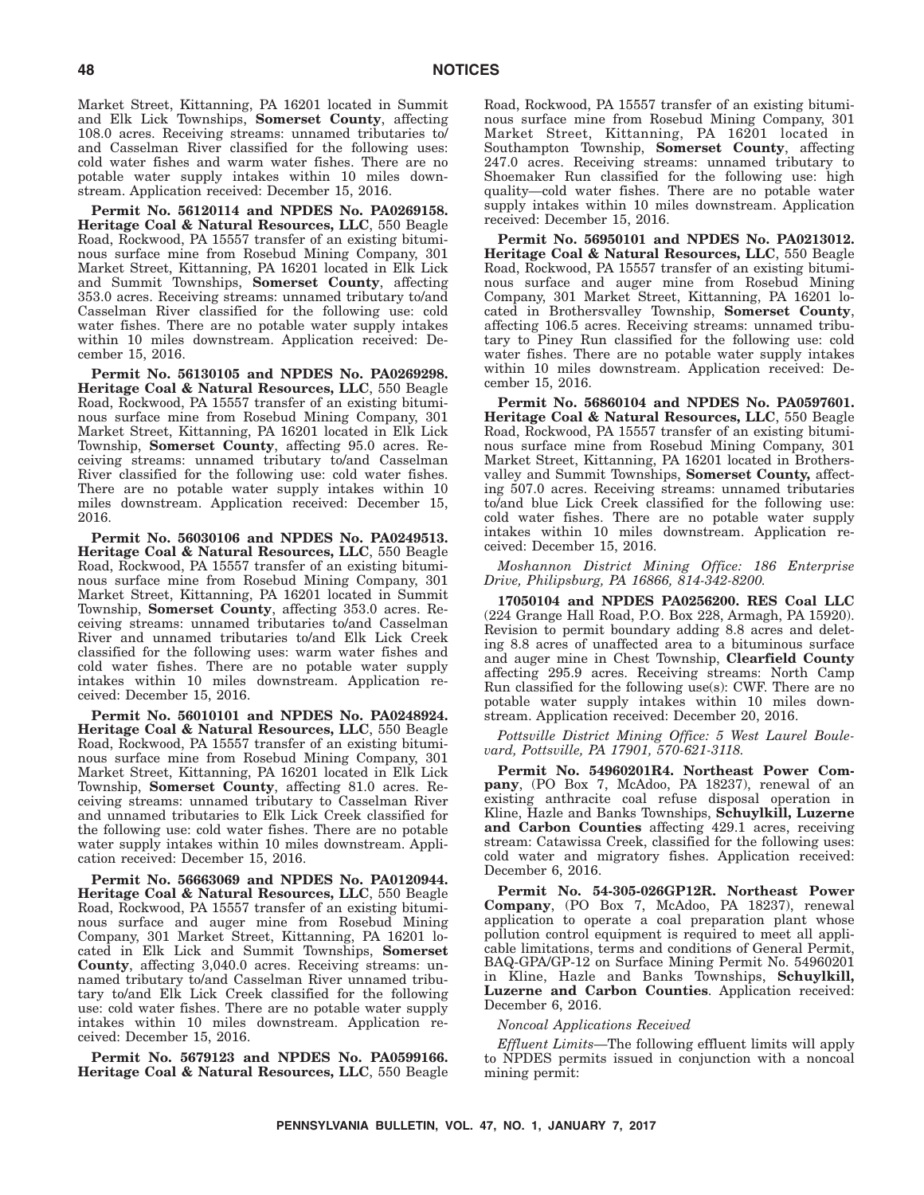Market Street, Kittanning, PA 16201 located in Summit and Elk Lick Townships, **Somerset County**, affecting 108.0 acres. Receiving streams: unnamed tributaries to/ and Casselman River classified for the following uses: cold water fishes and warm water fishes. There are no potable water supply intakes within 10 miles downstream. Application received: December 15, 2016.

**Permit No. 56120114 and NPDES No. PA0269158. Heritage Coal & Natural Resources, LLC**, 550 Beagle Road, Rockwood, PA 15557 transfer of an existing bituminous surface mine from Rosebud Mining Company, 301 Market Street, Kittanning, PA 16201 located in Elk Lick and Summit Townships, **Somerset County**, affecting 353.0 acres. Receiving streams: unnamed tributary to/and Casselman River classified for the following use: cold water fishes. There are no potable water supply intakes within 10 miles downstream. Application received: December 15, 2016.

**Permit No. 56130105 and NPDES No. PA0269298. Heritage Coal & Natural Resources, LLC**, 550 Beagle Road, Rockwood, PA 15557 transfer of an existing bituminous surface mine from Rosebud Mining Company, 301 Market Street, Kittanning, PA 16201 located in Elk Lick Township, **Somerset County**, affecting 95.0 acres. Receiving streams: unnamed tributary to/and Casselman River classified for the following use: cold water fishes. There are no potable water supply intakes within 10 miles downstream. Application received: December 15, 2016.

**Permit No. 56030106 and NPDES No. PA0249513. Heritage Coal & Natural Resources, LLC**, 550 Beagle Road, Rockwood, PA 15557 transfer of an existing bituminous surface mine from Rosebud Mining Company, 301 Market Street, Kittanning, PA 16201 located in Summit Township, **Somerset County**, affecting 353.0 acres. Receiving streams: unnamed tributaries to/and Casselman River and unnamed tributaries to/and Elk Lick Creek classified for the following uses: warm water fishes and cold water fishes. There are no potable water supply intakes within 10 miles downstream. Application received: December 15, 2016.

**Permit No. 56010101 and NPDES No. PA0248924. Heritage Coal & Natural Resources, LLC**, 550 Beagle Road, Rockwood, PA 15557 transfer of an existing bituminous surface mine from Rosebud Mining Company, 301 Market Street, Kittanning, PA 16201 located in Elk Lick Township, **Somerset County**, affecting 81.0 acres. Receiving streams: unnamed tributary to Casselman River and unnamed tributaries to Elk Lick Creek classified for the following use: cold water fishes. There are no potable water supply intakes within 10 miles downstream. Application received: December 15, 2016.

**Permit No. 56663069 and NPDES No. PA0120944. Heritage Coal & Natural Resources, LLC**, 550 Beagle Road, Rockwood, PA 15557 transfer of an existing bituminous surface and auger mine from Rosebud Mining Company, 301 Market Street, Kittanning, PA 16201 located in Elk Lick and Summit Townships, **Somerset County**, affecting 3,040.0 acres. Receiving streams: unnamed tributary to/and Casselman River unnamed tributary to/and Elk Lick Creek classified for the following use: cold water fishes. There are no potable water supply intakes within 10 miles downstream. Application received: December 15, 2016.

**Permit No. 5679123 and NPDES No. PA0599166. Heritage Coal & Natural Resources, LLC**, 550 Beagle Road, Rockwood, PA 15557 transfer of an existing bituminous surface mine from Rosebud Mining Company, 301 Market Street, Kittanning, PA 16201 located in Southampton Township, **Somerset County**, affecting 247.0 acres. Receiving streams: unnamed tributary to Shoemaker Run classified for the following use: high quality—cold water fishes. There are no potable water supply intakes within 10 miles downstream. Application received: December 15, 2016.

**Permit No. 56950101 and NPDES No. PA0213012. Heritage Coal & Natural Resources, LLC**, 550 Beagle Road, Rockwood, PA 15557 transfer of an existing bituminous surface and auger mine from Rosebud Mining Company, 301 Market Street, Kittanning, PA 16201 located in Brothersvalley Township, **Somerset County**, affecting 106.5 acres. Receiving streams: unnamed tributary to Piney Run classified for the following use: cold water fishes. There are no potable water supply intakes within 10 miles downstream. Application received: December 15, 2016.

**Permit No. 56860104 and NPDES No. PA0597601. Heritage Coal & Natural Resources, LLC**, 550 Beagle Road, Rockwood, PA 15557 transfer of an existing bituminous surface mine from Rosebud Mining Company, 301 Market Street, Kittanning, PA 16201 located in Brothersvalley and Summit Townships, **Somerset County,** affecting 507.0 acres. Receiving streams: unnamed tributaries to/and blue Lick Creek classified for the following use: cold water fishes. There are no potable water supply intakes within 10 miles downstream. Application received: December 15, 2016.

*Moshannon District Mining Office: 186 Enterprise Drive, Philipsburg, PA 16866, 814-342-8200.*

**17050104 and NPDES PA0256200. RES Coal LLC** (224 Grange Hall Road, P.O. Box 228, Armagh, PA 15920). Revision to permit boundary adding 8.8 acres and deleting 8.8 acres of unaffected area to a bituminous surface and auger mine in Chest Township, **Clearfield County** affecting 295.9 acres. Receiving streams: North Camp Run classified for the following use(s): CWF. There are no potable water supply intakes within 10 miles downstream. Application received: December 20, 2016.

*Pottsville District Mining Office: 5 West Laurel Boulevard, Pottsville, PA 17901, 570-621-3118.*

**Permit No. 54960201R4. Northeast Power Company**, (PO Box 7, McAdoo, PA 18237), renewal of an existing anthracite coal refuse disposal operation in Kline, Hazle and Banks Townships, **Schuylkill, Luzerne and Carbon Counties** affecting 429.1 acres, receiving stream: Catawissa Creek, classified for the following uses: cold water and migratory fishes. Application received: December 6, 2016.

**Permit No. 54-305-026GP12R. Northeast Power Company**, (PO Box 7, McAdoo, PA 18237), renewal application to operate a coal preparation plant whose pollution control equipment is required to meet all applicable limitations, terms and conditions of General Permit, BAQ-GPA/GP-12 on Surface Mining Permit No. 54960201 in Kline, Hazle and Banks Townships, **Schuylkill, Luzerne and Carbon Counties**. Application received: December 6, 2016.

*Noncoal Applications Received*

*Effluent Limits*—The following effluent limits will apply to NPDES permits issued in conjunction with a noncoal mining permit: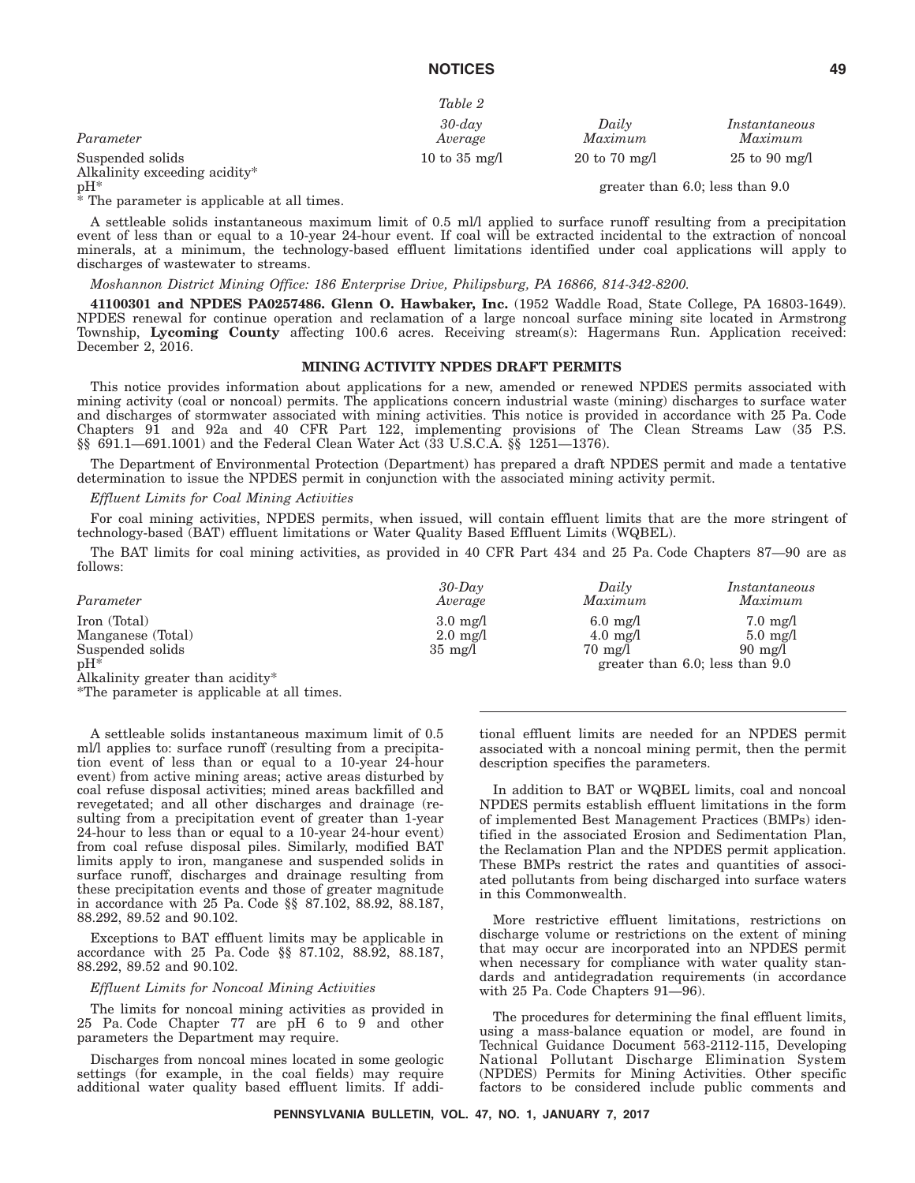*Table 2*

| *Parameter* | *30-day Average* | *Daily Maximum* | *Instantaneous Maximum* |
|---|---|---|---|
| Suspended solids | 10 to 35 mg/l | 20 to 70 mg/l | 25 to 90 mg/l |
| Alkalinity exceeding acidity* | | | |
| pH* | | greater than 6.0; less than 9.0 | |

* The parameter is applicable at all times.

A settleable solids instantaneous maximum limit of 0.5 ml/l applied to surface runoff resulting from a precipitation event of less than or equal to a 10-year 24-hour event. If coal will be extracted incidental to the extraction of noncoal minerals, at a minimum, the technology-based effluent limitations identified under coal applications will apply to discharges of wastewater to streams.

*Moshannon District Mining Office: 186 Enterprise Drive, Philipsburg, PA 16866, 814-342-8200.*

**41100301 and NPDES PA0257486. Glenn O. Hawbaker, Inc.** (1952 Waddle Road, State College, PA 16803-1649). NPDES renewal for continue operation and reclamation of a large noncoal surface mining site located in Armstrong Township, **Lycoming County** affecting 100.6 acres. Receiving stream(s): Hagermans Run. Application received: December 2, 2016.

## MINING ACTIVITY NPDES DRAFT PERMITS

This notice provides information about applications for a new, amended or renewed NPDES permits associated with mining activity (coal or noncoal) permits. The applications concern industrial waste (mining) discharges to surface water and discharges of stormwater associated with mining activities. This notice is provided in accordance with 25 Pa. Code Chapters 91 and 92a and 40 CFR Part 122, implementing provisions of The Clean Streams Law (35 P.S. §§ 691.1—691.1001) and the Federal Clean Water Act (33 U.S.C.A. §§ 1251—1376).

The Department of Environmental Protection (Department) has prepared a draft NPDES permit and made a tentative determination to issue the NPDES permit in conjunction with the associated mining activity permit.

*Effluent Limits for Coal Mining Activities*

For coal mining activities, NPDES permits, when issued, will contain effluent limits that are the more stringent of technology-based (BAT) effluent limitations or Water Quality Based Effluent Limits (WQBEL).

The BAT limits for coal mining activities, as provided in 40 CFR Part 434 and 25 Pa. Code Chapters 87—90 are as follows:

| *Parameter* | *30-Day Average* | *Daily Maximum* | *Instantaneous Maximum* |
|---|---|---|---|
| Iron (Total) | 3.0 mg/l | 6.0 mg/l | 7.0 mg/l |
| Manganese (Total) | 2.0 mg/l | 4.0 mg/l | 5.0 mg/l |
| Suspended solids | 35 mg/l | 70 mg/l | 90 mg/l |
| pH* | | greater than 6.0; less than 9.0 | |
| Alkalinity greater than acidity* | | | |

*The parameter is applicable at all times.

A settleable solids instantaneous maximum limit of 0.5 ml/l applies to: surface runoff (resulting from a precipitation event of less than or equal to a 10-year 24-hour event) from active mining areas; active areas disturbed by coal refuse disposal activities; mined areas backfilled and revegetated; and all other discharges and drainage (resulting from a precipitation event of greater than 1-year 24-hour to less than or equal to a 10-year 24-hour event) from coal refuse disposal piles. Similarly, modified BAT limits apply to iron, manganese and suspended solids in surface runoff, discharges and drainage resulting from these precipitation events and those of greater magnitude in accordance with 25 Pa. Code §§ 87.102, 88.92, 88.187, 88.292, 89.52 and 90.102.

Exceptions to BAT effluent limits may be applicable in accordance with 25 Pa. Code §§ 87.102, 88.92, 88.187, 88.292, 89.52 and 90.102.

*Effluent Limits for Noncoal Mining Activities*

The limits for noncoal mining activities as provided in 25 Pa. Code Chapter 77 are pH 6 to 9 and other parameters the Department may require.

Discharges from noncoal mines located in some geologic settings (for example, in the coal fields) may require additional water quality based effluent limits. If additional effluent limits are needed for an NPDES permit associated with a noncoal mining permit, then the permit description specifies the parameters.

In addition to BAT or WQBEL limits, coal and noncoal NPDES permits establish effluent limitations in the form of implemented Best Management Practices (BMPs) identified in the associated Erosion and Sedimentation Plan, the Reclamation Plan and the NPDES permit application. These BMPs restrict the rates and quantities of associated pollutants from being discharged into surface waters in this Commonwealth.

More restrictive effluent limitations, restrictions on discharge volume or restrictions on the extent of mining that may occur are incorporated into an NPDES permit when necessary for compliance with water quality standards and antidegradation requirements (in accordance with 25 Pa. Code Chapters 91—96).

The procedures for determining the final effluent limits, using a mass-balance equation or model, are found in Technical Guidance Document 563-2112-115, Developing National Pollutant Discharge Elimination System (NPDES) Permits for Mining Activities. Other specific factors to be considered include public comments and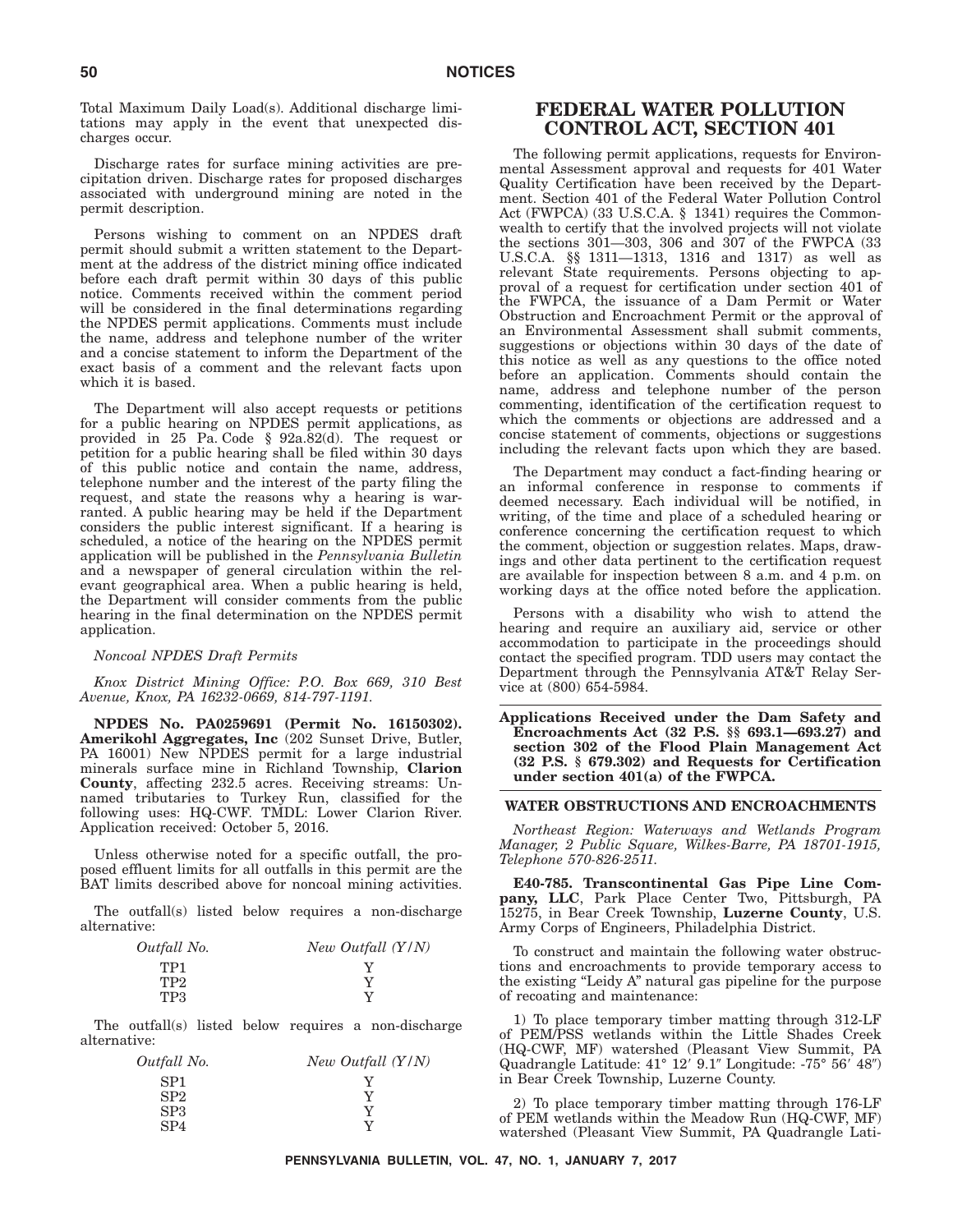Total Maximum Daily Load(s). Additional discharge limitations may apply in the event that unexpected discharges occur.

Discharge rates for surface mining activities are precipitation driven. Discharge rates for proposed discharges associated with underground mining are noted in the permit description.

Persons wishing to comment on an NPDES draft permit should submit a written statement to the Department at the address of the district mining office indicated before each draft permit within 30 days of this public notice. Comments received within the comment period will be considered in the final determinations regarding the NPDES permit applications. Comments must include the name, address and telephone number of the writer and a concise statement to inform the Department of the exact basis of a comment and the relevant facts upon which it is based.

The Department will also accept requests or petitions for a public hearing on NPDES permit applications, as provided in 25 Pa. Code § 92a.82(d). The request or petition for a public hearing shall be filed within 30 days of this public notice and contain the name, address, telephone number and the interest of the party filing the request, and state the reasons why a hearing is warranted. A public hearing may be held if the Department considers the public interest significant. If a hearing is scheduled, a notice of the hearing on the NPDES permit application will be published in the *Pennsylvania Bulletin* and a newspaper of general circulation within the relevant geographical area. When a public hearing is held, the Department will consider comments from the public hearing in the final determination on the NPDES permit application.

*Noncoal NPDES Draft Permits*

*Knox District Mining Office: P.O. Box 669, 310 Best Avenue, Knox, PA 16232-0669, 814-797-1191.*

**NPDES No. PA0259691 (Permit No. 16150302). Amerikohl Aggregates, Inc** (202 Sunset Drive, Butler, PA 16001) New NPDES permit for a large industrial minerals surface mine in Richland Township, **Clarion County**, affecting 232.5 acres. Receiving streams: Unnamed tributaries to Turkey Run, classified for the following uses: HQ-CWF. TMDL: Lower Clarion River. Application received: October 5, 2016.

Unless otherwise noted for a specific outfall, the proposed effluent limits for all outfalls in this permit are the BAT limits described above for noncoal mining activities.

The outfall(s) listed below requires a non-discharge alternative:

| *Outfall No.* | *New Outfall (Y/N)* |
|---|---|
| TP1 | Y |
| TP2 | Y |
| TP3 | Y |

The outfall(s) listed below requires a non-discharge alternative:

| *Outfall No.* | *New Outfall (Y/N)* |
|---|---|
| SP1 | Y |
| SP2 | Y |
| SP3 | Y |
| SP4 | Y |

# FEDERAL WATER POLLUTION CONTROL ACT, SECTION 401

The following permit applications, requests for Environmental Assessment approval and requests for 401 Water Quality Certification have been received by the Department. Section 401 of the Federal Water Pollution Control Act (FWPCA) (33 U.S.C.A. § 1341) requires the Commonwealth to certify that the involved projects will not violate the sections 301—303, 306 and 307 of the FWPCA (33 U.S.C.A. §§ 1311—1313, 1316 and 1317) as well as relevant State requirements. Persons objecting to approval of a request for certification under section 401 of the FWPCA, the issuance of a Dam Permit or Water Obstruction and Encroachment Permit or the approval of an Environmental Assessment shall submit comments, suggestions or objections within 30 days of the date of this notice as well as any questions to the office noted before an application. Comments should contain the name, address and telephone number of the person commenting, identification of the certification request to which the comments or objections are addressed and a concise statement of comments, objections or suggestions including the relevant facts upon which they are based.

The Department may conduct a fact-finding hearing or an informal conference in response to comments if deemed necessary. Each individual will be notified, in writing, of the time and place of a scheduled hearing or conference concerning the certification request to which the comment, objection or suggestion relates. Maps, drawings and other data pertinent to the certification request are available for inspection between 8 a.m. and 4 p.m. on working days at the office noted before the application.

Persons with a disability who wish to attend the hearing and require an auxiliary aid, service or other accommodation to participate in the proceedings should contact the specified program. TDD users may contact the Department through the Pennsylvania AT&T Relay Service at (800) 654-5984.

**Applications Received under the Dam Safety and Encroachments Act (32 P.S. §§ 693.1—693.27) and section 302 of the Flood Plain Management Act (32 P.S. § 679.302) and Requests for Certification under section 401(a) of the FWPCA.**

**WATER OBSTRUCTIONS AND ENCROACHMENTS**

*Northeast Region: Waterways and Wetlands Program Manager, 2 Public Square, Wilkes-Barre, PA 18701-1915, Telephone 570-826-2511.*

**E40-785. Transcontinental Gas Pipe Line Company, LLC**, Park Place Center Two, Pittsburgh, PA 15275, in Bear Creek Township, **Luzerne County**, U.S. Army Corps of Engineers, Philadelphia District.

To construct and maintain the following water obstructions and encroachments to provide temporary access to the existing "Leidy A" natural gas pipeline for the purpose of recoating and maintenance:

1) To place temporary timber matting through 312-LF of PEM/PSS wetlands within the Little Shades Creek (HQ-CWF, MF) watershed (Pleasant View Summit, PA Quadrangle Latitude: 41° 12′ 9.1″ Longitude: -75° 56′ 48″) in Bear Creek Township, Luzerne County.

2) To place temporary timber matting through 176-LF of PEM wetlands within the Meadow Run (HQ-CWF, MF) watershed (Pleasant View Summit, PA Quadrangle Lati-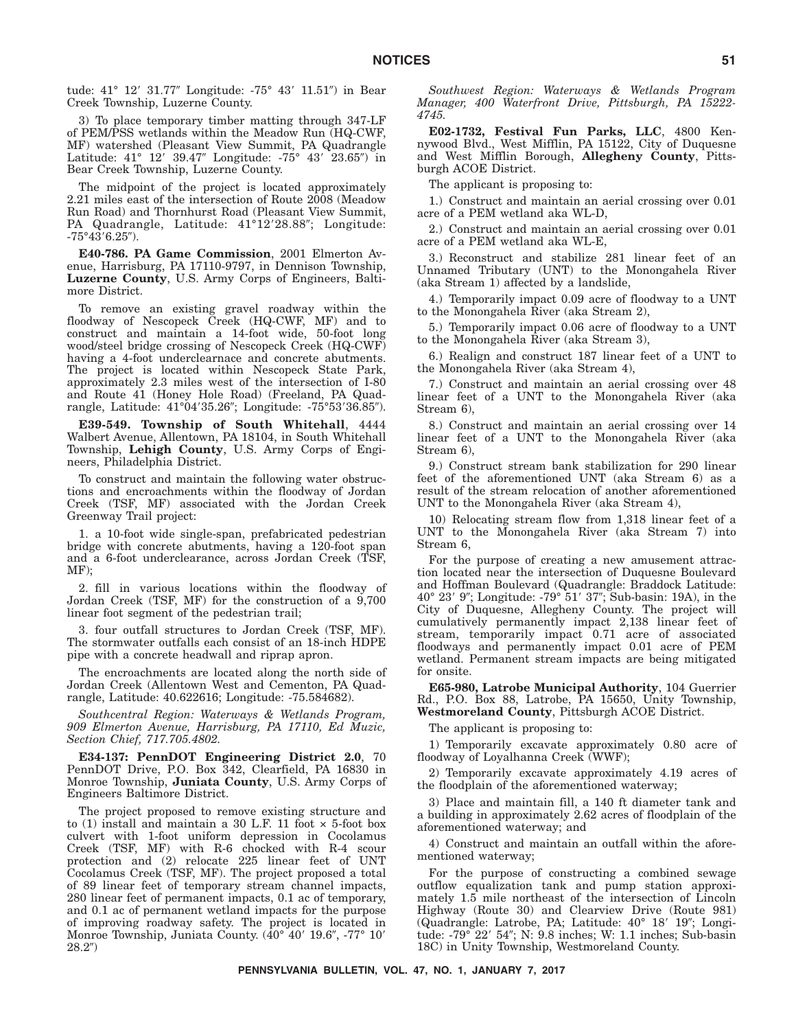tude: 41° 12′ 31.77″ Longitude: -75° 43′ 11.51″) in Bear Creek Township, Luzerne County.

3) To place temporary timber matting through 347-LF of PEM/PSS wetlands within the Meadow Run (HQ-CWF, MF) watershed (Pleasant View Summit, PA Quadrangle Latitude: 41° 12′ 39.47″ Longitude: -75° 43′ 23.65″) in Bear Creek Township, Luzerne County.

The midpoint of the project is located approximately 2.21 miles east of the intersection of Route 2008 (Meadow Run Road) and Thornhurst Road (Pleasant View Summit, PA Quadrangle, Latitude: 41°12′28.88″; Longitude: -75°43′6.25″).

**E40-786. PA Game Commission**, 2001 Elmerton Avenue, Harrisburg, PA 17110-9797, in Dennison Township, **Luzerne County**, U.S. Army Corps of Engineers, Baltimore District.

To remove an existing gravel roadway within the floodway of Nescopeck Creek (HQ-CWF, MF) and to construct and maintain a 14-foot wide, 50-foot long wood/steel bridge crossing of Nescopeck Creek (HQ-CWF) having a 4-foot underclearnace and concrete abutments. The project is located within Nescopeck State Park, approximately 2.3 miles west of the intersection of I-80 and Route 41 (Honey Hole Road) (Freeland, PA Quadrangle, Latitude: 41°04′35.26″; Longitude: -75°53′36.85″).

**E39-549. Township of South Whitehall**, 4444 Walbert Avenue, Allentown, PA 18104, in South Whitehall Township, **Lehigh County**, U.S. Army Corps of Engineers, Philadelphia District.

To construct and maintain the following water obstructions and encroachments within the floodway of Jordan Creek (TSF, MF) associated with the Jordan Creek Greenway Trail project:

1. a 10-foot wide single-span, prefabricated pedestrian bridge with concrete abutments, having a 120-foot span and a 6-foot underclearance, across Jordan Creek (TSF, MF);

2. fill in various locations within the floodway of Jordan Creek (TSF, MF) for the construction of a 9,700 linear foot segment of the pedestrian trail;

3. four outfall structures to Jordan Creek (TSF, MF). The stormwater outfalls each consist of an 18-inch HDPE pipe with a concrete headwall and riprap apron.

The encroachments are located along the north side of Jordan Creek (Allentown West and Cementon, PA Quadrangle, Latitude: 40.622616; Longitude: -75.584682).

*Southcentral Region: Waterways & Wetlands Program, 909 Elmerton Avenue, Harrisburg, PA 17110, Ed Muzic, Section Chief, 717.705.4802.*

**E34-137: PennDOT Engineering District 2.0**, 70 PennDOT Drive, P.O. Box 342, Clearfield, PA 16830 in Monroe Township, **Juniata County**, U.S. Army Corps of Engineers Baltimore District.

The project proposed to remove existing structure and to (1) install and maintain a 30 L.F. 11 foot × 5-foot box culvert with 1-foot uniform depression in Cocolamus Creek (TSF, MF) with R-6 chocked with R-4 scour protection and (2) relocate 225 linear feet of UNT Cocolamus Creek (TSF, MF). The project proposed a total of 89 linear feet of temporary stream channel impacts, 280 linear feet of permanent impacts, 0.1 ac of temporary, and 0.1 ac of permanent wetland impacts for the purpose of improving roadway safety. The project is located in Monroe Township, Juniata County. (40° 40′ 19.6″, -77° 10′ 28.2″)

*Southwest Region: Waterways & Wetlands Program Manager, 400 Waterfront Drive, Pittsburgh, PA 15222-4745.*

**E02-1732, Festival Fun Parks, LLC**, 4800 Kennywood Blvd., West Mifflin, PA 15122, City of Duquesne and West Mifflin Borough, **Allegheny County**, Pittsburgh ACOE District.

The applicant is proposing to:

1.) Construct and maintain an aerial crossing over 0.01 acre of a PEM wetland aka WL-D,

2.) Construct and maintain an aerial crossing over 0.01 acre of a PEM wetland aka WL-E,

3.) Reconstruct and stabilize 281 linear feet of an Unnamed Tributary (UNT) to the Monongahela River (aka Stream 1) affected by a landslide,

4.) Temporarily impact 0.09 acre of floodway to a UNT to the Monongahela River (aka Stream 2),

5.) Temporarily impact 0.06 acre of floodway to a UNT to the Monongahela River (aka Stream 3),

6.) Realign and construct 187 linear feet of a UNT to the Monongahela River (aka Stream 4),

7.) Construct and maintain an aerial crossing over 48 linear feet of a UNT to the Monongahela River (aka Stream 6),

8.) Construct and maintain an aerial crossing over 14 linear feet of a UNT to the Monongahela River (aka Stream 6),

9.) Construct stream bank stabilization for 290 linear feet of the aforementioned UNT (aka Stream 6) as a result of the stream relocation of another aforementioned UNT to the Monongahela River (aka Stream 4),

10) Relocating stream flow from 1,318 linear feet of a UNT to the Monongahela River (aka Stream 7) into Stream 6,

For the purpose of creating a new amusement attraction located near the intersection of Duquesne Boulevard and Hoffman Boulevard (Quadrangle: Braddock Latitude: 40° 23′ 9″; Longitude: -79° 51′ 37″; Sub-basin: 19A), in the City of Duquesne, Allegheny County. The project will cumulatively permanently impact 2,138 linear feet of stream, temporarily impact 0.71 acre of associated floodways and permanently impact 0.01 acre of PEM wetland. Permanent stream impacts are being mitigated for onsite.

**E65-980, Latrobe Municipal Authority**, 104 Guerrier Rd., P.O. Box 88, Latrobe, PA 15650, Unity Township, **Westmoreland County**, Pittsburgh ACOE District.

The applicant is proposing to:

1) Temporarily excavate approximately 0.80 acre of floodway of Loyalhanna Creek (WWF);

2) Temporarily excavate approximately 4.19 acres of the floodplain of the aforementioned waterway;

3) Place and maintain fill, a 140 ft diameter tank and a building in approximately 2.62 acres of floodplain of the aforementioned waterway; and

4) Construct and maintain an outfall within the aforementioned waterway;

For the purpose of constructing a combined sewage outflow equalization tank and pump station approximately 1.5 mile northeast of the intersection of Lincoln Highway (Route 30) and Clearview Drive (Route 981) (Quadrangle: Latrobe, PA; Latitude: 40° 18′ 19″; Longitude: -79° 22′ 54″; N: 9.8 inches; W: 1.1 inches; Sub-basin 18C) in Unity Township, Westmoreland County.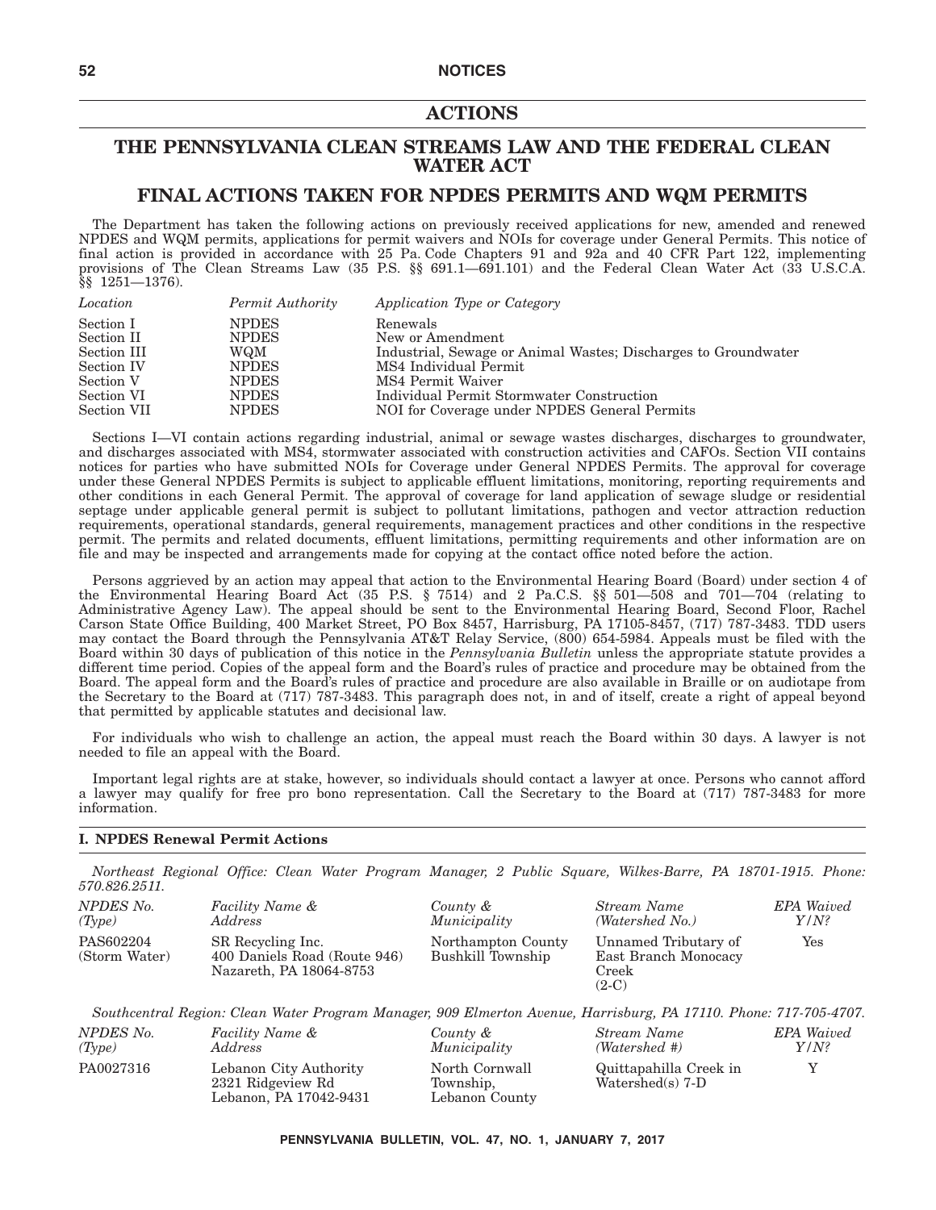# ACTIONS

## THE PENNSYLVANIA CLEAN STREAMS LAW AND THE FEDERAL CLEAN WATER ACT

## FINAL ACTIONS TAKEN FOR NPDES PERMITS AND WQM PERMITS

The Department has taken the following actions on previously received applications for new, amended and renewed NPDES and WQM permits, applications for permit waivers and NOIs for coverage under General Permits. This notice of final action is provided in accordance with 25 Pa. Code Chapters 91 and 92a and 40 CFR Part 122, implementing provisions of The Clean Streams Law (35 P.S. §§ 691.1—691.101) and the Federal Clean Water Act (33 U.S.C.A. §§ 1251—1376).

| *Location* | *Permit Authority* | *Application Type or Category* |
|---|---|---|
| Section I | NPDES | Renewals |
| Section II | NPDES | New or Amendment |
| Section III | WQM | Industrial, Sewage or Animal Wastes; Discharges to Groundwater |
| Section IV | NPDES | MS4 Individual Permit |
| Section V | NPDES | MS4 Permit Waiver |
| Section VI | NPDES | Individual Permit Stormwater Construction |
| Section VII | NPDES | NOI for Coverage under NPDES General Permits |

Sections I—VI contain actions regarding industrial, animal or sewage wastes discharges, discharges to groundwater, and discharges associated with MS4, stormwater associated with construction activities and CAFOs. Section VII contains notices for parties who have submitted NOIs for Coverage under General NPDES Permits. The approval for coverage under these General NPDES Permits is subject to applicable effluent limitations, monitoring, reporting requirements and other conditions in each General Permit. The approval of coverage for land application of sewage sludge or residential septage under applicable general permit is subject to pollutant limitations, pathogen and vector attraction reduction requirements, operational standards, general requirements, management practices and other conditions in the respective permit. The permits and related documents, effluent limitations, permitting requirements and other information are on file and may be inspected and arrangements made for copying at the contact office noted before the action.

Persons aggrieved by an action may appeal that action to the Environmental Hearing Board (Board) under section 4 of the Environmental Hearing Board Act (35 P.S. § 7514) and 2 Pa.C.S. §§ 501—508 and 701—704 (relating to Administrative Agency Law). The appeal should be sent to the Environmental Hearing Board, Second Floor, Rachel Carson State Office Building, 400 Market Street, PO Box 8457, Harrisburg, PA 17105-8457, (717) 787-3483. TDD users may contact the Board through the Pennsylvania AT&T Relay Service, (800) 654-5984. Appeals must be filed with the Board within 30 days of publication of this notice in the *Pennsylvania Bulletin* unless the appropriate statute provides a different time period. Copies of the appeal form and the Board's rules of practice and procedure may be obtained from the Board. The appeal form and the Board's rules of practice and procedure are also available in Braille or on audiotape from the Secretary to the Board at (717) 787-3483. This paragraph does not, in and of itself, create a right of appeal beyond that permitted by applicable statutes and decisional law.

For individuals who wish to challenge an action, the appeal must reach the Board within 30 days. A lawyer is not needed to file an appeal with the Board.

Important legal rights are at stake, however, so individuals should contact a lawyer at once. Persons who cannot afford a lawyer may qualify for free pro bono representation. Call the Secretary to the Board at (717) 787-3483 for more information.

### I. NPDES Renewal Permit Actions

*Northeast Regional Office: Clean Water Program Manager, 2 Public Square, Wilkes-Barre, PA 18701-1915. Phone: 570.826.2511.*

| *NPDES No. (Type)* | *Facility Name & Address* | *County & Municipality* | *Stream Name (Watershed No.)* | *EPA Waived Y/N?* |
|---|---|---|---|---|
| PAS602204 (Storm Water) | SR Recycling Inc. 400 Daniels Road (Route 946) Nazareth, PA 18064-8753 | Northampton County Bushkill Township | Unnamed Tributary of East Branch Monocacy Creek (2-C) | Yes |

*Southcentral Region: Clean Water Program Manager, 909 Elmerton Avenue, Harrisburg, PA 17110. Phone: 717-705-4707.*

| *NPDES No. (Type)* | *Facility Name & Address* | *County & Municipality* | *Stream Name (Watershed #)* | *EPA Waived Y/N?* |
|---|---|---|---|---|
| PA0027316 | Lebanon City Authority 2321 Ridgeview Rd Lebanon, PA 17042-9431 | North Cornwall Township, Lebanon County | Quittapahilla Creek in Watershed(s) 7-D | Y |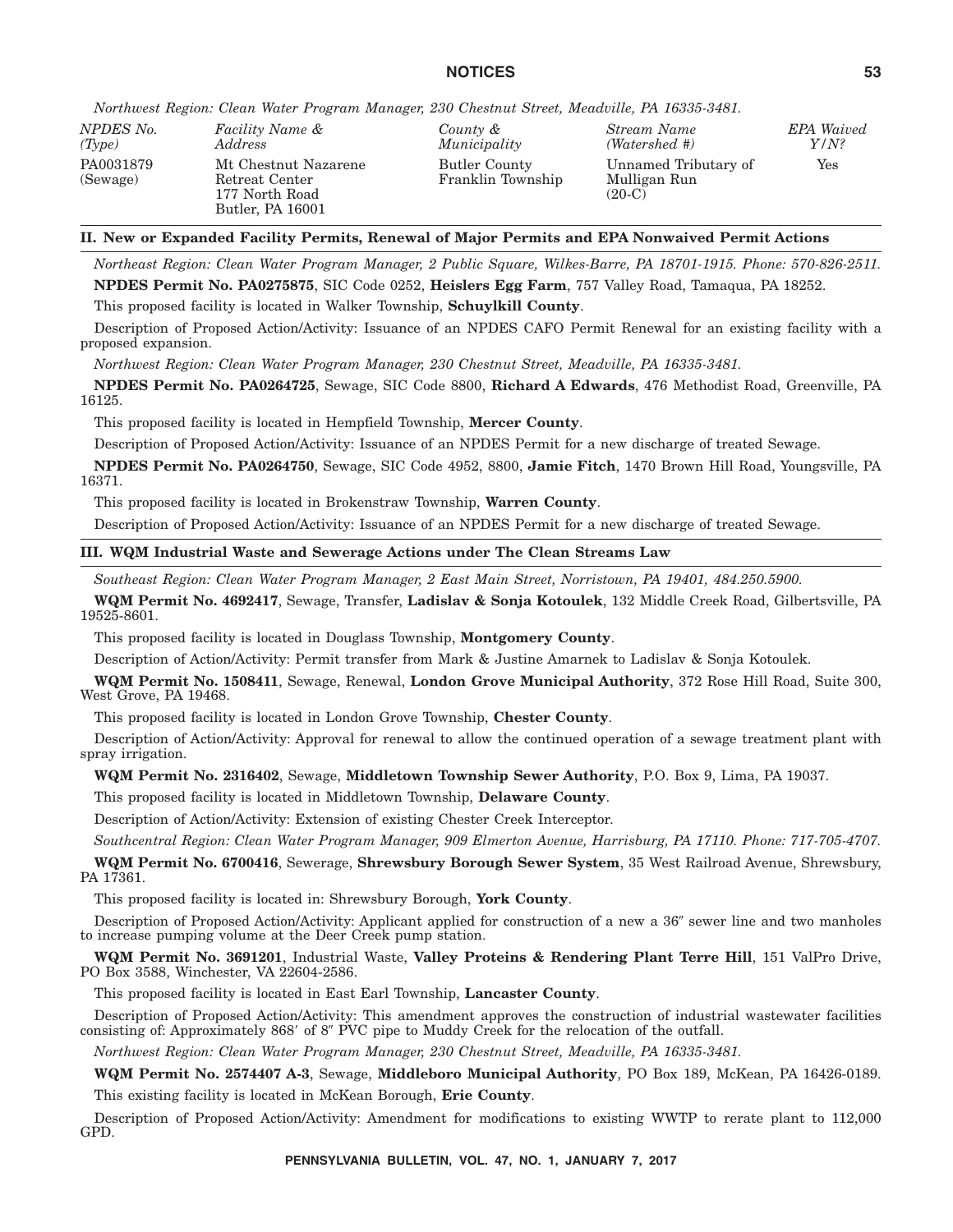*Northwest Region: Clean Water Program Manager, 230 Chestnut Street, Meadville, PA 16335-3481.*

| *NPDES No. (Type)* | *Facility Name & Address* | *County & Municipality* | *Stream Name (Watershed #)* | *EPA Waived Y/N?* |
|---|---|---|---|---|
| PA0031879 (Sewage) | Mt Chestnut Nazarene Retreat Center 177 North Road Butler, PA 16001 | Butler County Franklin Township | Unnamed Tributary of Mulligan Run (20-C) | Yes |

**II. New or Expanded Facility Permits, Renewal of Major Permits and EPA Nonwaived Permit Actions**

*Northeast Region: Clean Water Program Manager, 2 Public Square, Wilkes-Barre, PA 18701-1915. Phone: 570-826-2511.*

**NPDES Permit No. PA0275875**, SIC Code 0252, **Heislers Egg Farm**, 757 Valley Road, Tamaqua, PA 18252.

This proposed facility is located in Walker Township, **Schuylkill County**.

Description of Proposed Action/Activity: Issuance of an NPDES CAFO Permit Renewal for an existing facility with a proposed expansion.

*Northwest Region: Clean Water Program Manager, 230 Chestnut Street, Meadville, PA 16335-3481.*

**NPDES Permit No. PA0264725**, Sewage, SIC Code 8800, **Richard A Edwards**, 476 Methodist Road, Greenville, PA 16125.

This proposed facility is located in Hempfield Township, **Mercer County**.

Description of Proposed Action/Activity: Issuance of an NPDES Permit for a new discharge of treated Sewage.

**NPDES Permit No. PA0264750**, Sewage, SIC Code 4952, 8800, **Jamie Fitch**, 1470 Brown Hill Road, Youngsville, PA 16371.

This proposed facility is located in Brokenstraw Township, **Warren County**.

Description of Proposed Action/Activity: Issuance of an NPDES Permit for a new discharge of treated Sewage.

**III. WQM Industrial Waste and Sewerage Actions under The Clean Streams Law**

*Southeast Region: Clean Water Program Manager, 2 East Main Street, Norristown, PA 19401, 484.250.5900.*

**WQM Permit No. 4692417**, Sewage, Transfer, **Ladislav & Sonja Kotoulek**, 132 Middle Creek Road, Gilbertsville, PA 19525-8601.

This proposed facility is located in Douglass Township, **Montgomery County**.

Description of Action/Activity: Permit transfer from Mark & Justine Amarnek to Ladislav & Sonja Kotoulek.

**WQM Permit No. 1508411**, Sewage, Renewal, **London Grove Municipal Authority**, 372 Rose Hill Road, Suite 300, West Grove, PA 19468.

This proposed facility is located in London Grove Township, **Chester County**.

Description of Action/Activity: Approval for renewal to allow the continued operation of a sewage treatment plant with spray irrigation.

**WQM Permit No. 2316402**, Sewage, **Middletown Township Sewer Authority**, P.O. Box 9, Lima, PA 19037.

This proposed facility is located in Middletown Township, **Delaware County**.

Description of Action/Activity: Extension of existing Chester Creek Interceptor.

*Southcentral Region: Clean Water Program Manager, 909 Elmerton Avenue, Harrisburg, PA 17110. Phone: 717-705-4707.*

**WQM Permit No. 6700416**, Sewerage, **Shrewsbury Borough Sewer System**, 35 West Railroad Avenue, Shrewsbury, PA 17361.

This proposed facility is located in: Shrewsbury Borough, **York County**.

Description of Proposed Action/Activity: Applicant applied for construction of a new a 36″ sewer line and two manholes to increase pumping volume at the Deer Creek pump station.

**WQM Permit No. 3691201**, Industrial Waste, **Valley Proteins & Rendering Plant Terre Hill**, 151 ValPro Drive, PO Box 3588, Winchester, VA 22604-2586.

This proposed facility is located in East Earl Township, **Lancaster County**.

Description of Proposed Action/Activity: This amendment approves the construction of industrial wastewater facilities consisting of: Approximately 868′ of 8″ PVC pipe to Muddy Creek for the relocation of the outfall.

*Northwest Region: Clean Water Program Manager, 230 Chestnut Street, Meadville, PA 16335-3481.*

**WQM Permit No. 2574407 A-3**, Sewage, **Middleboro Municipal Authority**, PO Box 189, McKean, PA 16426-0189.

This existing facility is located in McKean Borough, **Erie County**.

Description of Proposed Action/Activity: Amendment for modifications to existing WWTP to rerate plant to 112,000 GPD.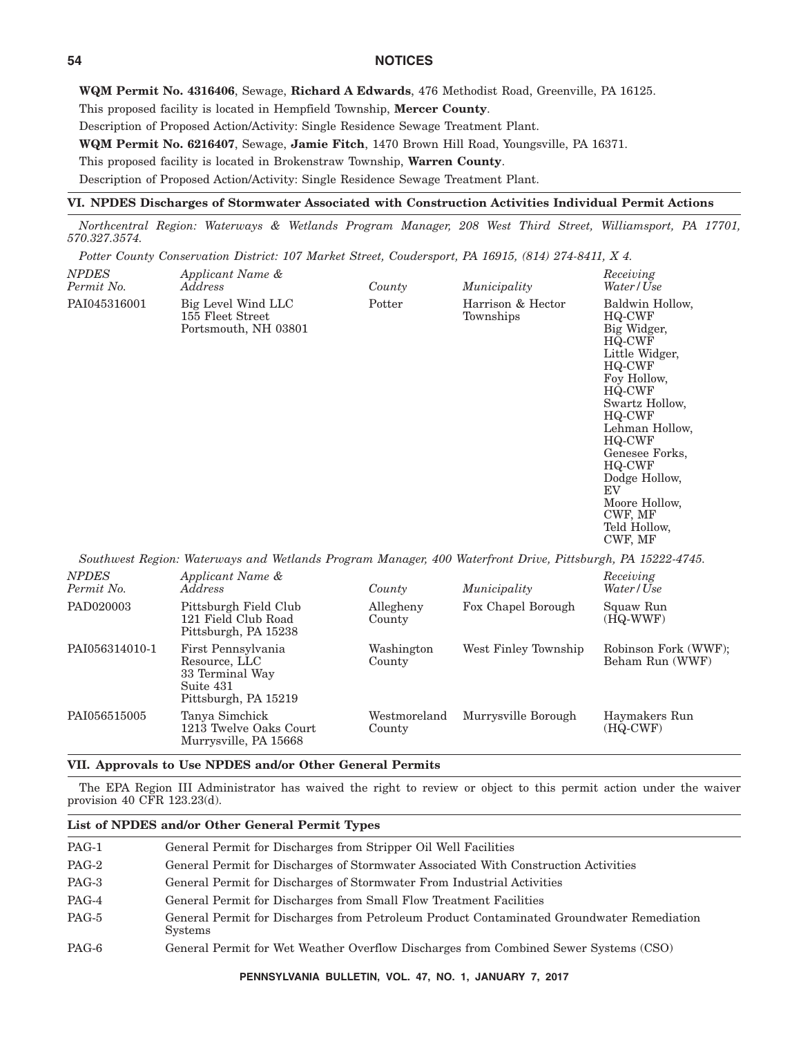**WQM Permit No. 4316406**, Sewage, **Richard A Edwards**, 476 Methodist Road, Greenville, PA 16125.

This proposed facility is located in Hempfield Township, **Mercer County**.

Description of Proposed Action/Activity: Single Residence Sewage Treatment Plant.

**WQM Permit No. 6216407**, Sewage, **Jamie Fitch**, 1470 Brown Hill Road, Youngsville, PA 16371.

This proposed facility is located in Brokenstraw Township, **Warren County**.

Description of Proposed Action/Activity: Single Residence Sewage Treatment Plant.

## VI. NPDES Discharges of Stormwater Associated with Construction Activities Individual Permit Actions

*Northcentral Region: Waterways & Wetlands Program Manager, 208 West Third Street, Williamsport, PA 17701, 570.327.3574.*

*Potter County Conservation District: 107 Market Street, Coudersport, PA 16915, (814) 274-8411, X 4.*

| *NPDES Permit No.* | *Applicant Name & Address* | *County* | *Municipality* | *Receiving Water/Use* |
|---|---|---|---|---|
| PAI045316001 | Big Level Wind LLC<br>155 Fleet Street<br>Portsmouth, NH 03801 | Potter | Harrison & Hector Townships | Baldwin Hollow, HQ-CWF<br>Big Widger, HQ-CWF<br>Little Widger, HQ-CWF<br>Foy Hollow, HQ-CWF<br>Swartz Hollow, HQ-CWF<br>Lehman Hollow, HQ-CWF<br>Genesee Forks, HQ-CWF<br>Dodge Hollow, EV<br>Moore Hollow, CWF, MF<br>Teld Hollow, CWF, MF |

*Southwest Region: Waterways and Wetlands Program Manager, 400 Waterfront Drive, Pittsburgh, PA 15222-4745.*

| *NPDES Permit No.* | *Applicant Name & Address* | *County* | *Municipality* | *Receiving Water/Use* |
|---|---|---|---|---|
| PAD020003 | Pittsburgh Field Club<br>121 Field Club Road<br>Pittsburgh, PA 15238 | Allegheny County | Fox Chapel Borough | Squaw Run (HQ-WWF) |
| PAI056314010-1 | First Pennsylvania Resource, LLC<br>33 Terminal Way<br>Suite 431<br>Pittsburgh, PA 15219 | Washington County | West Finley Township | Robinson Fork (WWF); Beham Run (WWF) |
| PAI056515005 | Tanya Simchick<br>1213 Twelve Oaks Court<br>Murrysville, PA 15668 | Westmoreland County | Murrysville Borough | Haymakers Run (HQ-CWF) |

## VII. Approvals to Use NPDES and/or Other General Permits

The EPA Region III Administrator has waived the right to review or object to this permit action under the waiver provision 40 CFR 123.23(d).

### List of NPDES and/or Other General Permit Types

| | |
|---|---|
| PAG-1 | General Permit for Discharges from Stripper Oil Well Facilities |
| PAG-2 | General Permit for Discharges of Stormwater Associated With Construction Activities |
| PAG-3 | General Permit for Discharges of Stormwater From Industrial Activities |
| PAG-4 | General Permit for Discharges from Small Flow Treatment Facilities |
| PAG-5 | General Permit for Discharges from Petroleum Product Contaminated Groundwater Remediation Systems |
| PAG-6 | General Permit for Wet Weather Overflow Discharges from Combined Sewer Systems (CSO) |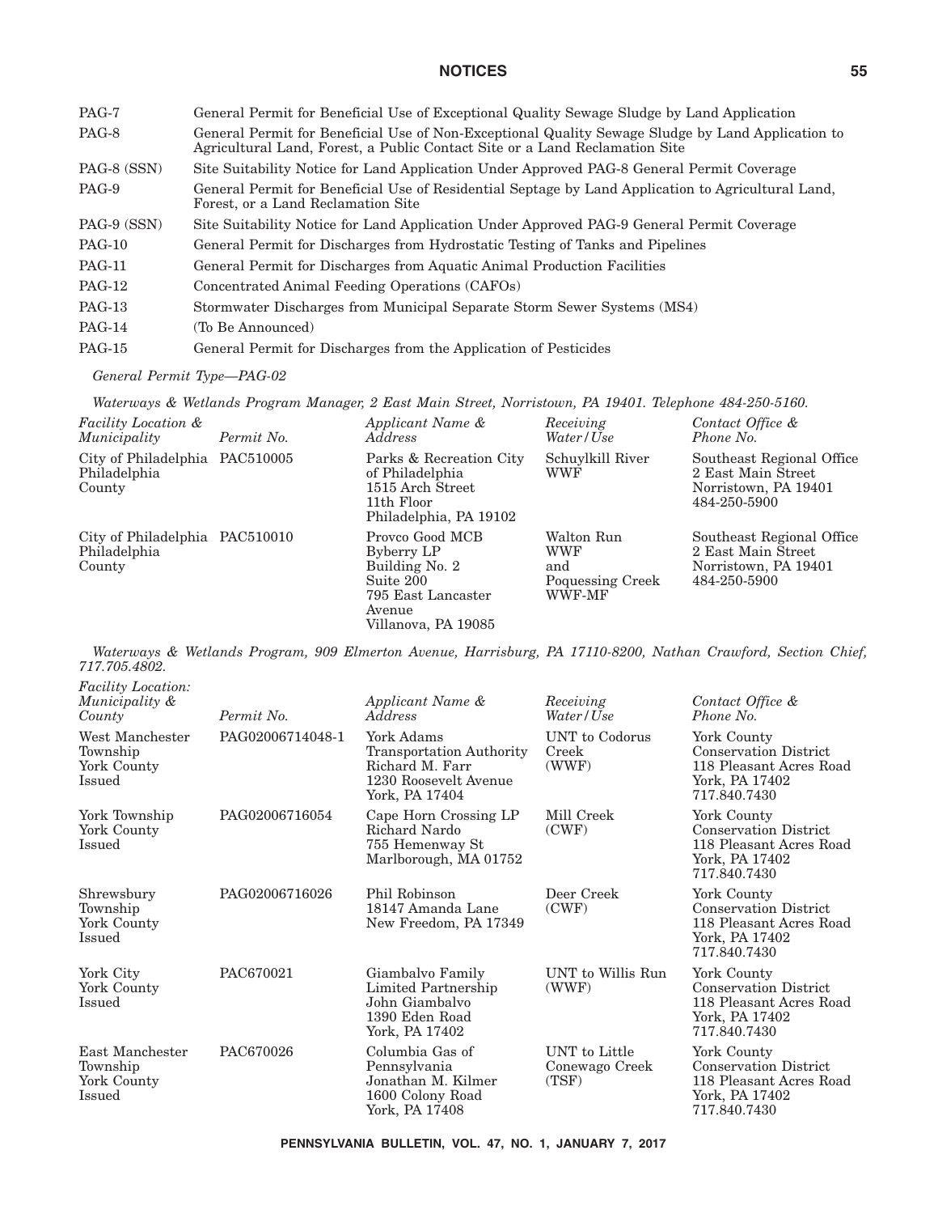| | |
|---|---|
| PAG-7 | General Permit for Beneficial Use of Exceptional Quality Sewage Sludge by Land Application |
| PAG-8 | General Permit for Beneficial Use of Non-Exceptional Quality Sewage Sludge by Land Application to Agricultural Land, Forest, a Public Contact Site or a Land Reclamation Site |
| PAG-8 (SSN) | Site Suitability Notice for Land Application Under Approved PAG-8 General Permit Coverage |
| PAG-9 | General Permit for Beneficial Use of Residential Septage by Land Application to Agricultural Land, Forest, or a Land Reclamation Site |
| PAG-9 (SSN) | Site Suitability Notice for Land Application Under Approved PAG-9 General Permit Coverage |
| PAG-10 | General Permit for Discharges from Hydrostatic Testing of Tanks and Pipelines |
| PAG-11 | General Permit for Discharges from Aquatic Animal Production Facilities |
| PAG-12 | Concentrated Animal Feeding Operations (CAFOs) |
| PAG-13 | Stormwater Discharges from Municipal Separate Storm Sewer Systems (MS4) |
| PAG-14 | (To Be Announced) |
| PAG-15 | General Permit for Discharges from the Application of Pesticides |

*General Permit Type—PAG-02*

*Waterways & Wetlands Program Manager, 2 East Main Street, Norristown, PA 19401. Telephone 484-250-5160.*

| *Facility Location & Municipality* | *Permit No.* | *Applicant Name & Address* | *Receiving Water/Use* | *Contact Office & Phone No.* |
|---|---|---|---|---|
| City of Philadelphia Philadelphia County | PAC510005 | Parks & Recreation City of Philadelphia 1515 Arch Street 11th Floor Philadelphia, PA 19102 | Schuylkill River WWF | Southeast Regional Office 2 East Main Street Norristown, PA 19401 484-250-5900 |
| City of Philadelphia Philadelphia County | PAC510010 | Provco Good MCB Byberry LP Building No. 2 Suite 200 795 East Lancaster Avenue Villanova, PA 19085 | Walton Run WWF and Poquessing Creek WWF-MF | Southeast Regional Office 2 East Main Street Norristown, PA 19401 484-250-5900 |

*Waterways & Wetlands Program, 909 Elmerton Avenue, Harrisburg, PA 17110-8200, Nathan Crawford, Section Chief, 717.705.4802.*

| *Facility Location: Municipality & County* | *Permit No.* | *Applicant Name & Address* | *Receiving Water/Use* | *Contact Office & Phone No.* |
|---|---|---|---|---|
| West Manchester Township York County Issued | PAG02006714048-1 | York Adams Transportation Authority Richard M. Farr 1230 Roosevelt Avenue York, PA 17404 | UNT to Codorus Creek (WWF) | York County Conservation District 118 Pleasant Acres Road York, PA 17402 717.840.7430 |
| York Township York County Issued | PAG02006716054 | Cape Horn Crossing LP Richard Nardo 755 Hemenway St Marlborough, MA 01752 | Mill Creek (CWF) | York County Conservation District 118 Pleasant Acres Road York, PA 17402 717.840.7430 |
| Shrewsbury Township York County Issued | PAG02006716026 | Phil Robinson 18147 Amanda Lane New Freedom, PA 17349 | Deer Creek (CWF) | York County Conservation District 118 Pleasant Acres Road York, PA 17402 717.840.7430 |
| York City York County Issued | PAC670021 | Giambalvo Family Limited Partnership John Giambalvo 1390 Eden Road York, PA 17402 | UNT to Willis Run (WWF) | York County Conservation District 118 Pleasant Acres Road York, PA 17402 717.840.7430 |
| East Manchester Township York County Issued | PAC670026 | Columbia Gas of Pennsylvania Jonathan M. Kilmer 1600 Colony Road York, PA 17408 | UNT to Little Conewago Creek (TSF) | York County Conservation District 118 Pleasant Acres Road York, PA 17402 717.840.7430 |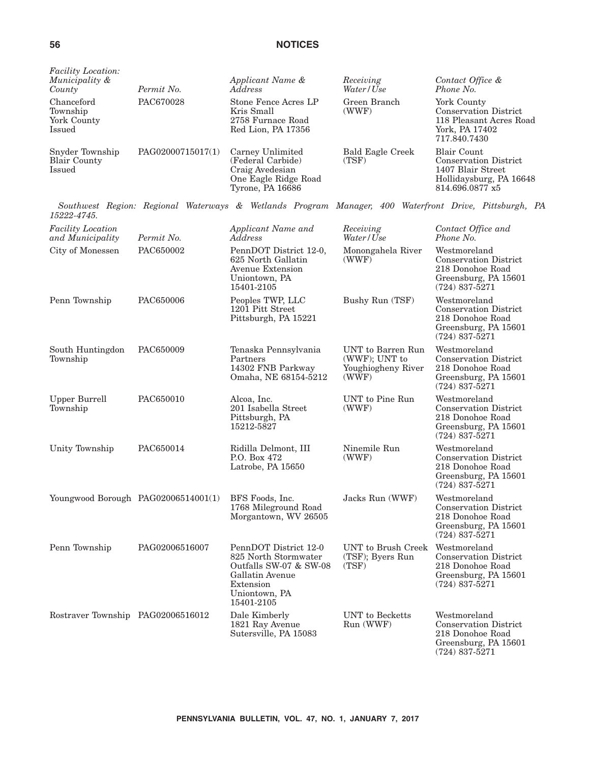| *Facility Location: Municipality & County* | *Permit No.* | *Applicant Name & Address* | *Receiving Water/Use* | *Contact Office & Phone No.* |
|---|---|---|---|---|
| Chanceford Township York County Issued | PAC670028 | Stone Fence Acres LP Kris Small 2758 Furnace Road Red Lion, PA 17356 | Green Branch (WWF) | York County Conservation District 118 Pleasant Acres Road York, PA 17402 717.840.7430 |
| Snyder Township Blair County Issued | PAG02000715017(1) | Carney Unlimited (Federal Carbide) Craig Avedesian One Eagle Ridge Road Tyrone, PA 16686 | Bald Eagle Creek (TSF) | Blair Count Conservation District 1407 Blair Street Hollidaysburg, PA 16648 814.696.0877 x5 |

*Southwest Region: Regional Waterways & Wetlands Program Manager, 400 Waterfront Drive, Pittsburgh, PA 15222-4745.*

| *Facility Location and Municipality* | *Permit No.* | *Applicant Name and Address* | *Receiving Water/Use* | *Contact Office and Phone No.* |
|---|---|---|---|---|
| City of Monessen | PAC650002 | PennDOT District 12-0, 625 North Gallatin Avenue Extension Uniontown, PA 15401-2105 | Monongahela River (WWF) | Westmoreland Conservation District 218 Donohoe Road Greensburg, PA 15601 (724) 837-5271 |
| Penn Township | PAC650006 | Peoples TWP, LLC 1201 Pitt Street Pittsburgh, PA 15221 | Bushy Run (TSF) | Westmoreland Conservation District 218 Donohoe Road Greensburg, PA 15601 (724) 837-5271 |
| South Huntingdon Township | PAC650009 | Tenaska Pennsylvania Partners 14302 FNB Parkway Omaha, NE 68154-5212 | UNT to Barren Run (WWF); UNT to Youghiogheny River (WWF) | Westmoreland Conservation District 218 Donohoe Road Greensburg, PA 15601 (724) 837-5271 |
| Upper Burrell Township | PAC650010 | Alcoa, Inc. 201 Isabella Street Pittsburgh, PA 15212-5827 | UNT to Pine Run (WWF) | Westmoreland Conservation District 218 Donohoe Road Greensburg, PA 15601 (724) 837-5271 |
| Unity Township | PAC650014 | Ridilla Delmont, III P.O. Box 472 Latrobe, PA 15650 | Ninemile Run (WWF) | Westmoreland Conservation District 218 Donohoe Road Greensburg, PA 15601 (724) 837-5271 |
| Youngwood Borough | PAG02006514001(1) | BFS Foods, Inc. 1768 Mileground Road Morgantown, WV 26505 | Jacks Run (WWF) | Westmoreland Conservation District 218 Donohoe Road Greensburg, PA 15601 (724) 837-5271 |
| Penn Township | PAG02006516007 | PennDOT District 12-0 825 North Stormwater Outfalls SW-07 & SW-08 Gallatin Avenue Extension Uniontown, PA 15401-2105 | UNT to Brush Creek (TSF); Byers Run (TSF) | Westmoreland Conservation District 218 Donohoe Road Greensburg, PA 15601 (724) 837-5271 |
| Rostraver Township | PAG02006516012 | Dale Kimberly 1821 Ray Avenue Sutersville, PA 15083 | UNT to Becketts Run (WWF) | Westmoreland Conservation District 218 Donohoe Road Greensburg, PA 15601 (724) 837-5271 |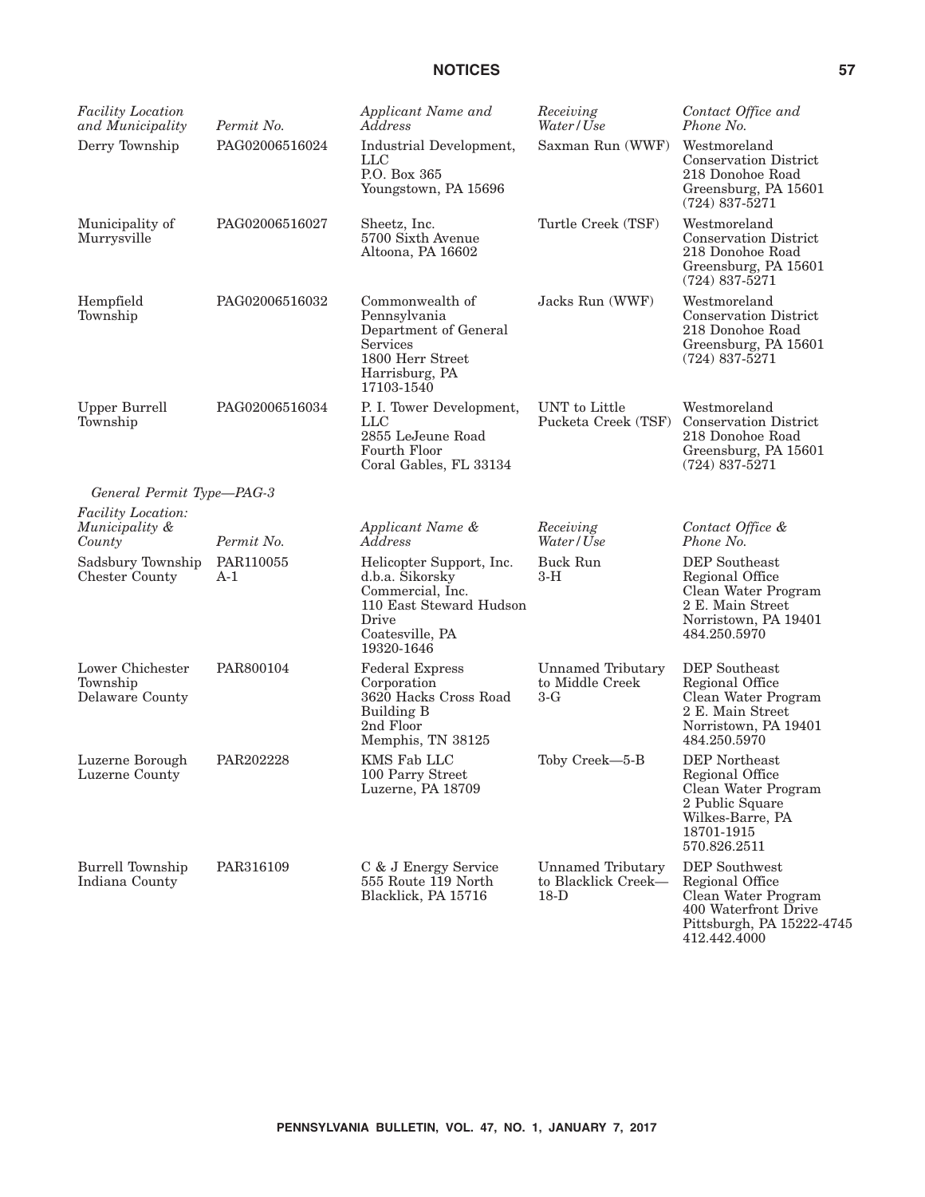| *Facility Location and Municipality* | *Permit No.* | *Applicant Name and Address* | *Receiving Water/Use* | *Contact Office and Phone No.* |
|---|---|---|---|---|
| Derry Township | PAG02006516024 | Industrial Development, LLC P.O. Box 365 Youngstown, PA 15696 | Saxman Run (WWF) | Westmoreland Conservation District 218 Donohoe Road Greensburg, PA 15601 (724) 837-5271 |
| Municipality of Murrysville | PAG02006516027 | Sheetz, Inc. 5700 Sixth Avenue Altoona, PA 16602 | Turtle Creek (TSF) | Westmoreland Conservation District 218 Donohoe Road Greensburg, PA 15601 (724) 837-5271 |
| Hempfield Township | PAG02006516032 | Commonwealth of Pennsylvania Department of General Services 1800 Herr Street Harrisburg, PA 17103-1540 | Jacks Run (WWF) | Westmoreland Conservation District 218 Donohoe Road Greensburg, PA 15601 (724) 837-5271 |
| Upper Burrell Township | PAG02006516034 | P. I. Tower Development, LLC 2855 LeJeune Road Fourth Floor Coral Gables, FL 33134 | UNT to Little Pucketa Creek (TSF) | Westmoreland Conservation District 218 Donohoe Road Greensburg, PA 15601 (724) 837-5271 |

*General Permit Type—PAG-3*

| *Facility Location: Municipality & County* | *Permit No.* | *Applicant Name & Address* | *Receiving Water/Use* | *Contact Office & Phone No.* |
|---|---|---|---|---|
| Sadsbury Township Chester County | PAR110055 A-1 | Helicopter Support, Inc. d.b.a. Sikorsky Commercial, Inc. 110 East Steward Hudson Drive Coatesville, PA 19320-1646 | Buck Run 3-H | DEP Southeast Regional Office Clean Water Program 2 E. Main Street Norristown, PA 19401 484.250.5970 |
| Lower Chichester Township Delaware County | PAR800104 | Federal Express Corporation 3620 Hacks Cross Road Building B 2nd Floor Memphis, TN 38125 | Unnamed Tributary to Middle Creek 3-G | DEP Southeast Regional Office Clean Water Program 2 E. Main Street Norristown, PA 19401 484.250.5970 |
| Luzerne Borough Luzerne County | PAR202228 | KMS Fab LLC 100 Parry Street Luzerne, PA 18709 | Toby Creek—5-B | DEP Northeast Regional Office Clean Water Program 2 Public Square Wilkes-Barre, PA 18701-1915 570.826.2511 |
| Burrell Township Indiana County | PAR316109 | C & J Energy Service 555 Route 119 North Blacklick, PA 15716 | Unnamed Tributary to Blacklick Creek—18-D | DEP Southwest Regional Office Clean Water Program 400 Waterfront Drive Pittsburgh, PA 15222-4745 412.442.4000 |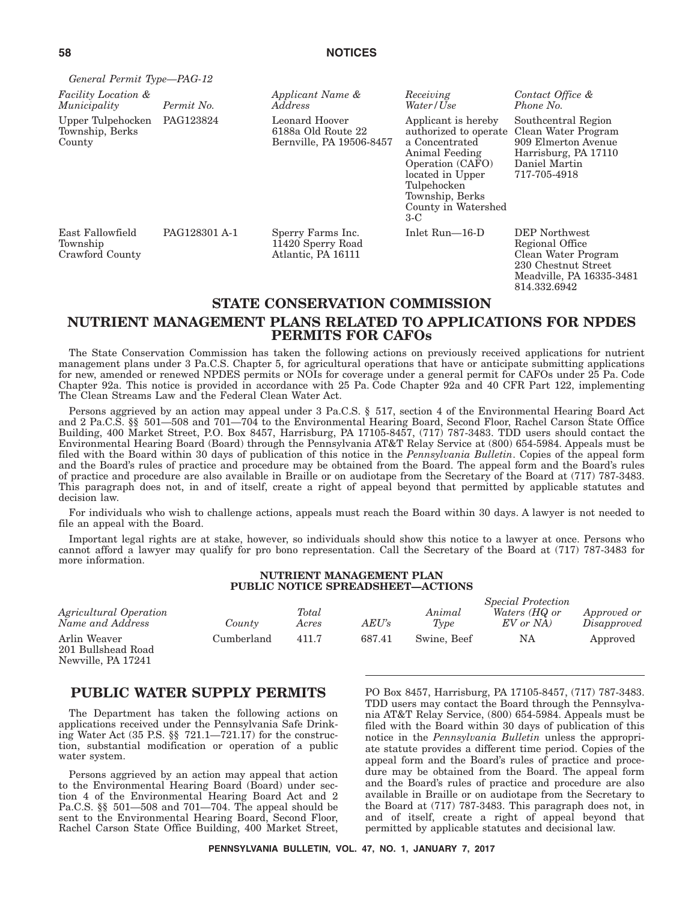*General Permit Type—PAG-12*

| *Facility Location & Municipality* | *Permit No.* | *Applicant Name & Address* | *Receiving Water/Use* | *Contact Office & Phone No.* |
|---|---|---|---|---|
| Upper Tulpehocken Township, Berks County | PAG123824 | Leonard Hoover 6188a Old Route 22 Bernville, PA 19506-8457 | Applicant is hereby authorized to operate a Concentrated Animal Feeding Operation (CAFO) located in Upper Tulpehocken Township, Berks County in Watershed 3-C | Southcentral Region Clean Water Program 909 Elmerton Avenue Harrisburg, PA 17110 Daniel Martin 717-705-4918 |
| East Fallowfield Township Crawford County | PAG128301 A-1 | Sperry Farms Inc. 11420 Sperry Road Atlantic, PA 16111 | Inlet Run—16-D | DEP Northwest Regional Office Clean Water Program 230 Chestnut Street Meadville, PA 16335-3481 814.332.6942 |

## STATE CONSERVATION COMMISSION

## NUTRIENT MANAGEMENT PLANS RELATED TO APPLICATIONS FOR NPDES PERMITS FOR CAFOs

The State Conservation Commission has taken the following actions on previously received applications for nutrient management plans under 3 Pa.C.S. Chapter 5, for agricultural operations that have or anticipate submitting applications for new, amended or renewed NPDES permits or NOIs for coverage under a general permit for CAFOs under 25 Pa. Code Chapter 92a. This notice is provided in accordance with 25 Pa. Code Chapter 92a and 40 CFR Part 122, implementing The Clean Streams Law and the Federal Clean Water Act.

Persons aggrieved by an action may appeal under 3 Pa.C.S. § 517, section 4 of the Environmental Hearing Board Act and 2 Pa.C.S. §§ 501—508 and 701—704 to the Environmental Hearing Board, Second Floor, Rachel Carson State Office Building, 400 Market Street, P.O. Box 8457, Harrisburg, PA 17105-8457, (717) 787-3483. TDD users should contact the Environmental Hearing Board (Board) through the Pennsylvania AT&T Relay Service at (800) 654-5984. Appeals must be filed with the Board within 30 days of publication of this notice in the *Pennsylvania Bulletin*. Copies of the appeal form and the Board's rules of practice and procedure may be obtained from the Board. The appeal form and the Board's rules of practice and procedure are also available in Braille or on audiotape from the Secretary of the Board at (717) 787-3483. This paragraph does not, in and of itself, create a right of appeal beyond that permitted by applicable statutes and decision law.

For individuals who wish to challenge actions, appeals must reach the Board within 30 days. A lawyer is not needed to file an appeal with the Board.

Important legal rights are at stake, however, so individuals should show this notice to a lawyer at once. Persons who cannot afford a lawyer may qualify for pro bono representation. Call the Secretary of the Board at (717) 787-3483 for more information.

**NUTRIENT MANAGEMENT PLAN PUBLIC NOTICE SPREADSHEET—ACTIONS**

| *Agricultural Operation Name and Address* | *County* | *Total Acres* | *AEU's* | *Animal Type* | *Special Protection Waters (HQ or EV or NA)* | *Approved or Disapproved* |
|---|---|---|---|---|---|---|
| Arlin Weaver 201 Bullshead Road Newville, PA 17241 | Cumberland | 411.7 | 687.41 | Swine, Beef | NA | Approved |

## PUBLIC WATER SUPPLY PERMITS

The Department has taken the following actions on applications received under the Pennsylvania Safe Drinking Water Act (35 P.S. §§ 721.1—721.17) for the construction, substantial modification or operation of a public water system.

Persons aggrieved by an action may appeal that action to the Environmental Hearing Board (Board) under section 4 of the Environmental Hearing Board Act and 2 Pa.C.S. §§ 501—508 and 701—704. The appeal should be sent to the Environmental Hearing Board, Second Floor, Rachel Carson State Office Building, 400 Market Street, PO Box 8457, Harrisburg, PA 17105-8457, (717) 787-3483. TDD users may contact the Board through the Pennsylvania AT&T Relay Service, (800) 654-5984. Appeals must be filed with the Board within 30 days of publication of this notice in the *Pennsylvania Bulletin* unless the appropriate statute provides a different time period. Copies of the appeal form and the Board's rules of practice and procedure may be obtained from the Board. The appeal form and the Board's rules of practice and procedure are also available in Braille or on audiotape from the Secretary to the Board at (717) 787-3483. This paragraph does not, in and of itself, create a right of appeal beyond that permitted by applicable statutes and decisional law.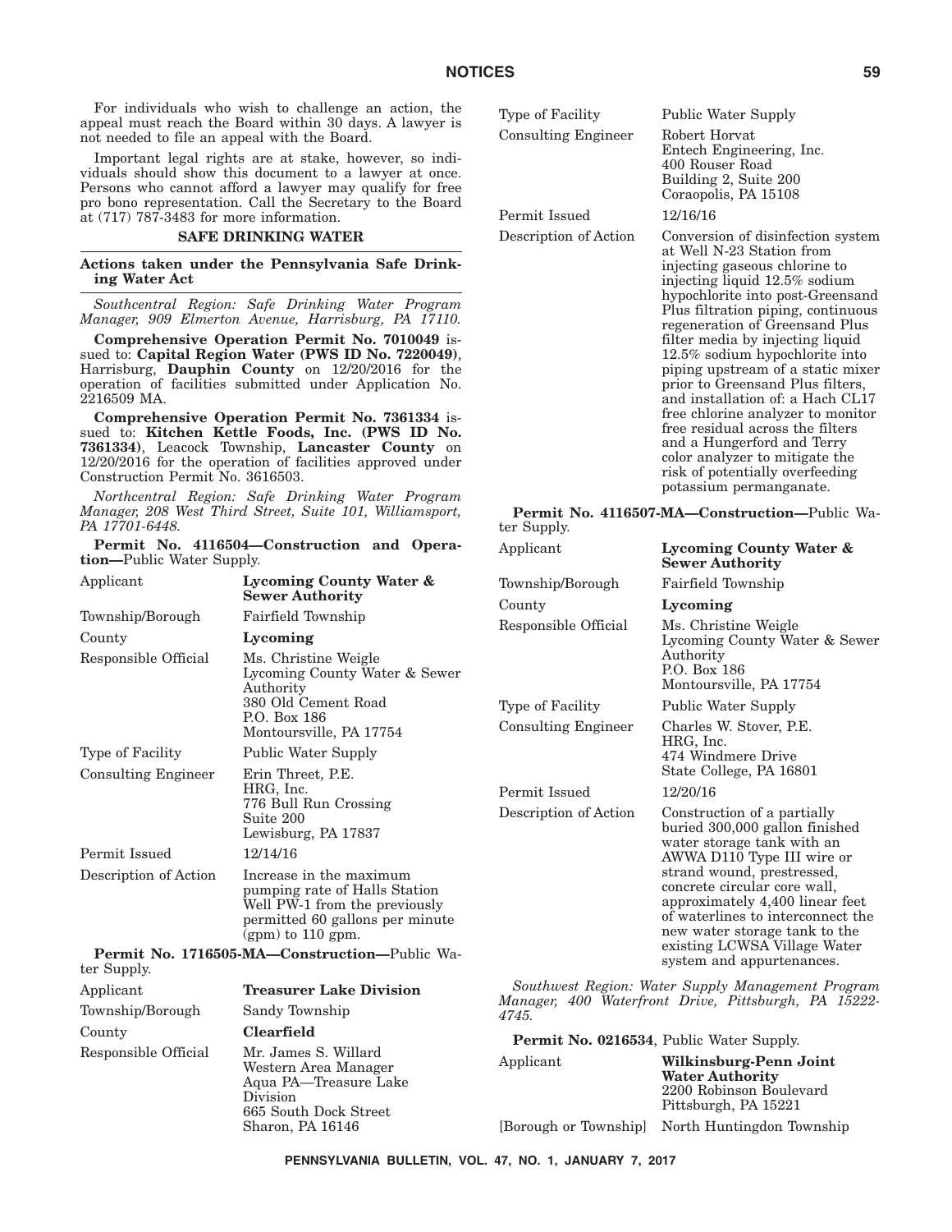For individuals who wish to challenge an action, the appeal must reach the Board within 30 days. A lawyer is not needed to file an appeal with the Board.

Important legal rights are at stake, however, so individuals should show this document to a lawyer at once. Persons who cannot afford a lawyer may qualify for free pro bono representation. Call the Secretary to the Board at (717) 787-3483 for more information.

## SAFE DRINKING WATER

### Actions taken under the Pennsylvania Safe Drinking Water Act

*Southcentral Region: Safe Drinking Water Program Manager, 909 Elmerton Avenue, Harrisburg, PA 17110.*

**Comprehensive Operation Permit No. 7010049** issued to: **Capital Region Water (PWS ID No. 7220049)**, Harrisburg, **Dauphin County** on 12/20/2016 for the operation of facilities submitted under Application No. 2216509 MA.

**Comprehensive Operation Permit No. 7361334** issued to: **Kitchen Kettle Foods, Inc. (PWS ID No. 7361334)**, Leacock Township, **Lancaster County** on 12/20/2016 for the operation of facilities approved under Construction Permit No. 3616503.

*Northcentral Region: Safe Drinking Water Program Manager, 208 West Third Street, Suite 101, Williamsport, PA 17701-6448.*

**Permit No. 4116504—Construction and Operation—**Public Water Supply.

| | |
|---|---|
| Applicant | **Lycoming County Water & Sewer Authority** |
| Township/Borough | Fairfield Township |
| County | **Lycoming** |
| Responsible Official | Ms. Christine Weigle<br>Lycoming County Water & Sewer Authority<br>380 Old Cement Road<br>P.O. Box 186<br>Montoursville, PA 17754 |
| Type of Facility | Public Water Supply |
| Consulting Engineer | Erin Threet, P.E.<br>HRG, Inc.<br>776 Bull Run Crossing<br>Suite 200<br>Lewisburg, PA 17837 |
| Permit Issued | 12/14/16 |
| Description of Action | Increase in the maximum pumping rate of Halls Station Well PW-1 from the previously permitted 60 gallons per minute (gpm) to 110 gpm. |

**Permit No. 1716505-MA—Construction—**Public Water Supply.

| | |
|---|---|
| Applicant | **Treasurer Lake Division** |
| Township/Borough | Sandy Township |
| County | **Clearfield** |
| Responsible Official | Mr. James S. Willard<br>Western Area Manager<br>Aqua PA—Treasure Lake Division<br>665 South Dock Street<br>Sharon, PA 16146 |
| Type of Facility | Public Water Supply |
| Consulting Engineer | Robert Horvat<br>Entech Engineering, Inc.<br>400 Rouser Road<br>Building 2, Suite 200<br>Coraopolis, PA 15108 |
| Permit Issued | 12/16/16 |
| Description of Action | Conversion of disinfection system at Well N-23 Station from injecting gaseous chlorine to injecting liquid 12.5% sodium hypochlorite into post-Greensand Plus filtration piping, continuous regeneration of Greensand Plus filter media by injecting liquid 12.5% sodium hypochlorite into piping upstream of a static mixer prior to Greensand Plus filters, and installation of: a Hach CL17 free chlorine analyzer to monitor free residual across the filters and a Hungerford and Terry color analyzer to mitigate the risk of potentially overfeeding potassium permanganate. |

**Permit No. 4116507-MA—Construction—**Public Water Supply.

| | |
|---|---|
| Applicant | **Lycoming County Water & Sewer Authority** |
| Township/Borough | Fairfield Township |
| County | **Lycoming** |
| Responsible Official | Ms. Christine Weigle<br>Lycoming County Water & Sewer Authority<br>P.O. Box 186<br>Montoursville, PA 17754 |
| Type of Facility | Public Water Supply |
| Consulting Engineer | Charles W. Stover, P.E.<br>HRG, Inc.<br>474 Windmere Drive<br>State College, PA 16801 |
| Permit Issued | 12/20/16 |
| Description of Action | Construction of a partially buried 300,000 gallon finished water storage tank with an AWWA D110 Type III wire or strand wound, prestressed, concrete circular core wall, approximately 4,400 linear feet of waterlines to interconnect the new water storage tank to the existing LCWSA Village Water system and appurtenances. |

*Southwest Region: Water Supply Management Program Manager, 400 Waterfront Drive, Pittsburgh, PA 15222-4745.*

**Permit No. 0216534**, Public Water Supply.

| | |
|---|---|
| Applicant | **Wilkinsburg-Penn Joint Water Authority**<br>2200 Robinson Boulevard<br>Pittsburgh, PA 15221 |
| [Borough or Township] | North Huntingdon Township |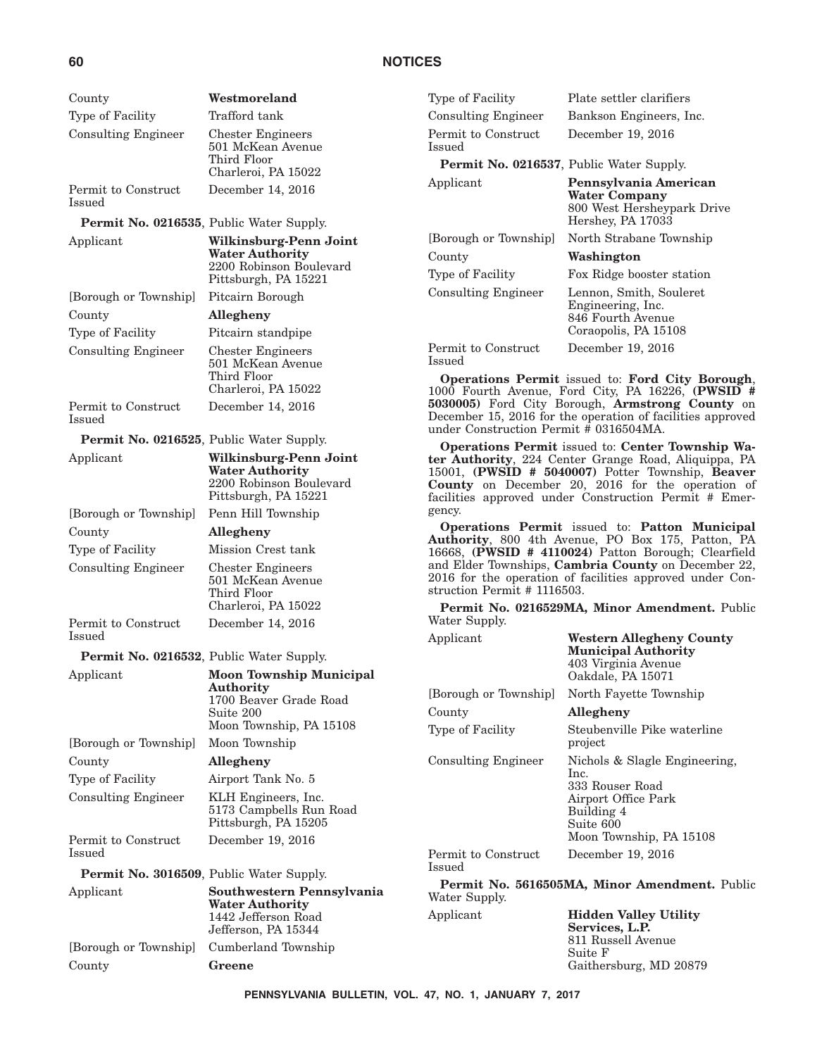| | |
|---|---|
| County | **Westmoreland** |
| Type of Facility | Trafford tank |
| Consulting Engineer | Chester Engineers<br>501 McKean Avenue<br>Third Floor<br>Charleroi, PA 15022 |
| Permit to Construct Issued | December 14, 2016 |

**Permit No. 0216535**, Public Water Supply.

| | |
|---|---|
| Applicant | **Wilkinsburg-Penn Joint Water Authority**<br>2200 Robinson Boulevard<br>Pittsburgh, PA 15221 |
| [Borough or Township] | Pitcairn Borough |
| County | **Allegheny** |
| Type of Facility | Pitcairn standpipe |
| Consulting Engineer | Chester Engineers<br>501 McKean Avenue<br>Third Floor<br>Charleroi, PA 15022 |
| Permit to Construct Issued | December 14, 2016 |

**Permit No. 0216525**, Public Water Supply.

| | |
|---|---|
| Applicant | **Wilkinsburg-Penn Joint Water Authority**<br>2200 Robinson Boulevard<br>Pittsburgh, PA 15221 |
| [Borough or Township] | Penn Hill Township |
| County | **Allegheny** |
| Type of Facility | Mission Crest tank |
| Consulting Engineer | Chester Engineers<br>501 McKean Avenue<br>Third Floor<br>Charleroi, PA 15022 |
| Permit to Construct Issued | December 14, 2016 |

**Permit No. 0216532**, Public Water Supply.

| | |
|---|---|
| Applicant | **Moon Township Municipal Authority**<br>1700 Beaver Grade Road<br>Suite 200<br>Moon Township, PA 15108 |
| [Borough or Township] | Moon Township |
| County | **Allegheny** |
| Type of Facility | Airport Tank No. 5 |
| Consulting Engineer | KLH Engineers, Inc.<br>5173 Campbells Run Road<br>Pittsburgh, PA 15205 |
| Permit to Construct Issued | December 19, 2016 |

**Permit No. 3016509**, Public Water Supply.

| | |
|---|---|
| Applicant | **Southwestern Pennsylvania Water Authority**<br>1442 Jefferson Road<br>Jefferson, PA 15344 |
| [Borough or Township] | Cumberland Township |
| County | **Greene** |
| Type of Facility | Plate settler clarifiers |
| Consulting Engineer | Bankson Engineers, Inc. |
| Permit to Construct Issued | December 19, 2016 |

**Permit No. 0216537**, Public Water Supply.

| | |
|---|---|
| Applicant | **Pennsylvania American Water Company**<br>800 West Hersheypark Drive<br>Hershey, PA 17033 |
| [Borough or Township] | North Strabane Township |
| County | **Washington** |
| Type of Facility | Fox Ridge booster station |
| Consulting Engineer | Lennon, Smith, Souleret Engineering, Inc.<br>846 Fourth Avenue<br>Coraopolis, PA 15108 |
| Permit to Construct Issued | December 19, 2016 |

**Operations Permit** issued to: **Ford City Borough**, 1000 Fourth Avenue, Ford City, PA 16226, **(PWSID # 5030005)** Ford City Borough, **Armstrong County** on December 15, 2016 for the operation of facilities approved under Construction Permit # 0316504MA.

**Operations Permit** issued to: **Center Township Water Authority**, 224 Center Grange Road, Aliquippa, PA 15001, **(PWSID # 5040007)** Potter Township, **Beaver County** on December 20, 2016 for the operation of facilities approved under Construction Permit # Emergency.

**Operations Permit** issued to: **Patton Municipal Authority**, 800 4th Avenue, PO Box 175, Patton, PA 16668, **(PWSID # 4110024)** Patton Borough; Clearfield and Elder Townships, **Cambria County** on December 22, 2016 for the operation of facilities approved under Construction Permit # 1116503.

**Permit No. 0216529MA, Minor Amendment.** Public Water Supply.

| | |
|---|---|
| Applicant | **Western Allegheny County Municipal Authority**<br>403 Virginia Avenue<br>Oakdale, PA 15071 |
| [Borough or Township] | North Fayette Township |
| County | **Allegheny** |
| Type of Facility | Steubenville Pike waterline project |
| Consulting Engineer | Nichols & Slagle Engineering, Inc.<br>333 Rouser Road<br>Airport Office Park<br>Building 4<br>Suite 600<br>Moon Township, PA 15108 |
| Permit to Construct Issued | December 19, 2016 |

**Permit No. 5616505MA, Minor Amendment.** Public Water Supply.

| | |
|---|---|
| Applicant | **Hidden Valley Utility Services, L.P.**<br>811 Russell Avenue<br>Suite F<br>Gaithersburg, MD 20879 |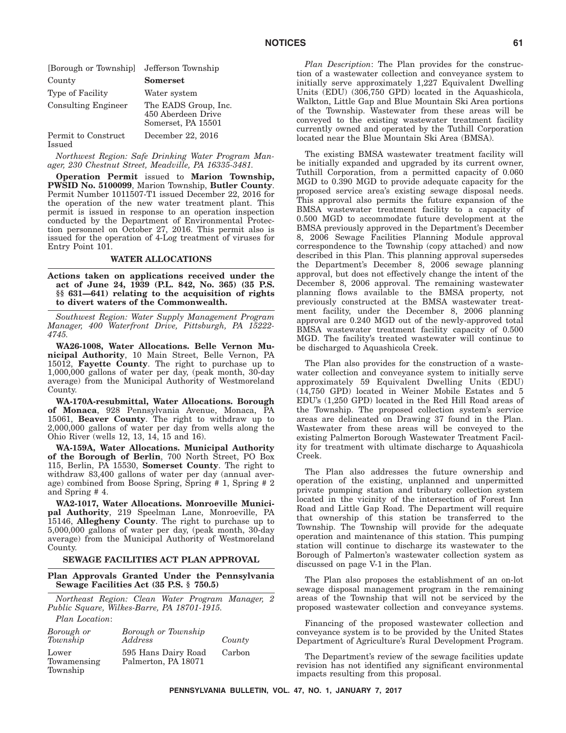| [Borough or Township] | Jefferson Township |
|---|---|
| County | **Somerset** |
| Type of Facility | Water system |
| Consulting Engineer | The EADS Group, Inc. 450 Aberdeen Drive Somerset, PA 15501 |
| Permit to Construct Issued | December 22, 2016 |

*Northwest Region: Safe Drinking Water Program Manager, 230 Chestnut Street, Meadville, PA 16335-3481.*

**Operation Permit** issued to **Marion Township, PWSID No. 5100099**, Marion Township, **Butler County**. Permit Number 1011507-T1 issued December 22, 2016 for the operation of the new water treatment plant. This permit is issued in response to an operation inspection conducted by the Department of Environmental Protection personnel on October 27, 2016. This permit also is issued for the operation of 4-Log treatment of viruses for Entry Point 101.

## WATER ALLOCATIONS

**Actions taken on applications received under the act of June 24, 1939 (P.L. 842, No. 365) (35 P.S. §§ 631—641) relating to the acquisition of rights to divert waters of the Commonwealth.**

*Southwest Region: Water Supply Management Program Manager, 400 Waterfront Drive, Pittsburgh, PA 15222-4745.*

**WA26-1008, Water Allocations. Belle Vernon Municipal Authority**, 10 Main Street, Belle Vernon, PA 15012, **Fayette County**. The right to purchase up to 1,000,000 gallons of water per day, (peak month, 30-day average) from the Municipal Authority of Westmoreland County.

**WA-170A-resubmittal, Water Allocations. Borough of Monaca**, 928 Pennsylvania Avenue, Monaca, PA 15061, **Beaver County**. The right to withdraw up to 2,000,000 gallons of water per day from wells along the Ohio River (wells 12, 13, 14, 15 and 16).

**WA-159A, Water Allocations. Municipal Authority of the Borough of Berlin**, 700 North Street, PO Box 115, Berlin, PA 15530, **Somerset County**. The right to withdraw 83,400 gallons of water per day (annual average) combined from Boose Spring, Spring # 1, Spring # 2 and Spring # 4.

**WA2-1017, Water Allocations. Monroeville Municipal Authority**, 219 Speelman Lane, Monroeville, PA 15146, **Allegheny County**. The right to purchase up to 5,000,000 gallons of water per day, (peak month, 30-day average) from the Municipal Authority of Westmoreland County.

## SEWAGE FACILITIES ACT PLAN APPROVAL

**Plan Approvals Granted Under the Pennsylvania Sewage Facilities Act (35 P.S. § 750.5)**

*Northeast Region: Clean Water Program Manager, 2 Public Square, Wilkes-Barre, PA 18701-1915.*

*Plan Location*:

| *Borough or Township* | *Borough or Township Address* | *County* |
|---|---|---|
| Lower Towamensing Township | 595 Hans Dairy Road Palmerton, PA 18071 | Carbon |

*Plan Description*: The Plan provides for the construction of a wastewater collection and conveyance system to initially serve approximately 1,227 Equivalent Dwelling Units (EDU) (306,750 GPD) located in the Aquashicola, Walkton, Little Gap and Blue Mountain Ski Area portions of the Township. Wastewater from these areas will be conveyed to the existing wastewater treatment facility currently owned and operated by the Tuthill Corporation located near the Blue Mountain Ski Area (BMSA).

The existing BMSA wastewater treatment facility will be initially expanded and upgraded by its current owner, Tuthill Corporation, from a permitted capacity of 0.060 MGD to 0.390 MGD to provide adequate capacity for the proposed service area's existing sewage disposal needs. This approval also permits the future expansion of the BMSA wastewater treatment facility to a capacity of 0.500 MGD to accommodate future development at the BMSA previously approved in the Department's December 8, 2006 Sewage Facilities Planning Module approval correspondence to the Township (copy attached) and now described in this Plan. This planning approval supersedes the Department's December 8, 2006 sewage planning approval, but does not effectively change the intent of the December 8, 2006 approval. The remaining wastewater planning flows available to the BMSA property, not previously constructed at the BMSA wastewater treatment facility, under the December 8, 2006 planning approval are 0.240 MGD out of the newly-approved total BMSA wastewater treatment facility capacity of 0.500 MGD. The facility's treated wastewater will continue to be discharged to Aquashicola Creek.

The Plan also provides for the construction of a wastewater collection and conveyance system to initially serve approximately 59 Equivalent Dwelling Units (EDU) (14,750 GPD) located in Weiner Mobile Estates and 5 EDU's (1,250 GPD) located in the Red Hill Road areas of the Township. The proposed collection system's service areas are delineated on Drawing 37 found in the Plan. Wastewater from these areas will be conveyed to the existing Palmerton Borough Wastewater Treatment Facility for treatment with ultimate discharge to Aquashicola Creek.

The Plan also addresses the future ownership and operation of the existing, unplanned and unpermitted private pumping station and tributary collection system located in the vicinity of the intersection of Forest Inn Road and Little Gap Road. The Department will require that ownership of this station be transferred to the Township. The Township will provide for the adequate operation and maintenance of this station. This pumping station will continue to discharge its wastewater to the Borough of Palmerton's wastewater collection system as discussed on page V-1 in the Plan.

The Plan also proposes the establishment of an on-lot sewage disposal management program in the remaining areas of the Township that will not be serviced by the proposed wastewater collection and conveyance systems.

Financing of the proposed wastewater collection and conveyance system is to be provided by the United States Department of Agriculture's Rural Development Program.

The Department's review of the sewage facilities update revision has not identified any significant environmental impacts resulting from this proposal.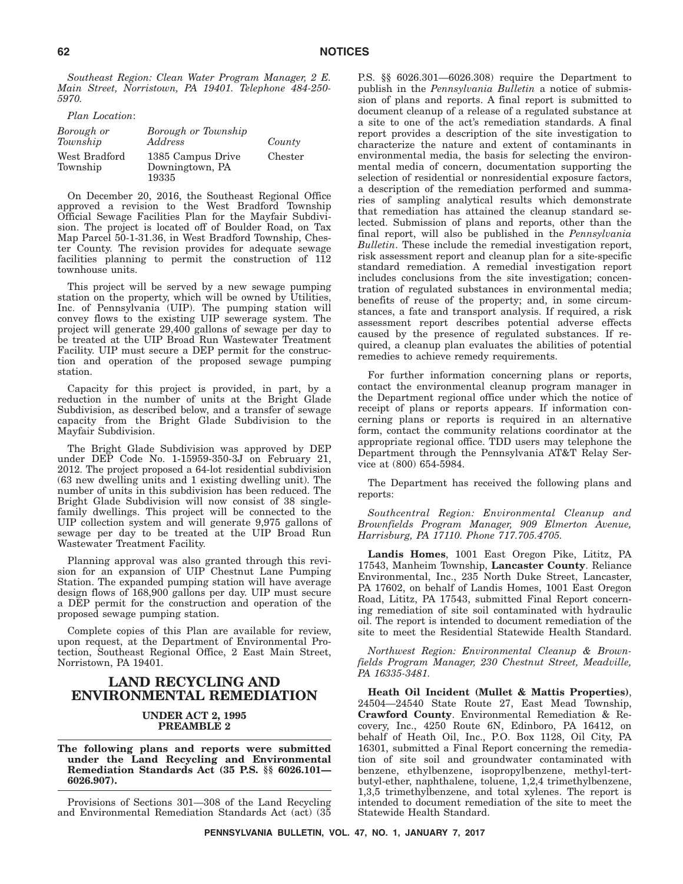*Southeast Region: Clean Water Program Manager, 2 E. Main Street, Norristown, PA 19401. Telephone 484-250-5970.*

*Plan Location*:

| *Borough or Township* | *Borough or Township Address* | *County* |
|---|---|---|
| West Bradford Township | 1385 Campus Drive Downingtown, PA 19335 | Chester |

On December 20, 2016, the Southeast Regional Office approved a revision to the West Bradford Township Official Sewage Facilities Plan for the Mayfair Subdivision. The project is located off of Boulder Road, on Tax Map Parcel 50-1-31.36, in West Bradford Township, Chester County. The revision provides for adequate sewage facilities planning to permit the construction of 112 townhouse units.

This project will be served by a new sewage pumping station on the property, which will be owned by Utilities, Inc. of Pennsylvania (UIP). The pumping station will convey flows to the existing UIP sewerage system. The project will generate 29,400 gallons of sewage per day to be treated at the UIP Broad Run Wastewater Treatment Facility. UIP must secure a DEP permit for the construction and operation of the proposed sewage pumping station.

Capacity for this project is provided, in part, by a reduction in the number of units at the Bright Glade Subdivision, as described below, and a transfer of sewage capacity from the Bright Glade Subdivision to the Mayfair Subdivision.

The Bright Glade Subdivision was approved by DEP under DEP Code No. 1-15959-350-3J on February 21, 2012. The project proposed a 64-lot residential subdivision (63 new dwelling units and 1 existing dwelling unit). The number of units in this subdivision has been reduced. The Bright Glade Subdivision will now consist of 38 single-family dwellings. This project will be connected to the UIP collection system and will generate 9,975 gallons of sewage per day to be treated at the UIP Broad Run Wastewater Treatment Facility.

Planning approval was also granted through this revision for an expansion of UIP Chestnut Lane Pumping Station. The expanded pumping station will have average design flows of 168,900 gallons per day. UIP must secure a DEP permit for the construction and operation of the proposed sewage pumping station.

Complete copies of this Plan are available for review, upon request, at the Department of Environmental Protection, Southeast Regional Office, 2 East Main Street, Norristown, PA 19401.

## LAND RECYCLING AND ENVIRONMENTAL REMEDIATION

### UNDER ACT 2, 1995
### PREAMBLE 2

**The following plans and reports were submitted under the Land Recycling and Environmental Remediation Standards Act (35 P.S. §§ 6026.101—6026.907).**

Provisions of Sections 301—308 of the Land Recycling and Environmental Remediation Standards Act (act) (35 P.S. §§ 6026.301—6026.308) require the Department to publish in the *Pennsylvania Bulletin* a notice of submission of plans and reports. A final report is submitted to document cleanup of a release of a regulated substance at a site to one of the act's remediation standards. A final report provides a description of the site investigation to characterize the nature and extent of contaminants in environmental media, the basis for selecting the environmental media of concern, documentation supporting the selection of residential or nonresidential exposure factors, a description of the remediation performed and summaries of sampling analytical results which demonstrate that remediation has attained the cleanup standard selected. Submission of plans and reports, other than the final report, will also be published in the *Pennsylvania Bulletin*. These include the remedial investigation report, risk assessment report and cleanup plan for a site-specific standard remediation. A remedial investigation report includes conclusions from the site investigation; concentration of regulated substances in environmental media; benefits of reuse of the property; and, in some circumstances, a fate and transport analysis. If required, a risk assessment report describes potential adverse effects caused by the presence of regulated substances. If required, a cleanup plan evaluates the abilities of potential remedies to achieve remedy requirements.

For further information concerning plans or reports, contact the environmental cleanup program manager in the Department regional office under which the notice of receipt of plans or reports appears. If information concerning plans or reports is required in an alternative form, contact the community relations coordinator at the appropriate regional office. TDD users may telephone the Department through the Pennsylvania AT&T Relay Service at (800) 654-5984.

The Department has received the following plans and reports:

*Southcentral Region: Environmental Cleanup and Brownfields Program Manager, 909 Elmerton Avenue, Harrisburg, PA 17110. Phone 717.705.4705.*

**Landis Homes**, 1001 East Oregon Pike, Lititz, PA 17543, Manheim Township, **Lancaster County**. Reliance Environmental, Inc., 235 North Duke Street, Lancaster, PA 17602, on behalf of Landis Homes, 1001 East Oregon Road, Lititz, PA 17543, submitted Final Report concerning remediation of site soil contaminated with hydraulic oil. The report is intended to document remediation of the site to meet the Residential Statewide Health Standard.

*Northwest Region: Environmental Cleanup & Brownfields Program Manager, 230 Chestnut Street, Meadville, PA 16335-3481.*

**Heath Oil Incident (Mullet & Mattis Properties)**, 24504—24540 State Route 27, East Mead Township, **Crawford County**. Environmental Remediation & Recovery, Inc., 4250 Route 6N, Edinboro, PA 16412, on behalf of Heath Oil, Inc., P.O. Box 1128, Oil City, PA 16301, submitted a Final Report concerning the remediation of site soil and groundwater contaminated with benzene, ethylbenzene, isopropylbenzene, methyl-tert-butyl-ether, naphthalene, toluene, 1,2,4 trimethylbenzene, 1,3,5 trimethylbenzene, and total xylenes. The report is intended to document remediation of the site to meet the Statewide Health Standard.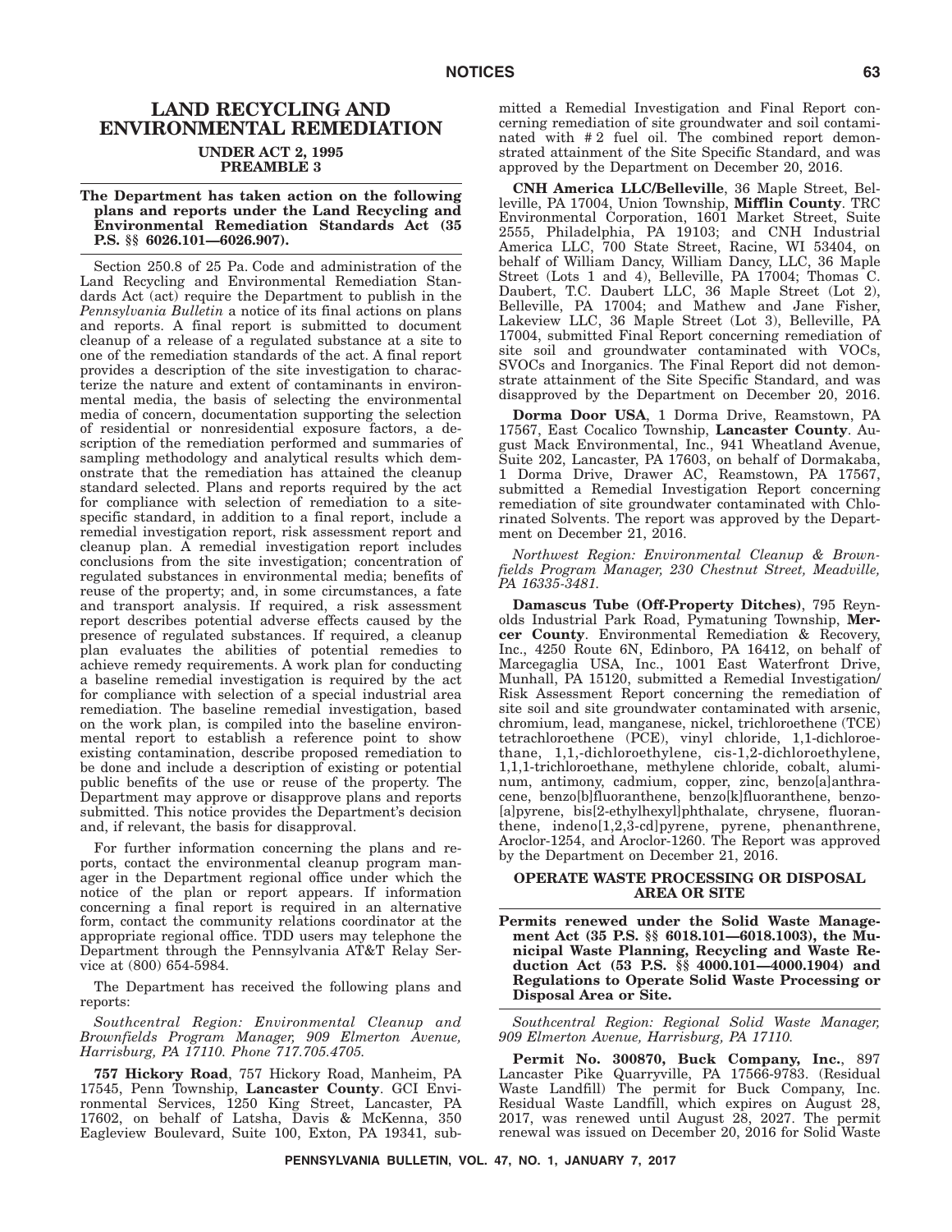## LAND RECYCLING AND ENVIRONMENTAL REMEDIATION

### UNDER ACT 2, 1995 PREAMBLE 3

**The Department has taken action on the following plans and reports under the Land Recycling and Environmental Remediation Standards Act (35 P.S. §§ 6026.101—6026.907).**

Section 250.8 of 25 Pa. Code and administration of the Land Recycling and Environmental Remediation Standards Act (act) require the Department to publish in the *Pennsylvania Bulletin* a notice of its final actions on plans and reports. A final report is submitted to document cleanup of a release of a regulated substance at a site to one of the remediation standards of the act. A final report provides a description of the site investigation to characterize the nature and extent of contaminants in environmental media, the basis of selecting the environmental media of concern, documentation supporting the selection of residential or nonresidential exposure factors, a description of the remediation performed and summaries of sampling methodology and analytical results which demonstrate that the remediation has attained the cleanup standard selected. Plans and reports required by the act for compliance with selection of remediation to a site-specific standard, in addition to a final report, include a remedial investigation report, risk assessment report and cleanup plan. A remedial investigation report includes conclusions from the site investigation; concentration of regulated substances in environmental media; benefits of reuse of the property; and, in some circumstances, a fate and transport analysis. If required, a risk assessment report describes potential adverse effects caused by the presence of regulated substances. If required, a cleanup plan evaluates the abilities of potential remedies to achieve remedy requirements. A work plan for conducting a baseline remedial investigation is required by the act for compliance with selection of a special industrial area remediation. The baseline remedial investigation, based on the work plan, is compiled into the baseline environmental report to establish a reference point to show existing contamination, describe proposed remediation to be done and include a description of existing or potential public benefits of the use or reuse of the property. The Department may approve or disapprove plans and reports submitted. This notice provides the Department's decision and, if relevant, the basis for disapproval.

For further information concerning the plans and reports, contact the environmental cleanup program manager in the Department regional office under which the notice of the plan or report appears. If information concerning a final report is required in an alternative form, contact the community relations coordinator at the appropriate regional office. TDD users may telephone the Department through the Pennsylvania AT&T Relay Service at (800) 654-5984.

The Department has received the following plans and reports:

*Southcentral Region: Environmental Cleanup and Brownfields Program Manager, 909 Elmerton Avenue, Harrisburg, PA 17110. Phone 717.705.4705.*

**757 Hickory Road**, 757 Hickory Road, Manheim, PA 17545, Penn Township, **Lancaster County**. GCI Environmental Services, 1250 King Street, Lancaster, PA 17602, on behalf of Latsha, Davis & McKenna, 350 Eagleview Boulevard, Suite 100, Exton, PA 19341, submitted a Remedial Investigation and Final Report concerning remediation of site groundwater and soil contaminated with # 2 fuel oil. The combined report demonstrated attainment of the Site Specific Standard, and was approved by the Department on December 20, 2016.

**CNH America LLC/Belleville**, 36 Maple Street, Belleville, PA 17004, Union Township, **Mifflin County**. TRC Environmental Corporation, 1601 Market Street, Suite 2555, Philadelphia, PA 19103; and CNH Industrial America LLC, 700 State Street, Racine, WI 53404, on behalf of William Dancy, William Dancy, LLC, 36 Maple Street (Lots 1 and 4), Belleville, PA 17004; Thomas C. Daubert, T.C. Daubert LLC, 36 Maple Street (Lot 2), Belleville, PA 17004; and Mathew and Jane Fisher, Lakeview LLC, 36 Maple Street (Lot 3), Belleville, PA 17004, submitted Final Report concerning remediation of site soil and groundwater contaminated with VOCs, SVOCs and Inorganics. The Final Report did not demonstrate attainment of the Site Specific Standard, and was disapproved by the Department on December 20, 2016.

**Dorma Door USA**, 1 Dorma Drive, Reamstown, PA 17567, East Cocalico Township, **Lancaster County**. August Mack Environmental, Inc., 941 Wheatland Avenue, Suite 202, Lancaster, PA 17603, on behalf of Dormakaba, 1 Dorma Drive, Drawer AC, Reamstown, PA 17567, submitted a Remedial Investigation Report concerning remediation of site groundwater contaminated with Chlorinated Solvents. The report was approved by the Department on December 21, 2016.

*Northwest Region: Environmental Cleanup & Brownfields Program Manager, 230 Chestnut Street, Meadville, PA 16335-3481.*

**Damascus Tube (Off-Property Ditches)**, 795 Reynolds Industrial Park Road, Pymatuning Township, **Mercer County**. Environmental Remediation & Recovery, Inc., 4250 Route 6N, Edinboro, PA 16412, on behalf of Marcegaglia USA, Inc., 1001 East Waterfront Drive, Munhall, PA 15120, submitted a Remedial Investigation/Risk Assessment Report concerning the remediation of site soil and site groundwater contaminated with arsenic, chromium, lead, manganese, nickel, trichloroethene (TCE) tetrachloroethene (PCE), vinyl chloride, 1,1-dichloroethane, 1,1,-dichloroethylene, cis-1,2-dichloroethylene, 1,1,1-trichloroethane, methylene chloride, cobalt, aluminum, antimony, cadmium, copper, zinc, benzo[a]anthracene, benzo[b]fluoranthene, benzo[k]fluoranthene, benzo[a]pyrene, bis[2-ethylhexyl]phthalate, chrysene, fluoranthene, indeno[1,2,3-cd]pyrene, pyrene, phenanthrene, Aroclor-1254, and Aroclor-1260. The Report was approved by the Department on December 21, 2016.

## OPERATE WASTE PROCESSING OR DISPOSAL AREA OR SITE

**Permits renewed under the Solid Waste Management Act (35 P.S. §§ 6018.101—6018.1003), the Municipal Waste Planning, Recycling and Waste Reduction Act (53 P.S. §§ 4000.101—4000.1904) and Regulations to Operate Solid Waste Processing or Disposal Area or Site.**

*Southcentral Region: Regional Solid Waste Manager, 909 Elmerton Avenue, Harrisburg, PA 17110.*

**Permit No. 300870, Buck Company, Inc.**, 897 Lancaster Pike Quarryville, PA 17566-9783. (Residual Waste Landfill) The permit for Buck Company, Inc. Residual Waste Landfill, which expires on August 28, 2017, was renewed until August 28, 2027. The permit renewal was issued on December 20, 2016 for Solid Waste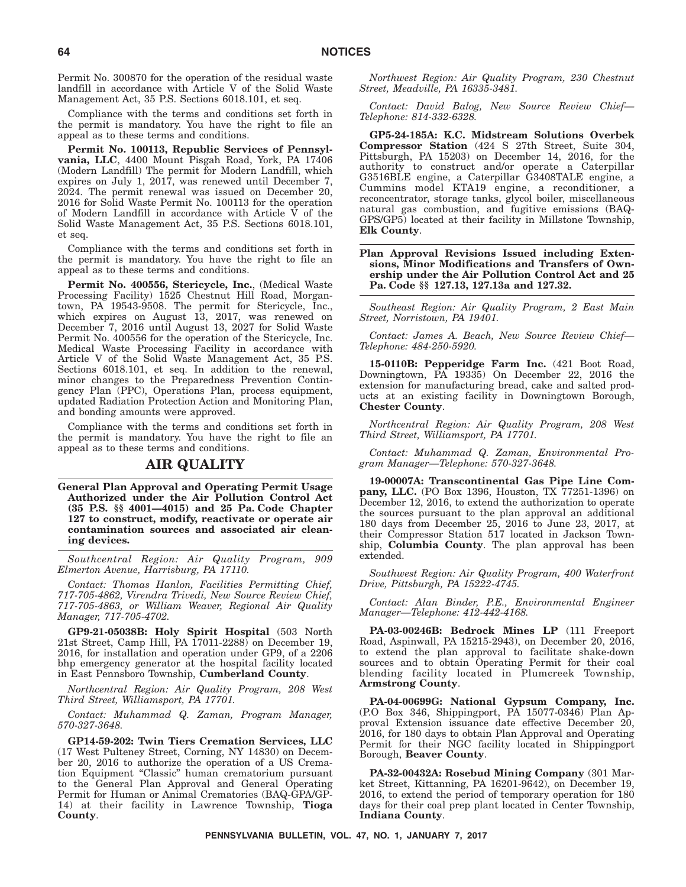Permit No. 300870 for the operation of the residual waste landfill in accordance with Article V of the Solid Waste Management Act, 35 P.S. Sections 6018.101, et seq.

Compliance with the terms and conditions set forth in the permit is mandatory. You have the right to file an appeal as to these terms and conditions.

**Permit No. 100113, Republic Services of Pennsylvania, LLC**, 4400 Mount Pisgah Road, York, PA 17406 (Modern Landfill) The permit for Modern Landfill, which expires on July 1, 2017, was renewed until December 7, 2024. The permit renewal was issued on December 20, 2016 for Solid Waste Permit No. 100113 for the operation of Modern Landfill in accordance with Article V of the Solid Waste Management Act, 35 P.S. Sections 6018.101, et seq.

Compliance with the terms and conditions set forth in the permit is mandatory. You have the right to file an appeal as to these terms and conditions.

**Permit No. 400556, Stericycle, Inc.**, (Medical Waste Processing Facility) 1525 Chestnut Hill Road, Morgantown, PA 19543-9508. The permit for Stericycle, Inc., which expires on August 13, 2017, was renewed on December 7, 2016 until August 13, 2027 for Solid Waste Permit No. 400556 for the operation of the Stericycle, Inc. Medical Waste Processing Facility in accordance with Article V of the Solid Waste Management Act, 35 P.S. Sections 6018.101, et seq. In addition to the renewal, minor changes to the Preparedness Prevention Contingency Plan (PPC), Operations Plan, process equipment, updated Radiation Protection Action and Monitoring Plan, and bonding amounts were approved.

Compliance with the terms and conditions set forth in the permit is mandatory. You have the right to file an appeal as to these terms and conditions.

## AIR QUALITY

**General Plan Approval and Operating Permit Usage Authorized under the Air Pollution Control Act (35 P.S. §§ 4001—4015) and 25 Pa. Code Chapter 127 to construct, modify, reactivate or operate air contamination sources and associated air cleaning devices.**

*Southcentral Region: Air Quality Program, 909 Elmerton Avenue, Harrisburg, PA 17110.*

*Contact: Thomas Hanlon, Facilities Permitting Chief, 717-705-4862, Virendra Trivedi, New Source Review Chief, 717-705-4863, or William Weaver, Regional Air Quality Manager, 717-705-4702.*

**GP9-21-05038B: Holy Spirit Hospital** (503 North 21st Street, Camp Hill, PA 17011-2288) on December 19, 2016, for installation and operation under GP9, of a 2206 bhp emergency generator at the hospital facility located in East Pennsboro Township, **Cumberland County**.

*Northcentral Region: Air Quality Program, 208 West Third Street, Williamsport, PA 17701.*

*Contact: Muhammad Q. Zaman, Program Manager, 570-327-3648.*

**GP14-59-202: Twin Tiers Cremation Services, LLC** (17 West Pulteney Street, Corning, NY 14830) on December 20, 2016 to authorize the operation of a US Cremation Equipment "Classic" human crematorium pursuant to the General Plan Approval and General Operating Permit for Human or Animal Crematories (BAQ-GPA/GP-14) at their facility in Lawrence Township, **Tioga County**.

*Northwest Region: Air Quality Program, 230 Chestnut Street, Meadville, PA 16335-3481.*

*Contact: David Balog, New Source Review Chief—Telephone: 814-332-6328.*

**GP5-24-185A: K.C. Midstream Solutions Overbek Compressor Station** (424 S 27th Street, Suite 304, Pittsburgh, PA 15203) on December 14, 2016, for the authority to construct and/or operate a Caterpillar G3516BLE engine, a Caterpillar G3408TALE engine, a Cummins model KTA19 engine, a reconditioner, a reconcentrator, storage tanks, glycol boiler, miscellaneous natural gas combustion, and fugitive emissions (BAQ-GPS/GP5) located at their facility in Millstone Township, **Elk County**.

**Plan Approval Revisions Issued including Extensions, Minor Modifications and Transfers of Ownership under the Air Pollution Control Act and 25 Pa. Code §§ 127.13, 127.13a and 127.32.**

*Southeast Region: Air Quality Program, 2 East Main Street, Norristown, PA 19401.*

*Contact: James A. Beach, New Source Review Chief—Telephone: 484-250-5920.*

**15-0110B: Pepperidge Farm Inc.** (421 Boot Road, Downingtown, PA 19335) On December 22, 2016 the extension for manufacturing bread, cake and salted products at an existing facility in Downingtown Borough, **Chester County**.

*Northcentral Region: Air Quality Program, 208 West Third Street, Williamsport, PA 17701.*

*Contact: Muhammad Q. Zaman, Environmental Program Manager—Telephone: 570-327-3648.*

**19-00007A: Transcontinental Gas Pipe Line Company, LLC.** (PO Box 1396, Houston, TX 77251-1396) on December 12, 2016, to extend the authorization to operate the sources pursuant to the plan approval an additional 180 days from December 25, 2016 to June 23, 2017, at their Compressor Station 517 located in Jackson Township, **Columbia County**. The plan approval has been extended.

*Southwest Region: Air Quality Program, 400 Waterfront Drive, Pittsburgh, PA 15222-4745.*

*Contact: Alan Binder, P.E., Environmental Engineer Manager—Telephone: 412-442-4168.*

**PA-03-00246B: Bedrock Mines LP** (111 Freeport Road, Aspinwall, PA 15215-2943), on December 20, 2016, to extend the plan approval to facilitate shake-down sources and to obtain Operating Permit for their coal blending facility located in Plumcreek Township, **Armstrong County**.

**PA-04-00699G: National Gypsum Company, Inc.** (P.O Box 346, Shippingport, PA 15077-0346) Plan Approval Extension issuance date effective December 20, 2016, for 180 days to obtain Plan Approval and Operating Permit for their NGC facility located in Shippingport Borough, **Beaver County**.

**PA-32-00432A: Rosebud Mining Company** (301 Market Street, Kittanning, PA 16201-9642), on December 19, 2016, to extend the period of temporary operation for 180 days for their coal prep plant located in Center Township, **Indiana County**.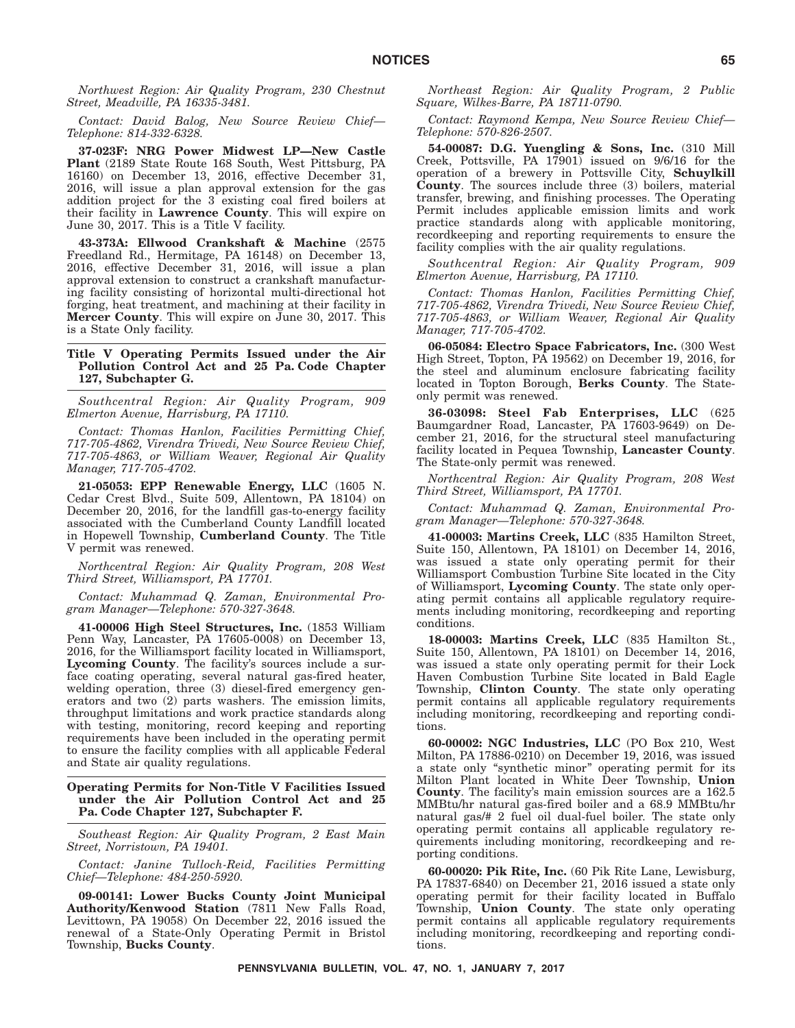*Northwest Region: Air Quality Program, 230 Chestnut Street, Meadville, PA 16335-3481.*

*Contact: David Balog, New Source Review Chief—Telephone: 814-332-6328.*

**37-023F: NRG Power Midwest LP—New Castle Plant** (2189 State Route 168 South, West Pittsburg, PA 16160) on December 13, 2016, effective December 31, 2016, will issue a plan approval extension for the gas addition project for the 3 existing coal fired boilers at their facility in **Lawrence County**. This will expire on June 30, 2017. This is a Title V facility.

**43-373A: Ellwood Crankshaft & Machine** (2575 Freedland Rd., Hermitage, PA 16148) on December 13, 2016, effective December 31, 2016, will issue a plan approval extension to construct a crankshaft manufacturing facility consisting of horizontal multi-directional hot forging, heat treatment, and machining at their facility in **Mercer County**. This will expire on June 30, 2017. This is a State Only facility.

**Title V Operating Permits Issued under the Air Pollution Control Act and 25 Pa. Code Chapter 127, Subchapter G.**

*Southcentral Region: Air Quality Program, 909 Elmerton Avenue, Harrisburg, PA 17110.*

*Contact: Thomas Hanlon, Facilities Permitting Chief, 717-705-4862, Virendra Trivedi, New Source Review Chief, 717-705-4863, or William Weaver, Regional Air Quality Manager, 717-705-4702.*

**21-05053: EPP Renewable Energy, LLC** (1605 N. Cedar Crest Blvd., Suite 509, Allentown, PA 18104) on December 20, 2016, for the landfill gas-to-energy facility associated with the Cumberland County Landfill located in Hopewell Township, **Cumberland County**. The Title V permit was renewed.

*Northcentral Region: Air Quality Program, 208 West Third Street, Williamsport, PA 17701.*

*Contact: Muhammad Q. Zaman, Environmental Program Manager—Telephone: 570-327-3648.*

**41-00006 High Steel Structures, Inc.** (1853 William Penn Way, Lancaster, PA 17605-0008) on December 13, 2016, for the Williamsport facility located in Williamsport, **Lycoming County**. The facility's sources include a surface coating operating, several natural gas-fired heater, welding operation, three (3) diesel-fired emergency generators and two (2) parts washers. The emission limits, throughput limitations and work practice standards along with testing, monitoring, record keeping and reporting requirements have been included in the operating permit to ensure the facility complies with all applicable Federal and State air quality regulations.

**Operating Permits for Non-Title V Facilities Issued under the Air Pollution Control Act and 25 Pa. Code Chapter 127, Subchapter F.**

*Southeast Region: Air Quality Program, 2 East Main Street, Norristown, PA 19401.*

*Contact: Janine Tulloch-Reid, Facilities Permitting Chief—Telephone: 484-250-5920.*

**09-00141: Lower Bucks County Joint Municipal Authority/Kenwood Station** (7811 New Falls Road, Levittown, PA 19058) On December 22, 2016 issued the renewal of a State-Only Operating Permit in Bristol Township, **Bucks County**.

*Northeast Region: Air Quality Program, 2 Public Square, Wilkes-Barre, PA 18711-0790.*

*Contact: Raymond Kempa, New Source Review Chief—Telephone: 570-826-2507.*

**54-00087: D.G. Yuengling & Sons, Inc.** (310 Mill Creek, Pottsville, PA 17901) issued on 9/6/16 for the operation of a brewery in Pottsville City, **Schuylkill County**. The sources include three (3) boilers, material transfer, brewing, and finishing processes. The Operating Permit includes applicable emission limits and work practice standards along with applicable monitoring, recordkeeping and reporting requirements to ensure the facility complies with the air quality regulations.

*Southcentral Region: Air Quality Program, 909 Elmerton Avenue, Harrisburg, PA 17110.*

*Contact: Thomas Hanlon, Facilities Permitting Chief, 717-705-4862, Virendra Trivedi, New Source Review Chief, 717-705-4863, or William Weaver, Regional Air Quality Manager, 717-705-4702.*

**06-05084: Electro Space Fabricators, Inc.** (300 West High Street, Topton, PA 19562) on December 19, 2016, for the steel and aluminum enclosure fabricating facility located in Topton Borough, **Berks County**. The State-only permit was renewed.

**36-03098: Steel Fab Enterprises, LLC** (625 Baumgardner Road, Lancaster, PA 17603-9649) on December 21, 2016, for the structural steel manufacturing facility located in Pequea Township, **Lancaster County**. The State-only permit was renewed.

*Northcentral Region: Air Quality Program, 208 West Third Street, Williamsport, PA 17701.*

*Contact: Muhammad Q. Zaman, Environmental Program Manager—Telephone: 570-327-3648.*

**41-00003: Martins Creek, LLC** (835 Hamilton Street, Suite 150, Allentown, PA 18101) on December 14, 2016, was issued a state only operating permit for their Williamsport Combustion Turbine Site located in the City of Williamsport, **Lycoming County**. The state only operating permit contains all applicable regulatory requirements including monitoring, recordkeeping and reporting conditions.

**18-00003: Martins Creek, LLC** (835 Hamilton St., Suite 150, Allentown, PA 18101) on December 14, 2016, was issued a state only operating permit for their Lock Haven Combustion Turbine Site located in Bald Eagle Township, **Clinton County**. The state only operating permit contains all applicable regulatory requirements including monitoring, recordkeeping and reporting conditions.

**60-00002: NGC Industries, LLC** (PO Box 210, West Milton, PA 17886-0210) on December 19, 2016, was issued a state only "synthetic minor" operating permit for its Milton Plant located in White Deer Township, **Union County**. The facility's main emission sources are a 162.5 MMBtu/hr natural gas-fired boiler and a 68.9 MMBtu/hr natural gas/# 2 fuel oil dual-fuel boiler. The state only operating permit contains all applicable regulatory requirements including monitoring, recordkeeping and reporting conditions.

**60-00020: Pik Rite, Inc.** (60 Pik Rite Lane, Lewisburg, PA 17837-6840) on December 21, 2016 issued a state only operating permit for their facility located in Buffalo Township, **Union County**. The state only operating permit contains all applicable regulatory requirements including monitoring, recordkeeping and reporting conditions.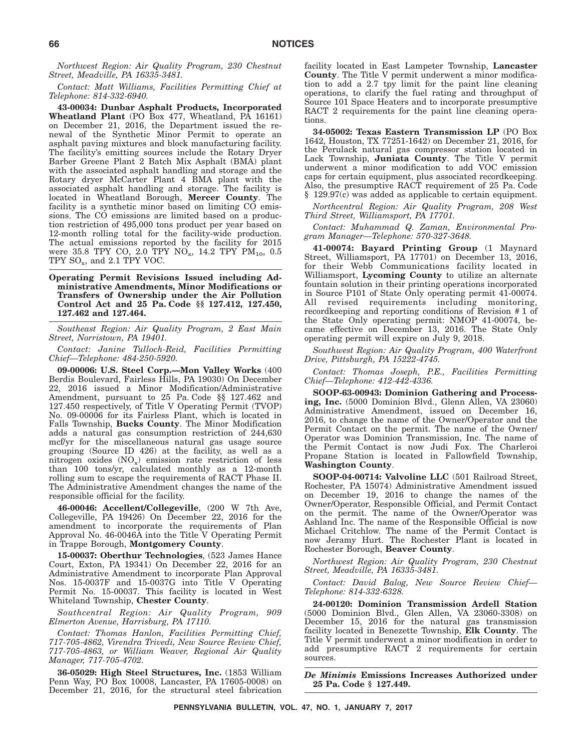*Northwest Region: Air Quality Program, 230 Chestnut Street, Meadville, PA 16335-3481.*

*Contact: Matt Williams, Facilities Permitting Chief at Telephone: 814-332-6940.*

**43-00034: Dunbar Asphalt Products, Incorporated Wheatland Plant** (PO Box 477, Wheatland, PA 16161) on December 21, 2016, the Department issued the renewal of the Synthetic Minor Permit to operate an asphalt paving mixtures and block manufacturing facility. The facility's emitting sources include the Rotary Dryer Barber Greene Plant 2 Batch Mix Asphalt (BMA) plant with the associated asphalt handling and storage and the Rotary dryer McCarter Plant 4 BMA plant with the associated asphalt handling and storage. The facility is located in Wheatland Borough, **Mercer County**. The facility is a synthetic minor based on limiting CO emissions. The CO emissions are limited based on a production restriction of 495,000 tons product per year based on 12-month rolling total for the facility-wide production. The actual emissions reported by the facility for 2015 were 35.8 TPY CO, 2.0 TPY $NO_x$, 14.2 TPY $PM_{10}$, 0.5 TPY $SO_x$, and 2.1 TPY VOC.

**Operating Permit Revisions Issued including Administrative Amendments, Minor Modifications or Transfers of Ownership under the Air Pollution Control Act and 25 Pa. Code §§ 127.412, 127.450, 127.462 and 127.464.**

*Southeast Region: Air Quality Program, 2 East Main Street, Norristown, PA 19401.*

*Contact: Janine Tulloch-Reid, Facilities Permitting Chief—Telephone: 484-250-5920.*

**09-00006: U.S. Steel Corp.—Mon Valley Works** (400 Berdis Boulevard, Fairless Hills, PA 19030) On December 22, 2016 issued a Minor Modification/Administrative Amendment, pursuant to 25 Pa. Code §§ 127.462 and 127.450 respectively, of Title V Operating Permit (TVOP) No. 09-00006 for its Fairless Plant, which is located in Falls Township, **Bucks County**. The Minor Modification adds a natural gas consumption restriction of 244,630 mcf/yr for the miscellaneous natural gas usage source grouping (Source ID 426) at the facility, as well as a nitrogen oxides ($NO_x$) emission rate restriction of less than 100 tons/yr, calculated monthly as a 12-month rolling sum to escape the requirements of RACT Phase II. The Administrative Amendment changes the name of the responsible official for the facility.

**46-00046: Accellent/Collegeville**, (200 W 7th Ave, Collegeville, PA 19426) On December 22, 2016 for the amendment to incorporate the requirements of Plan Approval No. 46-0046A into the Title V Operating Permit in Trappe Borough, **Montgomery County**.

**15-00037: Oberthur Technologies**, (523 James Hance Court, Exton, PA 19341) On December 22, 2016 for an Administrative Amendment to incorporate Plan Approval Nos. 15-0037F and 15-0037G into Title V Operating Permit No. 15-00037. This facility is located in West Whiteland Township, **Chester County**.

*Southcentral Region: Air Quality Program, 909 Elmerton Avenue, Harrisburg, PA 17110.*

*Contact: Thomas Hanlon, Facilities Permitting Chief, 717-705-4862, Virendra Trivedi, New Source Review Chief, 717-705-4863, or William Weaver, Regional Air Quality Manager, 717-705-4702.*

**36-05029: High Steel Structures, Inc.** (1853 William Penn Way, PO Box 10008, Lancaster, PA 17605-0008) on December 21, 2016, for the structural steel fabrication facility located in East Lampeter Township, **Lancaster County**. The Title V permit underwent a minor modification to add a 2.7 tpy limit for the paint line cleaning operations, to clarify the fuel rating and throughput of Source 101 Space Heaters and to incorporate presumptive RACT 2 requirements for the paint line cleaning operations.

**34-05002: Texas Eastern Transmission LP** (PO Box 1642, Houston, TX 77251-1642) on December 21, 2016, for the Perulack natural gas compressor station located in Lack Township, **Juniata County**. The Title V permit underwent a minor modification to add VOC emission caps for certain equipment, plus associated recordkeeping. Also, the presumptive RACT requirement of 25 Pa. Code § 129.97(c) was added as applicable to certain equipment.

*Northcentral Region: Air Quality Program, 208 West Third Street, Williamsport, PA 17701.*

*Contact: Muhammad Q. Zaman, Environmental Program Manager—Telephone: 570-327-3648.*

**41-00074: Bayard Printing Group** (1 Maynard Street, Williamsport, PA 17701) on December 13, 2016, for their Webb Communications facility located in Williamsport, **Lycoming County** to utilize an alternate fountain solution in their printing operations incorporated in Source P101 of State Only operating permit 41-00074. All revised requirements including monitoring, recordkeeping and reporting conditions of Revision # 1 of the State Only operating permit: NMOP 41-00074, became effective on December 13, 2016. The State Only operating permit will expire on July 9, 2018.

*Southwest Region: Air Quality Program, 400 Waterfront Drive, Pittsburgh, PA 15222-4745.*

*Contact: Thomas Joseph, P.E., Facilities Permitting Chief—Telephone: 412-442-4336.*

**SOOP-63-00943: Dominion Gathering and Processing, Inc.** (5000 Dominion Blvd., Glenn Allen, VA 23060) Administrative Amendment, issued on December 16, 2016, to change the name of the Owner/Operator and the Permit Contact on the permit. The name of the Owner/Operator was Dominion Transmission, Inc. The name of the Permit Contact is now Judi Fox. The Charleroi Propane Station is located in Fallowfield Township, **Washington County**.

**SOOP-04-00714: Valvoline LLC** (501 Railroad Street, Rochester, PA 15074) Administrative Amendment issued on December 19, 2016 to change the names of the Owner/Operator, Responsible Official, and Permit Contact on the permit. The name of the Owner/Operator was Ashland Inc. The name of the Responsible Official is now Michael Critchlow. The name of the Permit Contact is now Jeramy Hurt. The Rochester Plant is located in Rochester Borough, **Beaver County**.

*Northwest Region: Air Quality Program, 230 Chestnut Street, Meadville, PA 16335-3481.*

*Contact: David Balog, New Source Review Chief—Telephone: 814-332-6328.*

**24-00120: Dominion Transmission Ardell Station** (5000 Dominion Blvd., Glen Allen, VA 23060-3308) on December 15, 2016 for the natural gas transmission facility located in Benezette Township, **Elk County**. The Title V permit underwent a minor modification in order to add presumptive RACT 2 requirements for certain sources.

***De Minimis* Emissions Increases Authorized under 25 Pa. Code § 127.449.**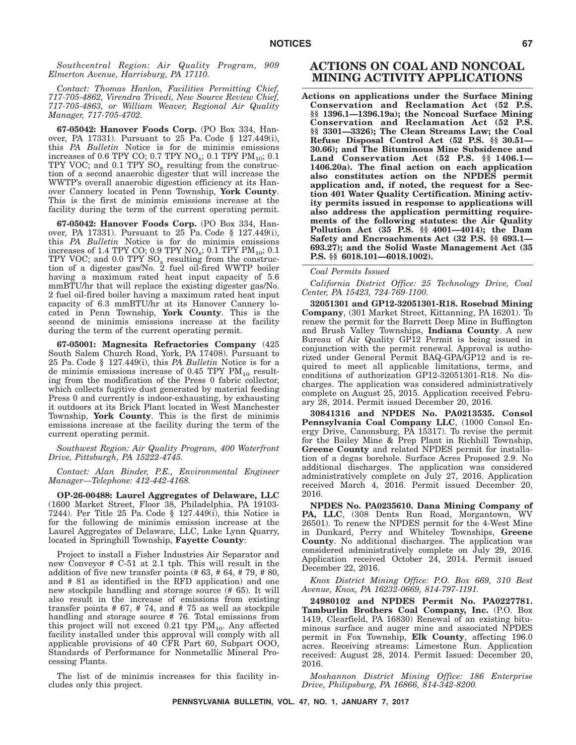*Southcentral Region: Air Quality Program, 909 Elmerton Avenue, Harrisburg, PA 17110.*

*Contact: Thomas Hanlon, Facilities Permitting Chief, 717-705-4862, Virendra Trivedi, New Source Review Chief, 717-705-4863, or William Weaver, Regional Air Quality Manager, 717-705-4702.*

**67-05042: Hanover Foods Corp.** (PO Box 334, Hanover, PA 17331). Pursuant to 25 Pa. Code § 127.449(i), this *PA Bulletin* Notice is for de minimis emissions increases of 0.6 TPY CO; 0.7 TPY $NO_x$; 0.1 TPY $PM_{10}$; 0.1 TPY VOC; and 0.1 TPY $SO_x$ resulting from the construction of a second anaerobic digester that will increase the WWTP's overall anaerobic digestion efficiency at its Hanover Cannery located in Penn Township, **York County**. This is the first de minimis emissions increase at the facility during the term of the current operating permit.

**67-05042: Hanover Foods Corp.** (PO Box 334, Hanover, PA 17331). Pursuant to 25 Pa. Code § 127.449(i), this *PA Bulletin* Notice is for de minimis emissions increases of 1.4 TPY CO; 0.9 TPY $NO_x$; 0.1 TPY $PM_{10}$; 0.1 TPY VOC; and 0.0 TPY $SO_x$ resulting from the construction of a digester gas/No. 2 fuel oil-fired WWTP boiler having a maximum rated heat input capacity of 5.6 mmBTU/hr that will replace the existing digester gas/No. 2 fuel oil-fired boiler having a maximum rated heat input capacity of 6.3 mmBTU/hr at its Hanover Cannery located in Penn Township, **York County**. This is the second de minimis emissions increase at the facility during the term of the current operating permit.

**67-05001: Magnesita Refractories Company** (425 South Salem Church Road, York, PA 17408). Pursuant to 25 Pa. Code § 127.449(i), this *PA Bulletin* Notice is for a de minimis emissions increase of 0.45 TPY $PM_{10}$ resulting from the modification of the Press 0 fabric collector, which collects fugitive dust generated by material feeding Press 0 and currently is indoor-exhausting, by exhausting it outdoors at its Brick Plant located in West Manchester Township, **York County**. This is the first de minimis emissions increase at the facility during the term of the current operating permit.

*Southwest Region: Air Quality Program, 400 Waterfront Drive, Pittsburgh, PA 15222-4745.*

*Contact: Alan Binder, P.E., Environmental Engineer Manager—Telephone: 412-442-4168.*

**OP-26-00488: Laurel Aggregates of Delaware, LLC** (1600 Market Street, Floor 38, Philadelphia, PA 19103-7244). Per Title 25 Pa. Code § 127.449(i), this Notice is for the following de minimis emission increase at the Laurel Aggregates of Delaware, LLC, Lake Lynn Quarry, located in Springhill Township, **Fayette County**:

Project to install a Fisher Industries Air Separator and new Conveyor # C-51 at 2.1 tph. This will result in the addition of five new transfer points (# 63, # 64, # 79, # 80, and # 81 as identified in the RFD application) and one new stockpile handling and storage source (# 65). It will also result in the increase of emissions from existing transfer points # 67, # 74, and # 75 as well as stockpile handling and storage source # 76. Total emissions from this project will not exceed 0.21 tpy $PM_{10}$. Any affected facility installed under this approval will comply with all applicable provisions of 40 CFR Part 60, Subpart OOO, Standards of Performance for Nonmetallic Mineral Processing Plants.

The list of de minimis increases for this facility includes only this project.

# ACTIONS ON COAL AND NONCOAL MINING ACTIVITY APPLICATIONS

**Actions on applications under the Surface Mining Conservation and Reclamation Act (52 P.S. §§ 1396.1—1396.19a); the Noncoal Surface Mining Conservation and Reclamation Act (52 P.S. §§ 3301—3326); The Clean Streams Law; the Coal Refuse Disposal Control Act (52 P.S. §§ 30.51—30.66); and The Bituminous Mine Subsidence and Land Conservation Act (52 P.S. §§ 1406.1—1406.20a). The final action on each application also constitutes action on the NPDES permit application and, if noted, the request for a Section 401 Water Quality Certification. Mining activity permits issued in response to applications will also address the application permitting requirements of the following statutes: the Air Quality Pollution Act (35 P.S. §§ 4001—4014); the Dam Safety and Encroachments Act (32 P.S. §§ 693.1—693.27); and the Solid Waste Management Act (35 P.S. §§ 6018.101—6018.1002).**

*Coal Permits Issued*

*California District Office: 25 Technology Drive, Coal Center, PA 15423, 724-769-1100.*

**32051301 and GP12-32051301-R18. Rosebud Mining Company**, (301 Market Street, Kittanning, PA 16201). To renew the permit for the Barrett Deep Mine in Buffington and Brush Valley Townships, **Indiana County**. A new Bureau of Air Quality GP12 Permit is being issued in conjunction with the permit renewal. Approval is authorized under General Permit BAQ-GPA/GP12 and is required to meet all applicable limitations, terms, and conditions of authorization GP12-32051301-R18. No discharges. The application was considered administratively complete on August 25, 2015. Application received February 28, 2014. Permit issued December 20, 2016.

**30841316 and NPDES No. PA0213535. Consol Pennsylvania Coal Company LLC**, (1000 Consol Energy Drive, Canonsburg, PA 15317). To revise the permit for the Bailey Mine & Prep Plant in Richhill Township, **Greene County** and related NPDES permit for installation of a degas borehole. Surface Acres Proposed 2.9. No additional discharges. The application was considered administratively complete on July 27, 2016. Application received March 4, 2016. Permit issued December 20, 2016.

**NPDES No. PA0235610. Dana Mining Company of PA, LLC**, (308 Dents Run Road, Morgantown, WV 26501). To renew the NPDES permit for the 4-West Mine in Dunkard, Perry and Whiteley Townships, **Greene County**. No additional discharges. The application was considered administratively complete on July 29, 2016. Application received October 24, 2014. Permit issued December 22, 2016.

*Knox District Mining Office: P.O. Box 669, 310 Best Avenue, Knox, PA 16232-0669, 814-797-1191.*

**24980102 and NPDES Permit No. PA0227781. Tamburlin Brothers Coal Company, Inc.** (P.O. Box 1419, Clearfield, PA 16830) Renewal of an existing bituminous surface and auger mine and associated NPDES permit in Fox Township, **Elk County**, affecting 196.0 acres. Receiving streams: Limestone Run. Application received: August 28, 2014. Permit Issued: December 20, 2016.

*Moshannon District Mining Office: 186 Enterprise Drive, Philipsburg, PA 16866, 814-342-8200.*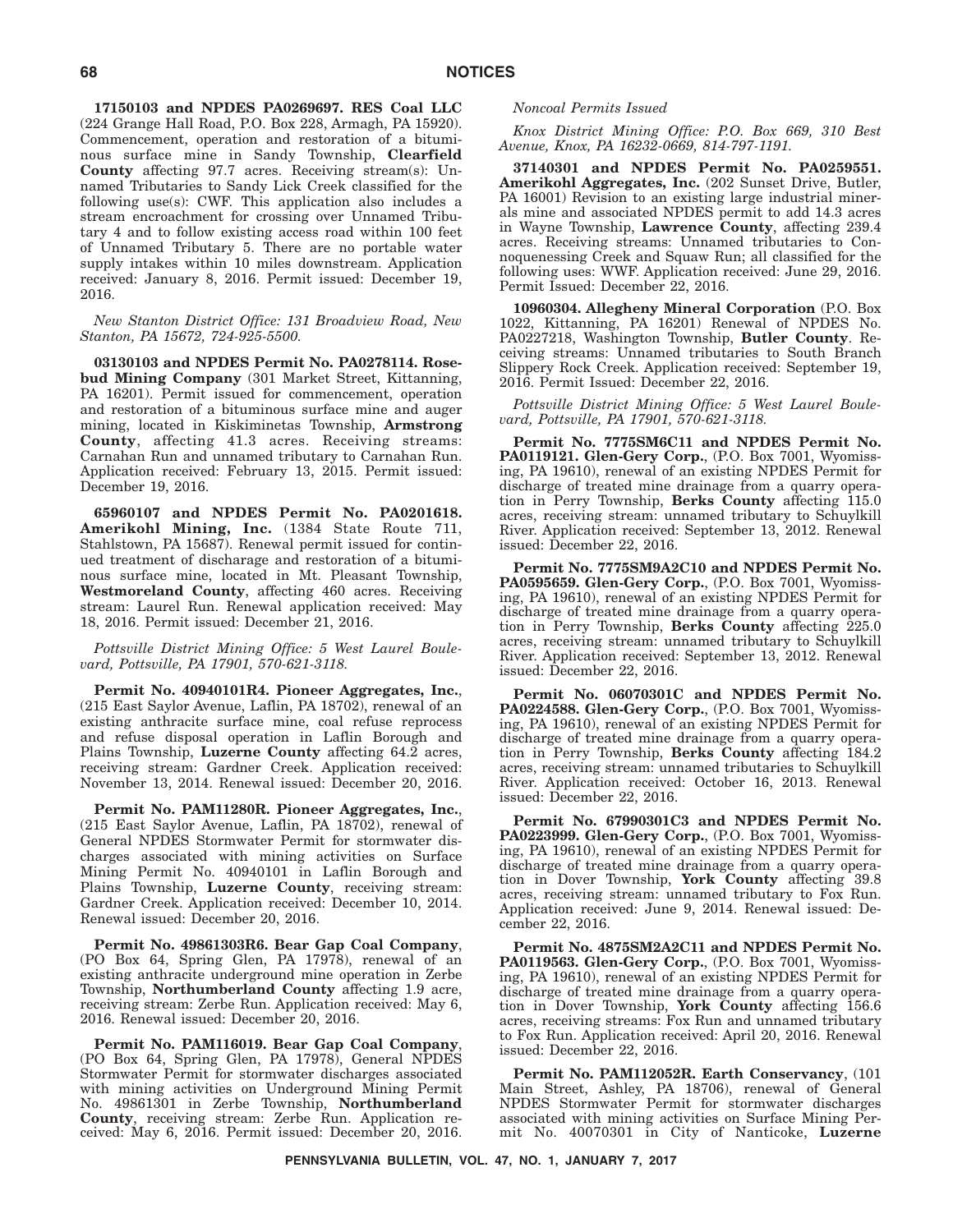**17150103 and NPDES PA0269697. RES Coal LLC** (224 Grange Hall Road, P.O. Box 228, Armagh, PA 15920). Commencement, operation and restoration of a bituminous surface mine in Sandy Township, **Clearfield County** affecting 97.7 acres. Receiving stream(s): Unnamed Tributaries to Sandy Lick Creek classified for the following use(s): CWF. This application also includes a stream encroachment for crossing over Unnamed Tributary 4 and to follow existing access road within 100 feet of Unnamed Tributary 5. There are no portable water supply intakes within 10 miles downstream. Application received: January 8, 2016. Permit issued: December 19, 2016.

*New Stanton District Office: 131 Broadview Road, New Stanton, PA 15672, 724-925-5500.*

**03130103 and NPDES Permit No. PA0278114. Rosebud Mining Company** (301 Market Street, Kittanning, PA 16201). Permit issued for commencement, operation and restoration of a bituminous surface mine and auger mining, located in Kiskiminetas Township, **Armstrong County**, affecting 41.3 acres. Receiving streams: Carnahan Run and unnamed tributary to Carnahan Run. Application received: February 13, 2015. Permit issued: December 19, 2016.

**65960107 and NPDES Permit No. PA0201618. Amerikohl Mining, Inc.** (1384 State Route 711, Stahlstown, PA 15687). Renewal permit issued for continued treatment of discharge and restoration of a bituminous surface mine, located in Mt. Pleasant Township, **Westmoreland County**, affecting 460 acres. Receiving stream: Laurel Run. Renewal application received: May 18, 2016. Permit issued: December 21, 2016.

*Pottsville District Mining Office: 5 West Laurel Boulevard, Pottsville, PA 17901, 570-621-3118.*

**Permit No. 40940101R4. Pioneer Aggregates, Inc.**, (215 East Saylor Avenue, Laflin, PA 18702), renewal of an existing anthracite surface mine, coal refuse reprocess and refuse disposal operation in Laflin Borough and Plains Township, **Luzerne County** affecting 64.2 acres, receiving stream: Gardner Creek. Application received: November 13, 2014. Renewal issued: December 20, 2016.

**Permit No. PAM11280R. Pioneer Aggregates, Inc.**, (215 East Saylor Avenue, Laflin, PA 18702), renewal of General NPDES Stormwater Permit for stormwater discharges associated with mining activities on Surface Mining Permit No. 40940101 in Laflin Borough and Plains Township, **Luzerne County**, receiving stream: Gardner Creek. Application received: December 10, 2014. Renewal issued: December 20, 2016.

**Permit No. 49861303R6. Bear Gap Coal Company**, (PO Box 64, Spring Glen, PA 17978), renewal of an existing anthracite underground mine operation in Zerbe Township, **Northumberland County** affecting 1.9 acre, receiving stream: Zerbe Run. Application received: May 6, 2016. Renewal issued: December 20, 2016.

**Permit No. PAM116019. Bear Gap Coal Company**, (PO Box 64, Spring Glen, PA 17978), General NPDES Stormwater Permit for stormwater discharges associated with mining activities on Underground Mining Permit No. 49861301 in Zerbe Township, **Northumberland County**, receiving stream: Zerbe Run. Application received: May 6, 2016. Permit issued: December 20, 2016.

*Noncoal Permits Issued*

*Knox District Mining Office: P.O. Box 669, 310 Best Avenue, Knox, PA 16232-0669, 814-797-1191.*

**37140301 and NPDES Permit No. PA0259551. Amerikohl Aggregates, Inc.** (202 Sunset Drive, Butler, PA 16001) Revision to an existing large industrial minerals mine and associated NPDES permit to add 14.3 acres in Wayne Township, **Lawrence County**, affecting 239.4 acres. Receiving streams: Unnamed tributaries to Connoquenessing Creek and Squaw Run; all classified for the following uses: WWF. Application received: June 29, 2016. Permit Issued: December 22, 2016.

**10960304. Allegheny Mineral Corporation** (P.O. Box 1022, Kittanning, PA 16201) Renewal of NPDES No. PA0227218, Washington Township, **Butler County**. Receiving streams: Unnamed tributaries to South Branch Slippery Rock Creek. Application received: September 19, 2016. Permit Issued: December 22, 2016.

*Pottsville District Mining Office: 5 West Laurel Boulevard, Pottsville, PA 17901, 570-621-3118.*

**Permit No. 7775SM6C11 and NPDES Permit No. PA0119121. Glen-Gery Corp.**, (P.O. Box 7001, Wyomissing, PA 19610), renewal of an existing NPDES Permit for discharge of treated mine drainage from a quarry operation in Perry Township, **Berks County** affecting 115.0 acres, receiving stream: unnamed tributary to Schuylkill River. Application received: September 13, 2012. Renewal issued: December 22, 2016.

**Permit No. 7775SM9A2C10 and NPDES Permit No. PA0595659. Glen-Gery Corp.**, (P.O. Box 7001, Wyomissing, PA 19610), renewal of an existing NPDES Permit for discharge of treated mine drainage from a quarry operation in Perry Township, **Berks County** affecting 225.0 acres, receiving stream: unnamed tributary to Schuylkill River. Application received: September 13, 2012. Renewal issued: December 22, 2016.

**Permit No. 06070301C and NPDES Permit No. PA0224588. Glen-Gery Corp.**, (P.O. Box 7001, Wyomissing, PA 19610), renewal of an existing NPDES Permit for discharge of treated mine drainage from a quarry operation in Perry Township, **Berks County** affecting 184.2 acres, receiving stream: unnamed tributaries to Schuylkill River. Application received: October 16, 2013. Renewal issued: December 22, 2016.

**Permit No. 67990301C3 and NPDES Permit No. PA0223999. Glen-Gery Corp.**, (P.O. Box 7001, Wyomissing, PA 19610), renewal of an existing NPDES Permit for discharge of treated mine drainage from a quarry operation in Dover Township, **York County** affecting 39.8 acres, receiving stream: unnamed tributary to Fox Run. Application received: June 9, 2014. Renewal issued: December 22, 2016.

**Permit No. 4875SM2A2C11 and NPDES Permit No. PA0119563. Glen-Gery Corp.**, (P.O. Box 7001, Wyomissing, PA 19610), renewal of an existing NPDES Permit for discharge of treated mine drainage from a quarry operation in Dover Township, **York County** affecting 156.6 acres, receiving streams: Fox Run and unnamed tributary to Fox Run. Application received: April 20, 2016. Renewal issued: December 22, 2016.

**Permit No. PAM112052R. Earth Conservancy**, (101 Main Street, Ashley, PA 18706), renewal of General NPDES Stormwater Permit for stormwater discharges associated with mining activities on Surface Mining Permit No. 40070301 in City of Nanticoke, **Luzerne**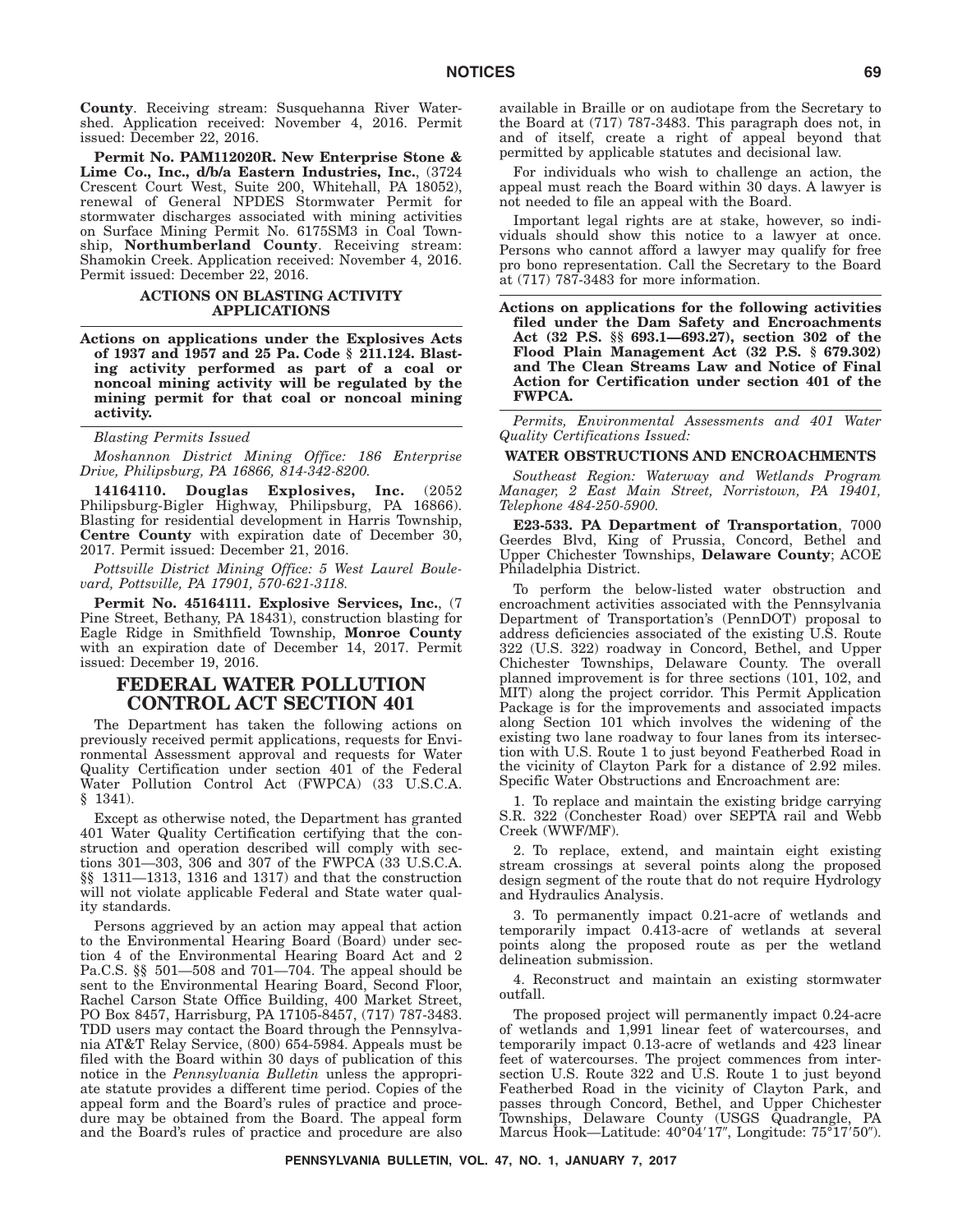**County**. Receiving stream: Susquehanna River Watershed. Application received: November 4, 2016. Permit issued: December 22, 2016.

**Permit No. PAM112020R. New Enterprise Stone & Lime Co., Inc., d/b/a Eastern Industries, Inc.**, (3724 Crescent Court West, Suite 200, Whitehall, PA 18052), renewal of General NPDES Stormwater Permit for stormwater discharges associated with mining activities on Surface Mining Permit No. 6175SM3 in Coal Township, **Northumberland County**. Receiving stream: Shamokin Creek. Application received: November 4, 2016. Permit issued: December 22, 2016.

### ACTIONS ON BLASTING ACTIVITY APPLICATIONS

**Actions on applications under the Explosives Acts of 1937 and 1957 and 25 Pa. Code § 211.124. Blasting activity performed as part of a coal or noncoal mining activity will be regulated by the mining permit for that coal or noncoal mining activity.**

*Blasting Permits Issued*

*Moshannon District Mining Office: 186 Enterprise Drive, Philipsburg, PA 16866, 814-342-8200.*

**14164110. Douglas Explosives, Inc.** (2052 Philipsburg-Bigler Highway, Philipsburg, PA 16866). Blasting for residential development in Harris Township, **Centre County** with expiration date of December 30, 2017. Permit issued: December 21, 2016.

*Pottsville District Mining Office: 5 West Laurel Boulevard, Pottsville, PA 17901, 570-621-3118.*

**Permit No. 45164111. Explosive Services, Inc.**, (7 Pine Street, Bethany, PA 18431), construction blasting for Eagle Ridge in Smithfield Township, **Monroe County** with an expiration date of December 14, 2017. Permit issued: December 19, 2016.

## FEDERAL WATER POLLUTION CONTROL ACT SECTION 401

The Department has taken the following actions on previously received permit applications, requests for Environmental Assessment approval and requests for Water Quality Certification under section 401 of the Federal Water Pollution Control Act (FWPCA) (33 U.S.C.A. § 1341).

Except as otherwise noted, the Department has granted 401 Water Quality Certification certifying that the construction and operation described will comply with sections 301—303, 306 and 307 of the FWPCA (33 U.S.C.A. §§ 1311—1313, 1316 and 1317) and that the construction will not violate applicable Federal and State water quality standards.

Persons aggrieved by an action may appeal that action to the Environmental Hearing Board (Board) under section 4 of the Environmental Hearing Board Act and 2 Pa.C.S. §§ 501—508 and 701—704. The appeal should be sent to the Environmental Hearing Board, Second Floor, Rachel Carson State Office Building, 400 Market Street, PO Box 8457, Harrisburg, PA 17105-8457, (717) 787-3483. TDD users may contact the Board through the Pennsylvania AT&T Relay Service, (800) 654-5984. Appeals must be filed with the Board within 30 days of publication of this notice in the *Pennsylvania Bulletin* unless the appropriate statute provides a different time period. Copies of the appeal form and the Board's rules of practice and procedure may be obtained from the Board. The appeal form and the Board's rules of practice and procedure are also available in Braille or on audiotape from the Secretary to the Board at (717) 787-3483. This paragraph does not, in and of itself, create a right of appeal beyond that permitted by applicable statutes and decisional law.

For individuals who wish to challenge an action, the appeal must reach the Board within 30 days. A lawyer is not needed to file an appeal with the Board.

Important legal rights are at stake, however, so individuals should show this notice to a lawyer at once. Persons who cannot afford a lawyer may qualify for free pro bono representation. Call the Secretary to the Board at (717) 787-3483 for more information.

**Actions on applications for the following activities filed under the Dam Safety and Encroachments Act (32 P.S. §§ 693.1—693.27), section 302 of the Flood Plain Management Act (32 P.S. § 679.302) and The Clean Streams Law and Notice of Final Action for Certification under section 401 of the FWPCA.**

*Permits, Environmental Assessments and 401 Water Quality Certifications Issued:*

### WATER OBSTRUCTIONS AND ENCROACHMENTS

*Southeast Region: Waterway and Wetlands Program Manager, 2 East Main Street, Norristown, PA 19401, Telephone 484-250-5900.*

**E23-533. PA Department of Transportation**, 7000 Geerdes Blvd, King of Prussia, Concord, Bethel and Upper Chichester Townships, **Delaware County**; ACOE Philadelphia District.

To perform the below-listed water obstruction and encroachment activities associated with the Pennsylvania Department of Transportation's (PennDOT) proposal to address deficiencies associated of the existing U.S. Route 322 (U.S. 322) roadway in Concord, Bethel, and Upper Chichester Townships, Delaware County. The overall planned improvement is for three sections (101, 102, and MIT) along the project corridor. This Permit Application Package is for the improvements and associated impacts along Section 101 which involves the widening of the existing two lane roadway to four lanes from its intersection with U.S. Route 1 to just beyond Featherbed Road in the vicinity of Clayton Park for a distance of 2.92 miles. Specific Water Obstructions and Encroachment are:

1. To replace and maintain the existing bridge carrying S.R. 322 (Conchester Road) over SEPTA rail and Webb Creek (WWF/MF).

2. To replace, extend, and maintain eight existing stream crossings at several points along the proposed design segment of the route that do not require Hydrology and Hydraulics Analysis.

3. To permanently impact 0.21-acre of wetlands and temporarily impact 0.413-acre of wetlands at several points along the proposed route as per the wetland delineation submission.

4. Reconstruct and maintain an existing stormwater outfall.

The proposed project will permanently impact 0.24-acre of wetlands and 1,991 linear feet of watercourses, and temporarily impact 0.13-acre of wetlands and 423 linear feet of watercourses. The project commences from intersection U.S. Route 322 and U.S. Route 1 to just beyond Featherbed Road in the vicinity of Clayton Park, and passes through Concord, Bethel, and Upper Chichester Townships, Delaware County (USGS Quadrangle, PA Marcus Hook—Latitude: 40°04′17″, Longitude: 75°17′50″).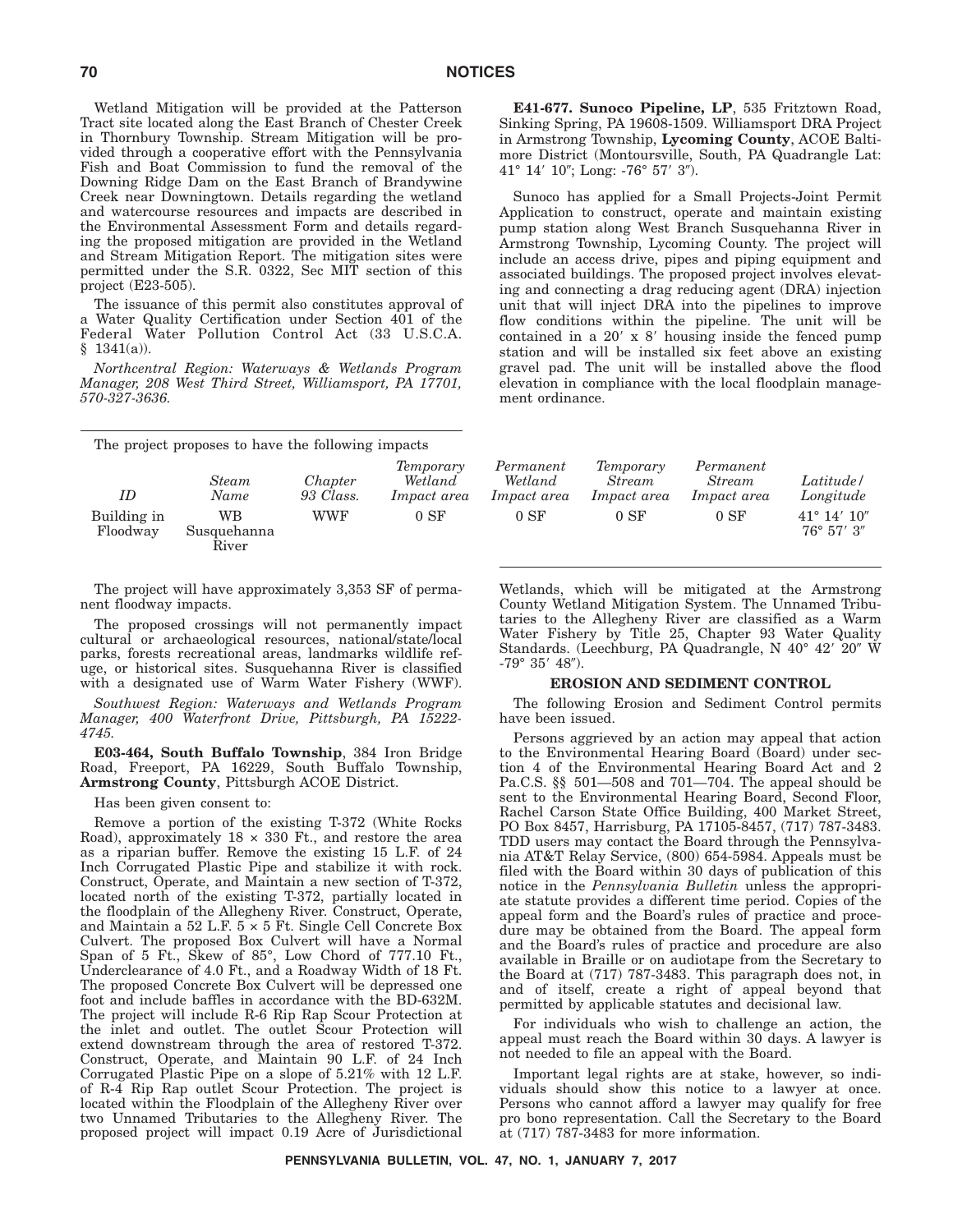Wetland Mitigation will be provided at the Patterson Tract site located along the East Branch of Chester Creek in Thornbury Township. Stream Mitigation will be provided through a cooperative effort with the Pennsylvania Fish and Boat Commission to fund the removal of the Downing Ridge Dam on the East Branch of Brandywine Creek near Downingtown. Details regarding the wetland and watercourse resources and impacts are described in the Environmental Assessment Form and details regarding the proposed mitigation are provided in the Wetland and Stream Mitigation Report. The mitigation sites were permitted under the S.R. 0322, Sec MIT section of this project (E23-505).

The issuance of this permit also constitutes approval of a Water Quality Certification under Section 401 of the Federal Water Pollution Control Act (33 U.S.C.A. § 1341(a)).

*Northcentral Region: Waterways & Wetlands Program Manager, 208 West Third Street, Williamsport, PA 17701, 570-327-3636.*

**E41-677. Sunoco Pipeline, LP**, 535 Fritztown Road, Sinking Spring, PA 19608-1509. Williamsport DRA Project in Armstrong Township, **Lycoming County**, ACOE Baltimore District (Montoursville, South, PA Quadrangle Lat: 41° 14′ 10″; Long: -76° 57′ 3″).

Sunoco has applied for a Small Projects-Joint Permit Application to construct, operate and maintain existing pump station along West Branch Susquehanna River in Armstrong Township, Lycoming County. The project will include an access drive, pipes and piping equipment and associated buildings. The proposed project involves elevating and connecting a drag reducing agent (DRA) injection unit that will inject DRA into the pipelines to improve flow conditions within the pipeline. The unit will be contained in a 20′ x 8′ housing inside the fenced pump station and will be installed six feet above an existing gravel pad. The unit will be installed above the flood elevation in compliance with the local floodplain management ordinance.

The project proposes to have the following impacts

| *ID* | *Steam Name* | *Chapter 93 Class.* | *Temporary Wetland Impact area* | *Permanent Wetland Impact area* | *Temporary Stream Impact area* | *Permanent Stream Impact area* | *Latitude/ Longitude* |
|---|---|---|---|---|---|---|---|
| Building in Floodway | WB Susquehanna River | WWF | 0 SF | 0 SF | 0 SF | 0 SF | 41° 14′ 10″ 76° 57′ 3″ |

The project will have approximately 3,353 SF of permanent floodway impacts.

The proposed crossings will not permanently impact cultural or archaeological resources, national/state/local parks, forests recreational areas, landmarks wildlife refuge, or historical sites. Susquehanna River is classified with a designated use of Warm Water Fishery (WWF).

*Southwest Region: Waterways and Wetlands Program Manager, 400 Waterfront Drive, Pittsburgh, PA 15222-4745.*

**E03-464, South Buffalo Township**, 384 Iron Bridge Road, Freeport, PA 16229, South Buffalo Township, **Armstrong County**, Pittsburgh ACOE District.

Has been given consent to:

Remove a portion of the existing T-372 (White Rocks Road), approximately 18 × 330 Ft., and restore the area as a riparian buffer. Remove the existing 15 L.F. of 24 Inch Corrugated Plastic Pipe and stabilize it with rock. Construct, Operate, and Maintain a new section of T-372, located north of the existing T-372, partially located in the floodplain of the Allegheny River. Construct, Operate, and Maintain a 52 L.F. 5 × 5 Ft. Single Cell Concrete Box Culvert. The proposed Box Culvert will have a Normal Span of 5 Ft., Skew of 85°, Low Chord of 777.10 Ft., Underclearance of 4.0 Ft., and a Roadway Width of 18 Ft. The proposed Concrete Box Culvert will be depressed one foot and include baffles in accordance with the BD-632M. The project will include R-6 Rip Rap Scour Protection at the inlet and outlet. The outlet Scour Protection will extend downstream through the area of restored T-372. Construct, Operate, and Maintain 90 L.F. of 24 Inch Corrugated Plastic Pipe on a slope of 5.21% with 12 L.F. of R-4 Rip Rap outlet Scour Protection. The project is located within the Floodplain of the Allegheny River over two Unnamed Tributaries to the Allegheny River. The proposed project will impact 0.19 Acre of Jurisdictional Wetlands, which will be mitigated at the Armstrong County Wetland Mitigation System. The Unnamed Tributaries to the Allegheny River are classified as a Warm Water Fishery by Title 25, Chapter 93 Water Quality Standards. (Leechburg, PA Quadrangle, N 40° 42′ 20″ W -79° 35′ 48″).

## EROSION AND SEDIMENT CONTROL

The following Erosion and Sediment Control permits have been issued.

Persons aggrieved by an action may appeal that action to the Environmental Hearing Board (Board) under section 4 of the Environmental Hearing Board Act and 2 Pa.C.S. §§ 501—508 and 701—704. The appeal should be sent to the Environmental Hearing Board, Second Floor, Rachel Carson State Office Building, 400 Market Street, PO Box 8457, Harrisburg, PA 17105-8457, (717) 787-3483. TDD users may contact the Board through the Pennsylvania AT&T Relay Service, (800) 654-5984. Appeals must be filed with the Board within 30 days of publication of this notice in the *Pennsylvania Bulletin* unless the appropriate statute provides a different time period. Copies of the appeal form and the Board's rules of practice and procedure may be obtained from the Board. The appeal form and the Board's rules of practice and procedure are also available in Braille or on audiotape from the Secretary to the Board at (717) 787-3483. This paragraph does not, in and of itself, create a right of appeal beyond that permitted by applicable statutes and decisional law.

For individuals who wish to challenge an action, the appeal must reach the Board within 30 days. A lawyer is not needed to file an appeal with the Board.

Important legal rights are at stake, however, so individuals should show this notice to a lawyer at once. Persons who cannot afford a lawyer may qualify for free pro bono representation. Call the Secretary to the Board at (717) 787-3483 for more information.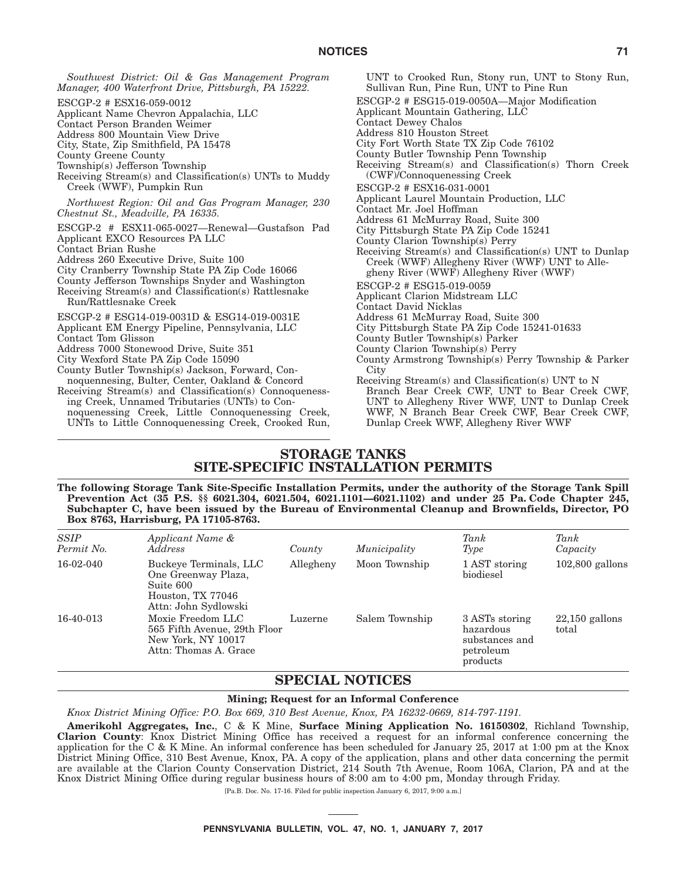*Southwest District: Oil & Gas Management Program Manager, 400 Waterfront Drive, Pittsburgh, PA 15222.*

ESCGP-2 # ESX16-059-0012
Applicant Name Chevron Appalachia, LLC
Contact Person Branden Weimer
Address 800 Mountain View Drive
City, State, Zip Smithfield, PA 15478
County Greene County
Township(s) Jefferson Township
Receiving Stream(s) and Classification(s) UNTs to Muddy Creek (WWF), Pumpkin Run

*Northwest Region: Oil and Gas Program Manager, 230 Chestnut St., Meadville, PA 16335.*

ESCGP-2 # ESX11-065-0027—Renewal—Gustafson Pad
Applicant EXCO Resources PA LLC
Contact Brian Rushe
Address 260 Executive Drive, Suite 100
City Cranberry Township State PA Zip Code 16066
County Jefferson Townships Snyder and Washington
Receiving Stream(s) and Classification(s) Rattlesnake Run/Rattlesnake Creek

ESCGP-2 # ESG14-019-0031D & ESG14-019-0031E
Applicant EM Energy Pipeline, Pennsylvania, LLC
Contact Tom Glisson
Address 7000 Stonewood Drive, Suite 351
City Wexford State PA Zip Code 15090
County Butler Township(s) Jackson, Forward, Connoquennesing, Bulter, Center, Oakland & Concord
Receiving Stream(s) and Classification(s) Connoquenessing Creek, Unnamed Tributaries (UNTs) to Connoquenessing Creek, Little Connoquenessing Creek, UNTs to Little Connoquenessing Creek, Crooked Run, UNT to Crooked Run, Stony run, UNT to Stony Run, Sullivan Run, Pine Run, UNT to Pine Run

ESCGP-2 # ESG15-019-0050A—Major Modification
Applicant Mountain Gathering, LLC
Contact Dewey Chalos
Address 810 Houston Street
City Fort Worth State TX Zip Code 76102
County Butler Township Penn Township
Receiving Stream(s) and Classification(s) Thorn Creek (CWF)/Connoquenessing Creek

ESCGP-2 # ESX16-031-0001
Applicant Laurel Mountain Production, LLC
Contact Mr. Joel Hoffman
Address 61 McMurray Road, Suite 300
City Pittsburgh State PA Zip Code 15241
County Clarion Township(s) Perry
Receiving Stream(s) and Classification(s) UNT to Dunlap Creek (WWF) Allegheny River (WWF) UNT to Allegheny River (WWF) Allegheny River (WWF)

ESCGP-2 # ESG15-019-0059
Applicant Clarion Midstream LLC
Contact David Nicklas
Address 61 McMurray Road, Suite 300
City Pittsburgh State PA Zip Code 15241-01633
County Butler Township(s) Parker
County Clarion Township(s) Perry
County Armstrong Township(s) Perry Township & Parker City
Receiving Stream(s) and Classification(s) UNT to N Branch Bear Creek CWF, UNT to Bear Creek CWF, UNT to Allegheny River WWF, UNT to Dunlap Creek WWF, N Branch Bear Creek CWF, Bear Creek CWF, Dunlap Creek WWF, Allegheny River WWF

# STORAGE TANKS SITE-SPECIFIC INSTALLATION PERMITS

**The following Storage Tank Site-Specific Installation Permits, under the authority of the Storage Tank Spill Prevention Act (35 P.S. §§ 6021.304, 6021.504, 6021.1101—6021.1102) and under 25 Pa. Code Chapter 245, Subchapter C, have been issued by the Bureau of Environmental Cleanup and Brownfields, Director, PO Box 8763, Harrisburg, PA 17105-8763.**

| *SSIP Permit No.* | *Applicant Name & Address* | *County* | *Municipality* | *Tank Type* | *Tank Capacity* |
|---|---|---|---|---|---|
| 16-02-040 | Buckeye Terminals, LLC One Greenway Plaza, Suite 600 Houston, TX 77046 Attn: John Sydlowski | Allegheny | Moon Township | 1 AST storing biodiesel | 102,800 gallons |
| 16-40-013 | Moxie Freedom LLC 565 Fifth Avenue, 29th Floor New York, NY 10017 Attn: Thomas A. Grace | Luzerne | Salem Township | 3 ASTs storing hazardous substances and petroleum products | 22,150 gallons total |

# SPECIAL NOTICES

### Mining; Request for an Informal Conference

*Knox District Mining Office: P.O. Box 669, 310 Best Avenue, Knox, PA 16232-0669, 814-797-1191.*

**Amerikohl Aggregates, Inc.**, C & K Mine, **Surface Mining Application No. 16150302**, Richland Township, **Clarion County**: Knox District Mining Office has received a request for an informal conference concerning the application for the C & K Mine. An informal conference has been scheduled for January 25, 2017 at 1:00 pm at the Knox District Mining Office, 310 Best Avenue, Knox, PA. A copy of the application, plans and other data concerning the permit are available at the Clarion County Conservation District, 214 South 7th Avenue, Room 106A, Clarion, PA and at the Knox District Mining Office during regular business hours of 8:00 am to 4:00 pm, Monday through Friday.

[Pa.B. Doc. No. 17-16. Filed for public inspection January 6, 2017, 9:00 a.m.]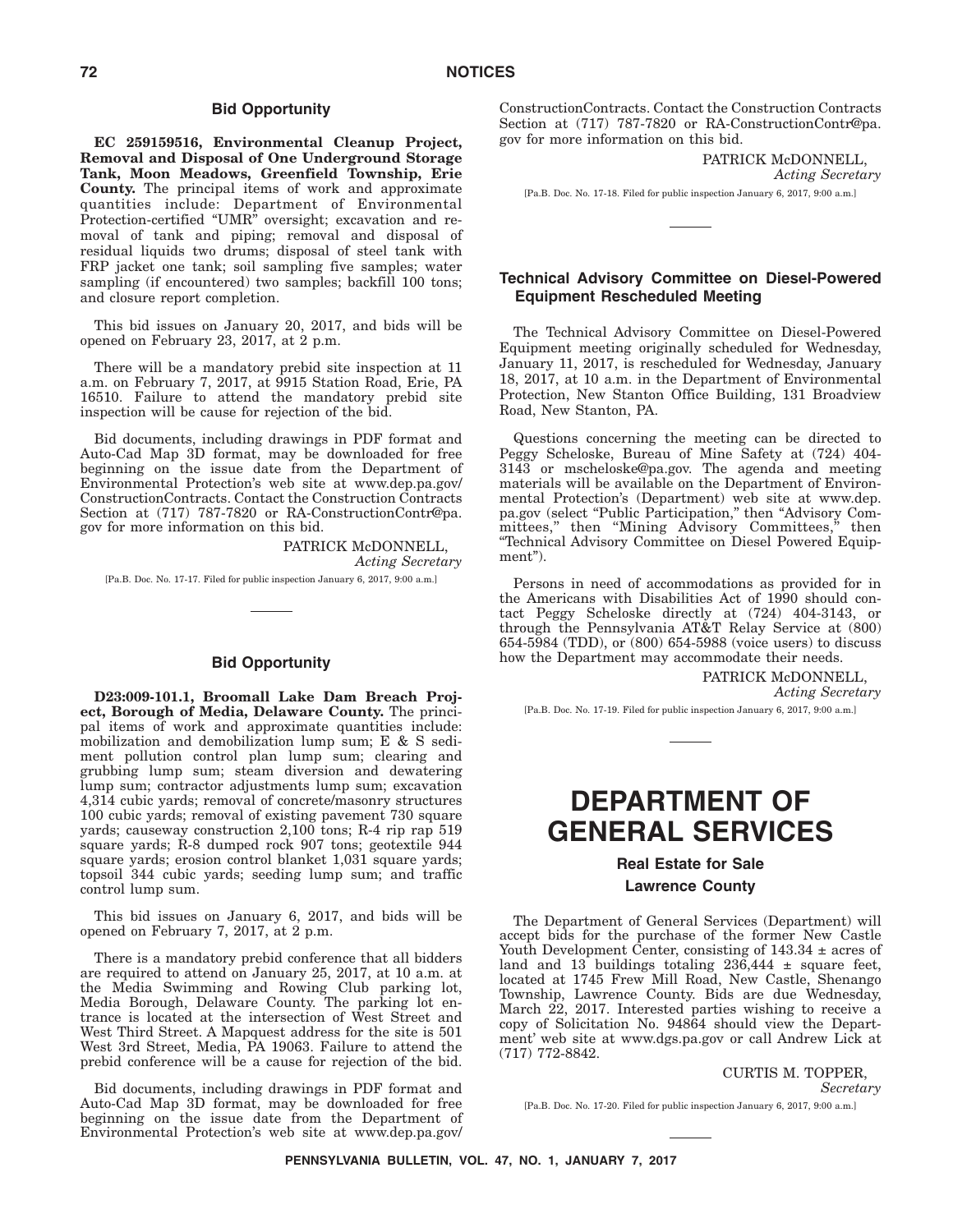## Bid Opportunity

**EC 259159516, Environmental Cleanup Project, Removal and Disposal of One Underground Storage Tank, Moon Meadows, Greenfield Township, Erie County.** The principal items of work and approximate quantities include: Department of Environmental Protection-certified "UMR" oversight; excavation and removal of tank and piping; removal and disposal of residual liquids two drums; disposal of steel tank with FRP jacket one tank; soil sampling five samples; water sampling (if encountered) two samples; backfill 100 tons; and closure report completion.

This bid issues on January 20, 2017, and bids will be opened on February 23, 2017, at 2 p.m.

There will be a mandatory prebid site inspection at 11 a.m. on February 7, 2017, at 9915 Station Road, Erie, PA 16510. Failure to attend the mandatory prebid site inspection will be cause for rejection of the bid.

Bid documents, including drawings in PDF format and Auto-Cad Map 3D format, may be downloaded for free beginning on the issue date from the Department of Environmental Protection's web site at www.dep.pa.gov/ConstructionContracts. Contact the Construction Contracts Section at (717) 787-7820 or RA-ConstructionContr@pa.gov for more information on this bid.

PATRICK McDONNELL,
*Acting Secretary*

[Pa.B. Doc. No. 17-17. Filed for public inspection January 6, 2017, 9:00 a.m.]

## Bid Opportunity

**D23:009-101.1, Broomall Lake Dam Breach Project, Borough of Media, Delaware County.** The principal items of work and approximate quantities include: mobilization and demobilization lump sum; E & S sediment pollution control plan lump sum; clearing and grubbing lump sum; steam diversion and dewatering lump sum; contractor adjustments lump sum; excavation 4,314 cubic yards; removal of concrete/masonry structures 100 cubic yards; removal of existing pavement 730 square yards; causeway construction 2,100 tons; R-4 rip rap 519 square yards; R-8 dumped rock 907 tons; geotextile 944 square yards; erosion control blanket 1,031 square yards; topsoil 344 cubic yards; seeding lump sum; and traffic control lump sum.

This bid issues on January 6, 2017, and bids will be opened on February 7, 2017, at 2 p.m.

There is a mandatory prebid conference that all bidders are required to attend on January 25, 2017, at 10 a.m. at the Media Swimming and Rowing Club parking lot, Media Borough, Delaware County. The parking lot entrance is located at the intersection of West Street and West Third Street. A Mapquest address for the site is 501 West 3rd Street, Media, PA 19063. Failure to attend the prebid conference will be a cause for rejection of the bid.

Bid documents, including drawings in PDF format and Auto-Cad Map 3D format, may be downloaded for free beginning on the issue date from the Department of Environmental Protection's web site at www.dep.pa.gov/ConstructionContracts. Contact the Construction Contracts Section at (717) 787-7820 or RA-ConstructionContr@pa.gov for more information on this bid.

PATRICK McDONNELL,
*Acting Secretary*

[Pa.B. Doc. No. 17-18. Filed for public inspection January 6, 2017, 9:00 a.m.]

## Technical Advisory Committee on Diesel-Powered Equipment Rescheduled Meeting

The Technical Advisory Committee on Diesel-Powered Equipment meeting originally scheduled for Wednesday, January 11, 2017, is rescheduled for Wednesday, January 18, 2017, at 10 a.m. in the Department of Environmental Protection, New Stanton Office Building, 131 Broadview Road, New Stanton, PA.

Questions concerning the meeting can be directed to Peggy Scheloske, Bureau of Mine Safety at (724) 404-3143 or mscheloske@pa.gov. The agenda and meeting materials will be available on the Department of Environmental Protection's (Department) web site at www.dep.pa.gov (select "Public Participation," then "Advisory Committees," then "Mining Advisory Committees," then "Technical Advisory Committee on Diesel Powered Equipment").

Persons in need of accommodations as provided for in the Americans with Disabilities Act of 1990 should contact Peggy Scheloske directly at (724) 404-3143, or through the Pennsylvania AT&T Relay Service at (800) 654-5984 (TDD), or (800) 654-5988 (voice users) to discuss how the Department may accommodate their needs.

PATRICK McDONNELL,
*Acting Secretary*

[Pa.B. Doc. No. 17-19. Filed for public inspection January 6, 2017, 9:00 a.m.]

# DEPARTMENT OF GENERAL SERVICES

## Real Estate for Sale
## Lawrence County

The Department of General Services (Department) will accept bids for the purchase of the former New Castle Youth Development Center, consisting of 143.34 ± acres of land and 13 buildings totaling 236,444 ± square feet, located at 1745 Frew Mill Road, New Castle, Shenango Township, Lawrence County. Bids are due Wednesday, March 22, 2017. Interested parties wishing to receive a copy of Solicitation No. 94864 should view the Department' web site at www.dgs.pa.gov or call Andrew Lick at (717) 772-8842.

CURTIS M. TOPPER,
*Secretary*

[Pa.B. Doc. No. 17-20. Filed for public inspection January 6, 2017, 9:00 a.m.]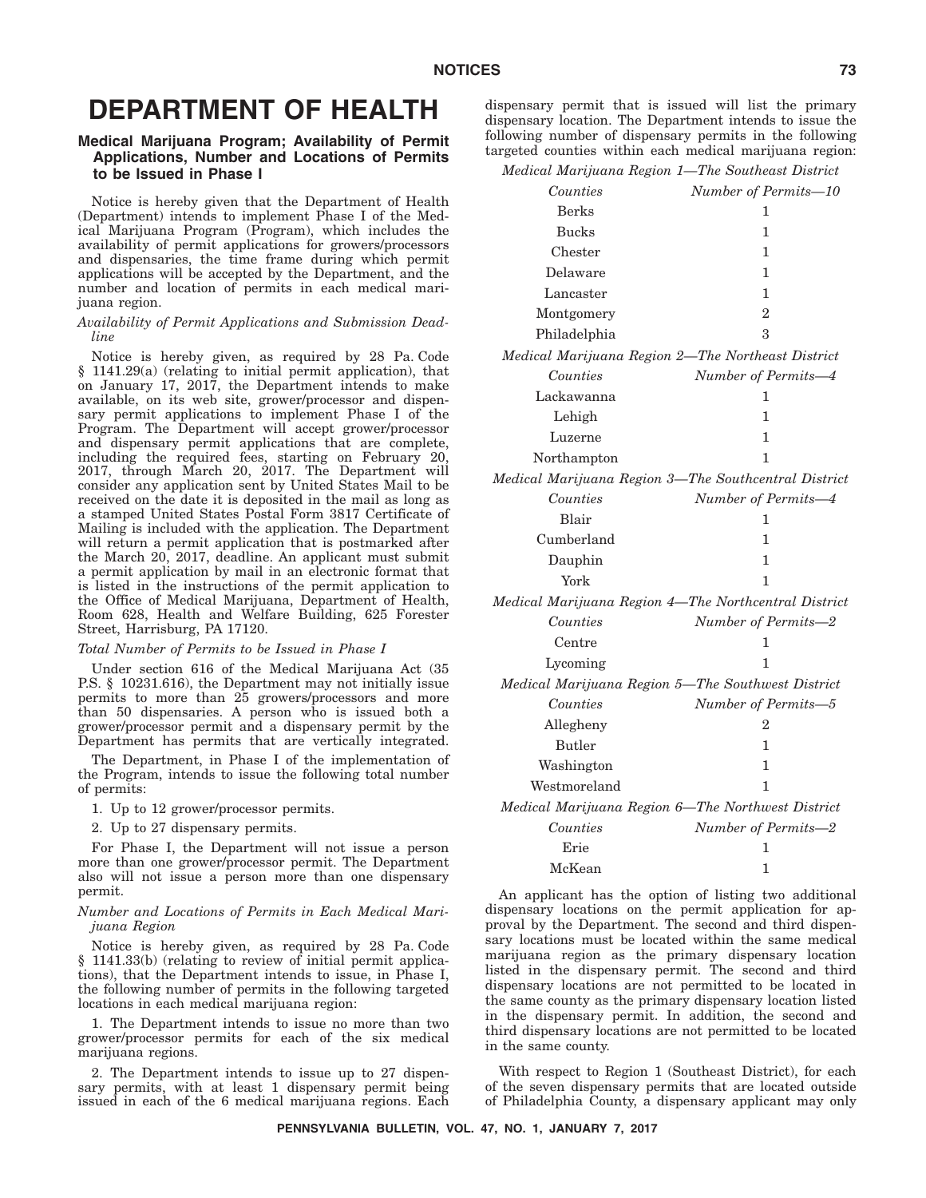# DEPARTMENT OF HEALTH

## Medical Marijuana Program; Availability of Permit Applications, Number and Locations of Permits to be Issued in Phase I

Notice is hereby given that the Department of Health (Department) intends to implement Phase I of the Medical Marijuana Program (Program), which includes the availability of permit applications for growers/processors and dispensaries, the time frame during which permit applications will be accepted by the Department, and the number and location of permits in each medical marijuana region.

*Availability of Permit Applications and Submission Deadline*

Notice is hereby given, as required by 28 Pa. Code § 1141.29(a) (relating to initial permit application), that on January 17, 2017, the Department intends to make available, on its web site, grower/processor and dispensary permit applications to implement Phase I of the Program. The Department will accept grower/processor and dispensary permit applications that are complete, including the required fees, starting on February 20, 2017, through March 20, 2017. The Department will consider any application sent by United States Mail to be received on the date it is deposited in the mail as long as a stamped United States Postal Form 3817 Certificate of Mailing is included with the application. The Department will return a permit application that is postmarked after the March 20, 2017, deadline. An applicant must submit a permit application by mail in an electronic format that is listed in the instructions of the permit application to the Office of Medical Marijuana, Department of Health, Room 628, Health and Welfare Building, 625 Forester Street, Harrisburg, PA 17120.

*Total Number of Permits to be Issued in Phase I*

Under section 616 of the Medical Marijuana Act (35 P.S. § 10231.616), the Department may not initially issue permits to more than 25 growers/processors and more than 50 dispensaries. A person who is issued both a grower/processor permit and a dispensary permit by the Department has permits that are vertically integrated.

The Department, in Phase I of the implementation of the Program, intends to issue the following total number of permits:

1. Up to 12 grower/processor permits.

2. Up to 27 dispensary permits.

For Phase I, the Department will not issue a person more than one grower/processor permit. The Department also will not issue a person more than one dispensary permit.

*Number and Locations of Permits in Each Medical Marijuana Region*

Notice is hereby given, as required by 28 Pa. Code § 1141.33(b) (relating to review of initial permit applications), that the Department intends to issue, in Phase I, the following number of permits in the following targeted locations in each medical marijuana region:

1. The Department intends to issue no more than two grower/processor permits for each of the six medical marijuana regions.

2. The Department intends to issue up to 27 dispensary permits, with at least 1 dispensary permit being issued in each of the 6 medical marijuana regions. Each dispensary permit that is issued will list the primary dispensary location. The Department intends to issue the following number of dispensary permits in the following targeted counties within each medical marijuana region:

*Medical Marijuana Region 1—The Southeast District*

| *Counties* | *Number of Permits—10* |
|---|---|
| Berks | 1 |
| Bucks | 1 |
| Chester | 1 |
| Delaware | 1 |
| Lancaster | 1 |
| Montgomery | 2 |
| Philadelphia | 3 |

*Medical Marijuana Region 2—The Northeast District*

| *Counties* | *Number of Permits—4* |
|---|---|
| Lackawanna | 1 |
| Lehigh | 1 |
| Luzerne | 1 |
| Northampton | 1 |

*Medical Marijuana Region 3—The Southcentral District*

| *Counties* | *Number of Permits—4* |
|---|---|
| Blair | 1 |
| Cumberland | 1 |
| Dauphin | 1 |
| York | 1 |

*Medical Marijuana Region 4—The Northcentral District*

| *Counties* | *Number of Permits—2* |
|---|---|
| Centre | 1 |
| Lycoming | 1 |

*Medical Marijuana Region 5—The Southwest District*

| *Counties* | *Number of Permits—5* |
|---|---|
| Allegheny | 2 |
| Butler | 1 |
| Washington | 1 |
| Westmoreland | 1 |

*Medical Marijuana Region 6—The Northwest District*

| *Counties* | *Number of Permits—2* |
|---|---|
| Erie | 1 |
| McKean | 1 |

An applicant has the option of listing two additional dispensary locations on the permit application for approval by the Department. The second and third dispensary locations must be located within the same medical marijuana region as the primary dispensary location listed in the dispensary permit. The second and third dispensary locations are not permitted to be located in the same county as the primary dispensary location listed in the dispensary permit. In addition, the second and third dispensary locations are not permitted to be located in the same county.

With respect to Region 1 (Southeast District), for each of the seven dispensary permits that are located outside of Philadelphia County, a dispensary applicant may only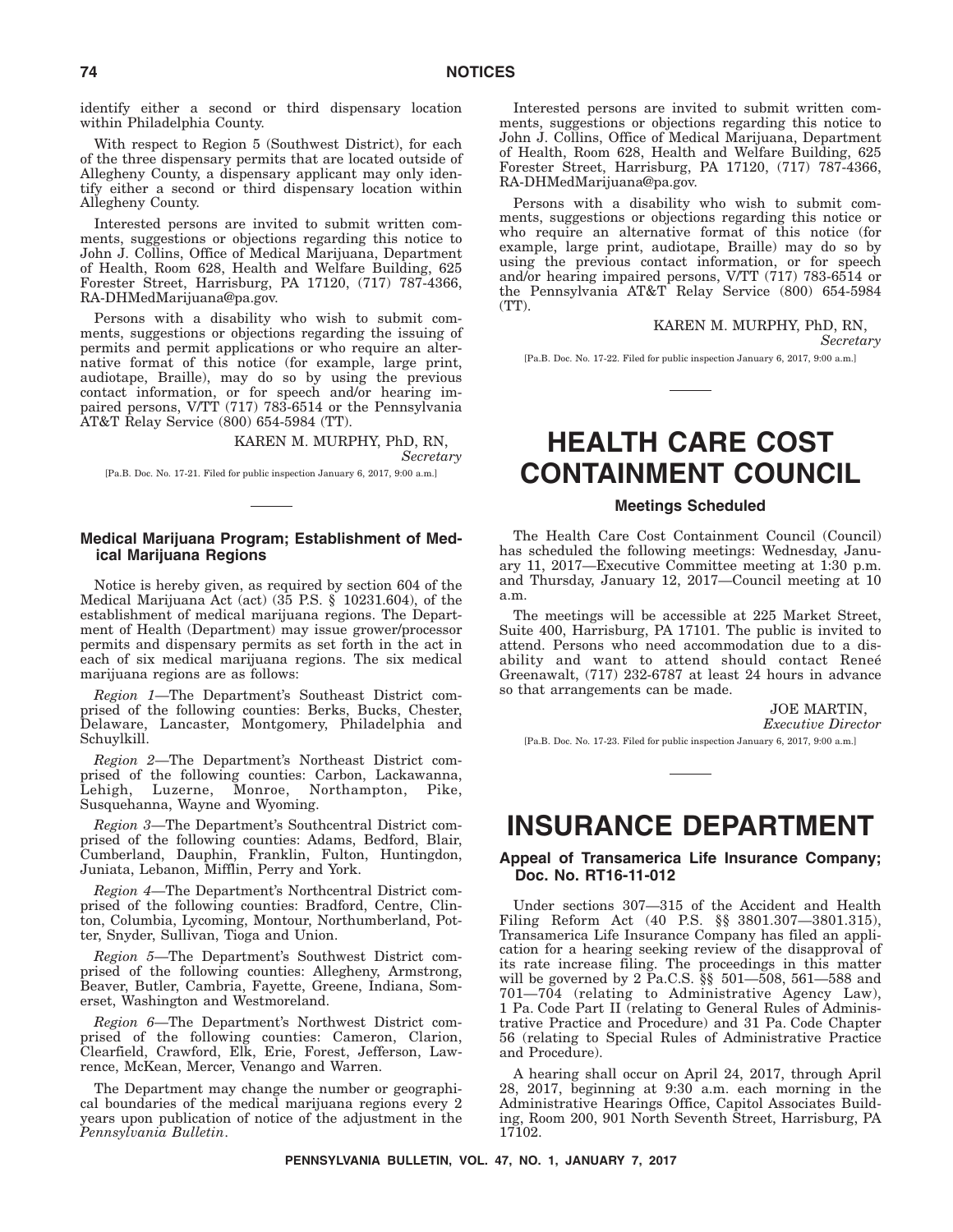identify either a second or third dispensary location within Philadelphia County.

With respect to Region 5 (Southwest District), for each of the three dispensary permits that are located outside of Allegheny County, a dispensary applicant may only identify either a second or third dispensary location within Allegheny County.

Interested persons are invited to submit written comments, suggestions or objections regarding this notice to John J. Collins, Office of Medical Marijuana, Department of Health, Room 628, Health and Welfare Building, 625 Forester Street, Harrisburg, PA 17120, (717) 787-4366, RA-DHMedMarijuana@pa.gov.

Persons with a disability who wish to submit comments, suggestions or objections regarding the issuing of permits and permit applications or who require an alternative format of this notice (for example, large print, audiotape, Braille), may do so by using the previous contact information, or for speech and/or hearing impaired persons, V/TT (717) 783-6514 or the Pennsylvania AT&T Relay Service (800) 654-5984 (TT).

KAREN M. MURPHY, PhD, RN,
*Secretary*

[Pa.B. Doc. No. 17-21. Filed for public inspection January 6, 2017, 9:00 a.m.]

### Medical Marijuana Program; Establishment of Medical Marijuana Regions

Notice is hereby given, as required by section 604 of the Medical Marijuana Act (act) (35 P.S. § 10231.604), of the establishment of medical marijuana regions. The Department of Health (Department) may issue grower/processor permits and dispensary permits as set forth in the act in each of six medical marijuana regions. The six medical marijuana regions are as follows:

*Region 1*—The Department's Southeast District comprised of the following counties: Berks, Bucks, Chester, Delaware, Lancaster, Montgomery, Philadelphia and Schuylkill.

*Region 2*—The Department's Northeast District comprised of the following counties: Carbon, Lackawanna, Lehigh, Luzerne, Monroe, Northampton, Pike, Susquehanna, Wayne and Wyoming.

*Region 3*—The Department's Southcentral District comprised of the following counties: Adams, Bedford, Blair, Cumberland, Dauphin, Franklin, Fulton, Huntingdon, Juniata, Lebanon, Mifflin, Perry and York.

*Region 4*—The Department's Northcentral District comprised of the following counties: Bradford, Centre, Clinton, Columbia, Lycoming, Montour, Northumberland, Potter, Snyder, Sullivan, Tioga and Union.

*Region 5*—The Department's Southwest District comprised of the following counties: Allegheny, Armstrong, Beaver, Butler, Cambria, Fayette, Greene, Indiana, Somerset, Washington and Westmoreland.

*Region 6*—The Department's Northwest District comprised of the following counties: Cameron, Clarion, Clearfield, Crawford, Elk, Erie, Forest, Jefferson, Lawrence, McKean, Mercer, Venango and Warren.

The Department may change the number or geographical boundaries of the medical marijuana regions every 2 years upon publication of notice of the adjustment in the *Pennsylvania Bulletin*.

Interested persons are invited to submit written comments, suggestions or objections regarding this notice to John J. Collins, Office of Medical Marijuana, Department of Health, Room 628, Health and Welfare Building, 625 Forester Street, Harrisburg, PA 17120, (717) 787-4366, RA-DHMedMarijuana@pa.gov.

Persons with a disability who wish to submit comments, suggestions or objections regarding this notice or who require an alternative format of this notice (for example, large print, audiotape, Braille) may do so by using the previous contact information, or for speech and/or hearing impaired persons, V/TT (717) 783-6514 or the Pennsylvania AT&T Relay Service (800) 654-5984 (TT).

KAREN M. MURPHY, PhD, RN,
*Secretary*

[Pa.B. Doc. No. 17-22. Filed for public inspection January 6, 2017, 9:00 a.m.]

# HEALTH CARE COST CONTAINMENT COUNCIL

### Meetings Scheduled

The Health Care Cost Containment Council (Council) has scheduled the following meetings: Wednesday, January 11, 2017—Executive Committee meeting at 1:30 p.m. and Thursday, January 12, 2017—Council meeting at 10 a.m.

The meetings will be accessible at 225 Market Street, Suite 400, Harrisburg, PA 17101. The public is invited to attend. Persons who need accommodation due to a disability and want to attend should contact Reneé Greenawalt, (717) 232-6787 at least 24 hours in advance so that arrangements can be made.

JOE MARTIN,
*Executive Director*

[Pa.B. Doc. No. 17-23. Filed for public inspection January 6, 2017, 9:00 a.m.]

# INSURANCE DEPARTMENT

### Appeal of Transamerica Life Insurance Company; Doc. No. RT16-11-012

Under sections 307—315 of the Accident and Health Filing Reform Act (40 P.S. §§ 3801.307—3801.315), Transamerica Life Insurance Company has filed an application for a hearing seeking review of the disapproval of its rate increase filing. The proceedings in this matter will be governed by 2 Pa.C.S. §§ 501—508, 561—588 and 701—704 (relating to Administrative Agency Law), 1 Pa. Code Part II (relating to General Rules of Administrative Practice and Procedure) and 31 Pa. Code Chapter 56 (relating to Special Rules of Administrative Practice and Procedure).

A hearing shall occur on April 24, 2017, through April 28, 2017, beginning at 9:30 a.m. each morning in the Administrative Hearings Office, Capitol Associates Building, Room 200, 901 North Seventh Street, Harrisburg, PA 17102.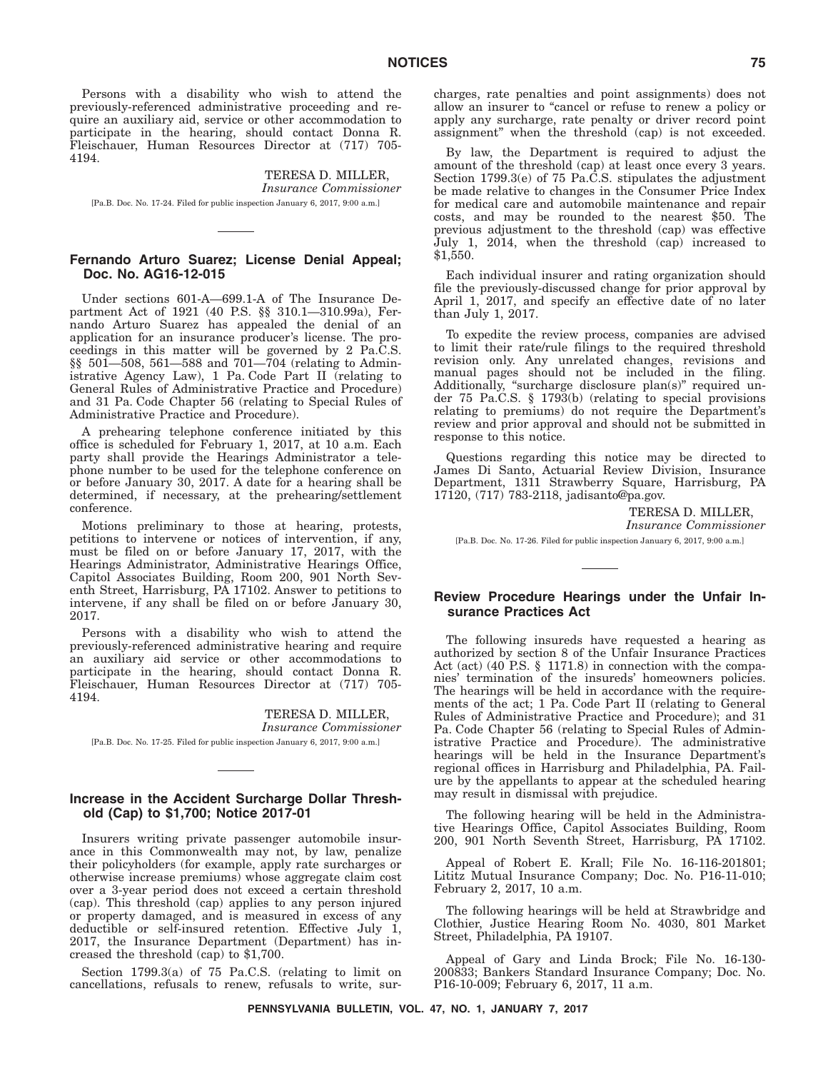Persons with a disability who wish to attend the previously-referenced administrative proceeding and require an auxiliary aid, service or other accommodation to participate in the hearing, should contact Donna R. Fleischauer, Human Resources Director at (717) 705-4194.

TERESA D. MILLER,
*Insurance Commissioner*

[Pa.B. Doc. No. 17-24. Filed for public inspection January 6, 2017, 9:00 a.m.]

## Fernando Arturo Suarez; License Denial Appeal; Doc. No. AG16-12-015

Under sections 601-A—699.1-A of The Insurance Department Act of 1921 (40 P.S. §§ 310.1—310.99a), Fernando Arturo Suarez has appealed the denial of an application for an insurance producer's license. The proceedings in this matter will be governed by 2 Pa.C.S. §§ 501—508, 561—588 and 701—704 (relating to Administrative Agency Law), 1 Pa. Code Part II (relating to General Rules of Administrative Practice and Procedure) and 31 Pa. Code Chapter 56 (relating to Special Rules of Administrative Practice and Procedure).

A prehearing telephone conference initiated by this office is scheduled for February 1, 2017, at 10 a.m. Each party shall provide the Hearings Administrator a telephone number to be used for the telephone conference on or before January 30, 2017. A date for a hearing shall be determined, if necessary, at the prehearing/settlement conference.

Motions preliminary to those at hearing, protests, petitions to intervene or notices of intervention, if any, must be filed on or before January 17, 2017, with the Hearings Administrator, Administrative Hearings Office, Capitol Associates Building, Room 200, 901 North Seventh Street, Harrisburg, PA 17102. Answer to petitions to intervene, if any shall be filed on or before January 30, 2017.

Persons with a disability who wish to attend the previously-referenced administrative hearing and require an auxiliary aid service or other accommodations to participate in the hearing, should contact Donna R. Fleischauer, Human Resources Director at (717) 705-4194.

TERESA D. MILLER,
*Insurance Commissioner*

[Pa.B. Doc. No. 17-25. Filed for public inspection January 6, 2017, 9:00 a.m.]

## Increase in the Accident Surcharge Dollar Threshold (Cap) to $1,700; Notice 2017-01

Insurers writing private passenger automobile insurance in this Commonwealth may not, by law, penalize their policyholders (for example, apply rate surcharges or otherwise increase premiums) whose aggregate claim cost over a 3-year period does not exceed a certain threshold (cap). This threshold (cap) applies to any person injured or property damaged, and is measured in excess of any deductible or self-insured retention. Effective July 1, 2017, the Insurance Department (Department) has increased the threshold (cap) to $1,700.

Section 1799.3(a) of 75 Pa.C.S. (relating to limit on cancellations, refusals to renew, refusals to write, surcharges, rate penalties and point assignments) does not allow an insurer to "cancel or refuse to renew a policy or apply any surcharge, rate penalty or driver record point assignment" when the threshold (cap) is not exceeded.

By law, the Department is required to adjust the amount of the threshold (cap) at least once every 3 years. Section 1799.3(e) of 75 Pa.C.S. stipulates the adjustment be made relative to changes in the Consumer Price Index for medical care and automobile maintenance and repair costs, and may be rounded to the nearest $50. The previous adjustment to the threshold (cap) was effective July 1, 2014, when the threshold (cap) increased to $1,550.

Each individual insurer and rating organization should file the previously-discussed change for prior approval by April 1, 2017, and specify an effective date of no later than July 1, 2017.

To expedite the review process, companies are advised to limit their rate/rule filings to the required threshold revision only. Any unrelated changes, revisions and manual pages should not be included in the filing. Additionally, "surcharge disclosure plan(s)" required under 75 Pa.C.S. § 1793(b) (relating to special provisions relating to premiums) do not require the Department's review and prior approval and should not be submitted in response to this notice.

Questions regarding this notice may be directed to James Di Santo, Actuarial Review Division, Insurance Department, 1311 Strawberry Square, Harrisburg, PA 17120, (717) 783-2118, jadisanto@pa.gov.

TERESA D. MILLER,
*Insurance Commissioner*

[Pa.B. Doc. No. 17-26. Filed for public inspection January 6, 2017, 9:00 a.m.]

## Review Procedure Hearings under the Unfair Insurance Practices Act

The following insureds have requested a hearing as authorized by section 8 of the Unfair Insurance Practices Act (act) (40 P.S. § 1171.8) in connection with the companies' termination of the insureds' homeowners policies. The hearings will be held in accordance with the requirements of the act; 1 Pa. Code Part II (relating to General Rules of Administrative Practice and Procedure); and 31 Pa. Code Chapter 56 (relating to Special Rules of Administrative Practice and Procedure). The administrative hearings will be held in the Insurance Department's regional offices in Harrisburg and Philadelphia, PA. Failure by the appellants to appear at the scheduled hearing may result in dismissal with prejudice.

The following hearing will be held in the Administrative Hearings Office, Capitol Associates Building, Room 200, 901 North Seventh Street, Harrisburg, PA 17102.

Appeal of Robert E. Krall; File No. 16-116-201801; Lititz Mutual Insurance Company; Doc. No. P16-11-010; February 2, 2017, 10 a.m.

The following hearings will be held at Strawbridge and Clothier, Justice Hearing Room No. 4030, 801 Market Street, Philadelphia, PA 19107.

Appeal of Gary and Linda Brock; File No. 16-130-200833; Bankers Standard Insurance Company; Doc. No. P16-10-009; February 6, 2017, 11 a.m.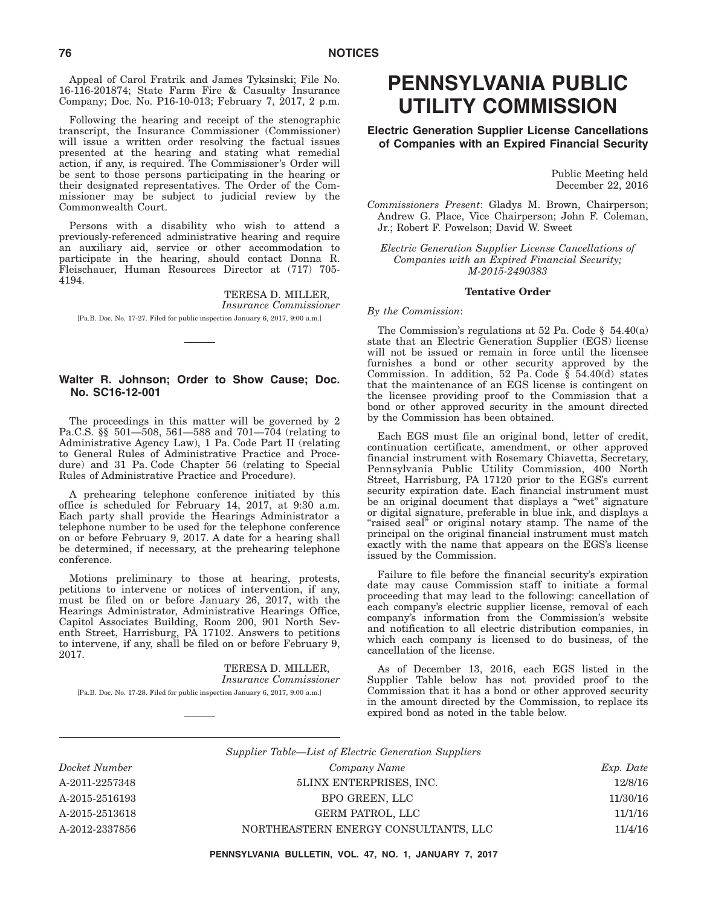Appeal of Carol Fratrik and James Tyksinski; File No. 16-116-201874; State Farm Fire & Casualty Insurance Company; Doc. No. P16-10-013; February 7, 2017, 2 p.m.

Following the hearing and receipt of the stenographic transcript, the Insurance Commissioner (Commissioner) will issue a written order resolving the factual issues presented at the hearing and stating what remedial action, if any, is required. The Commissioner's Order will be sent to those persons participating in the hearing or their designated representatives. The Order of the Commissioner may be subject to judicial review by the Commonwealth Court.

Persons with a disability who wish to attend a previously-referenced administrative hearing and require an auxiliary aid, service or other accommodation to participate in the hearing, should contact Donna R. Fleischauer, Human Resources Director at (717) 705-4194.

TERESA D. MILLER,
*Insurance Commissioner*

[Pa.B. Doc. No. 17-27. Filed for public inspection January 6, 2017, 9:00 a.m.]

### Walter R. Johnson; Order to Show Cause; Doc. No. SC16-12-001

The proceedings in this matter will be governed by 2 Pa.C.S. §§ 501—508, 561—588 and 701—704 (relating to Administrative Agency Law), 1 Pa. Code Part II (relating to General Rules of Administrative Practice and Procedure) and 31 Pa. Code Chapter 56 (relating to Special Rules of Administrative Practice and Procedure).

A prehearing telephone conference initiated by this office is scheduled for February 14, 2017, at 9:30 a.m. Each party shall provide the Hearings Administrator a telephone number to be used for the telephone conference on or before February 9, 2017. A date for a hearing shall be determined, if necessary, at the prehearing telephone conference.

Motions preliminary to those at hearing, protests, petitions to intervene or notices of intervention, if any, must be filed on or before January 26, 2017, with the Hearings Administrator, Administrative Hearings Office, Capitol Associates Building, Room 200, 901 North Seventh Street, Harrisburg, PA 17102. Answers to petitions to intervene, if any, shall be filed on or before February 9, 2017.

TERESA D. MILLER,
*Insurance Commissioner*

[Pa.B. Doc. No. 17-28. Filed for public inspection January 6, 2017, 9:00 a.m.]

# PENNSYLVANIA PUBLIC UTILITY COMMISSION

### Electric Generation Supplier License Cancellations of Companies with an Expired Financial Security

Public Meeting held
December 22, 2016

*Commissioners Present*: Gladys M. Brown, Chairperson; Andrew G. Place, Vice Chairperson; John F. Coleman, Jr.; Robert F. Powelson; David W. Sweet

*Electric Generation Supplier License Cancellations of Companies with an Expired Financial Security; M-2015-2490383*

**Tentative Order**

*By the Commission*:

The Commission's regulations at 52 Pa. Code § 54.40(a) state that an Electric Generation Supplier (EGS) license will not be issued or remain in force until the licensee furnishes a bond or other security approved by the Commission. In addition, 52 Pa. Code § 54.40(d) states that the maintenance of an EGS license is contingent on the licensee providing proof to the Commission that a bond or other approved security in the amount directed by the Commission has been obtained.

Each EGS must file an original bond, letter of credit, continuation certificate, amendment, or other approved financial instrument with Rosemary Chiavetta, Secretary, Pennsylvania Public Utility Commission, 400 North Street, Harrisburg, PA 17120 prior to the EGS's current security expiration date. Each financial instrument must be an original document that displays a "wet" signature or digital signature, preferable in blue ink, and displays a "raised seal" or original notary stamp. The name of the principal on the original financial instrument must match exactly with the name that appears on the EGS's license issued by the Commission.

Failure to file before the financial security's expiration date may cause Commission staff to initiate a formal proceeding that may lead to the following: cancellation of each company's electric supplier license, removal of each company's information from the Commission's website and notification to all electric distribution companies, in which each company is licensed to do business, of the cancellation of the license.

As of December 13, 2016, each EGS listed in the Supplier Table below has not provided proof to the Commission that it has a bond or other approved security in the amount directed by the Commission, to replace its expired bond as noted in the table below.

*Supplier Table—List of Electric Generation Suppliers*

| *Docket Number* | *Company Name* | *Exp. Date* |
|---|---|---|
| A-2011-2257348 | 5LINX ENTERPRISES, INC. | 12/8/16 |
| A-2015-2516193 | BPO GREEN, LLC | 11/30/16 |
| A-2015-2513618 | GERM PATROL, LLC | 11/1/16 |
| A-2012-2337856 | NORTHEASTERN ENERGY CONSULTANTS, LLC | 11/4/16 |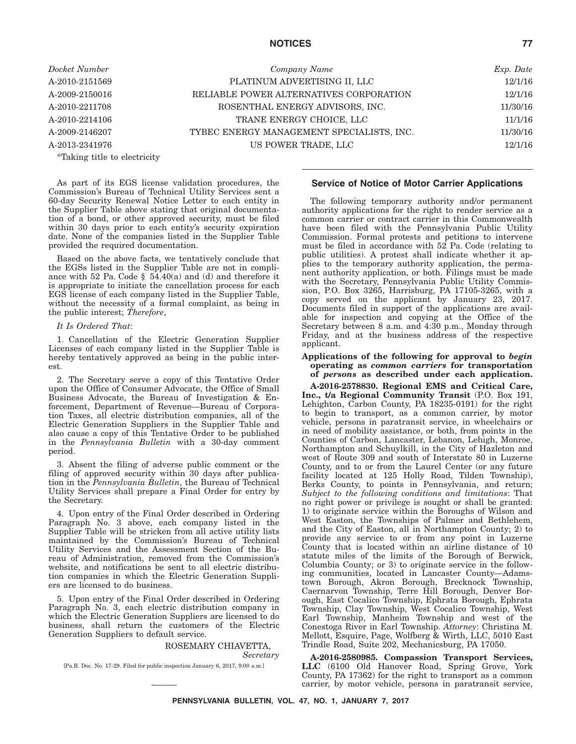| *Docket Number* | *Company Name* | *Exp. Date* |
|---|---|---|
| A-2010-2151569 | PLATINUM ADVERTISING II, LLC | 12/1/16 |
| A-2009-2150016 | RELIABLE POWER ALTERNATIVES CORPORATION | 12/1/16 |
| A-2010-2211708 | ROSENTHAL ENERGY ADVISORS, INC. | 11/30/16 |
| A-2010-2214106 | TRANE ENERGY CHOICE, LLC | 11/1/16 |
| A-2009-2146207 | TYBEC ENERGY MANAGEMENT SPECIALISTS, INC. | 11/30/16 |
| A-2013-2341976 | US POWER TRADE, LLC | 12/1/16 |

*Taking title to electricity

As part of its EGS license validation procedures, the Commission's Bureau of Technical Utility Services sent a 60-day Security Renewal Notice Letter to each entity in the Supplier Table above stating that original documentation of a bond, or other approved security, must be filed within 30 days prior to each entity's security expiration date. None of the companies listed in the Supplier Table provided the required documentation.

Based on the above facts, we tentatively conclude that the EGSs listed in the Supplier Table are not in compliance with 52 Pa. Code § 54.40(a) and (d) and therefore it is appropriate to initiate the cancellation process for each EGS license of each company listed in the Supplier Table, without the necessity of a formal complaint, as being in the public interest; *Therefore*,

*It Is Ordered That*:

1. Cancellation of the Electric Generation Supplier Licenses of each company listed in the Supplier Table is hereby tentatively approved as being in the public interest.

2. The Secretary serve a copy of this Tentative Order upon the Office of Consumer Advocate, the Office of Small Business Advocate, the Bureau of Investigation & Enforcement, Department of Revenue—Bureau of Corporation Taxes, all electric distribution companies, all of the Electric Generation Suppliers in the Supplier Table and also cause a copy of this Tentative Order to be published in the *Pennsylvania Bulletin* with a 30-day comment period.

3. Absent the filing of adverse public comment or the filing of approved security within 30 days after publication in the *Pennsylvania Bulletin*, the Bureau of Technical Utility Services shall prepare a Final Order for entry by the Secretary.

4. Upon entry of the Final Order described in Ordering Paragraph No. 3 above, each company listed in the Supplier Table will be stricken from all active utility lists maintained by the Commission's Bureau of Technical Utility Services and the Assessment Section of the Bureau of Administration, removed from the Commission's website, and notifications be sent to all electric distribution companies in which the Electric Generation Suppliers are licensed to do business.

5. Upon entry of the Final Order described in Ordering Paragraph No. 3, each electric distribution company in which the Electric Generation Suppliers are licensed to do business, shall return the customers of the Electric Generation Suppliers to default service.

ROSEMARY CHIAVETTA,
*Secretary*

[Pa.B. Doc. No. 17-29. Filed for public inspection January 6, 2017, 9:00 a.m.]

## Service of Notice of Motor Carrier Applications

The following temporary authority and/or permanent authority applications for the right to render service as a common carrier or contract carrier in this Commonwealth have been filed with the Pennsylvania Public Utility Commission. Formal protests and petitions to intervene must be filed in accordance with 52 Pa. Code (relating to public utilities). A protest shall indicate whether it applies to the temporary authority application, the permanent authority application, or both. Filings must be made with the Secretary, Pennsylvania Public Utility Commission, P.O. Box 3265, Harrisburg, PA 17105-3265, with a copy served on the applicant by January 23, 2017. Documents filed in support of the applications are available for inspection and copying at the Office of the Secretary between 8 a.m. and 4:30 p.m., Monday through Friday, and at the business address of the respective applicant.

**Applications of the following for approval to *begin* operating as *common carriers* for transportation of *persons* as described under each application.**

**A-2016-2578830. Regional EMS and Critical Care, Inc., t/a Regional Community Transit** (P.O. Box 191, Lehighton, Carbon County, PA 18235-0191) for the right to begin to transport, as a common carrier, by motor vehicle, persons in paratransit service, in wheelchairs or in need of mobility assistance, or both, from points in the Counties of Carbon, Lancaster, Lebanon, Lehigh, Monroe, Northampton and Schuylkill, in the City of Hazleton and west of Route 309 and south of Interstate 80 in Luzerne County, and to or from the Laurel Center (or any future facility located at 125 Holly Road, Tilden Township), Berks County, to points in Pennsylvania, and return; *Subject to the following conditions and limitations*: That no right power or privilege is sought or shall be granted: 1) to originate service within the Boroughs of Wilson and West Easton, the Townships of Palmer and Bethlehem, and the City of Easton, all in Northampton County; 2) to provide any service to or from any point in Luzerne County that is located within an airline distance of 10 statute miles of the limits of the Borough of Berwick, Columbia County; or 3) to originate service in the following communities, located in Lancaster County—Adamstown Borough, Akron Borough, Brecknock Township, Caernarvon Township, Terre Hill Borough, Denver Borough, East Cocalico Township, Ephrata Borough, Ephrata Township, Clay Township, West Cocalico Township, West Earl Township, Manheim Township and west of the Conestoga River in Earl Township. *Attorney*: Christina M. Mellott, Esquire, Page, Wolfberg & Wirth, LLC, 5010 East Trindle Road, Suite 202, Mechanicsburg, PA 17050.

**A-2016-2580985. Compassion Transport Services, LLC** (6100 Old Hanover Road, Spring Grove, York County, PA 17362) for the right to transport as a common carrier, by motor vehicle, persons in paratransit service,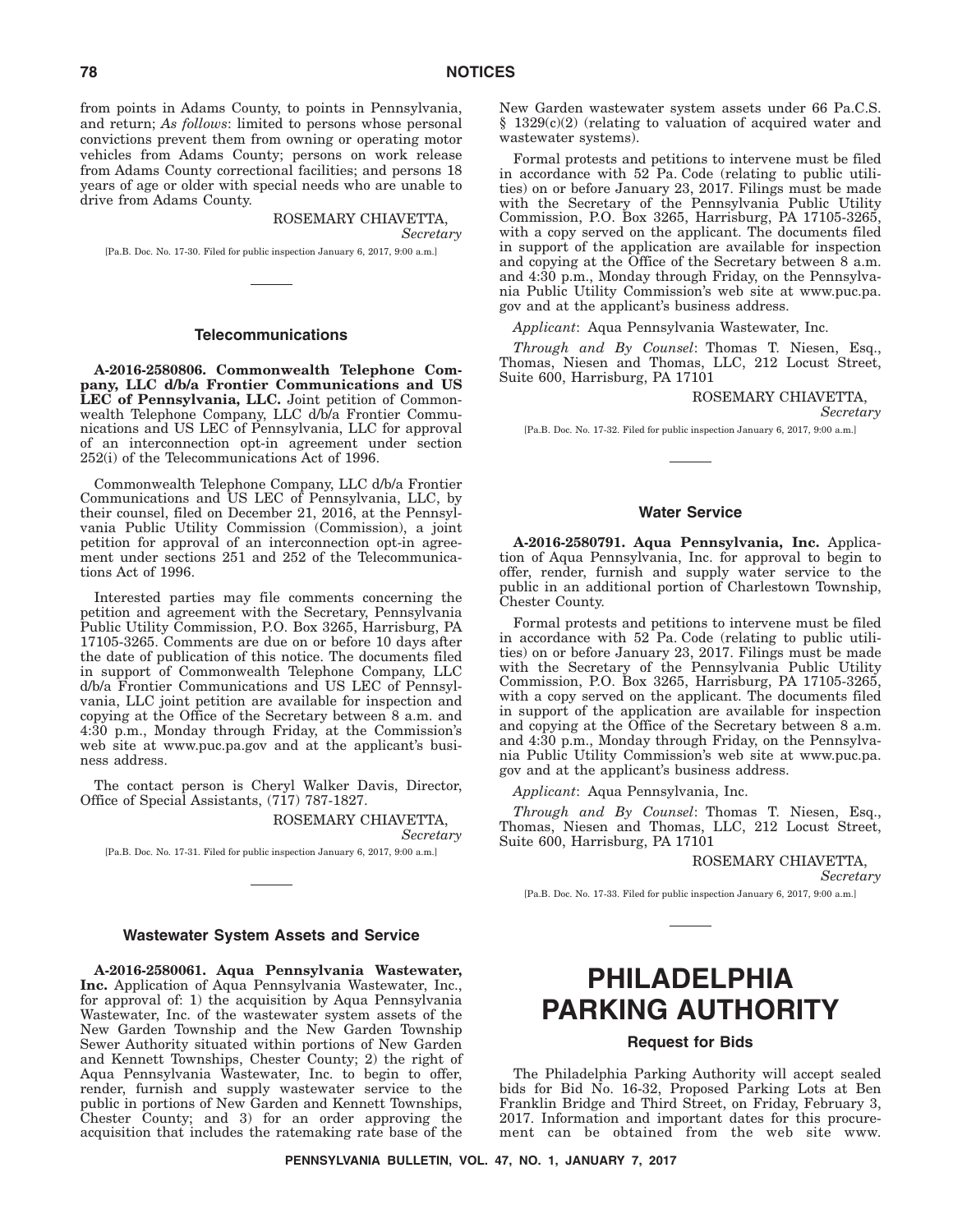from points in Adams County, to points in Pennsylvania, and return; *As follows*: limited to persons whose personal convictions prevent them from owning or operating motor vehicles from Adams County; persons on work release from Adams County correctional facilities; and persons 18 years of age or older with special needs who are unable to drive from Adams County.

ROSEMARY CHIAVETTA,
*Secretary*

[Pa.B. Doc. No. 17-30. Filed for public inspection January 6, 2017, 9:00 a.m.]

### Telecommunications

**A-2016-2580806. Commonwealth Telephone Company, LLC d/b/a Frontier Communications and US LEC of Pennsylvania, LLC.** Joint petition of Commonwealth Telephone Company, LLC d/b/a Frontier Communications and US LEC of Pennsylvania, LLC for approval of an interconnection opt-in agreement under section 252(i) of the Telecommunications Act of 1996.

Commonwealth Telephone Company, LLC d/b/a Frontier Communications and US LEC of Pennsylvania, LLC, by their counsel, filed on December 21, 2016, at the Pennsylvania Public Utility Commission (Commission), a joint petition for approval of an interconnection opt-in agreement under sections 251 and 252 of the Telecommunications Act of 1996.

Interested parties may file comments concerning the petition and agreement with the Secretary, Pennsylvania Public Utility Commission, P.O. Box 3265, Harrisburg, PA 17105-3265. Comments are due on or before 10 days after the date of publication of this notice. The documents filed in support of Commonwealth Telephone Company, LLC d/b/a Frontier Communications and US LEC of Pennsylvania, LLC joint petition are available for inspection and copying at the Office of the Secretary between 8 a.m. and 4:30 p.m., Monday through Friday, at the Commission's web site at www.puc.pa.gov and at the applicant's business address.

The contact person is Cheryl Walker Davis, Director, Office of Special Assistants, (717) 787-1827.

ROSEMARY CHIAVETTA,
*Secretary*

[Pa.B. Doc. No. 17-31. Filed for public inspection January 6, 2017, 9:00 a.m.]

### Wastewater System Assets and Service

**A-2016-2580061. Aqua Pennsylvania Wastewater, Inc.** Application of Aqua Pennsylvania Wastewater, Inc., for approval of: 1) the acquisition by Aqua Pennsylvania Wastewater, Inc. of the wastewater system assets of the New Garden Township and the New Garden Township Sewer Authority situated within portions of New Garden and Kennett Townships, Chester County; 2) the right of Aqua Pennsylvania Wastewater, Inc. to begin to offer, render, furnish and supply wastewater service to the public in portions of New Garden and Kennett Townships, Chester County; and 3) for an order approving the acquisition that includes the ratemaking rate base of the New Garden wastewater system assets under 66 Pa.C.S. § 1329(c)(2) (relating to valuation of acquired water and wastewater systems).

Formal protests and petitions to intervene must be filed in accordance with 52 Pa. Code (relating to public utilities) on or before January 23, 2017. Filings must be made with the Secretary of the Pennsylvania Public Utility Commission, P.O. Box 3265, Harrisburg, PA 17105-3265, with a copy served on the applicant. The documents filed in support of the application are available for inspection and copying at the Office of the Secretary between 8 a.m. and 4:30 p.m., Monday through Friday, on the Pennsylvania Public Utility Commission's web site at www.puc.pa.gov and at the applicant's business address.

*Applicant*: Aqua Pennsylvania Wastewater, Inc.

*Through and By Counsel*: Thomas T. Niesen, Esq., Thomas, Niesen and Thomas, LLC, 212 Locust Street, Suite 600, Harrisburg, PA 17101

ROSEMARY CHIAVETTA,
*Secretary*

[Pa.B. Doc. No. 17-32. Filed for public inspection January 6, 2017, 9:00 a.m.]

### Water Service

**A-2016-2580791. Aqua Pennsylvania, Inc.** Application of Aqua Pennsylvania, Inc. for approval to begin to offer, render, furnish and supply water service to the public in an additional portion of Charlestown Township, Chester County.

Formal protests and petitions to intervene must be filed in accordance with 52 Pa. Code (relating to public utilities) on or before January 23, 2017. Filings must be made with the Secretary of the Pennsylvania Public Utility Commission, P.O. Box 3265, Harrisburg, PA 17105-3265, with a copy served on the applicant. The documents filed in support of the application are available for inspection and copying at the Office of the Secretary between 8 a.m. and 4:30 p.m., Monday through Friday, on the Pennsylvania Public Utility Commission's web site at www.puc.pa.gov and at the applicant's business address.

*Applicant*: Aqua Pennsylvania, Inc.

*Through and By Counsel*: Thomas T. Niesen, Esq., Thomas, Niesen and Thomas, LLC, 212 Locust Street, Suite 600, Harrisburg, PA 17101

ROSEMARY CHIAVETTA,
*Secretary*

[Pa.B. Doc. No. 17-33. Filed for public inspection January 6, 2017, 9:00 a.m.]

# PHILADELPHIA PARKING AUTHORITY

### Request for Bids

The Philadelphia Parking Authority will accept sealed bids for Bid No. 16-32, Proposed Parking Lots at Ben Franklin Bridge and Third Street, on Friday, February 3, 2017. Information and important dates for this procurement can be obtained from the web site www.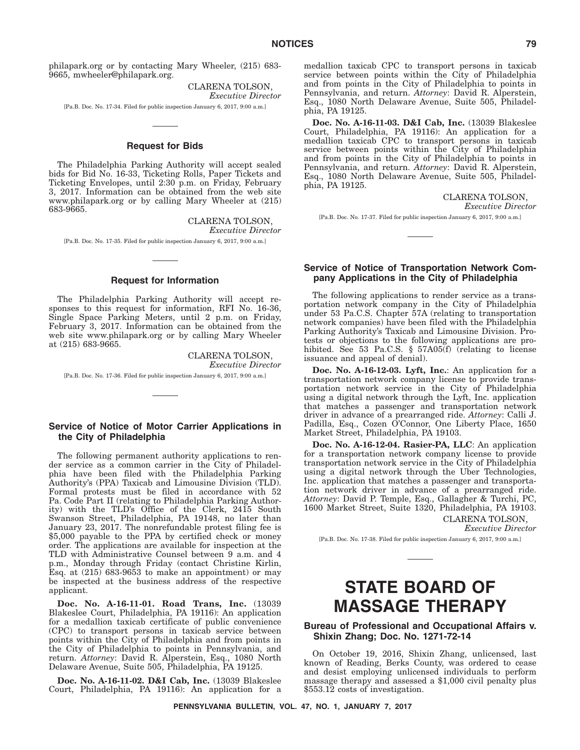philapark.org or by contacting Mary Wheeler, (215) 683-9665, mwheeler@philapark.org.

CLARENA TOLSON,
*Executive Director*

[Pa.B. Doc. No. 17-34. Filed for public inspection January 6, 2017, 9:00 a.m.]

### Request for Bids

The Philadelphia Parking Authority will accept sealed bids for Bid No. 16-33, Ticketing Rolls, Paper Tickets and Ticketing Envelopes, until 2:30 p.m. on Friday, February 3, 2017. Information can be obtained from the web site www.philapark.org or by calling Mary Wheeler at (215) 683-9665.

CLARENA TOLSON,
*Executive Director*

[Pa.B. Doc. No. 17-35. Filed for public inspection January 6, 2017, 9:00 a.m.]

### Request for Information

The Philadelphia Parking Authority will accept responses to this request for information, RFI No. 16-36, Single Space Parking Meters, until 2 p.m. on Friday, February 3, 2017. Information can be obtained from the web site www.philapark.org or by calling Mary Wheeler at (215) 683-9665.

CLARENA TOLSON,
*Executive Director*

[Pa.B. Doc. No. 17-36. Filed for public inspection January 6, 2017, 9:00 a.m.]

### Service of Notice of Motor Carrier Applications in the City of Philadelphia

The following permanent authority applications to render service as a common carrier in the City of Philadelphia have been filed with the Philadelphia Parking Authority's (PPA) Taxicab and Limousine Division (TLD). Formal protests must be filed in accordance with 52 Pa. Code Part II (relating to Philadelphia Parking Authority) with the TLD's Office of the Clerk, 2415 South Swanson Street, Philadelphia, PA 19148, no later than January 23, 2017. The nonrefundable protest filing fee is $5,000 payable to the PPA by certified check or money order. The applications are available for inspection at the TLD with Administrative Counsel between 9 a.m. and 4 p.m., Monday through Friday (contact Christine Kirlin, Esq. at (215) 683-9653 to make an appointment) or may be inspected at the business address of the respective applicant.

**Doc. No. A-16-11-01. Road Trans, Inc.** (13039 Blakeslee Court, Philadelphia, PA 19116): An application for a medallion taxicab certificate of public convenience (CPC) to transport persons in taxicab service between points within the City of Philadelphia and from points in the City of Philadelphia to points in Pennsylvania, and return. *Attorney*: David R. Alperstein, Esq., 1080 North Delaware Avenue, Suite 505, Philadelphia, PA 19125.

**Doc. No. A-16-11-02. D&I Cab, Inc.** (13039 Blakeslee Court, Philadelphia, PA 19116): An application for a medallion taxicab CPC to transport persons in taxicab service between points within the City of Philadelphia and from points in the City of Philadelphia to points in Pennsylvania, and return. *Attorney*: David R. Alperstein, Esq., 1080 North Delaware Avenue, Suite 505, Philadelphia, PA 19125.

**Doc. No. A-16-11-03. D&I Cab, Inc.** (13039 Blakeslee Court, Philadelphia, PA 19116): An application for a medallion taxicab CPC to transport persons in taxicab service between points within the City of Philadelphia and from points in the City of Philadelphia to points in Pennsylvania, and return. *Attorney*: David R. Alperstein, Esq., 1080 North Delaware Avenue, Suite 505, Philadelphia, PA 19125.

CLARENA TOLSON,
*Executive Director*

[Pa.B. Doc. No. 17-37. Filed for public inspection January 6, 2017, 9:00 a.m.]

### Service of Notice of Transportation Network Company Applications in the City of Philadelphia

The following applications to render service as a transportation network company in the City of Philadelphia under 53 Pa.C.S. Chapter 57A (relating to transportation network companies) have been filed with the Philadelphia Parking Authority's Taxicab and Limousine Division. Protests or objections to the following applications are prohibited. See 53 Pa.C.S. § 57A05(f) (relating to license issuance and appeal of denial).

**Doc. No. A-16-12-03. Lyft, Inc.**: An application for a transportation network company license to provide transportation network service in the City of Philadelphia using a digital network through the Lyft, Inc. application that matches a passenger and transportation network driver in advance of a prearranged ride. *Attorney*: Calli J. Padilla, Esq., Cozen O'Connor, One Liberty Place, 1650 Market Street, Philadelphia, PA 19103.

**Doc. No. A-16-12-04. Rasier-PA, LLC**: An application for a transportation network company license to provide transportation network service in the City of Philadelphia using a digital network through the Uber Technologies, Inc. application that matches a passenger and transportation network driver in advance of a prearranged ride. *Attorney*: David P. Temple, Esq., Gallagher & Turchi, PC, 1600 Market Street, Suite 1320, Philadelphia, PA 19103.

CLARENA TOLSON,
*Executive Director*

[Pa.B. Doc. No. 17-38. Filed for public inspection January 6, 2017, 9:00 a.m.]

# STATE BOARD OF MASSAGE THERAPY

### Bureau of Professional and Occupational Affairs v. Shixin Zhang; Doc. No. 1271-72-14

On October 19, 2016, Shixin Zhang, unlicensed, last known of Reading, Berks County, was ordered to cease and desist employing unlicensed individuals to perform massage therapy and assessed a $1,000 civil penalty plus $553.12 costs of investigation.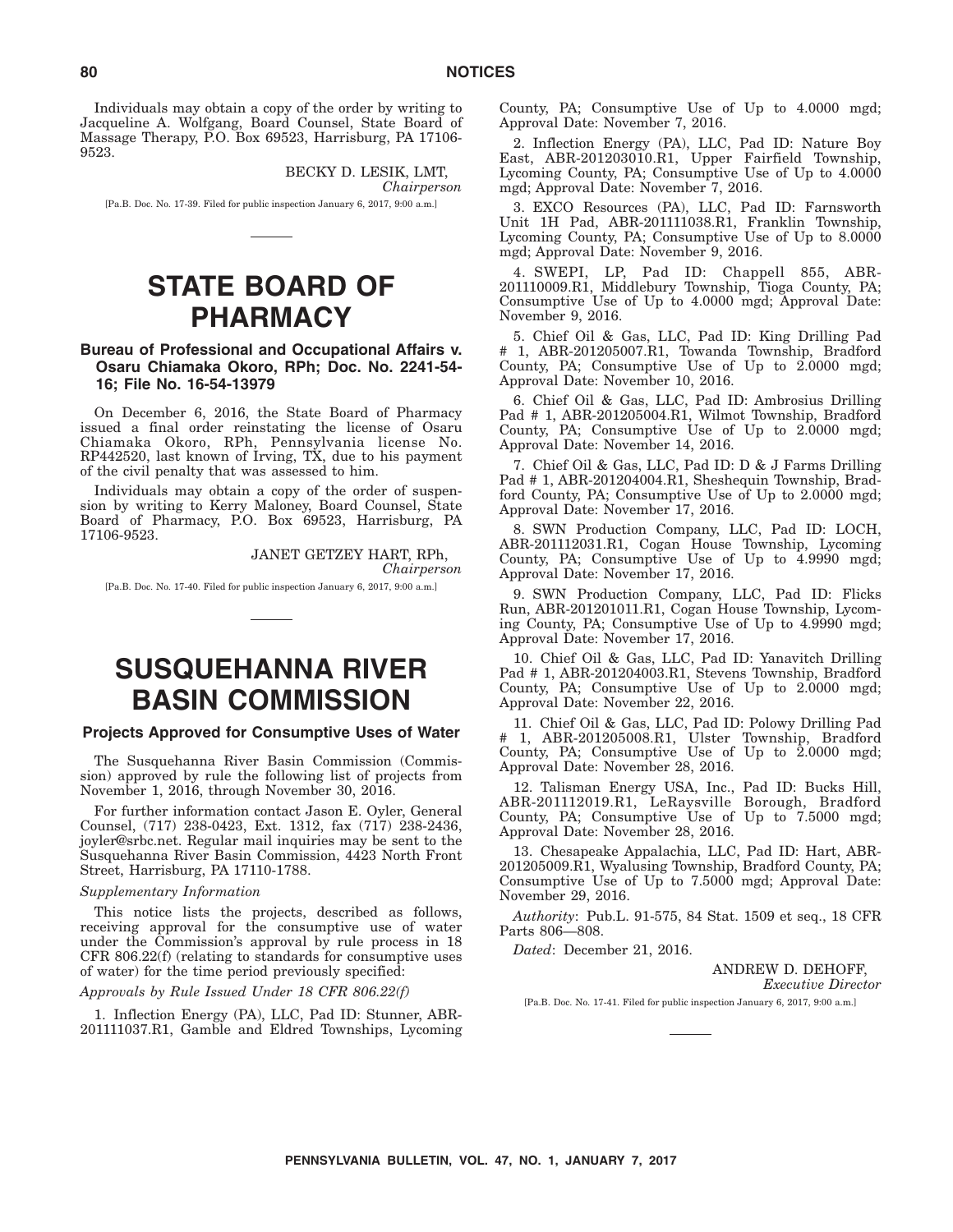Individuals may obtain a copy of the order by writing to Jacqueline A. Wolfgang, Board Counsel, State Board of Massage Therapy, P.O. Box 69523, Harrisburg, PA 17106-9523.

BECKY D. LESIK, LMT,
*Chairperson*

[Pa.B. Doc. No. 17-39. Filed for public inspection January 6, 2017, 9:00 a.m.]

# STATE BOARD OF PHARMACY

### Bureau of Professional and Occupational Affairs v. Osaru Chiamaka Okoro, RPh; Doc. No. 2241-54-16; File No. 16-54-13979

On December 6, 2016, the State Board of Pharmacy issued a final order reinstating the license of Osaru Chiamaka Okoro, RPh, Pennsylvania license No. RP442520, last known of Irving, TX, due to his payment of the civil penalty that was assessed to him.

Individuals may obtain a copy of the order of suspension by writing to Kerry Maloney, Board Counsel, State Board of Pharmacy, P.O. Box 69523, Harrisburg, PA 17106-9523.

JANET GETZEY HART, RPh,
*Chairperson*

[Pa.B. Doc. No. 17-40. Filed for public inspection January 6, 2017, 9:00 a.m.]

# SUSQUEHANNA RIVER BASIN COMMISSION

### Projects Approved for Consumptive Uses of Water

The Susquehanna River Basin Commission (Commission) approved by rule the following list of projects from November 1, 2016, through November 30, 2016.

For further information contact Jason E. Oyler, General Counsel, (717) 238-0423, Ext. 1312, fax (717) 238-2436, joyler@srbc.net. Regular mail inquiries may be sent to the Susquehanna River Basin Commission, 4423 North Front Street, Harrisburg, PA 17110-1788.

*Supplementary Information*

This notice lists the projects, described as follows, receiving approval for the consumptive use of water under the Commission's approval by rule process in 18 CFR 806.22(f) (relating to standards for consumptive uses of water) for the time period previously specified:

*Approvals by Rule Issued Under 18 CFR 806.22(f)*

1. Inflection Energy (PA), LLC, Pad ID: Stunner, ABR-201111037.R1, Gamble and Eldred Townships, Lycoming County, PA; Consumptive Use of Up to 4.0000 mgd; Approval Date: November 7, 2016.

2. Inflection Energy (PA), LLC, Pad ID: Nature Boy East, ABR-201203010.R1, Upper Fairfield Township, Lycoming County, PA; Consumptive Use of Up to 4.0000 mgd; Approval Date: November 7, 2016.

3. EXCO Resources (PA), LLC, Pad ID: Farnsworth Unit 1H Pad, ABR-201111038.R1, Franklin Township, Lycoming County, PA; Consumptive Use of Up to 8.0000 mgd; Approval Date: November 9, 2016.

4. SWEPI, LP, Pad ID: Chappell 855, ABR-201110009.R1, Middlebury Township, Tioga County, PA; Consumptive Use of Up to 4.0000 mgd; Approval Date: November 9, 2016.

5. Chief Oil & Gas, LLC, Pad ID: King Drilling Pad # 1, ABR-201205007.R1, Towanda Township, Bradford County, PA; Consumptive Use of Up to 2.0000 mgd; Approval Date: November 10, 2016.

6. Chief Oil & Gas, LLC, Pad ID: Ambrosius Drilling Pad # 1, ABR-201205004.R1, Wilmot Township, Bradford County, PA; Consumptive Use of Up to 2.0000 mgd; Approval Date: November 14, 2016.

7. Chief Oil & Gas, LLC, Pad ID: D & J Farms Drilling Pad # 1, ABR-201204004.R1, Sheshequin Township, Bradford County, PA; Consumptive Use of Up to 2.0000 mgd; Approval Date: November 17, 2016.

8. SWN Production Company, LLC, Pad ID: LOCH, ABR-201112031.R1, Cogan House Township, Lycoming County, PA; Consumptive Use of Up to 4.9990 mgd; Approval Date: November 17, 2016.

9. SWN Production Company, LLC, Pad ID: Flicks Run, ABR-201201011.R1, Cogan House Township, Lycoming County, PA; Consumptive Use of Up to 4.9990 mgd; Approval Date: November 17, 2016.

10. Chief Oil & Gas, LLC, Pad ID: Yanavitch Drilling Pad # 1, ABR-201204003.R1, Stevens Township, Bradford County, PA; Consumptive Use of Up to 2.0000 mgd; Approval Date: November 22, 2016.

11. Chief Oil & Gas, LLC, Pad ID: Polowy Drilling Pad # 1, ABR-201205008.R1, Ulster Township, Bradford County, PA; Consumptive Use of Up to 2.0000 mgd; Approval Date: November 28, 2016.

12. Talisman Energy USA, Inc., Pad ID: Bucks Hill, ABR-201112019.R1, LeRaysville Borough, Bradford County, PA; Consumptive Use of Up to 7.5000 mgd; Approval Date: November 28, 2016.

13. Chesapeake Appalachia, LLC, Pad ID: Hart, ABR-201205009.R1, Wyalusing Township, Bradford County, PA; Consumptive Use of Up to 7.5000 mgd; Approval Date: November 29, 2016.

*Authority*: Pub.L. 91-575, 84 Stat. 1509 et seq., 18 CFR Parts 806—808.

*Dated*: December 21, 2016.

ANDREW D. DEHOFF,
*Executive Director*

[Pa.B. Doc. No. 17-41. Filed for public inspection January 6, 2017, 9:00 a.m.]